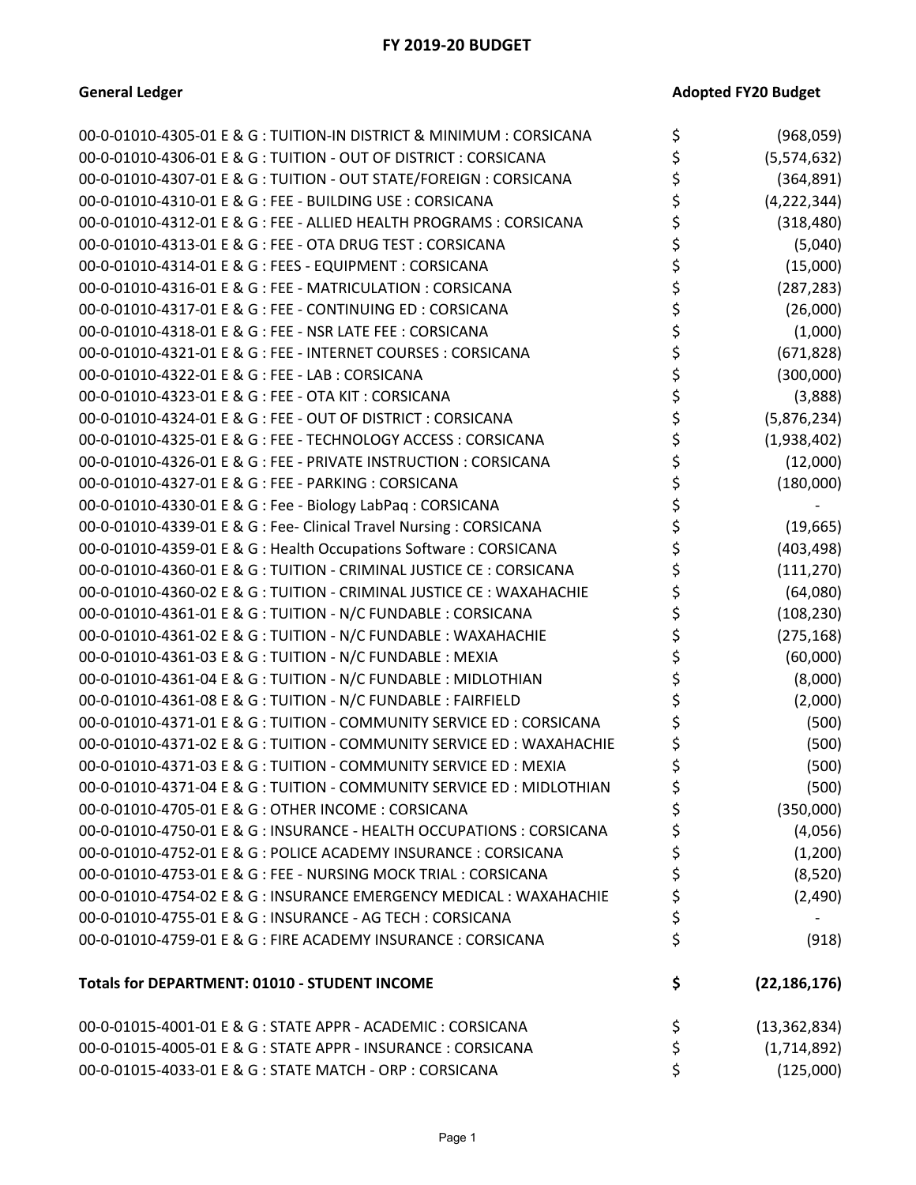# FY 2019-20 BUDGET

| General Ledger | Adopted FY20 Budget |
|---|---|
| 00-0-01010-4305-01 E & G : TUITION-IN DISTRICT & MINIMUM : CORSICANA | $ (968,059) |
| 00-0-01010-4306-01 E & G : TUITION - OUT OF DISTRICT : CORSICANA | $ (5,574,632) |
| 00-0-01010-4307-01 E & G : TUITION - OUT STATE/FOREIGN : CORSICANA | $ (364,891) |
| 00-0-01010-4310-01 E & G : FEE - BUILDING USE : CORSICANA | $ (4,222,344) |
| 00-0-01010-4312-01 E & G : FEE - ALLIED HEALTH PROGRAMS : CORSICANA | $ (318,480) |
| 00-0-01010-4313-01 E & G : FEE - OTA DRUG TEST : CORSICANA | $ (5,040) |
| 00-0-01010-4314-01 E & G : FEES - EQUIPMENT : CORSICANA | $ (15,000) |
| 00-0-01010-4316-01 E & G : FEE - MATRICULATION : CORSICANA | $ (287,283) |
| 00-0-01010-4317-01 E & G : FEE - CONTINUING ED : CORSICANA | $ (26,000) |
| 00-0-01010-4318-01 E & G : FEE - NSR LATE FEE : CORSICANA | $ (1,000) |
| 00-0-01010-4321-01 E & G : FEE - INTERNET COURSES : CORSICANA | $ (671,828) |
| 00-0-01010-4322-01 E & G : FEE - LAB : CORSICANA | $ (300,000) |
| 00-0-01010-4323-01 E & G : FEE - OTA KIT : CORSICANA | $ (3,888) |
| 00-0-01010-4324-01 E & G : FEE - OUT OF DISTRICT : CORSICANA | $ (5,876,234) |
| 00-0-01010-4325-01 E & G : FEE - TECHNOLOGY ACCESS : CORSICANA | $ (1,938,402) |
| 00-0-01010-4326-01 E & G : FEE - PRIVATE INSTRUCTION : CORSICANA | $ (12,000) |
| 00-0-01010-4327-01 E & G : FEE - PARKING : CORSICANA | $ (180,000) |
| 00-0-01010-4330-01 E & G : Fee - Biology LabPaq : CORSICANA | $ - |
| 00-0-01010-4339-01 E & G : Fee- Clinical Travel Nursing : CORSICANA | $ (19,665) |
| 00-0-01010-4359-01 E & G : Health Occupations Software : CORSICANA | $ (403,498) |
| 00-0-01010-4360-01 E & G : TUITION - CRIMINAL JUSTICE CE : CORSICANA | $ (111,270) |
| 00-0-01010-4360-02 E & G : TUITION - CRIMINAL JUSTICE CE : WAXAHACHIE | $ (64,080) |
| 00-0-01010-4361-01 E & G : TUITION - N/C FUNDABLE : CORSICANA | $ (108,230) |
| 00-0-01010-4361-02 E & G : TUITION - N/C FUNDABLE : WAXAHACHIE | $ (275,168) |
| 00-0-01010-4361-03 E & G : TUITION - N/C FUNDABLE : MEXIA | $ (60,000) |
| 00-0-01010-4361-04 E & G : TUITION - N/C FUNDABLE : MIDLOTHIAN | $ (8,000) |
| 00-0-01010-4361-08 E & G : TUITION - N/C FUNDABLE : FAIRFIELD | $ (2,000) |
| 00-0-01010-4371-01 E & G : TUITION - COMMUNITY SERVICE ED : CORSICANA | $ (500) |
| 00-0-01010-4371-02 E & G : TUITION - COMMUNITY SERVICE ED : WAXAHACHIE | $ (500) |
| 00-0-01010-4371-03 E & G : TUITION - COMMUNITY SERVICE ED : MEXIA | $ (500) |
| 00-0-01010-4371-04 E & G : TUITION - COMMUNITY SERVICE ED : MIDLOTHIAN | $ (500) |
| 00-0-01010-4705-01 E & G : OTHER INCOME : CORSICANA | $ (350,000) |
| 00-0-01010-4750-01 E & G : INSURANCE - HEALTH OCCUPATIONS : CORSICANA | $ (4,056) |
| 00-0-01010-4752-01 E & G : POLICE ACADEMY INSURANCE : CORSICANA | $ (1,200) |
| 00-0-01010-4753-01 E & G : FEE - NURSING MOCK TRIAL : CORSICANA | $ (8,520) |
| 00-0-01010-4754-02 E & G : INSURANCE EMERGENCY MEDICAL : WAXAHACHIE | $ (2,490) |
| 00-0-01010-4755-01 E & G : INSURANCE - AG TECH : CORSICANA | $ - |
| 00-0-01010-4759-01 E & G : FIRE ACADEMY INSURANCE : CORSICANA | $ (918) |
| **Totals for DEPARTMENT: 01010 - STUDENT INCOME** | **$ (22,186,176)** |
| 00-0-01015-4001-01 E & G : STATE APPR - ACADEMIC : CORSICANA | $ (13,362,834) |
| 00-0-01015-4005-01 E & G : STATE APPR - INSURANCE : CORSICANA | $ (1,714,892) |
| 00-0-01015-4033-01 E & G : STATE MATCH - ORP : CORSICANA | $ (125,000) |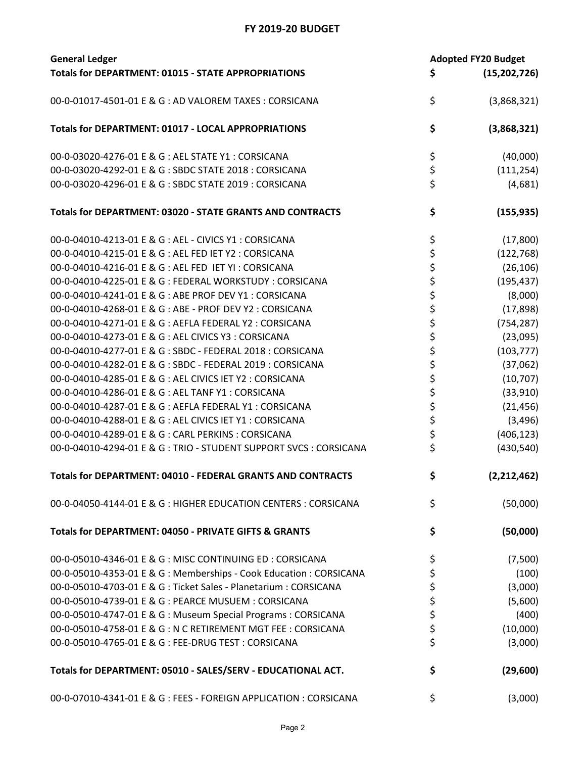## FY 2019-20 BUDGET

| General Ledger | | Adopted FY20 Budget |
|---|---|---|
| **Totals for DEPARTMENT: 01015 - STATE APPROPRIATIONS** | **$** | **(15,202,726)** |
| 00-0-01017-4501-01 E & G : AD VALOREM TAXES : CORSICANA | $ | (3,868,321) |
| **Totals for DEPARTMENT: 01017 - LOCAL APPROPRIATIONS** | **$** | **(3,868,321)** |
| 00-0-03020-4276-01 E & G : AEL STATE Y1 : CORSICANA | $ | (40,000) |
| 00-0-03020-4292-01 E & G : SBDC STATE 2018 : CORSICANA | $ | (111,254) |
| 00-0-03020-4296-01 E & G : SBDC STATE 2019 : CORSICANA | $ | (4,681) |
| **Totals for DEPARTMENT: 03020 - STATE GRANTS AND CONTRACTS** | **$** | **(155,935)** |
| 00-0-04010-4213-01 E & G : AEL - CIVICS Y1 : CORSICANA | $ | (17,800) |
| 00-0-04010-4215-01 E & G : AEL FED IET Y2 : CORSICANA | $ | (122,768) |
| 00-0-04010-4216-01 E & G : AEL FED IET YI : CORSICANA | $ | (26,106) |
| 00-0-04010-4225-01 E & G : FEDERAL WORKSTUDY : CORSICANA | $ | (195,437) |
| 00-0-04010-4241-01 E & G : ABE PROF DEV Y1 : CORSICANA | $ | (8,000) |
| 00-0-04010-4268-01 E & G : ABE - PROF DEV Y2 : CORSICANA | $ | (17,898) |
| 00-0-04010-4271-01 E & G : AEFLA FEDERAL Y2 : CORSICANA | $ | (754,287) |
| 00-0-04010-4273-01 E & G : AEL CIVICS Y3 : CORSICANA | $ | (23,095) |
| 00-0-04010-4277-01 E & G : SBDC - FEDERAL 2018 : CORSICANA | $ | (103,777) |
| 00-0-04010-4282-01 E & G : SBDC - FEDERAL 2019 : CORSICANA | $ | (37,062) |
| 00-0-04010-4285-01 E & G : AEL CIVICS IET Y2 : CORSICANA | $ | (10,707) |
| 00-0-04010-4286-01 E & G : AEL TANF Y1 : CORSICANA | $ | (33,910) |
| 00-0-04010-4287-01 E & G : AEFLA FEDERAL Y1 : CORSICANA | $ | (21,456) |
| 00-0-04010-4288-01 E & G : AEL CIVICS IET Y1 : CORSICANA | $ | (3,496) |
| 00-0-04010-4289-01 E & G : CARL PERKINS : CORSICANA | $ | (406,123) |
| 00-0-04010-4294-01 E & G : TRIO - STUDENT SUPPORT SVCS : CORSICANA | $ | (430,540) |
| **Totals for DEPARTMENT: 04010 - FEDERAL GRANTS AND CONTRACTS** | **$** | **(2,212,462)** |
| 00-0-04050-4144-01 E & G : HIGHER EDUCATION CENTERS : CORSICANA | $ | (50,000) |
| **Totals for DEPARTMENT: 04050 - PRIVATE GIFTS & GRANTS** | **$** | **(50,000)** |
| 00-0-05010-4346-01 E & G : MISC CONTINUING ED : CORSICANA | $ | (7,500) |
| 00-0-05010-4353-01 E & G : Memberships - Cook Education : CORSICANA | $ | (100) |
| 00-0-05010-4703-01 E & G : Ticket Sales - Planetarium : CORSICANA | $ | (3,000) |
| 00-0-05010-4739-01 E & G : PEARCE MUSUEM : CORSICANA | $ | (5,600) |
| 00-0-05010-4747-01 E & G : Museum Special Programs : CORSICANA | $ | (400) |
| 00-0-05010-4758-01 E & G : N C RETIREMENT MGT FEE : CORSICANA | $ | (10,000) |
| 00-0-05010-4765-01 E & G : FEE-DRUG TEST : CORSICANA | $ | (3,000) |
| **Totals for DEPARTMENT: 05010 - SALES/SERV - EDUCATIONAL ACT.** | **$** | **(29,600)** |
| 00-0-07010-4341-01 E & G : FEES - FOREIGN APPLICATION : CORSICANA | $ | (3,000) |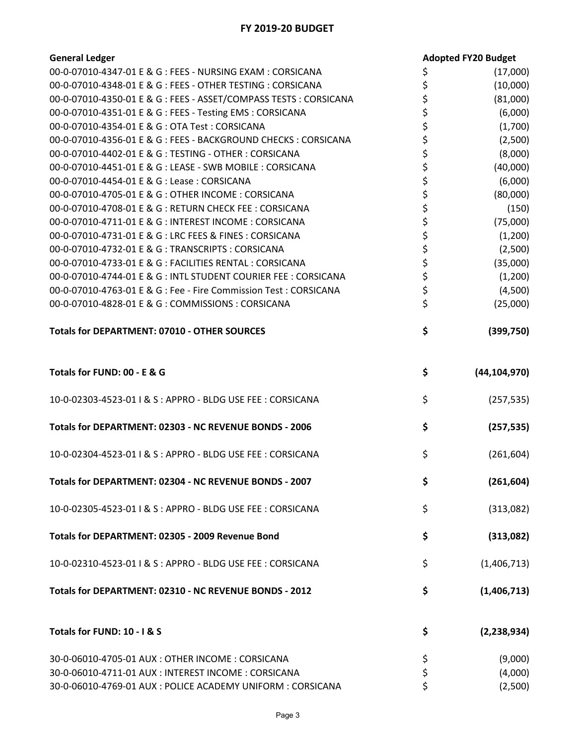## FY 2019-20 BUDGET

| General Ledger | Adopted FY20 Budget |
|---|---|
| 00-0-07010-4347-01 E & G : FEES - NURSING EXAM : CORSICANA | $ (17,000) |
| 00-0-07010-4348-01 E & G : FEES - OTHER TESTING : CORSICANA | $ (10,000) |
| 00-0-07010-4350-01 E & G : FEES - ASSET/COMPASS TESTS : CORSICANA | $ (81,000) |
| 00-0-07010-4351-01 E & G : FEES - Testing EMS : CORSICANA | $ (6,000) |
| 00-0-07010-4354-01 E & G : OTA Test : CORSICANA | $ (1,700) |
| 00-0-07010-4356-01 E & G : FEES - BACKGROUND CHECKS : CORSICANA | $ (2,500) |
| 00-0-07010-4402-01 E & G : TESTING - OTHER : CORSICANA | $ (8,000) |
| 00-0-07010-4451-01 E & G : LEASE - SWB MOBILE : CORSICANA | $ (40,000) |
| 00-0-07010-4454-01 E & G : Lease : CORSICANA | $ (6,000) |
| 00-0-07010-4705-01 E & G : OTHER INCOME : CORSICANA | $ (80,000) |
| 00-0-07010-4708-01 E & G : RETURN CHECK FEE : CORSICANA | $ (150) |
| 00-0-07010-4711-01 E & G : INTEREST INCOME : CORSICANA | $ (75,000) |
| 00-0-07010-4731-01 E & G : LRC FEES & FINES : CORSICANA | $ (1,200) |
| 00-0-07010-4732-01 E & G : TRANSCRIPTS : CORSICANA | $ (2,500) |
| 00-0-07010-4733-01 E & G : FACILITIES RENTAL : CORSICANA | $ (35,000) |
| 00-0-07010-4744-01 E & G : INTL STUDENT COURIER FEE : CORSICANA | $ (1,200) |
| 00-0-07010-4763-01 E & G : Fee - Fire Commission Test : CORSICANA | $ (4,500) |
| 00-0-07010-4828-01 E & G : COMMISSIONS : CORSICANA | $ (25,000) |
| **Totals for DEPARTMENT: 07010 - OTHER SOURCES** | **$ (399,750)** |
| **Totals for FUND: 00 - E & G** | **$ (44,104,970)** |
| 10-0-02303-4523-01 I & S : APPRO - BLDG USE FEE : CORSICANA | $ (257,535) |
| **Totals for DEPARTMENT: 02303 - NC REVENUE BONDS - 2006** | **$ (257,535)** |
| 10-0-02304-4523-01 I & S : APPRO - BLDG USE FEE : CORSICANA | $ (261,604) |
| **Totals for DEPARTMENT: 02304 - NC REVENUE BONDS - 2007** | **$ (261,604)** |
| 10-0-02305-4523-01 I & S : APPRO - BLDG USE FEE : CORSICANA | $ (313,082) |
| **Totals for DEPARTMENT: 02305 - 2009 Revenue Bond** | **$ (313,082)** |
| 10-0-02310-4523-01 I & S : APPRO - BLDG USE FEE : CORSICANA | $ (1,406,713) |
| **Totals for DEPARTMENT: 02310 - NC REVENUE BONDS - 2012** | **$ (1,406,713)** |
| **Totals for FUND: 10 - I & S** | **$ (2,238,934)** |
| 30-0-06010-4705-01 AUX : OTHER INCOME : CORSICANA | $ (9,000) |
| 30-0-06010-4711-01 AUX : INTEREST INCOME : CORSICANA | $ (4,000) |
| 30-0-06010-4769-01 AUX : POLICE ACADEMY UNIFORM : CORSICANA | $ (2,500) |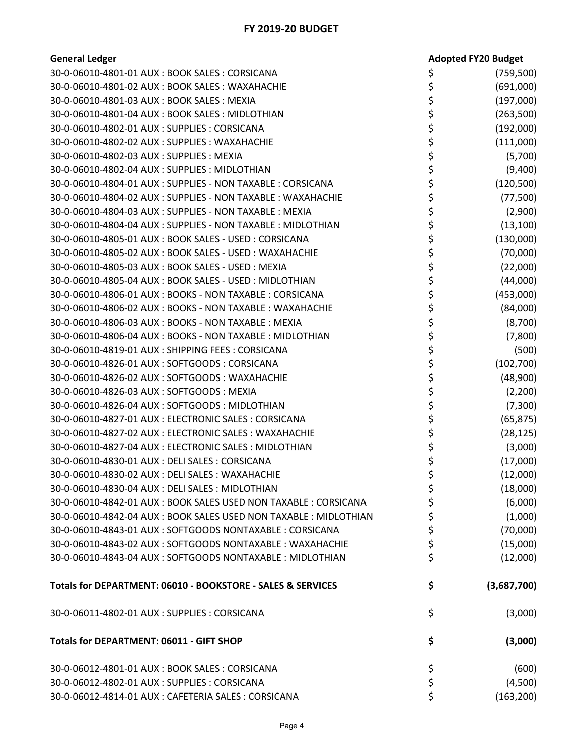## FY 2019-20 BUDGET

| General Ledger | Adopted FY20 Budget |
|---|---|
| 30-0-06010-4801-01 AUX : BOOK SALES : CORSICANA | $ (759,500) |
| 30-0-06010-4801-02 AUX : BOOK SALES : WAXAHACHIE | $ (691,000) |
| 30-0-06010-4801-03 AUX : BOOK SALES : MEXIA | $ (197,000) |
| 30-0-06010-4801-04 AUX : BOOK SALES : MIDLOTHIAN | $ (263,500) |
| 30-0-06010-4802-01 AUX : SUPPLIES : CORSICANA | $ (192,000) |
| 30-0-06010-4802-02 AUX : SUPPLIES : WAXAHACHIE | $ (111,000) |
| 30-0-06010-4802-03 AUX : SUPPLIES : MEXIA | $ (5,700) |
| 30-0-06010-4802-04 AUX : SUPPLIES : MIDLOTHIAN | $ (9,400) |
| 30-0-06010-4804-01 AUX : SUPPLIES - NON TAXABLE : CORSICANA | $ (120,500) |
| 30-0-06010-4804-02 AUX : SUPPLIES - NON TAXABLE : WAXAHACHIE | $ (77,500) |
| 30-0-06010-4804-03 AUX : SUPPLIES - NON TAXABLE : MEXIA | $ (2,900) |
| 30-0-06010-4804-04 AUX : SUPPLIES - NON TAXABLE : MIDLOTHIAN | $ (13,100) |
| 30-0-06010-4805-01 AUX : BOOK SALES - USED : CORSICANA | $ (130,000) |
| 30-0-06010-4805-02 AUX : BOOK SALES - USED : WAXAHACHIE | $ (70,000) |
| 30-0-06010-4805-03 AUX : BOOK SALES - USED : MEXIA | $ (22,000) |
| 30-0-06010-4805-04 AUX : BOOK SALES - USED : MIDLOTHIAN | $ (44,000) |
| 30-0-06010-4806-01 AUX : BOOKS - NON TAXABLE : CORSICANA | $ (453,000) |
| 30-0-06010-4806-02 AUX : BOOKS - NON TAXABLE : WAXAHACHIE | $ (84,000) |
| 30-0-06010-4806-03 AUX : BOOKS - NON TAXABLE : MEXIA | $ (8,700) |
| 30-0-06010-4806-04 AUX : BOOKS - NON TAXABLE : MIDLOTHIAN | $ (7,800) |
| 30-0-06010-4819-01 AUX : SHIPPING FEES : CORSICANA | $ (500) |
| 30-0-06010-4826-01 AUX : SOFTGOODS : CORSICANA | $ (102,700) |
| 30-0-06010-4826-02 AUX : SOFTGOODS : WAXAHACHIE | $ (48,900) |
| 30-0-06010-4826-03 AUX : SOFTGOODS : MEXIA | $ (2,200) |
| 30-0-06010-4826-04 AUX : SOFTGOODS : MIDLOTHIAN | $ (7,300) |
| 30-0-06010-4827-01 AUX : ELECTRONIC SALES : CORSICANA | $ (65,875) |
| 30-0-06010-4827-02 AUX : ELECTRONIC SALES : WAXAHACHIE | $ (28,125) |
| 30-0-06010-4827-04 AUX : ELECTRONIC SALES : MIDLOTHIAN | $ (3,000) |
| 30-0-06010-4830-01 AUX : DELI SALES : CORSICANA | $ (17,000) |
| 30-0-06010-4830-02 AUX : DELI SALES : WAXAHACHIE | $ (12,000) |
| 30-0-06010-4830-04 AUX : DELI SALES : MIDLOTHIAN | $ (18,000) |
| 30-0-06010-4842-01 AUX : BOOK SALES USED NON TAXABLE : CORSICANA | $ (6,000) |
| 30-0-06010-4842-04 AUX : BOOK SALES USED NON TAXABLE : MIDLOTHIAN | $ (1,000) |
| 30-0-06010-4843-01 AUX : SOFTGOODS NONTAXABLE : CORSICANA | $ (70,000) |
| 30-0-06010-4843-02 AUX : SOFTGOODS NONTAXABLE : WAXAHACHIE | $ (15,000) |
| 30-0-06010-4843-04 AUX : SOFTGOODS NONTAXABLE : MIDLOTHIAN | $ (12,000) |
| **Totals for DEPARTMENT: 06010 - BOOKSTORE - SALES & SERVICES** | **$ (3,687,700)** |
| 30-0-06011-4802-01 AUX : SUPPLIES : CORSICANA | $ (3,000) |
| **Totals for DEPARTMENT: 06011 - GIFT SHOP** | **$ (3,000)** |
| 30-0-06012-4801-01 AUX : BOOK SALES : CORSICANA | $ (600) |
| 30-0-06012-4802-01 AUX : SUPPLIES : CORSICANA | $ (4,500) |
| 30-0-06012-4814-01 AUX : CAFETERIA SALES : CORSICANA | $ (163,200) |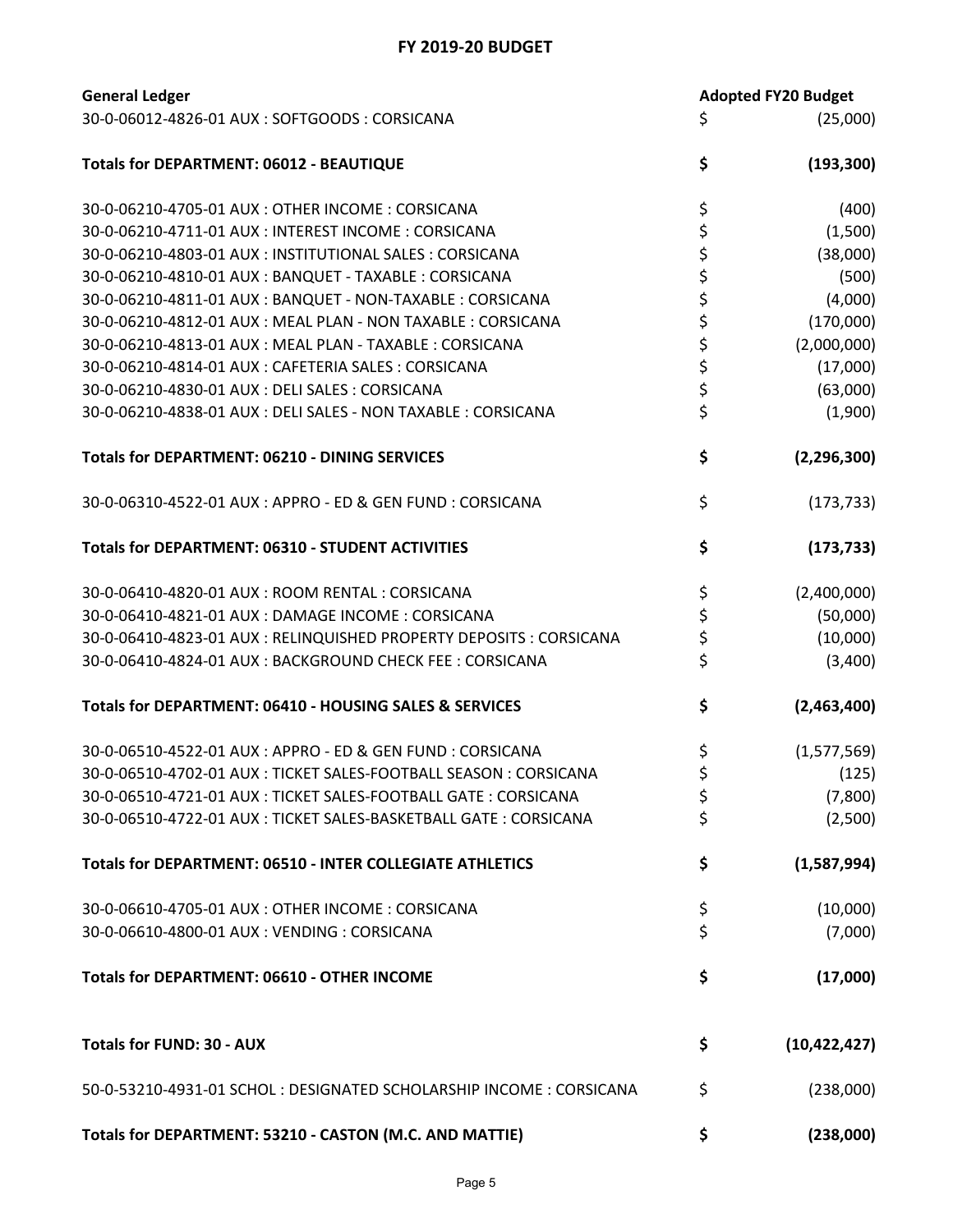## FY 2019-20 BUDGET

| General Ledger | Adopted FY20 Budget |
|---|---|
| 30-0-06012-4826-01 AUX : SOFTGOODS : CORSICANA | $ (25,000) |
| **Totals for DEPARTMENT: 06012 - BEAUTIQUE** | **$ (193,300)** |
| 30-0-06210-4705-01 AUX : OTHER INCOME : CORSICANA | $ (400) |
| 30-0-06210-4711-01 AUX : INTEREST INCOME : CORSICANA | $ (1,500) |
| 30-0-06210-4803-01 AUX : INSTITUTIONAL SALES : CORSICANA | $ (38,000) |
| 30-0-06210-4810-01 AUX : BANQUET - TAXABLE : CORSICANA | $ (500) |
| 30-0-06210-4811-01 AUX : BANQUET - NON-TAXABLE : CORSICANA | $ (4,000) |
| 30-0-06210-4812-01 AUX : MEAL PLAN - NON TAXABLE : CORSICANA | $ (170,000) |
| 30-0-06210-4813-01 AUX : MEAL PLAN - TAXABLE : CORSICANA | $ (2,000,000) |
| 30-0-06210-4814-01 AUX : CAFETERIA SALES : CORSICANA | $ (17,000) |
| 30-0-06210-4830-01 AUX : DELI SALES : CORSICANA | $ (63,000) |
| 30-0-06210-4838-01 AUX : DELI SALES - NON TAXABLE : CORSICANA | $ (1,900) |
| **Totals for DEPARTMENT: 06210 - DINING SERVICES** | **$ (2,296,300)** |
| 30-0-06310-4522-01 AUX : APPRO - ED & GEN FUND : CORSICANA | $ (173,733) |
| **Totals for DEPARTMENT: 06310 - STUDENT ACTIVITIES** | **$ (173,733)** |
| 30-0-06410-4820-01 AUX : ROOM RENTAL : CORSICANA | $ (2,400,000) |
| 30-0-06410-4821-01 AUX : DAMAGE INCOME : CORSICANA | $ (50,000) |
| 30-0-06410-4823-01 AUX : RELINQUISHED PROPERTY DEPOSITS : CORSICANA | $ (10,000) |
| 30-0-06410-4824-01 AUX : BACKGROUND CHECK FEE : CORSICANA | $ (3,400) |
| **Totals for DEPARTMENT: 06410 - HOUSING SALES & SERVICES** | **$ (2,463,400)** |
| 30-0-06510-4522-01 AUX : APPRO - ED & GEN FUND : CORSICANA | $ (1,577,569) |
| 30-0-06510-4702-01 AUX : TICKET SALES-FOOTBALL SEASON : CORSICANA | $ (125) |
| 30-0-06510-4721-01 AUX : TICKET SALES-FOOTBALL GATE : CORSICANA | $ (7,800) |
| 30-0-06510-4722-01 AUX : TICKET SALES-BASKETBALL GATE : CORSICANA | $ (2,500) |
| **Totals for DEPARTMENT: 06510 - INTER COLLEGIATE ATHLETICS** | **$ (1,587,994)** |
| 30-0-06610-4705-01 AUX : OTHER INCOME : CORSICANA | $ (10,000) |
| 30-0-06610-4800-01 AUX : VENDING : CORSICANA | $ (7,000) |
| **Totals for DEPARTMENT: 06610 - OTHER INCOME** | **$ (17,000)** |
| **Totals for FUND: 30 - AUX** | **$ (10,422,427)** |
| 50-0-53210-4931-01 SCHOL : DESIGNATED SCHOLARSHIP INCOME : CORSICANA | $ (238,000) |
| **Totals for DEPARTMENT: 53210 - CASTON (M.C. AND MATTIE)** | **$ (238,000)** |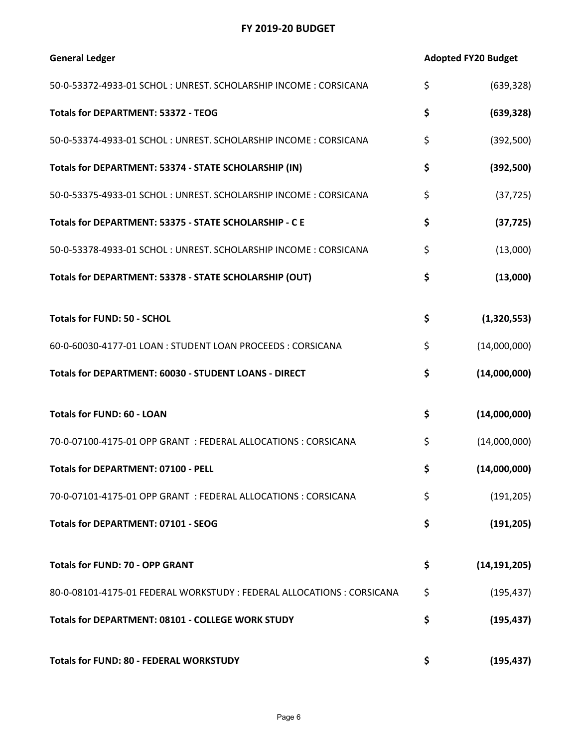## FY 2019-20 BUDGET

| General Ledger | Adopted FY20 Budget | |
|---|---|---|
| 50-0-53372-4933-01 SCHOL : UNREST. SCHOLARSHIP INCOME : CORSICANA | $ | (639,328) |
| **Totals for DEPARTMENT: 53372 - TEOG** | **$** | **(639,328)** |
| 50-0-53374-4933-01 SCHOL : UNREST. SCHOLARSHIP INCOME : CORSICANA | $ | (392,500) |
| **Totals for DEPARTMENT: 53374 - STATE SCHOLARSHIP (IN)** | **$** | **(392,500)** |
| 50-0-53375-4933-01 SCHOL : UNREST. SCHOLARSHIP INCOME : CORSICANA | $ | (37,725) |
| **Totals for DEPARTMENT: 53375 - STATE SCHOLARSHIP - C E** | **$** | **(37,725)** |
| 50-0-53378-4933-01 SCHOL : UNREST. SCHOLARSHIP INCOME : CORSICANA | $ | (13,000) |
| **Totals for DEPARTMENT: 53378 - STATE SCHOLARSHIP (OUT)** | **$** | **(13,000)** |
| **Totals for FUND: 50 - SCHOL** | **$** | **(1,320,553)** |
| 60-0-60030-4177-01 LOAN : STUDENT LOAN PROCEEDS : CORSICANA | $ | (14,000,000) |
| **Totals for DEPARTMENT: 60030 - STUDENT LOANS - DIRECT** | **$** | **(14,000,000)** |
| **Totals for FUND: 60 - LOAN** | **$** | **(14,000,000)** |
| 70-0-07100-4175-01 OPP GRANT : FEDERAL ALLOCATIONS : CORSICANA | $ | (14,000,000) |
| **Totals for DEPARTMENT: 07100 - PELL** | **$** | **(14,000,000)** |
| 70-0-07101-4175-01 OPP GRANT : FEDERAL ALLOCATIONS : CORSICANA | $ | (191,205) |
| **Totals for DEPARTMENT: 07101 - SEOG** | **$** | **(191,205)** |
| **Totals for FUND: 70 - OPP GRANT** | **$** | **(14,191,205)** |
| 80-0-08101-4175-01 FEDERAL WORKSTUDY : FEDERAL ALLOCATIONS : CORSICANA | $ | (195,437) |
| **Totals for DEPARTMENT: 08101 - COLLEGE WORK STUDY** | **$** | **(195,437)** |
| **Totals for FUND: 80 - FEDERAL WORKSTUDY** | **$** | **(195,437)** |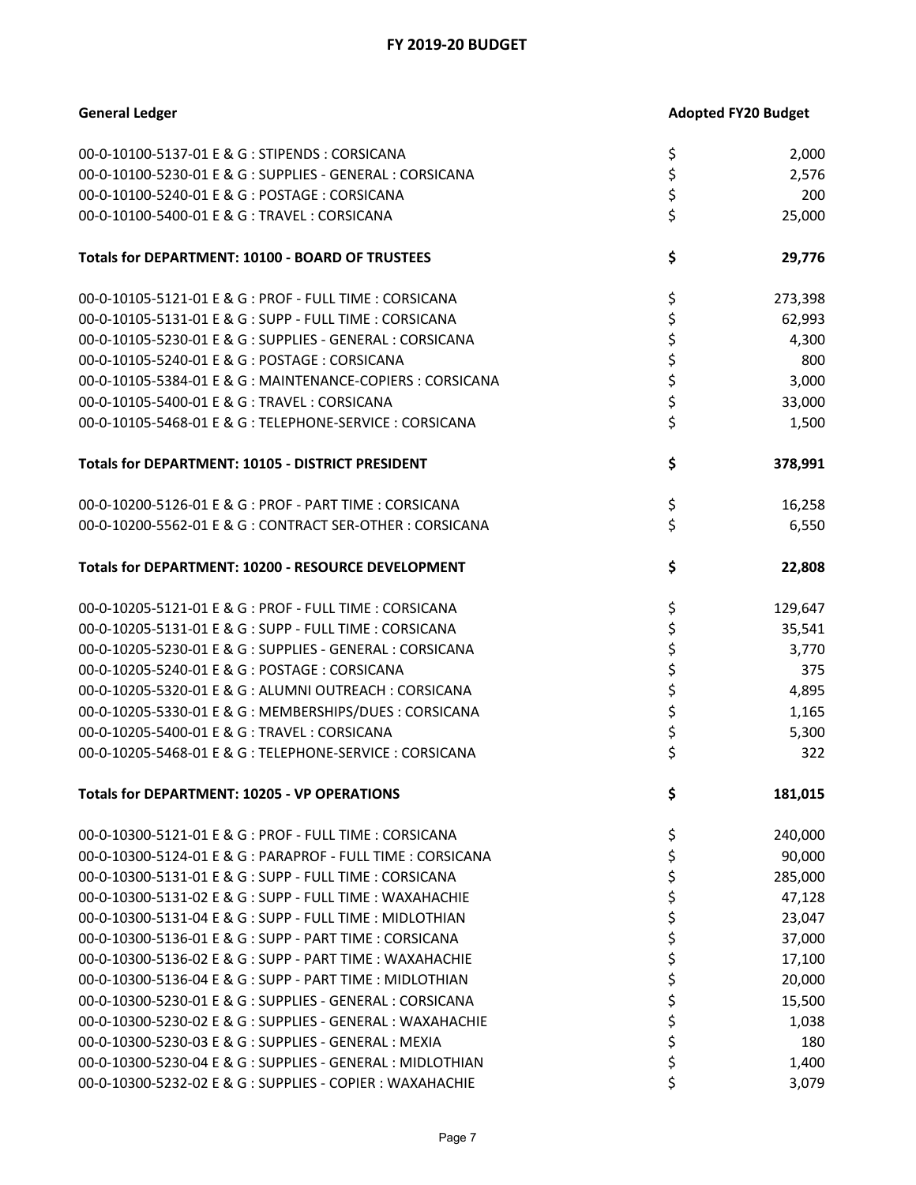## FY 2019-20 BUDGET

| General Ledger | Adopted FY20 Budget |
|---|---|
| 00-0-10100-5137-01 E & G : STIPENDS : CORSICANA | $ 2,000 |
| 00-0-10100-5230-01 E & G : SUPPLIES - GENERAL : CORSICANA | $ 2,576 |
| 00-0-10100-5240-01 E & G : POSTAGE : CORSICANA | $ 200 |
| 00-0-10100-5400-01 E & G : TRAVEL : CORSICANA | $ 25,000 |
| **Totals for DEPARTMENT: 10100 - BOARD OF TRUSTEES** | **$ 29,776** |
| 00-0-10105-5121-01 E & G : PROF - FULL TIME : CORSICANA | $ 273,398 |
| 00-0-10105-5131-01 E & G : SUPP - FULL TIME : CORSICANA | $ 62,993 |
| 00-0-10105-5230-01 E & G : SUPPLIES - GENERAL : CORSICANA | $ 4,300 |
| 00-0-10105-5240-01 E & G : POSTAGE : CORSICANA | $ 800 |
| 00-0-10105-5384-01 E & G : MAINTENANCE-COPIERS : CORSICANA | $ 3,000 |
| 00-0-10105-5400-01 E & G : TRAVEL : CORSICANA | $ 33,000 |
| 00-0-10105-5468-01 E & G : TELEPHONE-SERVICE : CORSICANA | $ 1,500 |
| **Totals for DEPARTMENT: 10105 - DISTRICT PRESIDENT** | **$ 378,991** |
| 00-0-10200-5126-01 E & G : PROF - PART TIME : CORSICANA | $ 16,258 |
| 00-0-10200-5562-01 E & G : CONTRACT SER-OTHER : CORSICANA | $ 6,550 |
| **Totals for DEPARTMENT: 10200 - RESOURCE DEVELOPMENT** | **$ 22,808** |
| 00-0-10205-5121-01 E & G : PROF - FULL TIME : CORSICANA | $ 129,647 |
| 00-0-10205-5131-01 E & G : SUPP - FULL TIME : CORSICANA | $ 35,541 |
| 00-0-10205-5230-01 E & G : SUPPLIES - GENERAL : CORSICANA | $ 3,770 |
| 00-0-10205-5240-01 E & G : POSTAGE : CORSICANA | $ 375 |
| 00-0-10205-5320-01 E & G : ALUMNI OUTREACH : CORSICANA | $ 4,895 |
| 00-0-10205-5330-01 E & G : MEMBERSHIPS/DUES : CORSICANA | $ 1,165 |
| 00-0-10205-5400-01 E & G : TRAVEL : CORSICANA | $ 5,300 |
| 00-0-10205-5468-01 E & G : TELEPHONE-SERVICE : CORSICANA | $ 322 |
| **Totals for DEPARTMENT: 10205 - VP OPERATIONS** | **$ 181,015** |
| 00-0-10300-5121-01 E & G : PROF - FULL TIME : CORSICANA | $ 240,000 |
| 00-0-10300-5124-01 E & G : PARAPROF - FULL TIME : CORSICANA | $ 90,000 |
| 00-0-10300-5131-01 E & G : SUPP - FULL TIME : CORSICANA | $ 285,000 |
| 00-0-10300-5131-02 E & G : SUPP - FULL TIME : WAXAHACHIE | $ 47,128 |
| 00-0-10300-5131-04 E & G : SUPP - FULL TIME : MIDLOTHIAN | $ 23,047 |
| 00-0-10300-5136-01 E & G : SUPP - PART TIME : CORSICANA | $ 37,000 |
| 00-0-10300-5136-02 E & G : SUPP - PART TIME : WAXAHACHIE | $ 17,100 |
| 00-0-10300-5136-04 E & G : SUPP - PART TIME : MIDLOTHIAN | $ 20,000 |
| 00-0-10300-5230-01 E & G : SUPPLIES - GENERAL : CORSICANA | $ 15,500 |
| 00-0-10300-5230-02 E & G : SUPPLIES - GENERAL : WAXAHACHIE | $ 1,038 |
| 00-0-10300-5230-03 E & G : SUPPLIES - GENERAL : MEXIA | $ 180 |
| 00-0-10300-5230-04 E & G : SUPPLIES - GENERAL : MIDLOTHIAN | $ 1,400 |
| 00-0-10300-5232-02 E & G : SUPPLIES - COPIER : WAXAHACHIE | $ 3,079 |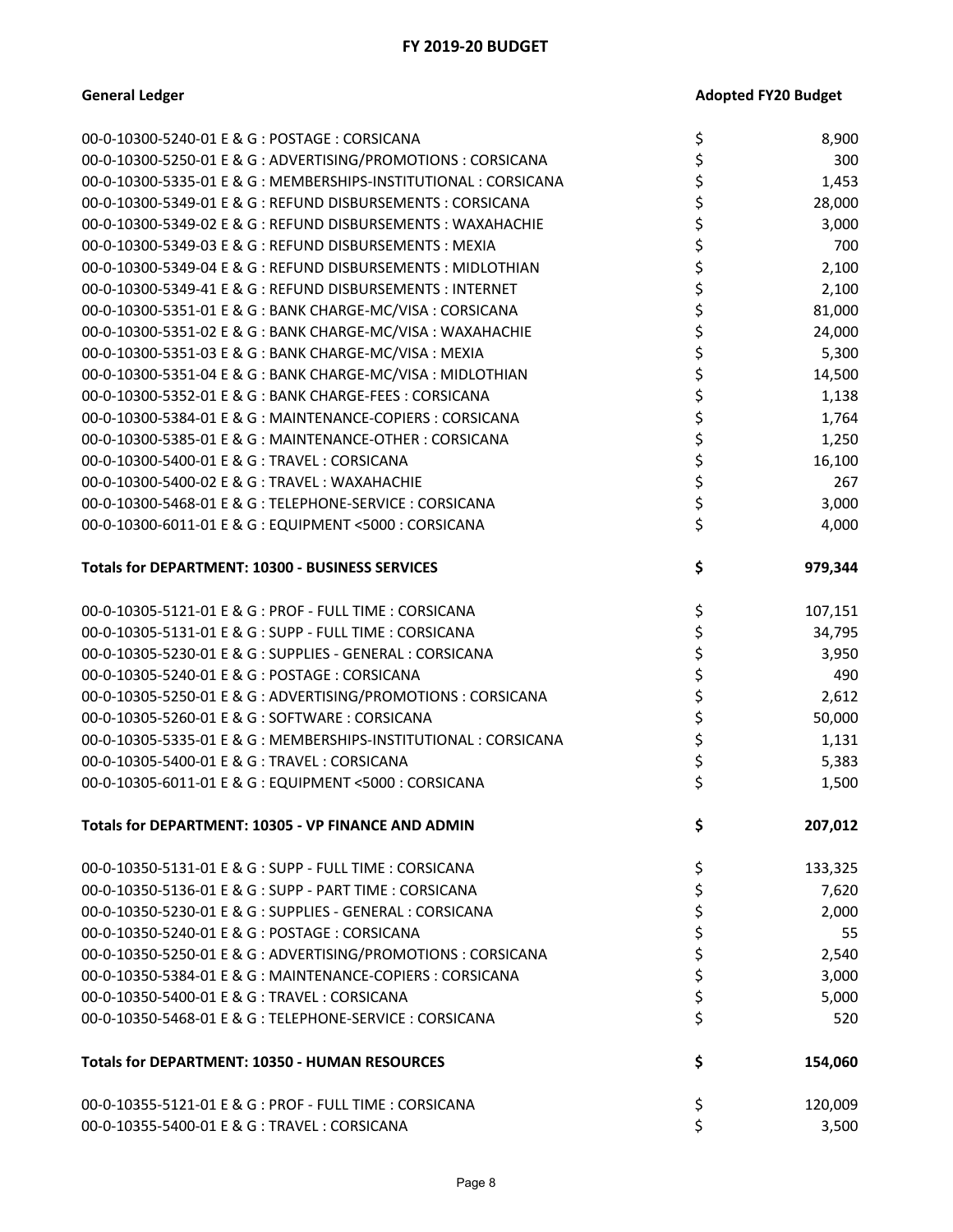## FY 2019-20 BUDGET

| General Ledger | Adopted FY20 Budget |
|---|---|
| 00-0-10300-5240-01 E & G : POSTAGE : CORSICANA | $ 8,900 |
| 00-0-10300-5250-01 E & G : ADVERTISING/PROMOTIONS : CORSICANA | $ 300 |
| 00-0-10300-5335-01 E & G : MEMBERSHIPS-INSTITUTIONAL : CORSICANA | $ 1,453 |
| 00-0-10300-5349-01 E & G : REFUND DISBURSEMENTS : CORSICANA | $ 28,000 |
| 00-0-10300-5349-02 E & G : REFUND DISBURSEMENTS : WAXAHACHIE | $ 3,000 |
| 00-0-10300-5349-03 E & G : REFUND DISBURSEMENTS : MEXIA | $ 700 |
| 00-0-10300-5349-04 E & G : REFUND DISBURSEMENTS : MIDLOTHIAN | $ 2,100 |
| 00-0-10300-5349-41 E & G : REFUND DISBURSEMENTS : INTERNET | $ 2,100 |
| 00-0-10300-5351-01 E & G : BANK CHARGE-MC/VISA : CORSICANA | $ 81,000 |
| 00-0-10300-5351-02 E & G : BANK CHARGE-MC/VISA : WAXAHACHIE | $ 24,000 |
| 00-0-10300-5351-03 E & G : BANK CHARGE-MC/VISA : MEXIA | $ 5,300 |
| 00-0-10300-5351-04 E & G : BANK CHARGE-MC/VISA : MIDLOTHIAN | $ 14,500 |
| 00-0-10300-5352-01 E & G : BANK CHARGE-FEES : CORSICANA | $ 1,138 |
| 00-0-10300-5384-01 E & G : MAINTENANCE-COPIERS : CORSICANA | $ 1,764 |
| 00-0-10300-5385-01 E & G : MAINTENANCE-OTHER : CORSICANA | $ 1,250 |
| 00-0-10300-5400-01 E & G : TRAVEL : CORSICANA | $ 16,100 |
| 00-0-10300-5400-02 E & G : TRAVEL : WAXAHACHIE | $ 267 |
| 00-0-10300-5468-01 E & G : TELEPHONE-SERVICE : CORSICANA | $ 3,000 |
| 00-0-10300-6011-01 E & G : EQUIPMENT <5000 : CORSICANA | $ 4,000 |
| **Totals for DEPARTMENT: 10300 - BUSINESS SERVICES** | **$ 979,344** |
| 00-0-10305-5121-01 E & G : PROF - FULL TIME : CORSICANA | $ 107,151 |
| 00-0-10305-5131-01 E & G : SUPP - FULL TIME : CORSICANA | $ 34,795 |
| 00-0-10305-5230-01 E & G : SUPPLIES - GENERAL : CORSICANA | $ 3,950 |
| 00-0-10305-5240-01 E & G : POSTAGE : CORSICANA | $ 490 |
| 00-0-10305-5250-01 E & G : ADVERTISING/PROMOTIONS : CORSICANA | $ 2,612 |
| 00-0-10305-5260-01 E & G : SOFTWARE : CORSICANA | $ 50,000 |
| 00-0-10305-5335-01 E & G : MEMBERSHIPS-INSTITUTIONAL : CORSICANA | $ 1,131 |
| 00-0-10305-5400-01 E & G : TRAVEL : CORSICANA | $ 5,383 |
| 00-0-10305-6011-01 E & G : EQUIPMENT <5000 : CORSICANA | $ 1,500 |
| **Totals for DEPARTMENT: 10305 - VP FINANCE AND ADMIN** | **$ 207,012** |
| 00-0-10350-5131-01 E & G : SUPP - FULL TIME : CORSICANA | $ 133,325 |
| 00-0-10350-5136-01 E & G : SUPP - PART TIME : CORSICANA | $ 7,620 |
| 00-0-10350-5230-01 E & G : SUPPLIES - GENERAL : CORSICANA | $ 2,000 |
| 00-0-10350-5240-01 E & G : POSTAGE : CORSICANA | $ 55 |
| 00-0-10350-5250-01 E & G : ADVERTISING/PROMOTIONS : CORSICANA | $ 2,540 |
| 00-0-10350-5384-01 E & G : MAINTENANCE-COPIERS : CORSICANA | $ 3,000 |
| 00-0-10350-5400-01 E & G : TRAVEL : CORSICANA | $ 5,000 |
| 00-0-10350-5468-01 E & G : TELEPHONE-SERVICE : CORSICANA | $ 520 |
| **Totals for DEPARTMENT: 10350 - HUMAN RESOURCES** | **$ 154,060** |
| 00-0-10355-5121-01 E & G : PROF - FULL TIME : CORSICANA | $ 120,009 |
| 00-0-10355-5400-01 E & G : TRAVEL : CORSICANA | $ 3,500 |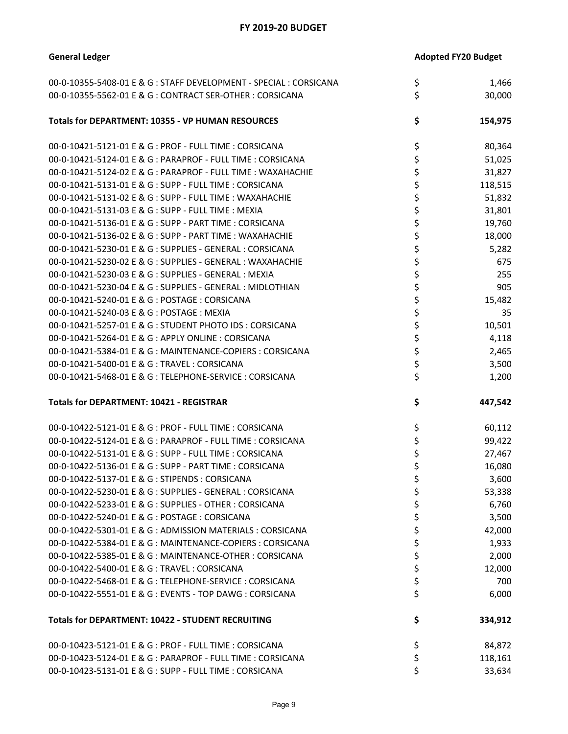## FY 2019-20 BUDGET

| General Ledger | Adopted FY20 Budget |
|---|---|
| 00-0-10355-5408-01 E & G : STAFF DEVELOPMENT - SPECIAL : CORSICANA | $ 1,466 |
| 00-0-10355-5562-01 E & G : CONTRACT SER-OTHER : CORSICANA | $ 30,000 |
| **Totals for DEPARTMENT: 10355 - VP HUMAN RESOURCES** | **$ 154,975** |
| 00-0-10421-5121-01 E & G : PROF - FULL TIME : CORSICANA | $ 80,364 |
| 00-0-10421-5124-01 E & G : PARAPROF - FULL TIME : CORSICANA | $ 51,025 |
| 00-0-10421-5124-02 E & G : PARAPROF - FULL TIME : WAXAHACHIE | $ 31,827 |
| 00-0-10421-5131-01 E & G : SUPP - FULL TIME : CORSICANA | $ 118,515 |
| 00-0-10421-5131-02 E & G : SUPP - FULL TIME : WAXAHACHIE | $ 51,832 |
| 00-0-10421-5131-03 E & G : SUPP - FULL TIME : MEXIA | $ 31,801 |
| 00-0-10421-5136-01 E & G : SUPP - PART TIME : CORSICANA | $ 19,760 |
| 00-0-10421-5136-02 E & G : SUPP - PART TIME : WAXAHACHIE | $ 18,000 |
| 00-0-10421-5230-01 E & G : SUPPLIES - GENERAL : CORSICANA | $ 5,282 |
| 00-0-10421-5230-02 E & G : SUPPLIES - GENERAL : WAXAHACHIE | $ 675 |
| 00-0-10421-5230-03 E & G : SUPPLIES - GENERAL : MEXIA | $ 255 |
| 00-0-10421-5230-04 E & G : SUPPLIES - GENERAL : MIDLOTHIAN | $ 905 |
| 00-0-10421-5240-01 E & G : POSTAGE : CORSICANA | $ 15,482 |
| 00-0-10421-5240-03 E & G : POSTAGE : MEXIA | $ 35 |
| 00-0-10421-5257-01 E & G : STUDENT PHOTO IDS : CORSICANA | $ 10,501 |
| 00-0-10421-5264-01 E & G : APPLY ONLINE : CORSICANA | $ 4,118 |
| 00-0-10421-5384-01 E & G : MAINTENANCE-COPIERS : CORSICANA | $ 2,465 |
| 00-0-10421-5400-01 E & G : TRAVEL : CORSICANA | $ 3,500 |
| 00-0-10421-5468-01 E & G : TELEPHONE-SERVICE : CORSICANA | $ 1,200 |
| **Totals for DEPARTMENT: 10421 - REGISTRAR** | **$ 447,542** |
| 00-0-10422-5121-01 E & G : PROF - FULL TIME : CORSICANA | $ 60,112 |
| 00-0-10422-5124-01 E & G : PARAPROF - FULL TIME : CORSICANA | $ 99,422 |
| 00-0-10422-5131-01 E & G : SUPP - FULL TIME : CORSICANA | $ 27,467 |
| 00-0-10422-5136-01 E & G : SUPP - PART TIME : CORSICANA | $ 16,080 |
| 00-0-10422-5137-01 E & G : STIPENDS : CORSICANA | $ 3,600 |
| 00-0-10422-5230-01 E & G : SUPPLIES - GENERAL : CORSICANA | $ 53,338 |
| 00-0-10422-5233-01 E & G : SUPPLIES - OTHER : CORSICANA | $ 6,760 |
| 00-0-10422-5240-01 E & G : POSTAGE : CORSICANA | $ 3,500 |
| 00-0-10422-5301-01 E & G : ADMISSION MATERIALS : CORSICANA | $ 42,000 |
| 00-0-10422-5384-01 E & G : MAINTENANCE-COPIERS : CORSICANA | $ 1,933 |
| 00-0-10422-5385-01 E & G : MAINTENANCE-OTHER : CORSICANA | $ 2,000 |
| 00-0-10422-5400-01 E & G : TRAVEL : CORSICANA | $ 12,000 |
| 00-0-10422-5468-01 E & G : TELEPHONE-SERVICE : CORSICANA | $ 700 |
| 00-0-10422-5551-01 E & G : EVENTS - TOP DAWG : CORSICANA | $ 6,000 |
| **Totals for DEPARTMENT: 10422 - STUDENT RECRUITING** | **$ 334,912** |
| 00-0-10423-5121-01 E & G : PROF - FULL TIME : CORSICANA | $ 84,872 |
| 00-0-10423-5124-01 E & G : PARAPROF - FULL TIME : CORSICANA | $ 118,161 |
| 00-0-10423-5131-01 E & G : SUPP - FULL TIME : CORSICANA | $ 33,634 |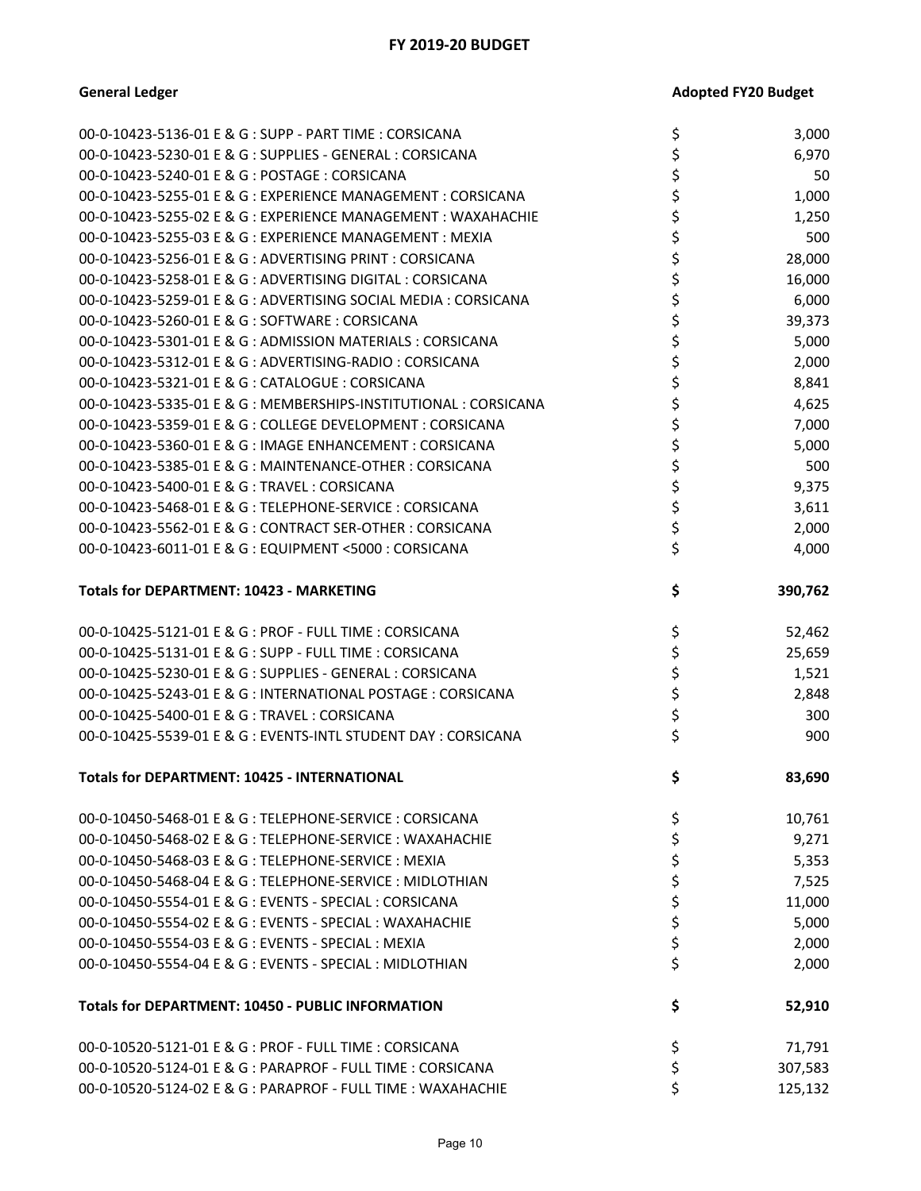## FY 2019-20 BUDGET

| General Ledger | Adopted FY20 Budget |
|---|---|
| 00-0-10423-5136-01 E & G : SUPP - PART TIME : CORSICANA | $ 3,000 |
| 00-0-10423-5230-01 E & G : SUPPLIES - GENERAL : CORSICANA | $ 6,970 |
| 00-0-10423-5240-01 E & G : POSTAGE : CORSICANA | $ 50 |
| 00-0-10423-5255-01 E & G : EXPERIENCE MANAGEMENT : CORSICANA | $ 1,000 |
| 00-0-10423-5255-02 E & G : EXPERIENCE MANAGEMENT : WAXAHACHIE | $ 1,250 |
| 00-0-10423-5255-03 E & G : EXPERIENCE MANAGEMENT : MEXIA | $ 500 |
| 00-0-10423-5256-01 E & G : ADVERTISING PRINT : CORSICANA | $ 28,000 |
| 00-0-10423-5258-01 E & G : ADVERTISING DIGITAL : CORSICANA | $ 16,000 |
| 00-0-10423-5259-01 E & G : ADVERTISING SOCIAL MEDIA : CORSICANA | $ 6,000 |
| 00-0-10423-5260-01 E & G : SOFTWARE : CORSICANA | $ 39,373 |
| 00-0-10423-5301-01 E & G : ADMISSION MATERIALS : CORSICANA | $ 5,000 |
| 00-0-10423-5312-01 E & G : ADVERTISING-RADIO : CORSICANA | $ 2,000 |
| 00-0-10423-5321-01 E & G : CATALOGUE : CORSICANA | $ 8,841 |
| 00-0-10423-5335-01 E & G : MEMBERSHIPS-INSTITUTIONAL : CORSICANA | $ 4,625 |
| 00-0-10423-5359-01 E & G : COLLEGE DEVELOPMENT : CORSICANA | $ 7,000 |
| 00-0-10423-5360-01 E & G : IMAGE ENHANCEMENT : CORSICANA | $ 5,000 |
| 00-0-10423-5385-01 E & G : MAINTENANCE-OTHER : CORSICANA | $ 500 |
| 00-0-10423-5400-01 E & G : TRAVEL : CORSICANA | $ 9,375 |
| 00-0-10423-5468-01 E & G : TELEPHONE-SERVICE : CORSICANA | $ 3,611 |
| 00-0-10423-5562-01 E & G : CONTRACT SER-OTHER : CORSICANA | $ 2,000 |
| 00-0-10423-6011-01 E & G : EQUIPMENT <5000 : CORSICANA | $ 4,000 |
| **Totals for DEPARTMENT: 10423 - MARKETING** | **$ 390,762** |
| 00-0-10425-5121-01 E & G : PROF - FULL TIME : CORSICANA | $ 52,462 |
| 00-0-10425-5131-01 E & G : SUPP - FULL TIME : CORSICANA | $ 25,659 |
| 00-0-10425-5230-01 E & G : SUPPLIES - GENERAL : CORSICANA | $ 1,521 |
| 00-0-10425-5243-01 E & G : INTERNATIONAL POSTAGE : CORSICANA | $ 2,848 |
| 00-0-10425-5400-01 E & G : TRAVEL : CORSICANA | $ 300 |
| 00-0-10425-5539-01 E & G : EVENTS-INTL STUDENT DAY : CORSICANA | $ 900 |
| **Totals for DEPARTMENT: 10425 - INTERNATIONAL** | **$ 83,690** |
| 00-0-10450-5468-01 E & G : TELEPHONE-SERVICE : CORSICANA | $ 10,761 |
| 00-0-10450-5468-02 E & G : TELEPHONE-SERVICE : WAXAHACHIE | $ 9,271 |
| 00-0-10450-5468-03 E & G : TELEPHONE-SERVICE : MEXIA | $ 5,353 |
| 00-0-10450-5468-04 E & G : TELEPHONE-SERVICE : MIDLOTHIAN | $ 7,525 |
| 00-0-10450-5554-01 E & G : EVENTS - SPECIAL : CORSICANA | $ 11,000 |
| 00-0-10450-5554-02 E & G : EVENTS - SPECIAL : WAXAHACHIE | $ 5,000 |
| 00-0-10450-5554-03 E & G : EVENTS - SPECIAL : MEXIA | $ 2,000 |
| 00-0-10450-5554-04 E & G : EVENTS - SPECIAL : MIDLOTHIAN | $ 2,000 |
| **Totals for DEPARTMENT: 10450 - PUBLIC INFORMATION** | **$ 52,910** |
| 00-0-10520-5121-01 E & G : PROF - FULL TIME : CORSICANA | $ 71,791 |
| 00-0-10520-5124-01 E & G : PARAPROF - FULL TIME : CORSICANA | $ 307,583 |
| 00-0-10520-5124-02 E & G : PARAPROF - FULL TIME : WAXAHACHIE | $ 125,132 |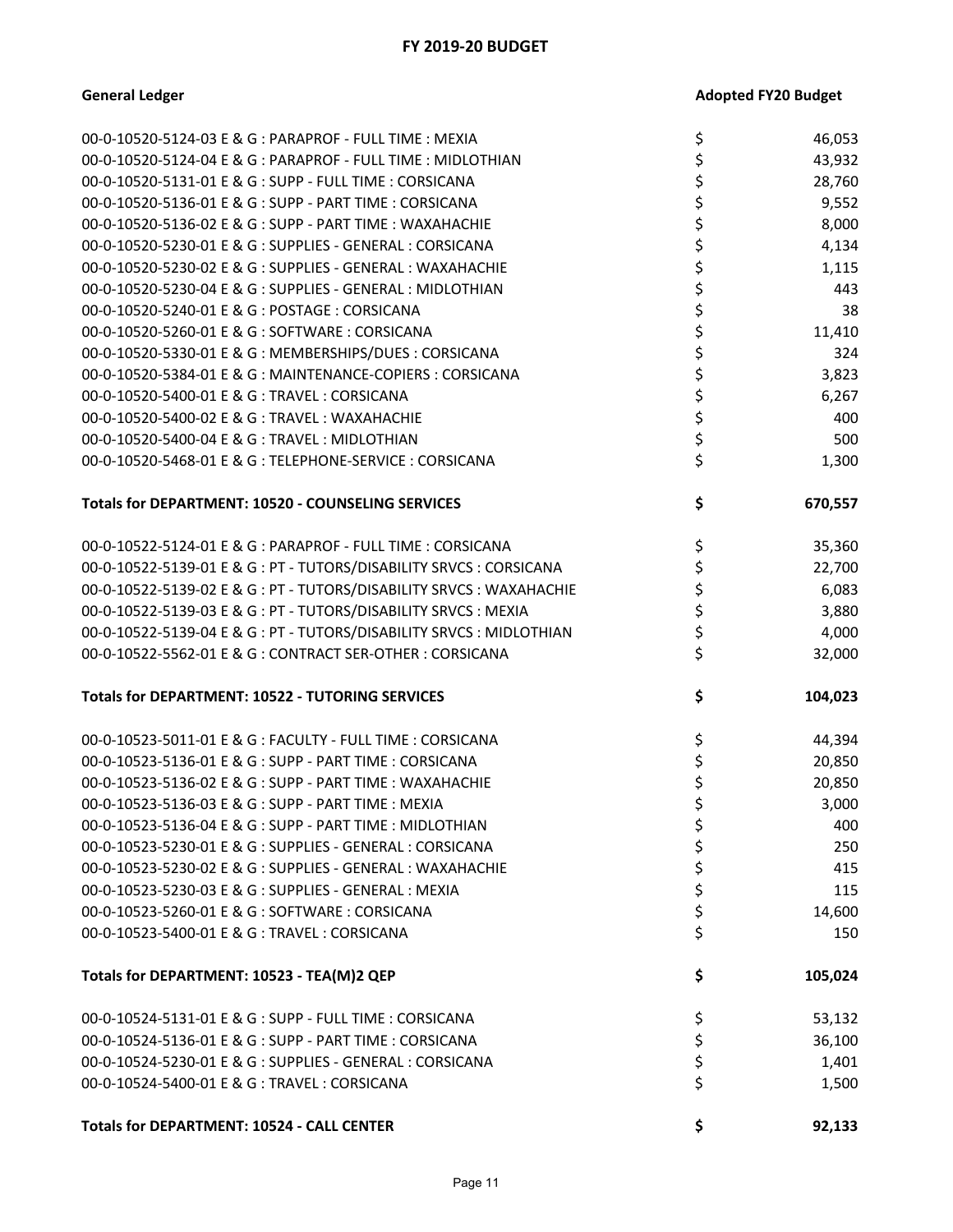## FY 2019-20 BUDGET

| General Ledger | Adopted FY20 Budget |
|---|---|
| 00-0-10520-5124-03 E & G : PARAPROF - FULL TIME : MEXIA | $ 46,053 |
| 00-0-10520-5124-04 E & G : PARAPROF - FULL TIME : MIDLOTHIAN | $ 43,932 |
| 00-0-10520-5131-01 E & G : SUPP - FULL TIME : CORSICANA | $ 28,760 |
| 00-0-10520-5136-01 E & G : SUPP - PART TIME : CORSICANA | $ 9,552 |
| 00-0-10520-5136-02 E & G : SUPP - PART TIME : WAXAHACHIE | $ 8,000 |
| 00-0-10520-5230-01 E & G : SUPPLIES - GENERAL : CORSICANA | $ 4,134 |
| 00-0-10520-5230-02 E & G : SUPPLIES - GENERAL : WAXAHACHIE | $ 1,115 |
| 00-0-10520-5230-04 E & G : SUPPLIES - GENERAL : MIDLOTHIAN | $ 443 |
| 00-0-10520-5240-01 E & G : POSTAGE : CORSICANA | $ 38 |
| 00-0-10520-5260-01 E & G : SOFTWARE : CORSICANA | $ 11,410 |
| 00-0-10520-5330-01 E & G : MEMBERSHIPS/DUES : CORSICANA | $ 324 |
| 00-0-10520-5384-01 E & G : MAINTENANCE-COPIERS : CORSICANA | $ 3,823 |
| 00-0-10520-5400-01 E & G : TRAVEL : CORSICANA | $ 6,267 |
| 00-0-10520-5400-02 E & G : TRAVEL : WAXAHACHIE | $ 400 |
| 00-0-10520-5400-04 E & G : TRAVEL : MIDLOTHIAN | $ 500 |
| 00-0-10520-5468-01 E & G : TELEPHONE-SERVICE : CORSICANA | $ 1,300 |
| **Totals for DEPARTMENT: 10520 - COUNSELING SERVICES** | **$ 670,557** |
| 00-0-10522-5124-01 E & G : PARAPROF - FULL TIME : CORSICANA | $ 35,360 |
| 00-0-10522-5139-01 E & G : PT - TUTORS/DISABILITY SRVCS : CORSICANA | $ 22,700 |
| 00-0-10522-5139-02 E & G : PT - TUTORS/DISABILITY SRVCS : WAXAHACHIE | $ 6,083 |
| 00-0-10522-5139-03 E & G : PT - TUTORS/DISABILITY SRVCS : MEXIA | $ 3,880 |
| 00-0-10522-5139-04 E & G : PT - TUTORS/DISABILITY SRVCS : MIDLOTHIAN | $ 4,000 |
| 00-0-10522-5562-01 E & G : CONTRACT SER-OTHER : CORSICANA | $ 32,000 |
| **Totals for DEPARTMENT: 10522 - TUTORING SERVICES** | **$ 104,023** |
| 00-0-10523-5011-01 E & G : FACULTY - FULL TIME : CORSICANA | $ 44,394 |
| 00-0-10523-5136-01 E & G : SUPP - PART TIME : CORSICANA | $ 20,850 |
| 00-0-10523-5136-02 E & G : SUPP - PART TIME : WAXAHACHIE | $ 20,850 |
| 00-0-10523-5136-03 E & G : SUPP - PART TIME : MEXIA | $ 3,000 |
| 00-0-10523-5136-04 E & G : SUPP - PART TIME : MIDLOTHIAN | $ 400 |
| 00-0-10523-5230-01 E & G : SUPPLIES - GENERAL : CORSICANA | $ 250 |
| 00-0-10523-5230-02 E & G : SUPPLIES - GENERAL : WAXAHACHIE | $ 415 |
| 00-0-10523-5230-03 E & G : SUPPLIES - GENERAL : MEXIA | $ 115 |
| 00-0-10523-5260-01 E & G : SOFTWARE : CORSICANA | $ 14,600 |
| 00-0-10523-5400-01 E & G : TRAVEL : CORSICANA | $ 150 |
| **Totals for DEPARTMENT: 10523 - TEA(M)2 QEP** | **$ 105,024** |
| 00-0-10524-5131-01 E & G : SUPP - FULL TIME : CORSICANA | $ 53,132 |
| 00-0-10524-5136-01 E & G : SUPP - PART TIME : CORSICANA | $ 36,100 |
| 00-0-10524-5230-01 E & G : SUPPLIES - GENERAL : CORSICANA | $ 1,401 |
| 00-0-10524-5400-01 E & G : TRAVEL : CORSICANA | $ 1,500 |
| **Totals for DEPARTMENT: 10524 - CALL CENTER** | **$ 92,133** |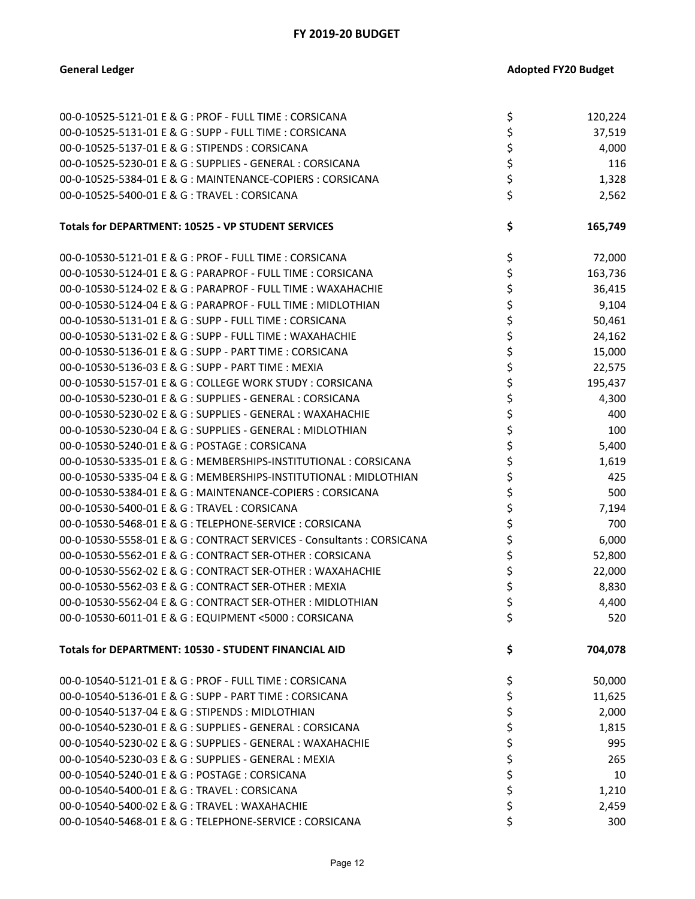**FY 2019-20 BUDGET**

| General Ledger | Adopted FY20 Budget |
|---|---|
| 00-0-10525-5121-01 E & G : PROF - FULL TIME : CORSICANA | $ 120,224 |
| 00-0-10525-5131-01 E & G : SUPP - FULL TIME : CORSICANA | $ 37,519 |
| 00-0-10525-5137-01 E & G : STIPENDS : CORSICANA | $ 4,000 |
| 00-0-10525-5230-01 E & G : SUPPLIES - GENERAL : CORSICANA | $ 116 |
| 00-0-10525-5384-01 E & G : MAINTENANCE-COPIERS : CORSICANA | $ 1,328 |
| 00-0-10525-5400-01 E & G : TRAVEL : CORSICANA | $ 2,562 |
| **Totals for DEPARTMENT: 10525 - VP STUDENT SERVICES** | **$ 165,749** |
| 00-0-10530-5121-01 E & G : PROF - FULL TIME : CORSICANA | $ 72,000 |
| 00-0-10530-5124-01 E & G : PARAPROF - FULL TIME : CORSICANA | $ 163,736 |
| 00-0-10530-5124-02 E & G : PARAPROF - FULL TIME : WAXAHACHIE | $ 36,415 |
| 00-0-10530-5124-04 E & G : PARAPROF - FULL TIME : MIDLOTHIAN | $ 9,104 |
| 00-0-10530-5131-01 E & G : SUPP - FULL TIME : CORSICANA | $ 50,461 |
| 00-0-10530-5131-02 E & G : SUPP - FULL TIME : WAXAHACHIE | $ 24,162 |
| 00-0-10530-5136-01 E & G : SUPP - PART TIME : CORSICANA | $ 15,000 |
| 00-0-10530-5136-03 E & G : SUPP - PART TIME : MEXIA | $ 22,575 |
| 00-0-10530-5157-01 E & G : COLLEGE WORK STUDY : CORSICANA | $ 195,437 |
| 00-0-10530-5230-01 E & G : SUPPLIES - GENERAL : CORSICANA | $ 4,300 |
| 00-0-10530-5230-02 E & G : SUPPLIES - GENERAL : WAXAHACHIE | $ 400 |
| 00-0-10530-5230-04 E & G : SUPPLIES - GENERAL : MIDLOTHIAN | $ 100 |
| 00-0-10530-5240-01 E & G : POSTAGE : CORSICANA | $ 5,400 |
| 00-0-10530-5335-01 E & G : MEMBERSHIPS-INSTITUTIONAL : CORSICANA | $ 1,619 |
| 00-0-10530-5335-04 E & G : MEMBERSHIPS-INSTITUTIONAL : MIDLOTHIAN | $ 425 |
| 00-0-10530-5384-01 E & G : MAINTENANCE-COPIERS : CORSICANA | $ 500 |
| 00-0-10530-5400-01 E & G : TRAVEL : CORSICANA | $ 7,194 |
| 00-0-10530-5468-01 E & G : TELEPHONE-SERVICE : CORSICANA | $ 700 |
| 00-0-10530-5558-01 E & G : CONTRACT SERVICES - Consultants : CORSICANA | $ 6,000 |
| 00-0-10530-5562-01 E & G : CONTRACT SER-OTHER : CORSICANA | $ 52,800 |
| 00-0-10530-5562-02 E & G : CONTRACT SER-OTHER : WAXAHACHIE | $ 22,000 |
| 00-0-10530-5562-03 E & G : CONTRACT SER-OTHER : MEXIA | $ 8,830 |
| 00-0-10530-5562-04 E & G : CONTRACT SER-OTHER : MIDLOTHIAN | $ 4,400 |
| 00-0-10530-6011-01 E & G : EQUIPMENT <5000 : CORSICANA | $ 520 |
| **Totals for DEPARTMENT: 10530 - STUDENT FINANCIAL AID** | **$ 704,078** |
| 00-0-10540-5121-01 E & G : PROF - FULL TIME : CORSICANA | $ 50,000 |
| 00-0-10540-5136-01 E & G : SUPP - PART TIME : CORSICANA | $ 11,625 |
| 00-0-10540-5137-04 E & G : STIPENDS : MIDLOTHIAN | $ 2,000 |
| 00-0-10540-5230-01 E & G : SUPPLIES - GENERAL : CORSICANA | $ 1,815 |
| 00-0-10540-5230-02 E & G : SUPPLIES - GENERAL : WAXAHACHIE | $ 995 |
| 00-0-10540-5230-03 E & G : SUPPLIES - GENERAL : MEXIA | $ 265 |
| 00-0-10540-5240-01 E & G : POSTAGE : CORSICANA | $ 10 |
| 00-0-10540-5400-01 E & G : TRAVEL : CORSICANA | $ 1,210 |
| 00-0-10540-5400-02 E & G : TRAVEL : WAXAHACHIE | $ 2,459 |
| 00-0-10540-5468-01 E & G : TELEPHONE-SERVICE : CORSICANA | $ 300 |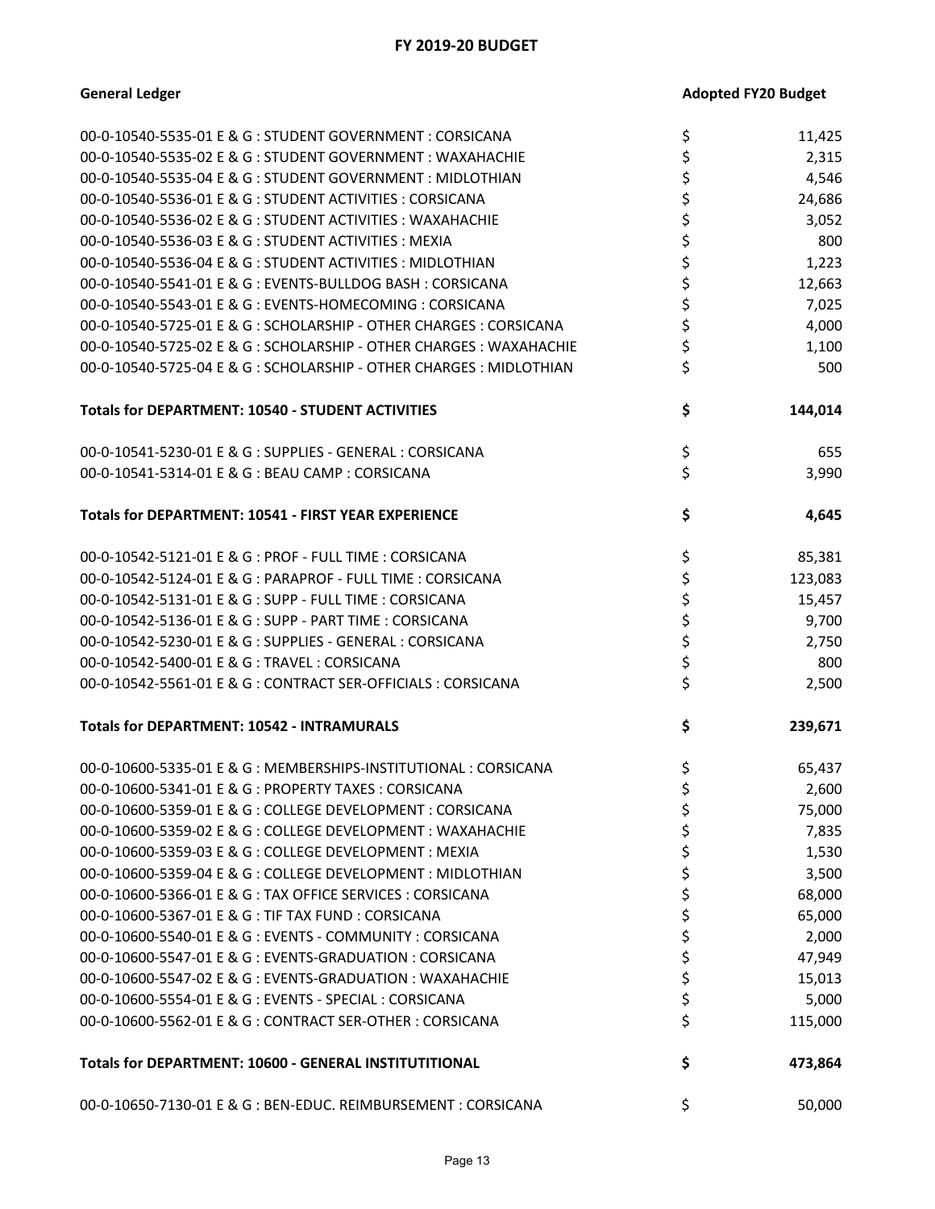## FY 2019-20 BUDGET

| General Ledger | Adopted FY20 Budget |
|---|---|
| 00-0-10540-5535-01 E & G : STUDENT GOVERNMENT : CORSICANA | $ 11,425 |
| 00-0-10540-5535-02 E & G : STUDENT GOVERNMENT : WAXAHACHIE | $ 2,315 |
| 00-0-10540-5535-04 E & G : STUDENT GOVERNMENT : MIDLOTHIAN | $ 4,546 |
| 00-0-10540-5536-01 E & G : STUDENT ACTIVITIES : CORSICANA | $ 24,686 |
| 00-0-10540-5536-02 E & G : STUDENT ACTIVITIES : WAXAHACHIE | $ 3,052 |
| 00-0-10540-5536-03 E & G : STUDENT ACTIVITIES : MEXIA | $ 800 |
| 00-0-10540-5536-04 E & G : STUDENT ACTIVITIES : MIDLOTHIAN | $ 1,223 |
| 00-0-10540-5541-01 E & G : EVENTS-BULLDOG BASH : CORSICANA | $ 12,663 |
| 00-0-10540-5543-01 E & G : EVENTS-HOMECOMING : CORSICANA | $ 7,025 |
| 00-0-10540-5725-01 E & G : SCHOLARSHIP - OTHER CHARGES : CORSICANA | $ 4,000 |
| 00-0-10540-5725-02 E & G : SCHOLARSHIP - OTHER CHARGES : WAXAHACHIE | $ 1,100 |
| 00-0-10540-5725-04 E & G : SCHOLARSHIP - OTHER CHARGES : MIDLOTHIAN | $ 500 |
| **Totals for DEPARTMENT: 10540 - STUDENT ACTIVITIES** | **$ 144,014** |
| 00-0-10541-5230-01 E & G : SUPPLIES - GENERAL : CORSICANA | $ 655 |
| 00-0-10541-5314-01 E & G : BEAU CAMP : CORSICANA | $ 3,990 |
| **Totals for DEPARTMENT: 10541 - FIRST YEAR EXPERIENCE** | **$ 4,645** |
| 00-0-10542-5121-01 E & G : PROF - FULL TIME : CORSICANA | $ 85,381 |
| 00-0-10542-5124-01 E & G : PARAPROF - FULL TIME : CORSICANA | $ 123,083 |
| 00-0-10542-5131-01 E & G : SUPP - FULL TIME : CORSICANA | $ 15,457 |
| 00-0-10542-5136-01 E & G : SUPP - PART TIME : CORSICANA | $ 9,700 |
| 00-0-10542-5230-01 E & G : SUPPLIES - GENERAL : CORSICANA | $ 2,750 |
| 00-0-10542-5400-01 E & G : TRAVEL : CORSICANA | $ 800 |
| 00-0-10542-5561-01 E & G : CONTRACT SER-OFFICIALS : CORSICANA | $ 2,500 |
| **Totals for DEPARTMENT: 10542 - INTRAMURALS** | **$ 239,671** |
| 00-0-10600-5335-01 E & G : MEMBERSHIPS-INSTITUTIONAL : CORSICANA | $ 65,437 |
| 00-0-10600-5341-01 E & G : PROPERTY TAXES : CORSICANA | $ 2,600 |
| 00-0-10600-5359-01 E & G : COLLEGE DEVELOPMENT : CORSICANA | $ 75,000 |
| 00-0-10600-5359-02 E & G : COLLEGE DEVELOPMENT : WAXAHACHIE | $ 7,835 |
| 00-0-10600-5359-03 E & G : COLLEGE DEVELOPMENT : MEXIA | $ 1,530 |
| 00-0-10600-5359-04 E & G : COLLEGE DEVELOPMENT : MIDLOTHIAN | $ 3,500 |
| 00-0-10600-5366-01 E & G : TAX OFFICE SERVICES : CORSICANA | $ 68,000 |
| 00-0-10600-5367-01 E & G : TIF TAX FUND : CORSICANA | $ 65,000 |
| 00-0-10600-5540-01 E & G : EVENTS - COMMUNITY : CORSICANA | $ 2,000 |
| 00-0-10600-5547-01 E & G : EVENTS-GRADUATION : CORSICANA | $ 47,949 |
| 00-0-10600-5547-02 E & G : EVENTS-GRADUATION : WAXAHACHIE | $ 15,013 |
| 00-0-10600-5554-01 E & G : EVENTS - SPECIAL : CORSICANA | $ 5,000 |
| 00-0-10600-5562-01 E & G : CONTRACT SER-OTHER : CORSICANA | $ 115,000 |
| **Totals for DEPARTMENT: 10600 - GENERAL INSTITUTITIONAL** | **$ 473,864** |
| 00-0-10650-7130-01 E & G : BEN-EDUC. REIMBURSEMENT : CORSICANA | $ 50,000 |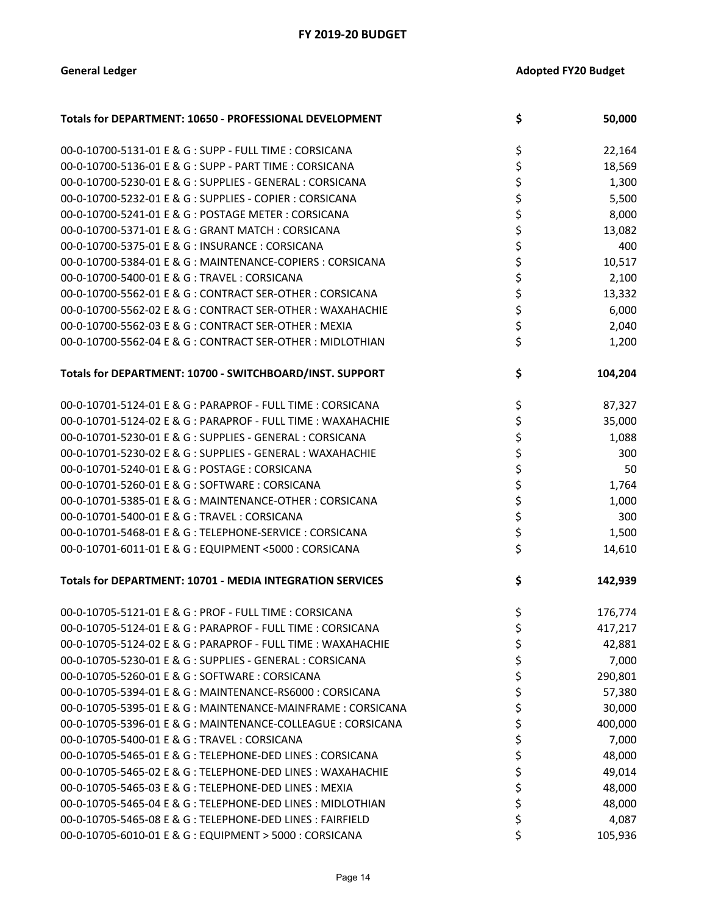# FY 2019-20 BUDGET

| General Ledger | Adopted FY20 Budget |
|---|---|
| **Totals for DEPARTMENT: 10650 - PROFESSIONAL DEVELOPMENT** | **$ 50,000** |
| 00-0-10700-5131-01 E & G : SUPP - FULL TIME : CORSICANA | $ 22,164 |
| 00-0-10700-5136-01 E & G : SUPP - PART TIME : CORSICANA | $ 18,569 |
| 00-0-10700-5230-01 E & G : SUPPLIES - GENERAL : CORSICANA | $ 1,300 |
| 00-0-10700-5232-01 E & G : SUPPLIES - COPIER : CORSICANA | $ 5,500 |
| 00-0-10700-5241-01 E & G : POSTAGE METER : CORSICANA | $ 8,000 |
| 00-0-10700-5371-01 E & G : GRANT MATCH : CORSICANA | $ 13,082 |
| 00-0-10700-5375-01 E & G : INSURANCE : CORSICANA | $ 400 |
| 00-0-10700-5384-01 E & G : MAINTENANCE-COPIERS : CORSICANA | $ 10,517 |
| 00-0-10700-5400-01 E & G : TRAVEL : CORSICANA | $ 2,100 |
| 00-0-10700-5562-01 E & G : CONTRACT SER-OTHER : CORSICANA | $ 13,332 |
| 00-0-10700-5562-02 E & G : CONTRACT SER-OTHER : WAXAHACHIE | $ 6,000 |
| 00-0-10700-5562-03 E & G : CONTRACT SER-OTHER : MEXIA | $ 2,040 |
| 00-0-10700-5562-04 E & G : CONTRACT SER-OTHER : MIDLOTHIAN | $ 1,200 |
| **Totals for DEPARTMENT: 10700 - SWITCHBOARD/INST. SUPPORT** | **$ 104,204** |
| 00-0-10701-5124-01 E & G : PARAPROF - FULL TIME : CORSICANA | $ 87,327 |
| 00-0-10701-5124-02 E & G : PARAPROF - FULL TIME : WAXAHACHIE | $ 35,000 |
| 00-0-10701-5230-01 E & G : SUPPLIES - GENERAL : CORSICANA | $ 1,088 |
| 00-0-10701-5230-02 E & G : SUPPLIES - GENERAL : WAXAHACHIE | $ 300 |
| 00-0-10701-5240-01 E & G : POSTAGE : CORSICANA | $ 50 |
| 00-0-10701-5260-01 E & G : SOFTWARE : CORSICANA | $ 1,764 |
| 00-0-10701-5385-01 E & G : MAINTENANCE-OTHER : CORSICANA | $ 1,000 |
| 00-0-10701-5400-01 E & G : TRAVEL : CORSICANA | $ 300 |
| 00-0-10701-5468-01 E & G : TELEPHONE-SERVICE : CORSICANA | $ 1,500 |
| 00-0-10701-6011-01 E & G : EQUIPMENT <5000 : CORSICANA | $ 14,610 |
| **Totals for DEPARTMENT: 10701 - MEDIA INTEGRATION SERVICES** | **$ 142,939** |
| 00-0-10705-5121-01 E & G : PROF - FULL TIME : CORSICANA | $ 176,774 |
| 00-0-10705-5124-01 E & G : PARAPROF - FULL TIME : CORSICANA | $ 417,217 |
| 00-0-10705-5124-02 E & G : PARAPROF - FULL TIME : WAXAHACHIE | $ 42,881 |
| 00-0-10705-5230-01 E & G : SUPPLIES - GENERAL : CORSICANA | $ 7,000 |
| 00-0-10705-5260-01 E & G : SOFTWARE : CORSICANA | $ 290,801 |
| 00-0-10705-5394-01 E & G : MAINTENANCE-RS6000 : CORSICANA | $ 57,380 |
| 00-0-10705-5395-01 E & G : MAINTENANCE-MAINFRAME : CORSICANA | $ 30,000 |
| 00-0-10705-5396-01 E & G : MAINTENANCE-COLLEAGUE : CORSICANA | $ 400,000 |
| 00-0-10705-5400-01 E & G : TRAVEL : CORSICANA | $ 7,000 |
| 00-0-10705-5465-01 E & G : TELEPHONE-DED LINES : CORSICANA | $ 48,000 |
| 00-0-10705-5465-02 E & G : TELEPHONE-DED LINES : WAXAHACHIE | $ 49,014 |
| 00-0-10705-5465-03 E & G : TELEPHONE-DED LINES : MEXIA | $ 48,000 |
| 00-0-10705-5465-04 E & G : TELEPHONE-DED LINES : MIDLOTHIAN | $ 48,000 |
| 00-0-10705-5465-08 E & G : TELEPHONE-DED LINES : FAIRFIELD | $ 4,087 |
| 00-0-10705-6010-01 E & G : EQUIPMENT > 5000 : CORSICANA | $ 105,936 |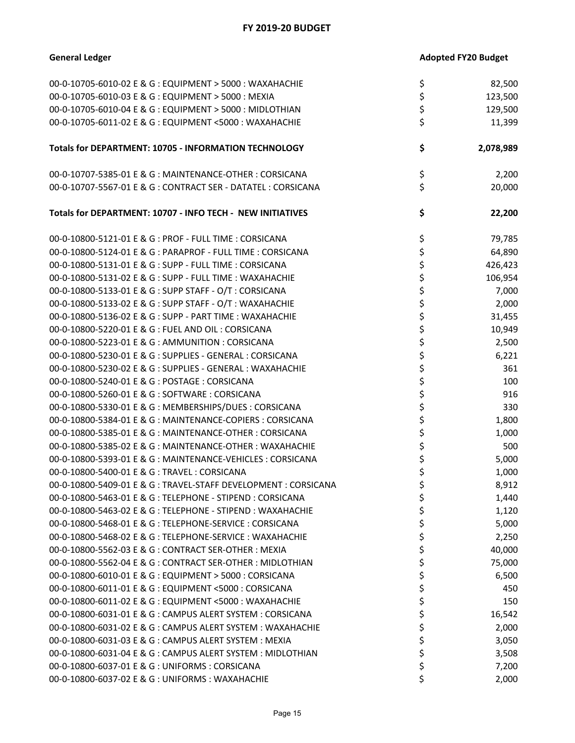# FY 2019-20 BUDGET

| General Ledger | Adopted FY20 Budget |
|---|---|
| 00-0-10705-6010-02 E & G : EQUIPMENT > 5000 : WAXAHACHIE | $ 82,500 |
| 00-0-10705-6010-03 E & G : EQUIPMENT > 5000 : MEXIA | $ 123,500 |
| 00-0-10705-6010-04 E & G : EQUIPMENT > 5000 : MIDLOTHIAN | $ 129,500 |
| 00-0-10705-6011-02 E & G : EQUIPMENT <5000 : WAXAHACHIE | $ 11,399 |
| **Totals for DEPARTMENT: 10705 - INFORMATION TECHNOLOGY** | **$ 2,078,989** |
| 00-0-10707-5385-01 E & G : MAINTENANCE-OTHER : CORSICANA | $ 2,200 |
| 00-0-10707-5567-01 E & G : CONTRACT SER - DATATEL : CORSICANA | $ 20,000 |
| **Totals for DEPARTMENT: 10707 - INFO TECH - NEW INITIATIVES** | **$ 22,200** |
| 00-0-10800-5121-01 E & G : PROF - FULL TIME : CORSICANA | $ 79,785 |
| 00-0-10800-5124-01 E & G : PARAPROF - FULL TIME : CORSICANA | $ 64,890 |
| 00-0-10800-5131-01 E & G : SUPP - FULL TIME : CORSICANA | $ 426,423 |
| 00-0-10800-5131-02 E & G : SUPP - FULL TIME : WAXAHACHIE | $ 106,954 |
| 00-0-10800-5133-01 E & G : SUPP STAFF - O/T : CORSICANA | $ 7,000 |
| 00-0-10800-5133-02 E & G : SUPP STAFF - O/T : WAXAHACHIE | $ 2,000 |
| 00-0-10800-5136-02 E & G : SUPP - PART TIME : WAXAHACHIE | $ 31,455 |
| 00-0-10800-5220-01 E & G : FUEL AND OIL : CORSICANA | $ 10,949 |
| 00-0-10800-5223-01 E & G : AMMUNITION : CORSICANA | $ 2,500 |
| 00-0-10800-5230-01 E & G : SUPPLIES - GENERAL : CORSICANA | $ 6,221 |
| 00-0-10800-5230-02 E & G : SUPPLIES - GENERAL : WAXAHACHIE | $ 361 |
| 00-0-10800-5240-01 E & G : POSTAGE : CORSICANA | $ 100 |
| 00-0-10800-5260-01 E & G : SOFTWARE : CORSICANA | $ 916 |
| 00-0-10800-5330-01 E & G : MEMBERSHIPS/DUES : CORSICANA | $ 330 |
| 00-0-10800-5384-01 E & G : MAINTENANCE-COPIERS : CORSICANA | $ 1,800 |
| 00-0-10800-5385-01 E & G : MAINTENANCE-OTHER : CORSICANA | $ 1,000 |
| 00-0-10800-5385-02 E & G : MAINTENANCE-OTHER : WAXAHACHIE | $ 500 |
| 00-0-10800-5393-01 E & G : MAINTENANCE-VEHICLES : CORSICANA | $ 5,000 |
| 00-0-10800-5400-01 E & G : TRAVEL : CORSICANA | $ 1,000 |
| 00-0-10800-5409-01 E & G : TRAVEL-STAFF DEVELOPMENT : CORSICANA | $ 8,912 |
| 00-0-10800-5463-01 E & G : TELEPHONE - STIPEND : CORSICANA | $ 1,440 |
| 00-0-10800-5463-02 E & G : TELEPHONE - STIPEND : WAXAHACHIE | $ 1,120 |
| 00-0-10800-5468-01 E & G : TELEPHONE-SERVICE : CORSICANA | $ 5,000 |
| 00-0-10800-5468-02 E & G : TELEPHONE-SERVICE : WAXAHACHIE | $ 2,250 |
| 00-0-10800-5562-03 E & G : CONTRACT SER-OTHER : MEXIA | $ 40,000 |
| 00-0-10800-5562-04 E & G : CONTRACT SER-OTHER : MIDLOTHIAN | $ 75,000 |
| 00-0-10800-6010-01 E & G : EQUIPMENT > 5000 : CORSICANA | $ 6,500 |
| 00-0-10800-6011-01 E & G : EQUIPMENT <5000 : CORSICANA | $ 450 |
| 00-0-10800-6011-02 E & G : EQUIPMENT <5000 : WAXAHACHIE | $ 150 |
| 00-0-10800-6031-01 E & G : CAMPUS ALERT SYSTEM : CORSICANA | $ 16,542 |
| 00-0-10800-6031-02 E & G : CAMPUS ALERT SYSTEM : WAXAHACHIE | $ 2,000 |
| 00-0-10800-6031-03 E & G : CAMPUS ALERT SYSTEM : MEXIA | $ 3,050 |
| 00-0-10800-6031-04 E & G : CAMPUS ALERT SYSTEM : MIDLOTHIAN | $ 3,508 |
| 00-0-10800-6037-01 E & G : UNIFORMS : CORSICANA | $ 7,200 |
| 00-0-10800-6037-02 E & G : UNIFORMS : WAXAHACHIE | $ 2,000 |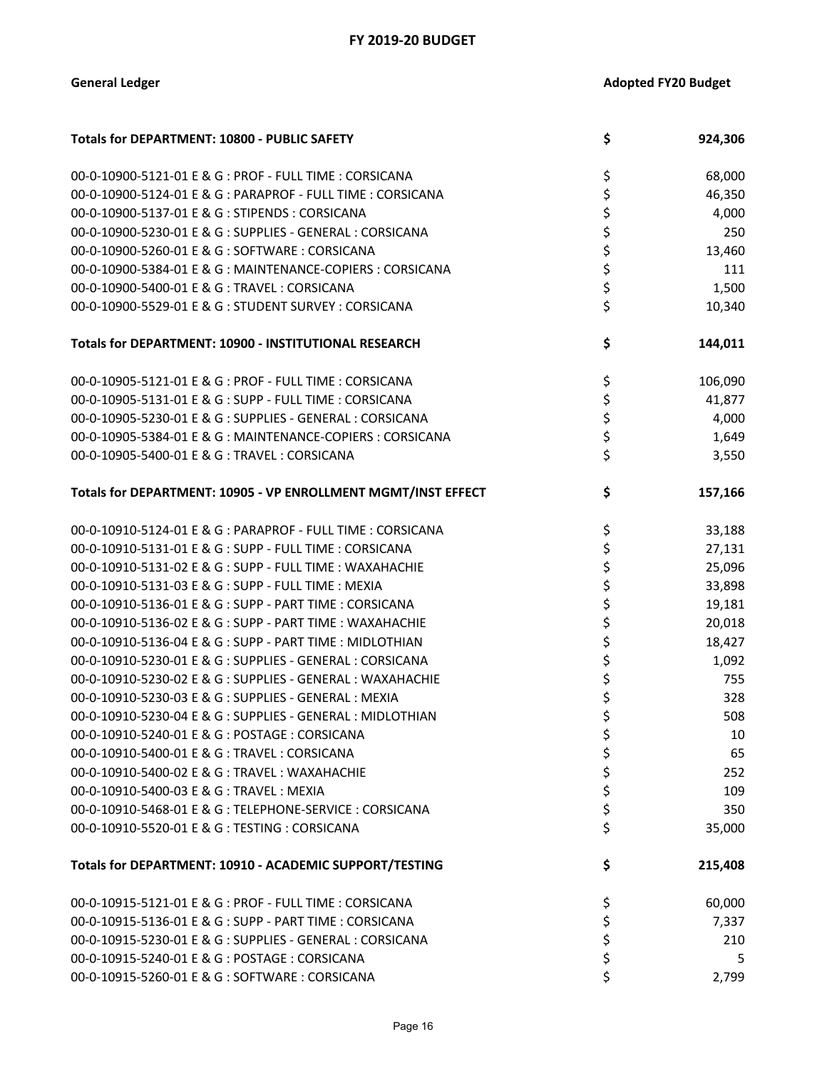## FY 2019-20 BUDGET

| General Ledger | | Adopted FY20 Budget |
|---|---|---|
| **Totals for DEPARTMENT: 10800 - PUBLIC SAFETY** | **$** | **924,306** |
| 00-0-10900-5121-01 E & G : PROF - FULL TIME : CORSICANA | $ | 68,000 |
| 00-0-10900-5124-01 E & G : PARAPROF - FULL TIME : CORSICANA | $ | 46,350 |
| 00-0-10900-5137-01 E & G : STIPENDS : CORSICANA | $ | 4,000 |
| 00-0-10900-5230-01 E & G : SUPPLIES - GENERAL : CORSICANA | $ | 250 |
| 00-0-10900-5260-01 E & G : SOFTWARE : CORSICANA | $ | 13,460 |
| 00-0-10900-5384-01 E & G : MAINTENANCE-COPIERS : CORSICANA | $ | 111 |
| 00-0-10900-5400-01 E & G : TRAVEL : CORSICANA | $ | 1,500 |
| 00-0-10900-5529-01 E & G : STUDENT SURVEY : CORSICANA | $ | 10,340 |
| **Totals for DEPARTMENT: 10900 - INSTITUTIONAL RESEARCH** | **$** | **144,011** |
| 00-0-10905-5121-01 E & G : PROF - FULL TIME : CORSICANA | $ | 106,090 |
| 00-0-10905-5131-01 E & G : SUPP - FULL TIME : CORSICANA | $ | 41,877 |
| 00-0-10905-5230-01 E & G : SUPPLIES - GENERAL : CORSICANA | $ | 4,000 |
| 00-0-10905-5384-01 E & G : MAINTENANCE-COPIERS : CORSICANA | $ | 1,649 |
| 00-0-10905-5400-01 E & G : TRAVEL : CORSICANA | $ | 3,550 |
| **Totals for DEPARTMENT: 10905 - VP ENROLLMENT MGMT/INST EFFECT** | **$** | **157,166** |
| 00-0-10910-5124-01 E & G : PARAPROF - FULL TIME : CORSICANA | $ | 33,188 |
| 00-0-10910-5131-01 E & G : SUPP - FULL TIME : CORSICANA | $ | 27,131 |
| 00-0-10910-5131-02 E & G : SUPP - FULL TIME : WAXAHACHIE | $ | 25,096 |
| 00-0-10910-5131-03 E & G : SUPP - FULL TIME : MEXIA | $ | 33,898 |
| 00-0-10910-5136-01 E & G : SUPP - PART TIME : CORSICANA | $ | 19,181 |
| 00-0-10910-5136-02 E & G : SUPP - PART TIME : WAXAHACHIE | $ | 20,018 |
| 00-0-10910-5136-04 E & G : SUPP - PART TIME : MIDLOTHIAN | $ | 18,427 |
| 00-0-10910-5230-01 E & G : SUPPLIES - GENERAL : CORSICANA | $ | 1,092 |
| 00-0-10910-5230-02 E & G : SUPPLIES - GENERAL : WAXAHACHIE | $ | 755 |
| 00-0-10910-5230-03 E & G : SUPPLIES - GENERAL : MEXIA | $ | 328 |
| 00-0-10910-5230-04 E & G : SUPPLIES - GENERAL : MIDLOTHIAN | $ | 508 |
| 00-0-10910-5240-01 E & G : POSTAGE : CORSICANA | $ | 10 |
| 00-0-10910-5400-01 E & G : TRAVEL : CORSICANA | $ | 65 |
| 00-0-10910-5400-02 E & G : TRAVEL : WAXAHACHIE | $ | 252 |
| 00-0-10910-5400-03 E & G : TRAVEL : MEXIA | $ | 109 |
| 00-0-10910-5468-01 E & G : TELEPHONE-SERVICE : CORSICANA | $ | 350 |
| 00-0-10910-5520-01 E & G : TESTING : CORSICANA | $ | 35,000 |
| **Totals for DEPARTMENT: 10910 - ACADEMIC SUPPORT/TESTING** | **$** | **215,408** |
| 00-0-10915-5121-01 E & G : PROF - FULL TIME : CORSICANA | $ | 60,000 |
| 00-0-10915-5136-01 E & G : SUPP - PART TIME : CORSICANA | $ | 7,337 |
| 00-0-10915-5230-01 E & G : SUPPLIES - GENERAL : CORSICANA | $ | 210 |
| 00-0-10915-5240-01 E & G : POSTAGE : CORSICANA | $ | 5 |
| 00-0-10915-5260-01 E & G : SOFTWARE : CORSICANA | $ | 2,799 |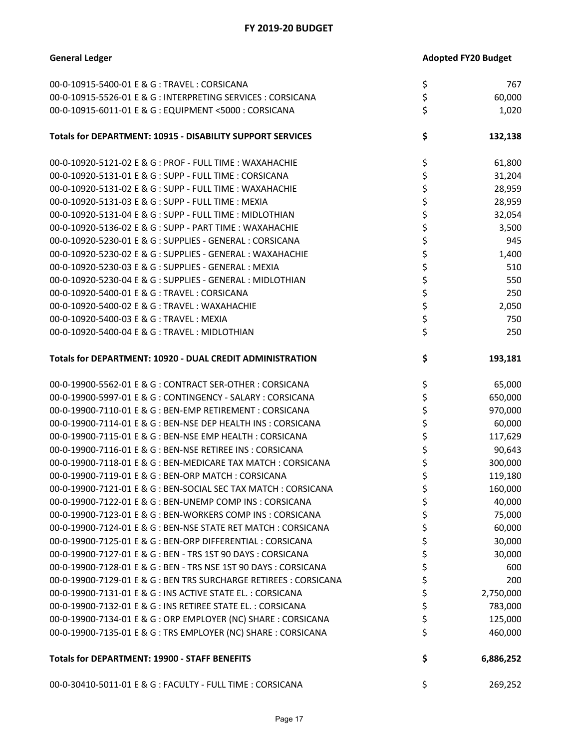## FY 2019-20 BUDGET

| General Ledger | Adopted FY20 Budget |
|---|---|
| 00-0-10915-5400-01 E & G : TRAVEL : CORSICANA | $ 767 |
| 00-0-10915-5526-01 E & G : INTERPRETING SERVICES : CORSICANA | $ 60,000 |
| 00-0-10915-6011-01 E & G : EQUIPMENT <5000 : CORSICANA | $ 1,020 |
| **Totals for DEPARTMENT: 10915 - DISABILITY SUPPORT SERVICES** | **$ 132,138** |
| 00-0-10920-5121-02 E & G : PROF - FULL TIME : WAXAHACHIE | $ 61,800 |
| 00-0-10920-5131-01 E & G : SUPP - FULL TIME : CORSICANA | $ 31,204 |
| 00-0-10920-5131-02 E & G : SUPP - FULL TIME : WAXAHACHIE | $ 28,959 |
| 00-0-10920-5131-03 E & G : SUPP - FULL TIME : MEXIA | $ 28,959 |
| 00-0-10920-5131-04 E & G : SUPP - FULL TIME : MIDLOTHIAN | $ 32,054 |
| 00-0-10920-5136-02 E & G : SUPP - PART TIME : WAXAHACHIE | $ 3,500 |
| 00-0-10920-5230-01 E & G : SUPPLIES - GENERAL : CORSICANA | $ 945 |
| 00-0-10920-5230-02 E & G : SUPPLIES - GENERAL : WAXAHACHIE | $ 1,400 |
| 00-0-10920-5230-03 E & G : SUPPLIES - GENERAL : MEXIA | $ 510 |
| 00-0-10920-5230-04 E & G : SUPPLIES - GENERAL : MIDLOTHIAN | $ 550 |
| 00-0-10920-5400-01 E & G : TRAVEL : CORSICANA | $ 250 |
| 00-0-10920-5400-02 E & G : TRAVEL : WAXAHACHIE | $ 2,050 |
| 00-0-10920-5400-03 E & G : TRAVEL : MEXIA | $ 750 |
| 00-0-10920-5400-04 E & G : TRAVEL : MIDLOTHIAN | $ 250 |
| **Totals for DEPARTMENT: 10920 - DUAL CREDIT ADMINISTRATION** | **$ 193,181** |
| 00-0-19900-5562-01 E & G : CONTRACT SER-OTHER : CORSICANA | $ 65,000 |
| 00-0-19900-5997-01 E & G : CONTINGENCY - SALARY : CORSICANA | $ 650,000 |
| 00-0-19900-7110-01 E & G : BEN-EMP RETIREMENT : CORSICANA | $ 970,000 |
| 00-0-19900-7114-01 E & G : BEN-NSE DEP HEALTH INS : CORSICANA | $ 60,000 |
| 00-0-19900-7115-01 E & G : BEN-NSE EMP HEALTH : CORSICANA | $ 117,629 |
| 00-0-19900-7116-01 E & G : BEN-NSE RETIREE INS : CORSICANA | $ 90,643 |
| 00-0-19900-7118-01 E & G : BEN-MEDICARE TAX MATCH : CORSICANA | $ 300,000 |
| 00-0-19900-7119-01 E & G : BEN-ORP MATCH : CORSICANA | $ 119,180 |
| 00-0-19900-7121-01 E & G : BEN-SOCIAL SEC TAX MATCH : CORSICANA | $ 160,000 |
| 00-0-19900-7122-01 E & G : BEN-UNEMP COMP INS : CORSICANA | $ 40,000 |
| 00-0-19900-7123-01 E & G : BEN-WORKERS COMP INS : CORSICANA | $ 75,000 |
| 00-0-19900-7124-01 E & G : BEN-NSE STATE RET MATCH : CORSICANA | $ 60,000 |
| 00-0-19900-7125-01 E & G : BEN-ORP DIFFERENTIAL : CORSICANA | $ 30,000 |
| 00-0-19900-7127-01 E & G : BEN - TRS 1ST 90 DAYS : CORSICANA | $ 30,000 |
| 00-0-19900-7128-01 E & G : BEN - TRS NSE 1ST 90 DAYS : CORSICANA | $ 600 |
| 00-0-19900-7129-01 E & G : BEN TRS SURCHARGE RETIREES : CORSICANA | $ 200 |
| 00-0-19900-7131-01 E & G : INS ACTIVE STATE EL. : CORSICANA | $ 2,750,000 |
| 00-0-19900-7132-01 E & G : INS RETIREE STATE EL. : CORSICANA | $ 783,000 |
| 00-0-19900-7134-01 E & G : ORP EMPLOYER (NC) SHARE : CORSICANA | $ 125,000 |
| 00-0-19900-7135-01 E & G : TRS EMPLOYER (NC) SHARE : CORSICANA | $ 460,000 |
| **Totals for DEPARTMENT: 19900 - STAFF BENEFITS** | **$ 6,886,252** |
| 00-0-30410-5011-01 E & G : FACULTY - FULL TIME : CORSICANA | $ 269,252 |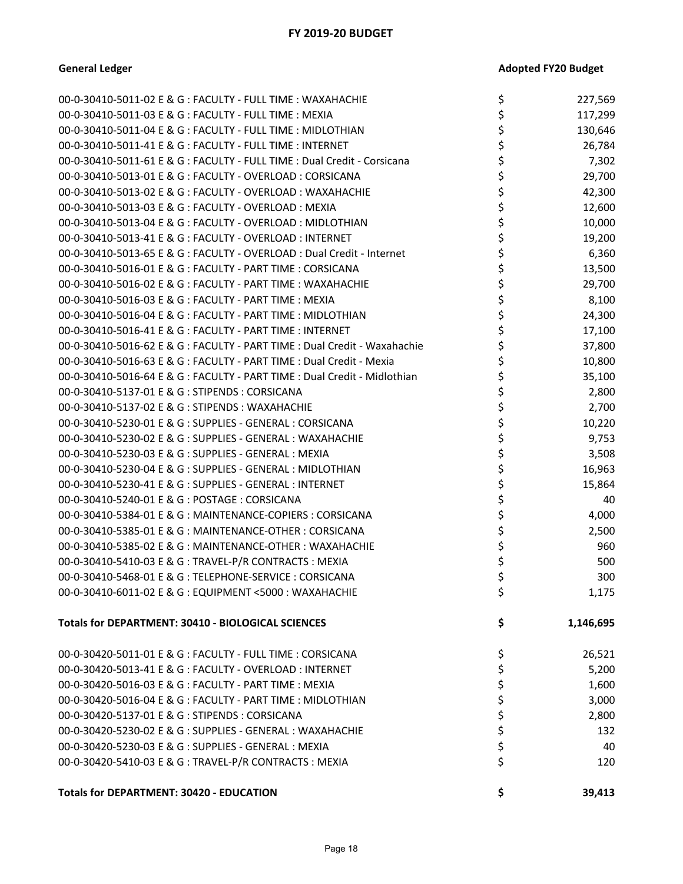## FY 2019-20 BUDGET

| General Ledger | Adopted FY20 Budget |
|---|---|
| 00-0-30410-5011-02 E & G : FACULTY - FULL TIME : WAXAHACHIE | $ 227,569 |
| 00-0-30410-5011-03 E & G : FACULTY - FULL TIME : MEXIA | $ 117,299 |
| 00-0-30410-5011-04 E & G : FACULTY - FULL TIME : MIDLOTHIAN | $ 130,646 |
| 00-0-30410-5011-41 E & G : FACULTY - FULL TIME : INTERNET | $ 26,784 |
| 00-0-30410-5011-61 E & G : FACULTY - FULL TIME : Dual Credit - Corsicana | $ 7,302 |
| 00-0-30410-5013-01 E & G : FACULTY - OVERLOAD : CORSICANA | $ 29,700 |
| 00-0-30410-5013-02 E & G : FACULTY - OVERLOAD : WAXAHACHIE | $ 42,300 |
| 00-0-30410-5013-03 E & G : FACULTY - OVERLOAD : MEXIA | $ 12,600 |
| 00-0-30410-5013-04 E & G : FACULTY - OVERLOAD : MIDLOTHIAN | $ 10,000 |
| 00-0-30410-5013-41 E & G : FACULTY - OVERLOAD : INTERNET | $ 19,200 |
| 00-0-30410-5013-65 E & G : FACULTY - OVERLOAD : Dual Credit - Internet | $ 6,360 |
| 00-0-30410-5016-01 E & G : FACULTY - PART TIME : CORSICANA | $ 13,500 |
| 00-0-30410-5016-02 E & G : FACULTY - PART TIME : WAXAHACHIE | $ 29,700 |
| 00-0-30410-5016-03 E & G : FACULTY - PART TIME : MEXIA | $ 8,100 |
| 00-0-30410-5016-04 E & G : FACULTY - PART TIME : MIDLOTHIAN | $ 24,300 |
| 00-0-30410-5016-41 E & G : FACULTY - PART TIME : INTERNET | $ 17,100 |
| 00-0-30410-5016-62 E & G : FACULTY - PART TIME : Dual Credit - Waxahachie | $ 37,800 |
| 00-0-30410-5016-63 E & G : FACULTY - PART TIME : Dual Credit - Mexia | $ 10,800 |
| 00-0-30410-5016-64 E & G : FACULTY - PART TIME : Dual Credit - Midlothian | $ 35,100 |
| 00-0-30410-5137-01 E & G : STIPENDS : CORSICANA | $ 2,800 |
| 00-0-30410-5137-02 E & G : STIPENDS : WAXAHACHIE | $ 2,700 |
| 00-0-30410-5230-01 E & G : SUPPLIES - GENERAL : CORSICANA | $ 10,220 |
| 00-0-30410-5230-02 E & G : SUPPLIES - GENERAL : WAXAHACHIE | $ 9,753 |
| 00-0-30410-5230-03 E & G : SUPPLIES - GENERAL : MEXIA | $ 3,508 |
| 00-0-30410-5230-04 E & G : SUPPLIES - GENERAL : MIDLOTHIAN | $ 16,963 |
| 00-0-30410-5230-41 E & G : SUPPLIES - GENERAL : INTERNET | $ 15,864 |
| 00-0-30410-5240-01 E & G : POSTAGE : CORSICANA | $ 40 |
| 00-0-30410-5384-01 E & G : MAINTENANCE-COPIERS : CORSICANA | $ 4,000 |
| 00-0-30410-5385-01 E & G : MAINTENANCE-OTHER : CORSICANA | $ 2,500 |
| 00-0-30410-5385-02 E & G : MAINTENANCE-OTHER : WAXAHACHIE | $ 960 |
| 00-0-30410-5410-03 E & G : TRAVEL-P/R CONTRACTS : MEXIA | $ 500 |
| 00-0-30410-5468-01 E & G : TELEPHONE-SERVICE : CORSICANA | $ 300 |
| 00-0-30410-6011-02 E & G : EQUIPMENT <5000 : WAXAHACHIE | $ 1,175 |
| **Totals for DEPARTMENT: 30410 - BIOLOGICAL SCIENCES** | **$ 1,146,695** |
| 00-0-30420-5011-01 E & G : FACULTY - FULL TIME : CORSICANA | $ 26,521 |
| 00-0-30420-5013-41 E & G : FACULTY - OVERLOAD : INTERNET | $ 5,200 |
| 00-0-30420-5016-03 E & G : FACULTY - PART TIME : MEXIA | $ 1,600 |
| 00-0-30420-5016-04 E & G : FACULTY - PART TIME : MIDLOTHIAN | $ 3,000 |
| 00-0-30420-5137-01 E & G : STIPENDS : CORSICANA | $ 2,800 |
| 00-0-30420-5230-02 E & G : SUPPLIES - GENERAL : WAXAHACHIE | $ 132 |
| 00-0-30420-5230-03 E & G : SUPPLIES - GENERAL : MEXIA | $ 40 |
| 00-0-30420-5410-03 E & G : TRAVEL-P/R CONTRACTS : MEXIA | $ 120 |
| **Totals for DEPARTMENT: 30420 - EDUCATION** | **$ 39,413** |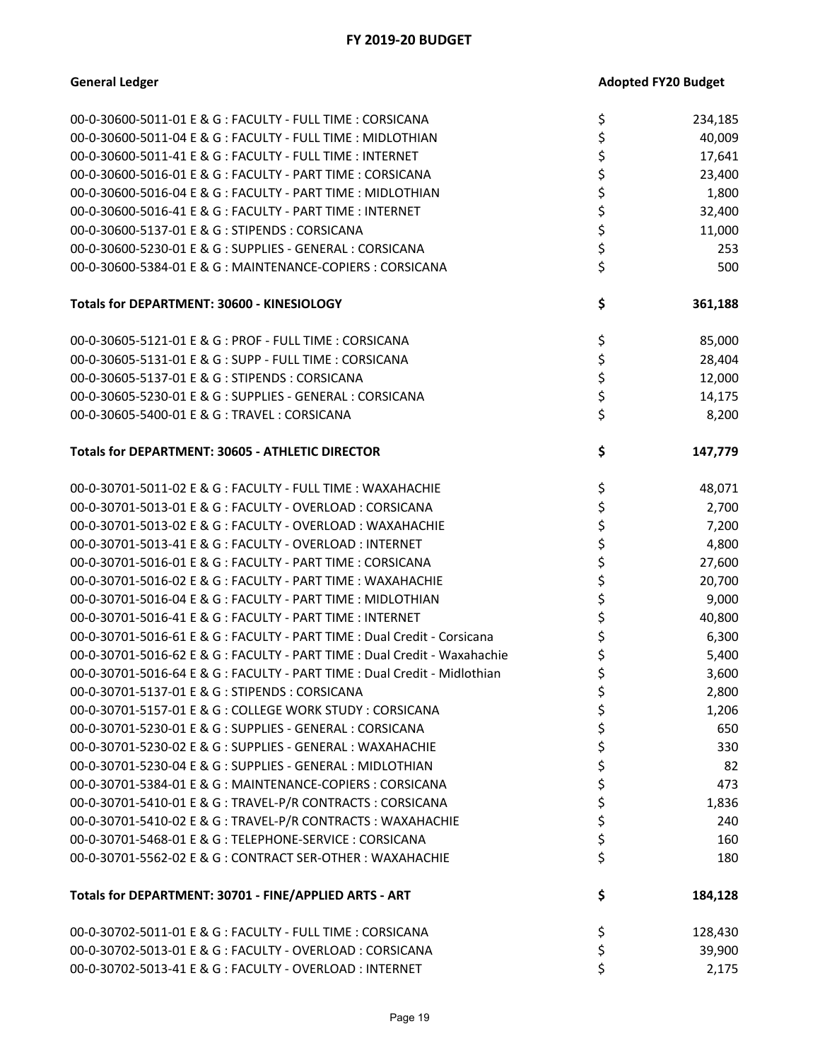# FY 2019-20 BUDGET

| General Ledger | Adopted FY20 Budget |
|---|---|
| 00-0-30600-5011-01 E & G : FACULTY - FULL TIME : CORSICANA | $ 234,185 |
| 00-0-30600-5011-04 E & G : FACULTY - FULL TIME : MIDLOTHIAN | $ 40,009 |
| 00-0-30600-5011-41 E & G : FACULTY - FULL TIME : INTERNET | $ 17,641 |
| 00-0-30600-5016-01 E & G : FACULTY - PART TIME : CORSICANA | $ 23,400 |
| 00-0-30600-5016-04 E & G : FACULTY - PART TIME : MIDLOTHIAN | $ 1,800 |
| 00-0-30600-5016-41 E & G : FACULTY - PART TIME : INTERNET | $ 32,400 |
| 00-0-30600-5137-01 E & G : STIPENDS : CORSICANA | $ 11,000 |
| 00-0-30600-5230-01 E & G : SUPPLIES - GENERAL : CORSICANA | $ 253 |
| 00-0-30600-5384-01 E & G : MAINTENANCE-COPIERS : CORSICANA | $ 500 |
| **Totals for DEPARTMENT: 30600 - KINESIOLOGY** | **$ 361,188** |
| 00-0-30605-5121-01 E & G : PROF - FULL TIME : CORSICANA | $ 85,000 |
| 00-0-30605-5131-01 E & G : SUPP - FULL TIME : CORSICANA | $ 28,404 |
| 00-0-30605-5137-01 E & G : STIPENDS : CORSICANA | $ 12,000 |
| 00-0-30605-5230-01 E & G : SUPPLIES - GENERAL : CORSICANA | $ 14,175 |
| 00-0-30605-5400-01 E & G : TRAVEL : CORSICANA | $ 8,200 |
| **Totals for DEPARTMENT: 30605 - ATHLETIC DIRECTOR** | **$ 147,779** |
| 00-0-30701-5011-02 E & G : FACULTY - FULL TIME : WAXAHACHIE | $ 48,071 |
| 00-0-30701-5013-01 E & G : FACULTY - OVERLOAD : CORSICANA | $ 2,700 |
| 00-0-30701-5013-02 E & G : FACULTY - OVERLOAD : WAXAHACHIE | $ 7,200 |
| 00-0-30701-5013-41 E & G : FACULTY - OVERLOAD : INTERNET | $ 4,800 |
| 00-0-30701-5016-01 E & G : FACULTY - PART TIME : CORSICANA | $ 27,600 |
| 00-0-30701-5016-02 E & G : FACULTY - PART TIME : WAXAHACHIE | $ 20,700 |
| 00-0-30701-5016-04 E & G : FACULTY - PART TIME : MIDLOTHIAN | $ 9,000 |
| 00-0-30701-5016-41 E & G : FACULTY - PART TIME : INTERNET | $ 40,800 |
| 00-0-30701-5016-61 E & G : FACULTY - PART TIME : Dual Credit - Corsicana | $ 6,300 |
| 00-0-30701-5016-62 E & G : FACULTY - PART TIME : Dual Credit - Waxahachie | $ 5,400 |
| 00-0-30701-5016-64 E & G : FACULTY - PART TIME : Dual Credit - Midlothian | $ 3,600 |
| 00-0-30701-5137-01 E & G : STIPENDS : CORSICANA | $ 2,800 |
| 00-0-30701-5157-01 E & G : COLLEGE WORK STUDY : CORSICANA | $ 1,206 |
| 00-0-30701-5230-01 E & G : SUPPLIES - GENERAL : CORSICANA | $ 650 |
| 00-0-30701-5230-02 E & G : SUPPLIES - GENERAL : WAXAHACHIE | $ 330 |
| 00-0-30701-5230-04 E & G : SUPPLIES - GENERAL : MIDLOTHIAN | $ 82 |
| 00-0-30701-5384-01 E & G : MAINTENANCE-COPIERS : CORSICANA | $ 473 |
| 00-0-30701-5410-01 E & G : TRAVEL-P/R CONTRACTS : CORSICANA | $ 1,836 |
| 00-0-30701-5410-02 E & G : TRAVEL-P/R CONTRACTS : WAXAHACHIE | $ 240 |
| 00-0-30701-5468-01 E & G : TELEPHONE-SERVICE : CORSICANA | $ 160 |
| 00-0-30701-5562-02 E & G : CONTRACT SER-OTHER : WAXAHACHIE | $ 180 |
| **Totals for DEPARTMENT: 30701 - FINE/APPLIED ARTS - ART** | **$ 184,128** |
| 00-0-30702-5011-01 E & G : FACULTY - FULL TIME : CORSICANA | $ 128,430 |
| 00-0-30702-5013-01 E & G : FACULTY - OVERLOAD : CORSICANA | $ 39,900 |
| 00-0-30702-5013-41 E & G : FACULTY - OVERLOAD : INTERNET | $ 2,175 |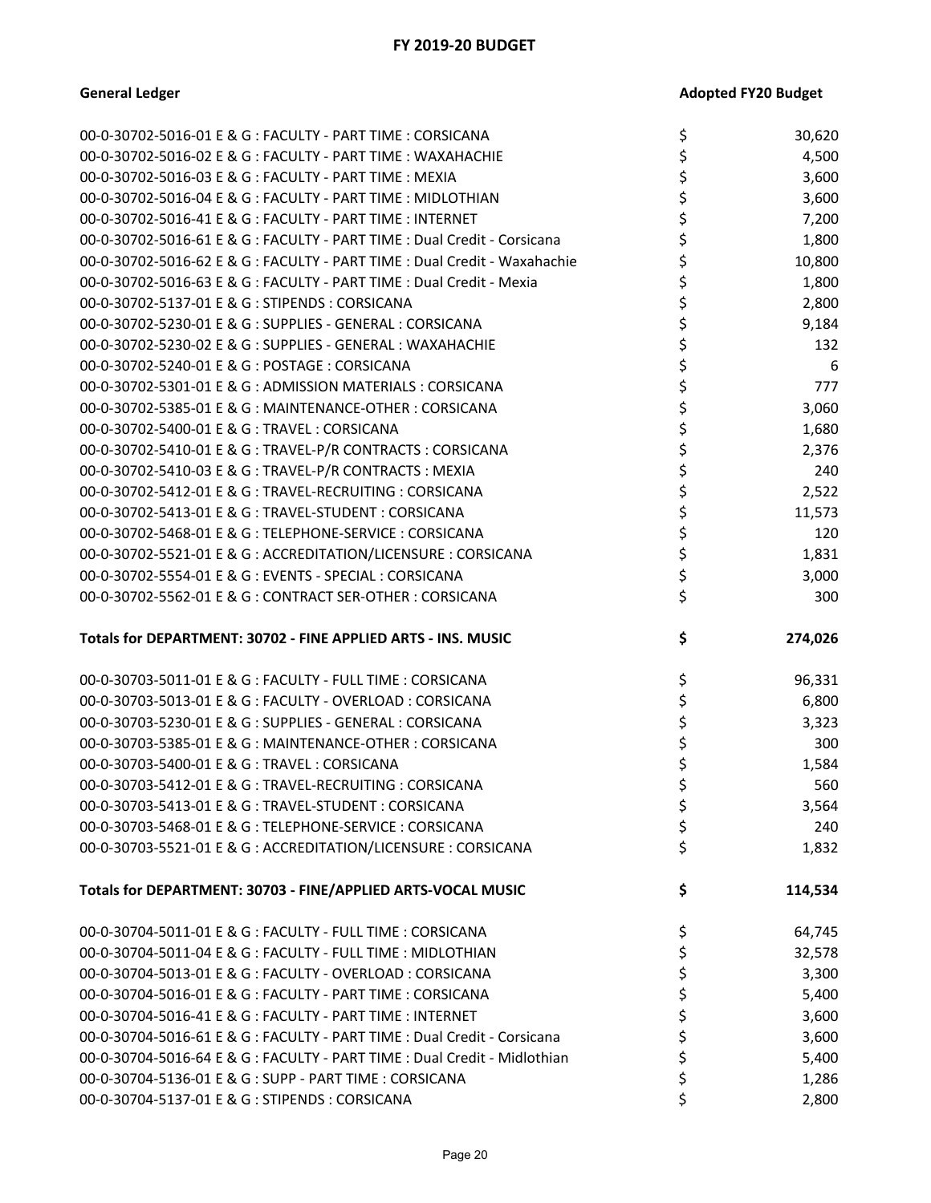## FY 2019-20 BUDGET

| General Ledger | Adopted FY20 Budget |
|---|---|
| 00-0-30702-5016-01 E & G : FACULTY - PART TIME : CORSICANA | $ 30,620 |
| 00-0-30702-5016-02 E & G : FACULTY - PART TIME : WAXAHACHIE | $ 4,500 |
| 00-0-30702-5016-03 E & G : FACULTY - PART TIME : MEXIA | $ 3,600 |
| 00-0-30702-5016-04 E & G : FACULTY - PART TIME : MIDLOTHIAN | $ 3,600 |
| 00-0-30702-5016-41 E & G : FACULTY - PART TIME : INTERNET | $ 7,200 |
| 00-0-30702-5016-61 E & G : FACULTY - PART TIME : Dual Credit - Corsicana | $ 1,800 |
| 00-0-30702-5016-62 E & G : FACULTY - PART TIME : Dual Credit - Waxahachie | $ 10,800 |
| 00-0-30702-5016-63 E & G : FACULTY - PART TIME : Dual Credit - Mexia | $ 1,800 |
| 00-0-30702-5137-01 E & G : STIPENDS : CORSICANA | $ 2,800 |
| 00-0-30702-5230-01 E & G : SUPPLIES - GENERAL : CORSICANA | $ 9,184 |
| 00-0-30702-5230-02 E & G : SUPPLIES - GENERAL : WAXAHACHIE | $ 132 |
| 00-0-30702-5240-01 E & G : POSTAGE : CORSICANA | $ 6 |
| 00-0-30702-5301-01 E & G : ADMISSION MATERIALS : CORSICANA | $ 777 |
| 00-0-30702-5385-01 E & G : MAINTENANCE-OTHER : CORSICANA | $ 3,060 |
| 00-0-30702-5400-01 E & G : TRAVEL : CORSICANA | $ 1,680 |
| 00-0-30702-5410-01 E & G : TRAVEL-P/R CONTRACTS : CORSICANA | $ 2,376 |
| 00-0-30702-5410-03 E & G : TRAVEL-P/R CONTRACTS : MEXIA | $ 240 |
| 00-0-30702-5412-01 E & G : TRAVEL-RECRUITING : CORSICANA | $ 2,522 |
| 00-0-30702-5413-01 E & G : TRAVEL-STUDENT : CORSICANA | $ 11,573 |
| 00-0-30702-5468-01 E & G : TELEPHONE-SERVICE : CORSICANA | $ 120 |
| 00-0-30702-5521-01 E & G : ACCREDITATION/LICENSURE : CORSICANA | $ 1,831 |
| 00-0-30702-5554-01 E & G : EVENTS - SPECIAL : CORSICANA | $ 3,000 |
| 00-0-30702-5562-01 E & G : CONTRACT SER-OTHER : CORSICANA | $ 300 |
| **Totals for DEPARTMENT: 30702 - FINE APPLIED ARTS - INS. MUSIC** | **$ 274,026** |
| 00-0-30703-5011-01 E & G : FACULTY - FULL TIME : CORSICANA | $ 96,331 |
| 00-0-30703-5013-01 E & G : FACULTY - OVERLOAD : CORSICANA | $ 6,800 |
| 00-0-30703-5230-01 E & G : SUPPLIES - GENERAL : CORSICANA | $ 3,323 |
| 00-0-30703-5385-01 E & G : MAINTENANCE-OTHER : CORSICANA | $ 300 |
| 00-0-30703-5400-01 E & G : TRAVEL : CORSICANA | $ 1,584 |
| 00-0-30703-5412-01 E & G : TRAVEL-RECRUITING : CORSICANA | $ 560 |
| 00-0-30703-5413-01 E & G : TRAVEL-STUDENT : CORSICANA | $ 3,564 |
| 00-0-30703-5468-01 E & G : TELEPHONE-SERVICE : CORSICANA | $ 240 |
| 00-0-30703-5521-01 E & G : ACCREDITATION/LICENSURE : CORSICANA | $ 1,832 |
| **Totals for DEPARTMENT: 30703 - FINE/APPLIED ARTS-VOCAL MUSIC** | **$ 114,534** |
| 00-0-30704-5011-01 E & G : FACULTY - FULL TIME : CORSICANA | $ 64,745 |
| 00-0-30704-5011-04 E & G : FACULTY - FULL TIME : MIDLOTHIAN | $ 32,578 |
| 00-0-30704-5013-01 E & G : FACULTY - OVERLOAD : CORSICANA | $ 3,300 |
| 00-0-30704-5016-01 E & G : FACULTY - PART TIME : CORSICANA | $ 5,400 |
| 00-0-30704-5016-41 E & G : FACULTY - PART TIME : INTERNET | $ 3,600 |
| 00-0-30704-5016-61 E & G : FACULTY - PART TIME : Dual Credit - Corsicana | $ 3,600 |
| 00-0-30704-5016-64 E & G : FACULTY - PART TIME : Dual Credit - Midlothian | $ 5,400 |
| 00-0-30704-5136-01 E & G : SUPP - PART TIME : CORSICANA | $ 1,286 |
| 00-0-30704-5137-01 E & G : STIPENDS : CORSICANA | $ 2,800 |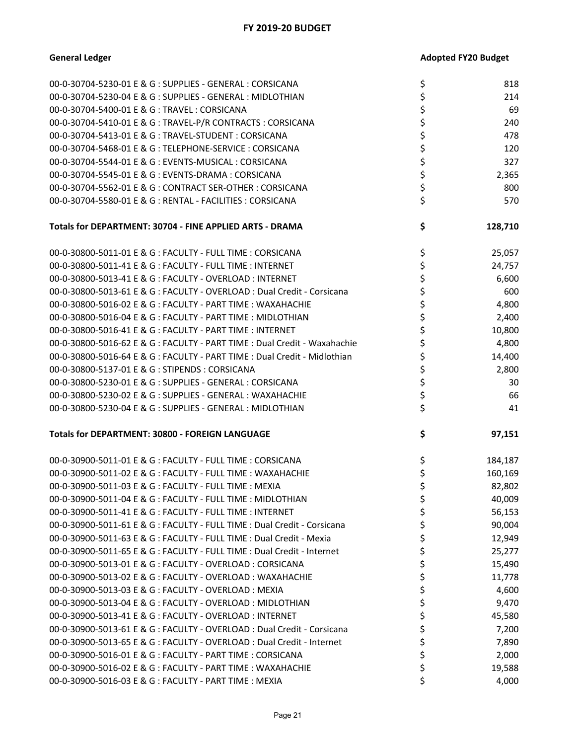## FY 2019-20 BUDGET

| General Ledger | Adopted FY20 Budget |
|---|---|
| 00-0-30704-5230-01 E & G : SUPPLIES - GENERAL : CORSICANA | $ 818 |
| 00-0-30704-5230-04 E & G : SUPPLIES - GENERAL : MIDLOTHIAN | $ 214 |
| 00-0-30704-5400-01 E & G : TRAVEL : CORSICANA | $ 69 |
| 00-0-30704-5410-01 E & G : TRAVEL-P/R CONTRACTS : CORSICANA | $ 240 |
| 00-0-30704-5413-01 E & G : TRAVEL-STUDENT : CORSICANA | $ 478 |
| 00-0-30704-5468-01 E & G : TELEPHONE-SERVICE : CORSICANA | $ 120 |
| 00-0-30704-5544-01 E & G : EVENTS-MUSICAL : CORSICANA | $ 327 |
| 00-0-30704-5545-01 E & G : EVENTS-DRAMA : CORSICANA | $ 2,365 |
| 00-0-30704-5562-01 E & G : CONTRACT SER-OTHER : CORSICANA | $ 800 |
| 00-0-30704-5580-01 E & G : RENTAL - FACILITIES : CORSICANA | $ 570 |
| **Totals for DEPARTMENT: 30704 - FINE APPLIED ARTS - DRAMA** | **$ 128,710** |
| 00-0-30800-5011-01 E & G : FACULTY - FULL TIME : CORSICANA | $ 25,057 |
| 00-0-30800-5011-41 E & G : FACULTY - FULL TIME : INTERNET | $ 24,757 |
| 00-0-30800-5013-41 E & G : FACULTY - OVERLOAD : INTERNET | $ 6,600 |
| 00-0-30800-5013-61 E & G : FACULTY - OVERLOAD : Dual Credit - Corsicana | $ 600 |
| 00-0-30800-5016-02 E & G : FACULTY - PART TIME : WAXAHACHIE | $ 4,800 |
| 00-0-30800-5016-04 E & G : FACULTY - PART TIME : MIDLOTHIAN | $ 2,400 |
| 00-0-30800-5016-41 E & G : FACULTY - PART TIME : INTERNET | $ 10,800 |
| 00-0-30800-5016-62 E & G : FACULTY - PART TIME : Dual Credit - Waxahachie | $ 4,800 |
| 00-0-30800-5016-64 E & G : FACULTY - PART TIME : Dual Credit - Midlothian | $ 14,400 |
| 00-0-30800-5137-01 E & G : STIPENDS : CORSICANA | $ 2,800 |
| 00-0-30800-5230-01 E & G : SUPPLIES - GENERAL : CORSICANA | $ 30 |
| 00-0-30800-5230-02 E & G : SUPPLIES - GENERAL : WAXAHACHIE | $ 66 |
| 00-0-30800-5230-04 E & G : SUPPLIES - GENERAL : MIDLOTHIAN | $ 41 |
| **Totals for DEPARTMENT: 30800 - FOREIGN LANGUAGE** | **$ 97,151** |
| 00-0-30900-5011-01 E & G : FACULTY - FULL TIME : CORSICANA | $ 184,187 |
| 00-0-30900-5011-02 E & G : FACULTY - FULL TIME : WAXAHACHIE | $ 160,169 |
| 00-0-30900-5011-03 E & G : FACULTY - FULL TIME : MEXIA | $ 82,802 |
| 00-0-30900-5011-04 E & G : FACULTY - FULL TIME : MIDLOTHIAN | $ 40,009 |
| 00-0-30900-5011-41 E & G : FACULTY - FULL TIME : INTERNET | $ 56,153 |
| 00-0-30900-5011-61 E & G : FACULTY - FULL TIME : Dual Credit - Corsicana | $ 90,004 |
| 00-0-30900-5011-63 E & G : FACULTY - FULL TIME : Dual Credit - Mexia | $ 12,949 |
| 00-0-30900-5011-65 E & G : FACULTY - FULL TIME : Dual Credit - Internet | $ 25,277 |
| 00-0-30900-5013-01 E & G : FACULTY - OVERLOAD : CORSICANA | $ 15,490 |
| 00-0-30900-5013-02 E & G : FACULTY - OVERLOAD : WAXAHACHIE | $ 11,778 |
| 00-0-30900-5013-03 E & G : FACULTY - OVERLOAD : MEXIA | $ 4,600 |
| 00-0-30900-5013-04 E & G : FACULTY - OVERLOAD : MIDLOTHIAN | $ 9,470 |
| 00-0-30900-5013-41 E & G : FACULTY - OVERLOAD : INTERNET | $ 45,580 |
| 00-0-30900-5013-61 E & G : FACULTY - OVERLOAD : Dual Credit - Corsicana | $ 7,200 |
| 00-0-30900-5013-65 E & G : FACULTY - OVERLOAD : Dual Credit - Internet | $ 7,890 |
| 00-0-30900-5016-01 E & G : FACULTY - PART TIME : CORSICANA | $ 2,000 |
| 00-0-30900-5016-02 E & G : FACULTY - PART TIME : WAXAHACHIE | $ 19,588 |
| 00-0-30900-5016-03 E & G : FACULTY - PART TIME : MEXIA | $ 4,000 |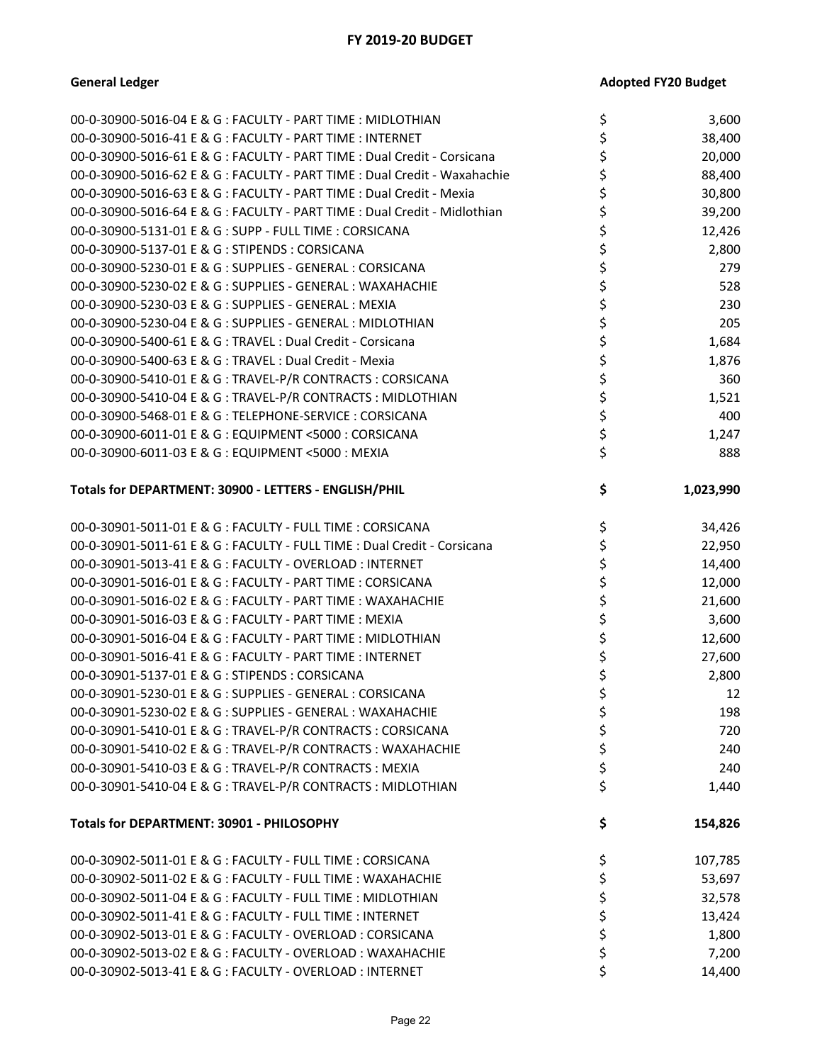## FY 2019-20 BUDGET

| General Ledger | | Adopted FY20 Budget |
|---|---|---|
| 00-0-30900-5016-04 E & G : FACULTY - PART TIME : MIDLOTHIAN | $ | 3,600 |
| 00-0-30900-5016-41 E & G : FACULTY - PART TIME : INTERNET | $ | 38,400 |
| 00-0-30900-5016-61 E & G : FACULTY - PART TIME : Dual Credit - Corsicana | $ | 20,000 |
| 00-0-30900-5016-62 E & G : FACULTY - PART TIME : Dual Credit - Waxahachie | $ | 88,400 |
| 00-0-30900-5016-63 E & G : FACULTY - PART TIME : Dual Credit - Mexia | $ | 30,800 |
| 00-0-30900-5016-64 E & G : FACULTY - PART TIME : Dual Credit - Midlothian | $ | 39,200 |
| 00-0-30900-5131-01 E & G : SUPP - FULL TIME : CORSICANA | $ | 12,426 |
| 00-0-30900-5137-01 E & G : STIPENDS : CORSICANA | $ | 2,800 |
| 00-0-30900-5230-01 E & G : SUPPLIES - GENERAL : CORSICANA | $ | 279 |
| 00-0-30900-5230-02 E & G : SUPPLIES - GENERAL : WAXAHACHIE | $ | 528 |
| 00-0-30900-5230-03 E & G : SUPPLIES - GENERAL : MEXIA | $ | 230 |
| 00-0-30900-5230-04 E & G : SUPPLIES - GENERAL : MIDLOTHIAN | $ | 205 |
| 00-0-30900-5400-61 E & G : TRAVEL : Dual Credit - Corsicana | $ | 1,684 |
| 00-0-30900-5400-63 E & G : TRAVEL : Dual Credit - Mexia | $ | 1,876 |
| 00-0-30900-5410-01 E & G : TRAVEL-P/R CONTRACTS : CORSICANA | $ | 360 |
| 00-0-30900-5410-04 E & G : TRAVEL-P/R CONTRACTS : MIDLOTHIAN | $ | 1,521 |
| 00-0-30900-5468-01 E & G : TELEPHONE-SERVICE : CORSICANA | $ | 400 |
| 00-0-30900-6011-01 E & G : EQUIPMENT <5000 : CORSICANA | $ | 1,247 |
| 00-0-30900-6011-03 E & G : EQUIPMENT <5000 : MEXIA | $ | 888 |
| **Totals for DEPARTMENT: 30900 - LETTERS - ENGLISH/PHIL** | **$** | **1,023,990** |
| 00-0-30901-5011-01 E & G : FACULTY - FULL TIME : CORSICANA | $ | 34,426 |
| 00-0-30901-5011-61 E & G : FACULTY - FULL TIME : Dual Credit - Corsicana | $ | 22,950 |
| 00-0-30901-5013-41 E & G : FACULTY - OVERLOAD : INTERNET | $ | 14,400 |
| 00-0-30901-5016-01 E & G : FACULTY - PART TIME : CORSICANA | $ | 12,000 |
| 00-0-30901-5016-02 E & G : FACULTY - PART TIME : WAXAHACHIE | $ | 21,600 |
| 00-0-30901-5016-03 E & G : FACULTY - PART TIME : MEXIA | $ | 3,600 |
| 00-0-30901-5016-04 E & G : FACULTY - PART TIME : MIDLOTHIAN | $ | 12,600 |
| 00-0-30901-5016-41 E & G : FACULTY - PART TIME : INTERNET | $ | 27,600 |
| 00-0-30901-5137-01 E & G : STIPENDS : CORSICANA | $ | 2,800 |
| 00-0-30901-5230-01 E & G : SUPPLIES - GENERAL : CORSICANA | $ | 12 |
| 00-0-30901-5230-02 E & G : SUPPLIES - GENERAL : WAXAHACHIE | $ | 198 |
| 00-0-30901-5410-01 E & G : TRAVEL-P/R CONTRACTS : CORSICANA | $ | 720 |
| 00-0-30901-5410-02 E & G : TRAVEL-P/R CONTRACTS : WAXAHACHIE | $ | 240 |
| 00-0-30901-5410-03 E & G : TRAVEL-P/R CONTRACTS : MEXIA | $ | 240 |
| 00-0-30901-5410-04 E & G : TRAVEL-P/R CONTRACTS : MIDLOTHIAN | $ | 1,440 |
| **Totals for DEPARTMENT: 30901 - PHILOSOPHY** | **$** | **154,826** |
| 00-0-30902-5011-01 E & G : FACULTY - FULL TIME : CORSICANA | $ | 107,785 |
| 00-0-30902-5011-02 E & G : FACULTY - FULL TIME : WAXAHACHIE | $ | 53,697 |
| 00-0-30902-5011-04 E & G : FACULTY - FULL TIME : MIDLOTHIAN | $ | 32,578 |
| 00-0-30902-5011-41 E & G : FACULTY - FULL TIME : INTERNET | $ | 13,424 |
| 00-0-30902-5013-01 E & G : FACULTY - OVERLOAD : CORSICANA | $ | 1,800 |
| 00-0-30902-5013-02 E & G : FACULTY - OVERLOAD : WAXAHACHIE | $ | 7,200 |
| 00-0-30902-5013-41 E & G : FACULTY - OVERLOAD : INTERNET | $ | 14,400 |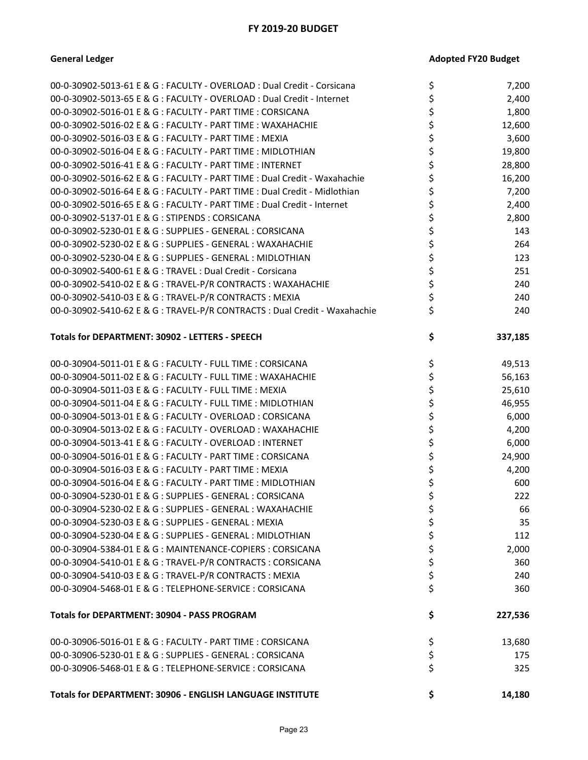## FY 2019-20 BUDGET

| General Ledger | Adopted FY20 Budget |
|---|---|
| 00-0-30902-5013-61 E & G : FACULTY - OVERLOAD : Dual Credit - Corsicana | $ 7,200 |
| 00-0-30902-5013-65 E & G : FACULTY - OVERLOAD : Dual Credit - Internet | $ 2,400 |
| 00-0-30902-5016-01 E & G : FACULTY - PART TIME : CORSICANA | $ 1,800 |
| 00-0-30902-5016-02 E & G : FACULTY - PART TIME : WAXAHACHIE | $ 12,600 |
| 00-0-30902-5016-03 E & G : FACULTY - PART TIME : MEXIA | $ 3,600 |
| 00-0-30902-5016-04 E & G : FACULTY - PART TIME : MIDLOTHIAN | $ 19,800 |
| 00-0-30902-5016-41 E & G : FACULTY - PART TIME : INTERNET | $ 28,800 |
| 00-0-30902-5016-62 E & G : FACULTY - PART TIME : Dual Credit - Waxahachie | $ 16,200 |
| 00-0-30902-5016-64 E & G : FACULTY - PART TIME : Dual Credit - Midlothian | $ 7,200 |
| 00-0-30902-5016-65 E & G : FACULTY - PART TIME : Dual Credit - Internet | $ 2,400 |
| 00-0-30902-5137-01 E & G : STIPENDS : CORSICANA | $ 2,800 |
| 00-0-30902-5230-01 E & G : SUPPLIES - GENERAL : CORSICANA | $ 143 |
| 00-0-30902-5230-02 E & G : SUPPLIES - GENERAL : WAXAHACHIE | $ 264 |
| 00-0-30902-5230-04 E & G : SUPPLIES - GENERAL : MIDLOTHIAN | $ 123 |
| 00-0-30902-5400-61 E & G : TRAVEL : Dual Credit - Corsicana | $ 251 |
| 00-0-30902-5410-02 E & G : TRAVEL-P/R CONTRACTS : WAXAHACHIE | $ 240 |
| 00-0-30902-5410-03 E & G : TRAVEL-P/R CONTRACTS : MEXIA | $ 240 |
| 00-0-30902-5410-62 E & G : TRAVEL-P/R CONTRACTS : Dual Credit - Waxahachie | $ 240 |
| **Totals for DEPARTMENT: 30902 - LETTERS - SPEECH** | **$ 337,185** |
| 00-0-30904-5011-01 E & G : FACULTY - FULL TIME : CORSICANA | $ 49,513 |
| 00-0-30904-5011-02 E & G : FACULTY - FULL TIME : WAXAHACHIE | $ 56,163 |
| 00-0-30904-5011-03 E & G : FACULTY - FULL TIME : MEXIA | $ 25,610 |
| 00-0-30904-5011-04 E & G : FACULTY - FULL TIME : MIDLOTHIAN | $ 46,955 |
| 00-0-30904-5013-01 E & G : FACULTY - OVERLOAD : CORSICANA | $ 6,000 |
| 00-0-30904-5013-02 E & G : FACULTY - OVERLOAD : WAXAHACHIE | $ 4,200 |
| 00-0-30904-5013-41 E & G : FACULTY - OVERLOAD : INTERNET | $ 6,000 |
| 00-0-30904-5016-01 E & G : FACULTY - PART TIME : CORSICANA | $ 24,900 |
| 00-0-30904-5016-03 E & G : FACULTY - PART TIME : MEXIA | $ 4,200 |
| 00-0-30904-5016-04 E & G : FACULTY - PART TIME : MIDLOTHIAN | $ 600 |
| 00-0-30904-5230-01 E & G : SUPPLIES - GENERAL : CORSICANA | $ 222 |
| 00-0-30904-5230-02 E & G : SUPPLIES - GENERAL : WAXAHACHIE | $ 66 |
| 00-0-30904-5230-03 E & G : SUPPLIES - GENERAL : MEXIA | $ 35 |
| 00-0-30904-5230-04 E & G : SUPPLIES - GENERAL : MIDLOTHIAN | $ 112 |
| 00-0-30904-5384-01 E & G : MAINTENANCE-COPIERS : CORSICANA | $ 2,000 |
| 00-0-30904-5410-01 E & G : TRAVEL-P/R CONTRACTS : CORSICANA | $ 360 |
| 00-0-30904-5410-03 E & G : TRAVEL-P/R CONTRACTS : MEXIA | $ 240 |
| 00-0-30904-5468-01 E & G : TELEPHONE-SERVICE : CORSICANA | $ 360 |
| **Totals for DEPARTMENT: 30904 - PASS PROGRAM** | **$ 227,536** |
| 00-0-30906-5016-01 E & G : FACULTY - PART TIME : CORSICANA | $ 13,680 |
| 00-0-30906-5230-01 E & G : SUPPLIES - GENERAL : CORSICANA | $ 175 |
| 00-0-30906-5468-01 E & G : TELEPHONE-SERVICE : CORSICANA | $ 325 |
| **Totals for DEPARTMENT: 30906 - ENGLISH LANGUAGE INSTITUTE** | **$ 14,180** |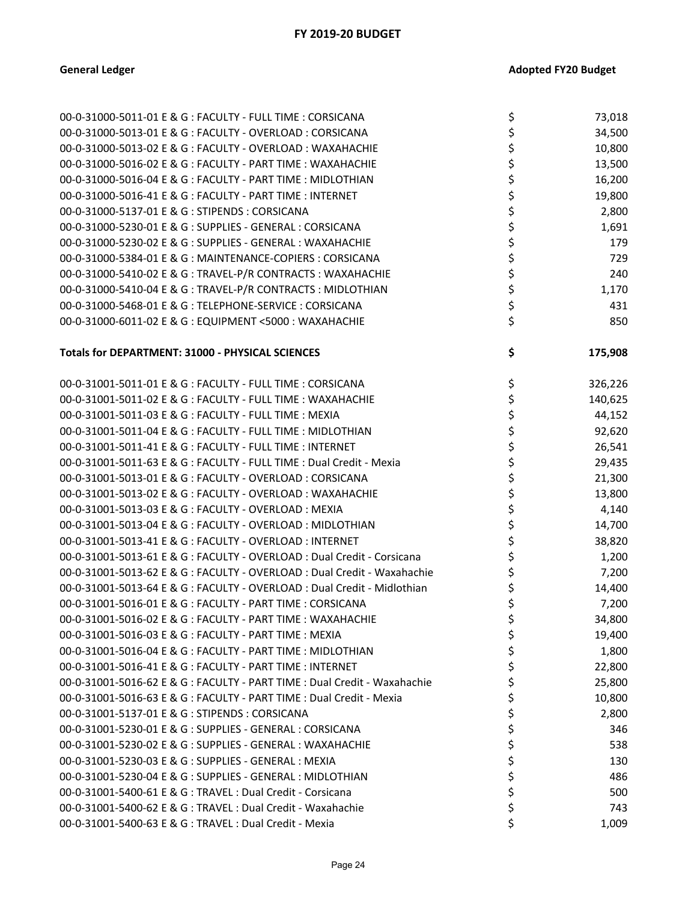## FY 2019-20 BUDGET

| General Ledger | Adopted FY20 Budget |
|---|---|
| 00-0-31000-5011-01 E & G : FACULTY - FULL TIME : CORSICANA | $ 73,018 |
| 00-0-31000-5013-01 E & G : FACULTY - OVERLOAD : CORSICANA | $ 34,500 |
| 00-0-31000-5013-02 E & G : FACULTY - OVERLOAD : WAXAHACHIE | $ 10,800 |
| 00-0-31000-5016-02 E & G : FACULTY - PART TIME : WAXAHACHIE | $ 13,500 |
| 00-0-31000-5016-04 E & G : FACULTY - PART TIME : MIDLOTHIAN | $ 16,200 |
| 00-0-31000-5016-41 E & G : FACULTY - PART TIME : INTERNET | $ 19,800 |
| 00-0-31000-5137-01 E & G : STIPENDS : CORSICANA | $ 2,800 |
| 00-0-31000-5230-01 E & G : SUPPLIES - GENERAL : CORSICANA | $ 1,691 |
| 00-0-31000-5230-02 E & G : SUPPLIES - GENERAL : WAXAHACHIE | $ 179 |
| 00-0-31000-5384-01 E & G : MAINTENANCE-COPIERS : CORSICANA | $ 729 |
| 00-0-31000-5410-02 E & G : TRAVEL-P/R CONTRACTS : WAXAHACHIE | $ 240 |
| 00-0-31000-5410-04 E & G : TRAVEL-P/R CONTRACTS : MIDLOTHIAN | $ 1,170 |
| 00-0-31000-5468-01 E & G : TELEPHONE-SERVICE : CORSICANA | $ 431 |
| 00-0-31000-6011-02 E & G : EQUIPMENT <5000 : WAXAHACHIE | $ 850 |
| **Totals for DEPARTMENT: 31000 - PHYSICAL SCIENCES** | **$ 175,908** |
| 00-0-31001-5011-01 E & G : FACULTY - FULL TIME : CORSICANA | $ 326,226 |
| 00-0-31001-5011-02 E & G : FACULTY - FULL TIME : WAXAHACHIE | $ 140,625 |
| 00-0-31001-5011-03 E & G : FACULTY - FULL TIME : MEXIA | $ 44,152 |
| 00-0-31001-5011-04 E & G : FACULTY - FULL TIME : MIDLOTHIAN | $ 92,620 |
| 00-0-31001-5011-41 E & G : FACULTY - FULL TIME : INTERNET | $ 26,541 |
| 00-0-31001-5011-63 E & G : FACULTY - FULL TIME : Dual Credit - Mexia | $ 29,435 |
| 00-0-31001-5013-01 E & G : FACULTY - OVERLOAD : CORSICANA | $ 21,300 |
| 00-0-31001-5013-02 E & G : FACULTY - OVERLOAD : WAXAHACHIE | $ 13,800 |
| 00-0-31001-5013-03 E & G : FACULTY - OVERLOAD : MEXIA | $ 4,140 |
| 00-0-31001-5013-04 E & G : FACULTY - OVERLOAD : MIDLOTHIAN | $ 14,700 |
| 00-0-31001-5013-41 E & G : FACULTY - OVERLOAD : INTERNET | $ 38,820 |
| 00-0-31001-5013-61 E & G : FACULTY - OVERLOAD : Dual Credit - Corsicana | $ 1,200 |
| 00-0-31001-5013-62 E & G : FACULTY - OVERLOAD : Dual Credit - Waxahachie | $ 7,200 |
| 00-0-31001-5013-64 E & G : FACULTY - OVERLOAD : Dual Credit - Midlothian | $ 14,400 |
| 00-0-31001-5016-01 E & G : FACULTY - PART TIME : CORSICANA | $ 7,200 |
| 00-0-31001-5016-02 E & G : FACULTY - PART TIME : WAXAHACHIE | $ 34,800 |
| 00-0-31001-5016-03 E & G : FACULTY - PART TIME : MEXIA | $ 19,400 |
| 00-0-31001-5016-04 E & G : FACULTY - PART TIME : MIDLOTHIAN | $ 1,800 |
| 00-0-31001-5016-41 E & G : FACULTY - PART TIME : INTERNET | $ 22,800 |
| 00-0-31001-5016-62 E & G : FACULTY - PART TIME : Dual Credit - Waxahachie | $ 25,800 |
| 00-0-31001-5016-63 E & G : FACULTY - PART TIME : Dual Credit - Mexia | $ 10,800 |
| 00-0-31001-5137-01 E & G : STIPENDS : CORSICANA | $ 2,800 |
| 00-0-31001-5230-01 E & G : SUPPLIES - GENERAL : CORSICANA | $ 346 |
| 00-0-31001-5230-02 E & G : SUPPLIES - GENERAL : WAXAHACHIE | $ 538 |
| 00-0-31001-5230-03 E & G : SUPPLIES - GENERAL : MEXIA | $ 130 |
| 00-0-31001-5230-04 E & G : SUPPLIES - GENERAL : MIDLOTHIAN | $ 486 |
| 00-0-31001-5400-61 E & G : TRAVEL : Dual Credit - Corsicana | $ 500 |
| 00-0-31001-5400-62 E & G : TRAVEL : Dual Credit - Waxahachie | $ 743 |
| 00-0-31001-5400-63 E & G : TRAVEL : Dual Credit - Mexia | $ 1,009 |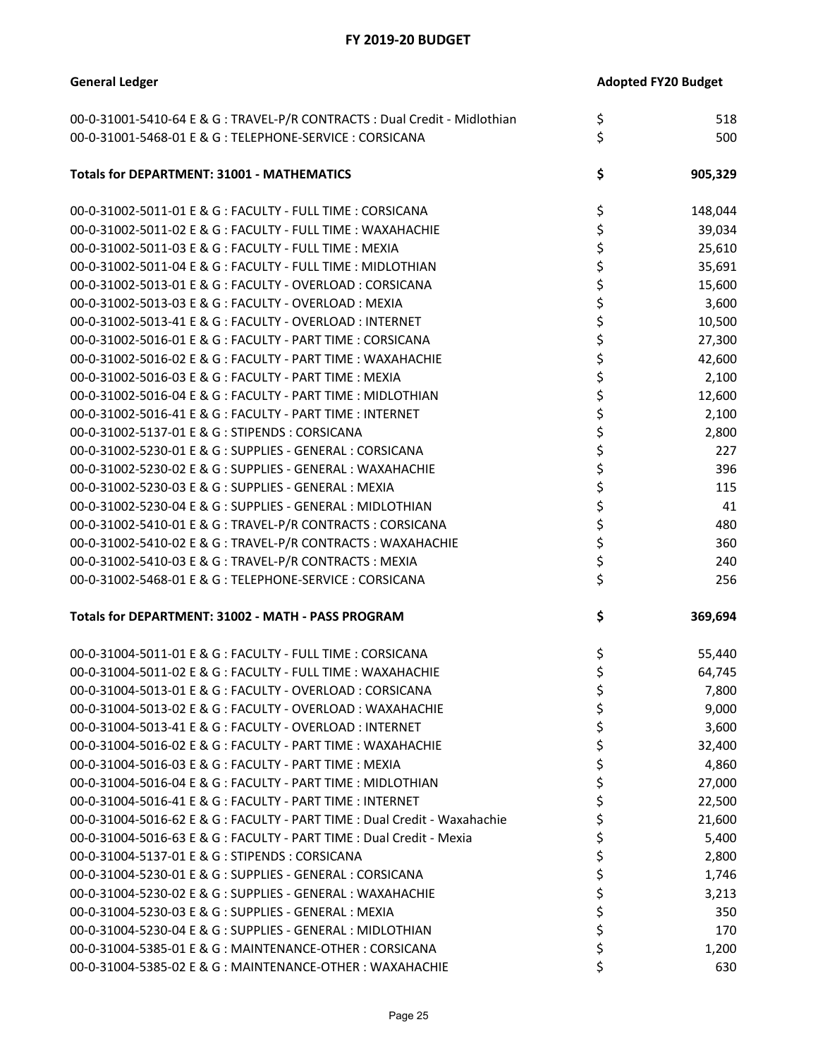## FY 2019-20 BUDGET

| General Ledger | Adopted FY20 Budget |
|---|---|
| 00-0-31001-5410-64 E & G : TRAVEL-P/R CONTRACTS : Dual Credit - Midlothian | $ 518 |
| 00-0-31001-5468-01 E & G : TELEPHONE-SERVICE : CORSICANA | $ 500 |
| **Totals for DEPARTMENT: 31001 - MATHEMATICS** | **$ 905,329** |
| 00-0-31002-5011-01 E & G : FACULTY - FULL TIME : CORSICANA | $ 148,044 |
| 00-0-31002-5011-02 E & G : FACULTY - FULL TIME : WAXAHACHIE | $ 39,034 |
| 00-0-31002-5011-03 E & G : FACULTY - FULL TIME : MEXIA | $ 25,610 |
| 00-0-31002-5011-04 E & G : FACULTY - FULL TIME : MIDLOTHIAN | $ 35,691 |
| 00-0-31002-5013-01 E & G : FACULTY - OVERLOAD : CORSICANA | $ 15,600 |
| 00-0-31002-5013-03 E & G : FACULTY - OVERLOAD : MEXIA | $ 3,600 |
| 00-0-31002-5013-41 E & G : FACULTY - OVERLOAD : INTERNET | $ 10,500 |
| 00-0-31002-5016-01 E & G : FACULTY - PART TIME : CORSICANA | $ 27,300 |
| 00-0-31002-5016-02 E & G : FACULTY - PART TIME : WAXAHACHIE | $ 42,600 |
| 00-0-31002-5016-03 E & G : FACULTY - PART TIME : MEXIA | $ 2,100 |
| 00-0-31002-5016-04 E & G : FACULTY - PART TIME : MIDLOTHIAN | $ 12,600 |
| 00-0-31002-5016-41 E & G : FACULTY - PART TIME : INTERNET | $ 2,100 |
| 00-0-31002-5137-01 E & G : STIPENDS : CORSICANA | $ 2,800 |
| 00-0-31002-5230-01 E & G : SUPPLIES - GENERAL : CORSICANA | $ 227 |
| 00-0-31002-5230-02 E & G : SUPPLIES - GENERAL : WAXAHACHIE | $ 396 |
| 00-0-31002-5230-03 E & G : SUPPLIES - GENERAL : MEXIA | $ 115 |
| 00-0-31002-5230-04 E & G : SUPPLIES - GENERAL : MIDLOTHIAN | $ 41 |
| 00-0-31002-5410-01 E & G : TRAVEL-P/R CONTRACTS : CORSICANA | $ 480 |
| 00-0-31002-5410-02 E & G : TRAVEL-P/R CONTRACTS : WAXAHACHIE | $ 360 |
| 00-0-31002-5410-03 E & G : TRAVEL-P/R CONTRACTS : MEXIA | $ 240 |
| 00-0-31002-5468-01 E & G : TELEPHONE-SERVICE : CORSICANA | $ 256 |
| **Totals for DEPARTMENT: 31002 - MATH - PASS PROGRAM** | **$ 369,694** |
| 00-0-31004-5011-01 E & G : FACULTY - FULL TIME : CORSICANA | $ 55,440 |
| 00-0-31004-5011-02 E & G : FACULTY - FULL TIME : WAXAHACHIE | $ 64,745 |
| 00-0-31004-5013-01 E & G : FACULTY - OVERLOAD : CORSICANA | $ 7,800 |
| 00-0-31004-5013-02 E & G : FACULTY - OVERLOAD : WAXAHACHIE | $ 9,000 |
| 00-0-31004-5013-41 E & G : FACULTY - OVERLOAD : INTERNET | $ 3,600 |
| 00-0-31004-5016-02 E & G : FACULTY - PART TIME : WAXAHACHIE | $ 32,400 |
| 00-0-31004-5016-03 E & G : FACULTY - PART TIME : MEXIA | $ 4,860 |
| 00-0-31004-5016-04 E & G : FACULTY - PART TIME : MIDLOTHIAN | $ 27,000 |
| 00-0-31004-5016-41 E & G : FACULTY - PART TIME : INTERNET | $ 22,500 |
| 00-0-31004-5016-62 E & G : FACULTY - PART TIME : Dual Credit - Waxahachie | $ 21,600 |
| 00-0-31004-5016-63 E & G : FACULTY - PART TIME : Dual Credit - Mexia | $ 5,400 |
| 00-0-31004-5137-01 E & G : STIPENDS : CORSICANA | $ 2,800 |
| 00-0-31004-5230-01 E & G : SUPPLIES - GENERAL : CORSICANA | $ 1,746 |
| 00-0-31004-5230-02 E & G : SUPPLIES - GENERAL : WAXAHACHIE | $ 3,213 |
| 00-0-31004-5230-03 E & G : SUPPLIES - GENERAL : MEXIA | $ 350 |
| 00-0-31004-5230-04 E & G : SUPPLIES - GENERAL : MIDLOTHIAN | $ 170 |
| 00-0-31004-5385-01 E & G : MAINTENANCE-OTHER : CORSICANA | $ 1,200 |
| 00-0-31004-5385-02 E & G : MAINTENANCE-OTHER : WAXAHACHIE | $ 630 |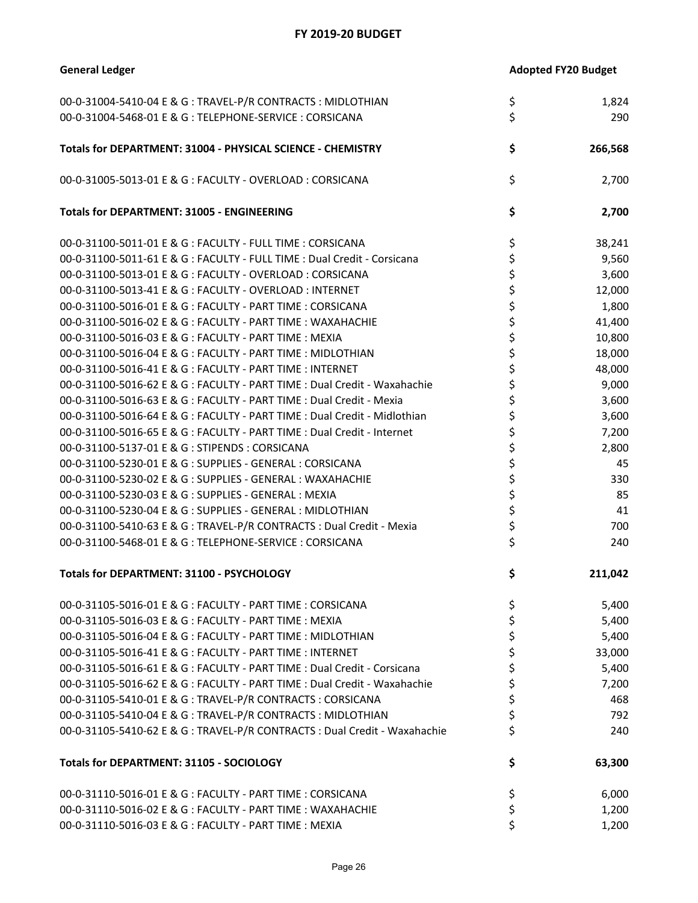## FY 2019-20 BUDGET

| General Ledger | Adopted FY20 Budget |
|---|---|
| 00-0-31004-5410-04 E & G : TRAVEL-P/R CONTRACTS : MIDLOTHIAN | $ 1,824 |
| 00-0-31004-5468-01 E & G : TELEPHONE-SERVICE : CORSICANA | $ 290 |
| **Totals for DEPARTMENT: 31004 - PHYSICAL SCIENCE - CHEMISTRY** | **$ 266,568** |
| 00-0-31005-5013-01 E & G : FACULTY - OVERLOAD : CORSICANA | $ 2,700 |
| **Totals for DEPARTMENT: 31005 - ENGINEERING** | **$ 2,700** |
| 00-0-31100-5011-01 E & G : FACULTY - FULL TIME : CORSICANA | $ 38,241 |
| 00-0-31100-5011-61 E & G : FACULTY - FULL TIME : Dual Credit - Corsicana | $ 9,560 |
| 00-0-31100-5013-01 E & G : FACULTY - OVERLOAD : CORSICANA | $ 3,600 |
| 00-0-31100-5013-41 E & G : FACULTY - OVERLOAD : INTERNET | $ 12,000 |
| 00-0-31100-5016-01 E & G : FACULTY - PART TIME : CORSICANA | $ 1,800 |
| 00-0-31100-5016-02 E & G : FACULTY - PART TIME : WAXAHACHIE | $ 41,400 |
| 00-0-31100-5016-03 E & G : FACULTY - PART TIME : MEXIA | $ 10,800 |
| 00-0-31100-5016-04 E & G : FACULTY - PART TIME : MIDLOTHIAN | $ 18,000 |
| 00-0-31100-5016-41 E & G : FACULTY - PART TIME : INTERNET | $ 48,000 |
| 00-0-31100-5016-62 E & G : FACULTY - PART TIME : Dual Credit - Waxahachie | $ 9,000 |
| 00-0-31100-5016-63 E & G : FACULTY - PART TIME : Dual Credit - Mexia | $ 3,600 |
| 00-0-31100-5016-64 E & G : FACULTY - PART TIME : Dual Credit - Midlothian | $ 3,600 |
| 00-0-31100-5016-65 E & G : FACULTY - PART TIME : Dual Credit - Internet | $ 7,200 |
| 00-0-31100-5137-01 E & G : STIPENDS : CORSICANA | $ 2,800 |
| 00-0-31100-5230-01 E & G : SUPPLIES - GENERAL : CORSICANA | $ 45 |
| 00-0-31100-5230-02 E & G : SUPPLIES - GENERAL : WAXAHACHIE | $ 330 |
| 00-0-31100-5230-03 E & G : SUPPLIES - GENERAL : MEXIA | $ 85 |
| 00-0-31100-5230-04 E & G : SUPPLIES - GENERAL : MIDLOTHIAN | $ 41 |
| 00-0-31100-5410-63 E & G : TRAVEL-P/R CONTRACTS : Dual Credit - Mexia | $ 700 |
| 00-0-31100-5468-01 E & G : TELEPHONE-SERVICE : CORSICANA | $ 240 |
| **Totals for DEPARTMENT: 31100 - PSYCHOLOGY** | **$ 211,042** |
| 00-0-31105-5016-01 E & G : FACULTY - PART TIME : CORSICANA | $ 5,400 |
| 00-0-31105-5016-03 E & G : FACULTY - PART TIME : MEXIA | $ 5,400 |
| 00-0-31105-5016-04 E & G : FACULTY - PART TIME : MIDLOTHIAN | $ 5,400 |
| 00-0-31105-5016-41 E & G : FACULTY - PART TIME : INTERNET | $ 33,000 |
| 00-0-31105-5016-61 E & G : FACULTY - PART TIME : Dual Credit - Corsicana | $ 5,400 |
| 00-0-31105-5016-62 E & G : FACULTY - PART TIME : Dual Credit - Waxahachie | $ 7,200 |
| 00-0-31105-5410-01 E & G : TRAVEL-P/R CONTRACTS : CORSICANA | $ 468 |
| 00-0-31105-5410-04 E & G : TRAVEL-P/R CONTRACTS : MIDLOTHIAN | $ 792 |
| 00-0-31105-5410-62 E & G : TRAVEL-P/R CONTRACTS : Dual Credit - Waxahachie | $ 240 |
| **Totals for DEPARTMENT: 31105 - SOCIOLOGY** | **$ 63,300** |
| 00-0-31110-5016-01 E & G : FACULTY - PART TIME : CORSICANA | $ 6,000 |
| 00-0-31110-5016-02 E & G : FACULTY - PART TIME : WAXAHACHIE | $ 1,200 |
| 00-0-31110-5016-03 E & G : FACULTY - PART TIME : MEXIA | $ 1,200 |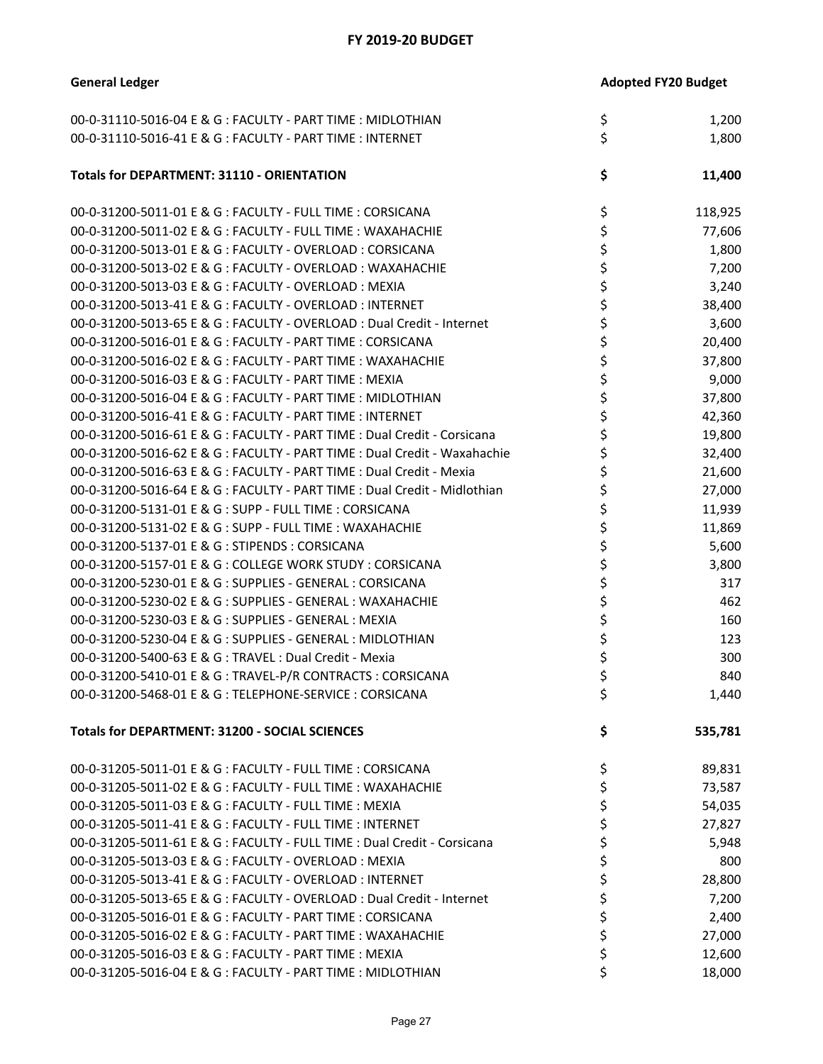## FY 2019-20 BUDGET

| General Ledger | Adopted FY20 Budget |
|---|---|
| 00-0-31110-5016-04 E & G : FACULTY - PART TIME : MIDLOTHIAN | $ 1,200 |
| 00-0-31110-5016-41 E & G : FACULTY - PART TIME : INTERNET | $ 1,800 |
| **Totals for DEPARTMENT: 31110 - ORIENTATION** | **$ 11,400** |
| 00-0-31200-5011-01 E & G : FACULTY - FULL TIME : CORSICANA | $ 118,925 |
| 00-0-31200-5011-02 E & G : FACULTY - FULL TIME : WAXAHACHIE | $ 77,606 |
| 00-0-31200-5013-01 E & G : FACULTY - OVERLOAD : CORSICANA | $ 1,800 |
| 00-0-31200-5013-02 E & G : FACULTY - OVERLOAD : WAXAHACHIE | $ 7,200 |
| 00-0-31200-5013-03 E & G : FACULTY - OVERLOAD : MEXIA | $ 3,240 |
| 00-0-31200-5013-41 E & G : FACULTY - OVERLOAD : INTERNET | $ 38,400 |
| 00-0-31200-5013-65 E & G : FACULTY - OVERLOAD : Dual Credit - Internet | $ 3,600 |
| 00-0-31200-5016-01 E & G : FACULTY - PART TIME : CORSICANA | $ 20,400 |
| 00-0-31200-5016-02 E & G : FACULTY - PART TIME : WAXAHACHIE | $ 37,800 |
| 00-0-31200-5016-03 E & G : FACULTY - PART TIME : MEXIA | $ 9,000 |
| 00-0-31200-5016-04 E & G : FACULTY - PART TIME : MIDLOTHIAN | $ 37,800 |
| 00-0-31200-5016-41 E & G : FACULTY - PART TIME : INTERNET | $ 42,360 |
| 00-0-31200-5016-61 E & G : FACULTY - PART TIME : Dual Credit - Corsicana | $ 19,800 |
| 00-0-31200-5016-62 E & G : FACULTY - PART TIME : Dual Credit - Waxahachie | $ 32,400 |
| 00-0-31200-5016-63 E & G : FACULTY - PART TIME : Dual Credit - Mexia | $ 21,600 |
| 00-0-31200-5016-64 E & G : FACULTY - PART TIME : Dual Credit - Midlothian | $ 27,000 |
| 00-0-31200-5131-01 E & G : SUPP - FULL TIME : CORSICANA | $ 11,939 |
| 00-0-31200-5131-02 E & G : SUPP - FULL TIME : WAXAHACHIE | $ 11,869 |
| 00-0-31200-5137-01 E & G : STIPENDS : CORSICANA | $ 5,600 |
| 00-0-31200-5157-01 E & G : COLLEGE WORK STUDY : CORSICANA | $ 3,800 |
| 00-0-31200-5230-01 E & G : SUPPLIES - GENERAL : CORSICANA | $ 317 |
| 00-0-31200-5230-02 E & G : SUPPLIES - GENERAL : WAXAHACHIE | $ 462 |
| 00-0-31200-5230-03 E & G : SUPPLIES - GENERAL : MEXIA | $ 160 |
| 00-0-31200-5230-04 E & G : SUPPLIES - GENERAL : MIDLOTHIAN | $ 123 |
| 00-0-31200-5400-63 E & G : TRAVEL : Dual Credit - Mexia | $ 300 |
| 00-0-31200-5410-01 E & G : TRAVEL-P/R CONTRACTS : CORSICANA | $ 840 |
| 00-0-31200-5468-01 E & G : TELEPHONE-SERVICE : CORSICANA | $ 1,440 |
| **Totals for DEPARTMENT: 31200 - SOCIAL SCIENCES** | **$ 535,781** |
| 00-0-31205-5011-01 E & G : FACULTY - FULL TIME : CORSICANA | $ 89,831 |
| 00-0-31205-5011-02 E & G : FACULTY - FULL TIME : WAXAHACHIE | $ 73,587 |
| 00-0-31205-5011-03 E & G : FACULTY - FULL TIME : MEXIA | $ 54,035 |
| 00-0-31205-5011-41 E & G : FACULTY - FULL TIME : INTERNET | $ 27,827 |
| 00-0-31205-5011-61 E & G : FACULTY - FULL TIME : Dual Credit - Corsicana | $ 5,948 |
| 00-0-31205-5013-03 E & G : FACULTY - OVERLOAD : MEXIA | $ 800 |
| 00-0-31205-5013-41 E & G : FACULTY - OVERLOAD : INTERNET | $ 28,800 |
| 00-0-31205-5013-65 E & G : FACULTY - OVERLOAD : Dual Credit - Internet | $ 7,200 |
| 00-0-31205-5016-01 E & G : FACULTY - PART TIME : CORSICANA | $ 2,400 |
| 00-0-31205-5016-02 E & G : FACULTY - PART TIME : WAXAHACHIE | $ 27,000 |
| 00-0-31205-5016-03 E & G : FACULTY - PART TIME : MEXIA | $ 12,600 |
| 00-0-31205-5016-04 E & G : FACULTY - PART TIME : MIDLOTHIAN | $ 18,000 |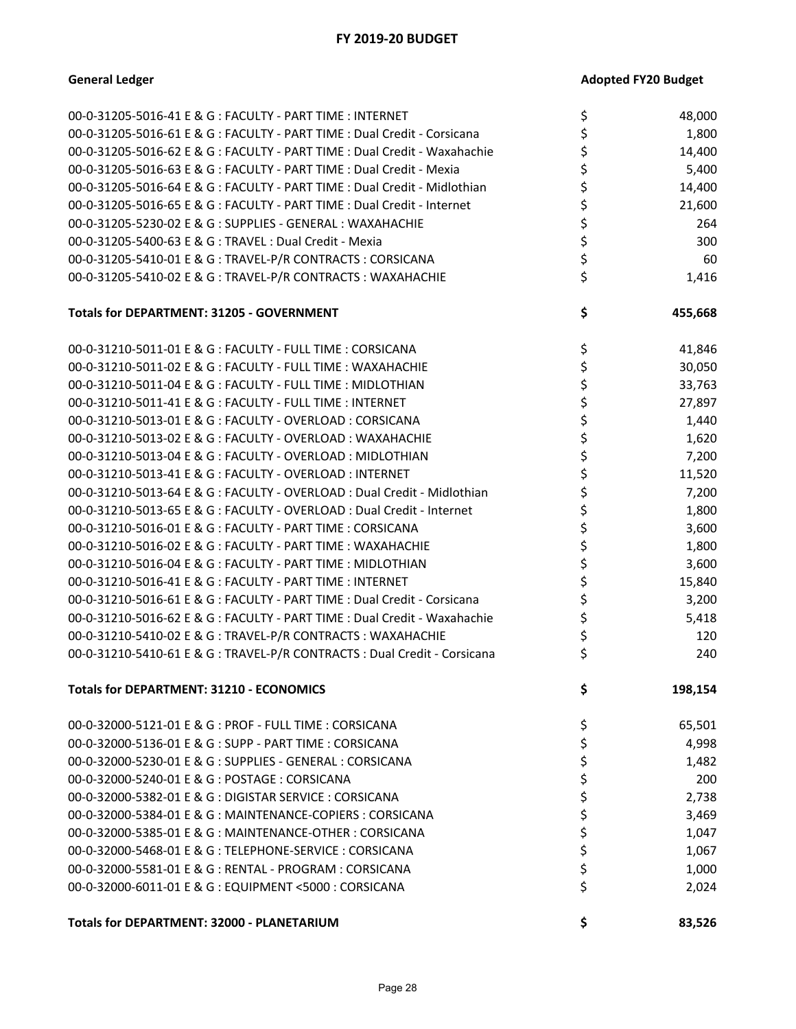# FY 2019-20 BUDGET

| General Ledger | Adopted FY20 Budget |
|---|---|
| 00-0-31205-5016-41 E & G : FACULTY - PART TIME : INTERNET | $ 48,000 |
| 00-0-31205-5016-61 E & G : FACULTY - PART TIME : Dual Credit - Corsicana | $ 1,800 |
| 00-0-31205-5016-62 E & G : FACULTY - PART TIME : Dual Credit - Waxahachie | $ 14,400 |
| 00-0-31205-5016-63 E & G : FACULTY - PART TIME : Dual Credit - Mexia | $ 5,400 |
| 00-0-31205-5016-64 E & G : FACULTY - PART TIME : Dual Credit - Midlothian | $ 14,400 |
| 00-0-31205-5016-65 E & G : FACULTY - PART TIME : Dual Credit - Internet | $ 21,600 |
| 00-0-31205-5230-02 E & G : SUPPLIES - GENERAL : WAXAHACHIE | $ 264 |
| 00-0-31205-5400-63 E & G : TRAVEL : Dual Credit - Mexia | $ 300 |
| 00-0-31205-5410-01 E & G : TRAVEL-P/R CONTRACTS : CORSICANA | $ 60 |
| 00-0-31205-5410-02 E & G : TRAVEL-P/R CONTRACTS : WAXAHACHIE | $ 1,416 |
| **Totals for DEPARTMENT: 31205 - GOVERNMENT** | **$ 455,668** |
| 00-0-31210-5011-01 E & G : FACULTY - FULL TIME : CORSICANA | $ 41,846 |
| 00-0-31210-5011-02 E & G : FACULTY - FULL TIME : WAXAHACHIE | $ 30,050 |
| 00-0-31210-5011-04 E & G : FACULTY - FULL TIME : MIDLOTHIAN | $ 33,763 |
| 00-0-31210-5011-41 E & G : FACULTY - FULL TIME : INTERNET | $ 27,897 |
| 00-0-31210-5013-01 E & G : FACULTY - OVERLOAD : CORSICANA | $ 1,440 |
| 00-0-31210-5013-02 E & G : FACULTY - OVERLOAD : WAXAHACHIE | $ 1,620 |
| 00-0-31210-5013-04 E & G : FACULTY - OVERLOAD : MIDLOTHIAN | $ 7,200 |
| 00-0-31210-5013-41 E & G : FACULTY - OVERLOAD : INTERNET | $ 11,520 |
| 00-0-31210-5013-64 E & G : FACULTY - OVERLOAD : Dual Credit - Midlothian | $ 7,200 |
| 00-0-31210-5013-65 E & G : FACULTY - OVERLOAD : Dual Credit - Internet | $ 1,800 |
| 00-0-31210-5016-01 E & G : FACULTY - PART TIME : CORSICANA | $ 3,600 |
| 00-0-31210-5016-02 E & G : FACULTY - PART TIME : WAXAHACHIE | $ 1,800 |
| 00-0-31210-5016-04 E & G : FACULTY - PART TIME : MIDLOTHIAN | $ 3,600 |
| 00-0-31210-5016-41 E & G : FACULTY - PART TIME : INTERNET | $ 15,840 |
| 00-0-31210-5016-61 E & G : FACULTY - PART TIME : Dual Credit - Corsicana | $ 3,200 |
| 00-0-31210-5016-62 E & G : FACULTY - PART TIME : Dual Credit - Waxahachie | $ 5,418 |
| 00-0-31210-5410-02 E & G : TRAVEL-P/R CONTRACTS : WAXAHACHIE | $ 120 |
| 00-0-31210-5410-61 E & G : TRAVEL-P/R CONTRACTS : Dual Credit - Corsicana | $ 240 |
| **Totals for DEPARTMENT: 31210 - ECONOMICS** | **$ 198,154** |
| 00-0-32000-5121-01 E & G : PROF - FULL TIME : CORSICANA | $ 65,501 |
| 00-0-32000-5136-01 E & G : SUPP - PART TIME : CORSICANA | $ 4,998 |
| 00-0-32000-5230-01 E & G : SUPPLIES - GENERAL : CORSICANA | $ 1,482 |
| 00-0-32000-5240-01 E & G : POSTAGE : CORSICANA | $ 200 |
| 00-0-32000-5382-01 E & G : DIGISTAR SERVICE : CORSICANA | $ 2,738 |
| 00-0-32000-5384-01 E & G : MAINTENANCE-COPIERS : CORSICANA | $ 3,469 |
| 00-0-32000-5385-01 E & G : MAINTENANCE-OTHER : CORSICANA | $ 1,047 |
| 00-0-32000-5468-01 E & G : TELEPHONE-SERVICE : CORSICANA | $ 1,067 |
| 00-0-32000-5581-01 E & G : RENTAL - PROGRAM : CORSICANA | $ 1,000 |
| 00-0-32000-6011-01 E & G : EQUIPMENT <5000 : CORSICANA | $ 2,024 |
| **Totals for DEPARTMENT: 32000 - PLANETARIUM** | **$ 83,526** |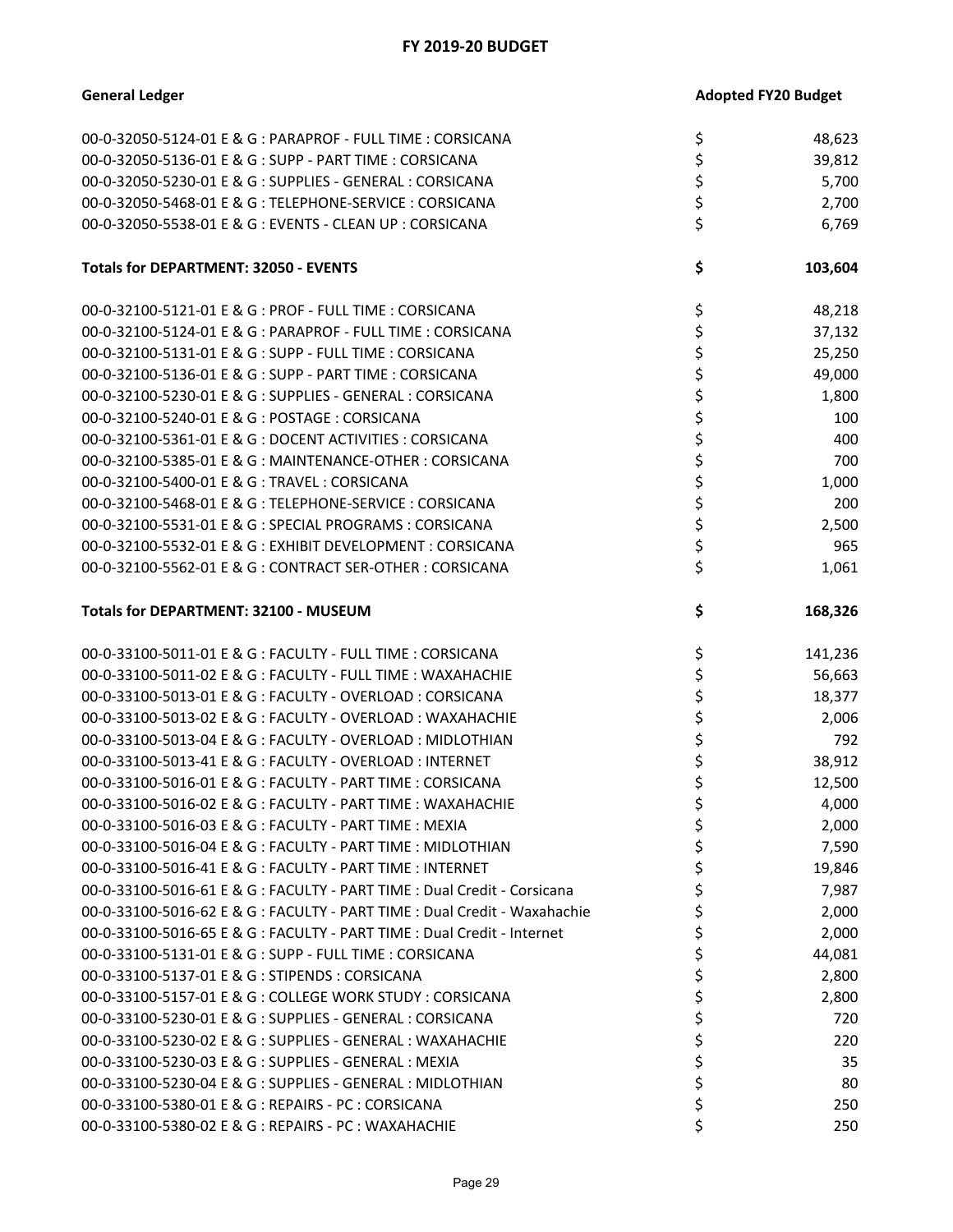# FY 2019-20 BUDGET

| General Ledger | Adopted FY20 Budget |
|---|---|
| 00-0-32050-5124-01 E & G : PARAPROF - FULL TIME : CORSICANA | $ 48,623 |
| 00-0-32050-5136-01 E & G : SUPP - PART TIME : CORSICANA | $ 39,812 |
| 00-0-32050-5230-01 E & G : SUPPLIES - GENERAL : CORSICANA | $ 5,700 |
| 00-0-32050-5468-01 E & G : TELEPHONE-SERVICE : CORSICANA | $ 2,700 |
| 00-0-32050-5538-01 E & G : EVENTS - CLEAN UP : CORSICANA | $ 6,769 |
| **Totals for DEPARTMENT: 32050 - EVENTS** | **$ 103,604** |
| 00-0-32100-5121-01 E & G : PROF - FULL TIME : CORSICANA | $ 48,218 |
| 00-0-32100-5124-01 E & G : PARAPROF - FULL TIME : CORSICANA | $ 37,132 |
| 00-0-32100-5131-01 E & G : SUPP - FULL TIME : CORSICANA | $ 25,250 |
| 00-0-32100-5136-01 E & G : SUPP - PART TIME : CORSICANA | $ 49,000 |
| 00-0-32100-5230-01 E & G : SUPPLIES - GENERAL : CORSICANA | $ 1,800 |
| 00-0-32100-5240-01 E & G : POSTAGE : CORSICANA | $ 100 |
| 00-0-32100-5361-01 E & G : DOCENT ACTIVITIES : CORSICANA | $ 400 |
| 00-0-32100-5385-01 E & G : MAINTENANCE-OTHER : CORSICANA | $ 700 |
| 00-0-32100-5400-01 E & G : TRAVEL : CORSICANA | $ 1,000 |
| 00-0-32100-5468-01 E & G : TELEPHONE-SERVICE : CORSICANA | $ 200 |
| 00-0-32100-5531-01 E & G : SPECIAL PROGRAMS : CORSICANA | $ 2,500 |
| 00-0-32100-5532-01 E & G : EXHIBIT DEVELOPMENT : CORSICANA | $ 965 |
| 00-0-32100-5562-01 E & G : CONTRACT SER-OTHER : CORSICANA | $ 1,061 |
| **Totals for DEPARTMENT: 32100 - MUSEUM** | **$ 168,326** |
| 00-0-33100-5011-01 E & G : FACULTY - FULL TIME : CORSICANA | $ 141,236 |
| 00-0-33100-5011-02 E & G : FACULTY - FULL TIME : WAXAHACHIE | $ 56,663 |
| 00-0-33100-5013-01 E & G : FACULTY - OVERLOAD : CORSICANA | $ 18,377 |
| 00-0-33100-5013-02 E & G : FACULTY - OVERLOAD : WAXAHACHIE | $ 2,006 |
| 00-0-33100-5013-04 E & G : FACULTY - OVERLOAD : MIDLOTHIAN | $ 792 |
| 00-0-33100-5013-41 E & G : FACULTY - OVERLOAD : INTERNET | $ 38,912 |
| 00-0-33100-5016-01 E & G : FACULTY - PART TIME : CORSICANA | $ 12,500 |
| 00-0-33100-5016-02 E & G : FACULTY - PART TIME : WAXAHACHIE | $ 4,000 |
| 00-0-33100-5016-03 E & G : FACULTY - PART TIME : MEXIA | $ 2,000 |
| 00-0-33100-5016-04 E & G : FACULTY - PART TIME : MIDLOTHIAN | $ 7,590 |
| 00-0-33100-5016-41 E & G : FACULTY - PART TIME : INTERNET | $ 19,846 |
| 00-0-33100-5016-61 E & G : FACULTY - PART TIME : Dual Credit - Corsicana | $ 7,987 |
| 00-0-33100-5016-62 E & G : FACULTY - PART TIME : Dual Credit - Waxahachie | $ 2,000 |
| 00-0-33100-5016-65 E & G : FACULTY - PART TIME : Dual Credit - Internet | $ 2,000 |
| 00-0-33100-5131-01 E & G : SUPP - FULL TIME : CORSICANA | $ 44,081 |
| 00-0-33100-5137-01 E & G : STIPENDS : CORSICANA | $ 2,800 |
| 00-0-33100-5157-01 E & G : COLLEGE WORK STUDY : CORSICANA | $ 2,800 |
| 00-0-33100-5230-01 E & G : SUPPLIES - GENERAL : CORSICANA | $ 720 |
| 00-0-33100-5230-02 E & G : SUPPLIES - GENERAL : WAXAHACHIE | $ 220 |
| 00-0-33100-5230-03 E & G : SUPPLIES - GENERAL : MEXIA | $ 35 |
| 00-0-33100-5230-04 E & G : SUPPLIES - GENERAL : MIDLOTHIAN | $ 80 |
| 00-0-33100-5380-01 E & G : REPAIRS - PC : CORSICANA | $ 250 |
| 00-0-33100-5380-02 E & G : REPAIRS - PC : WAXAHACHIE | $ 250 |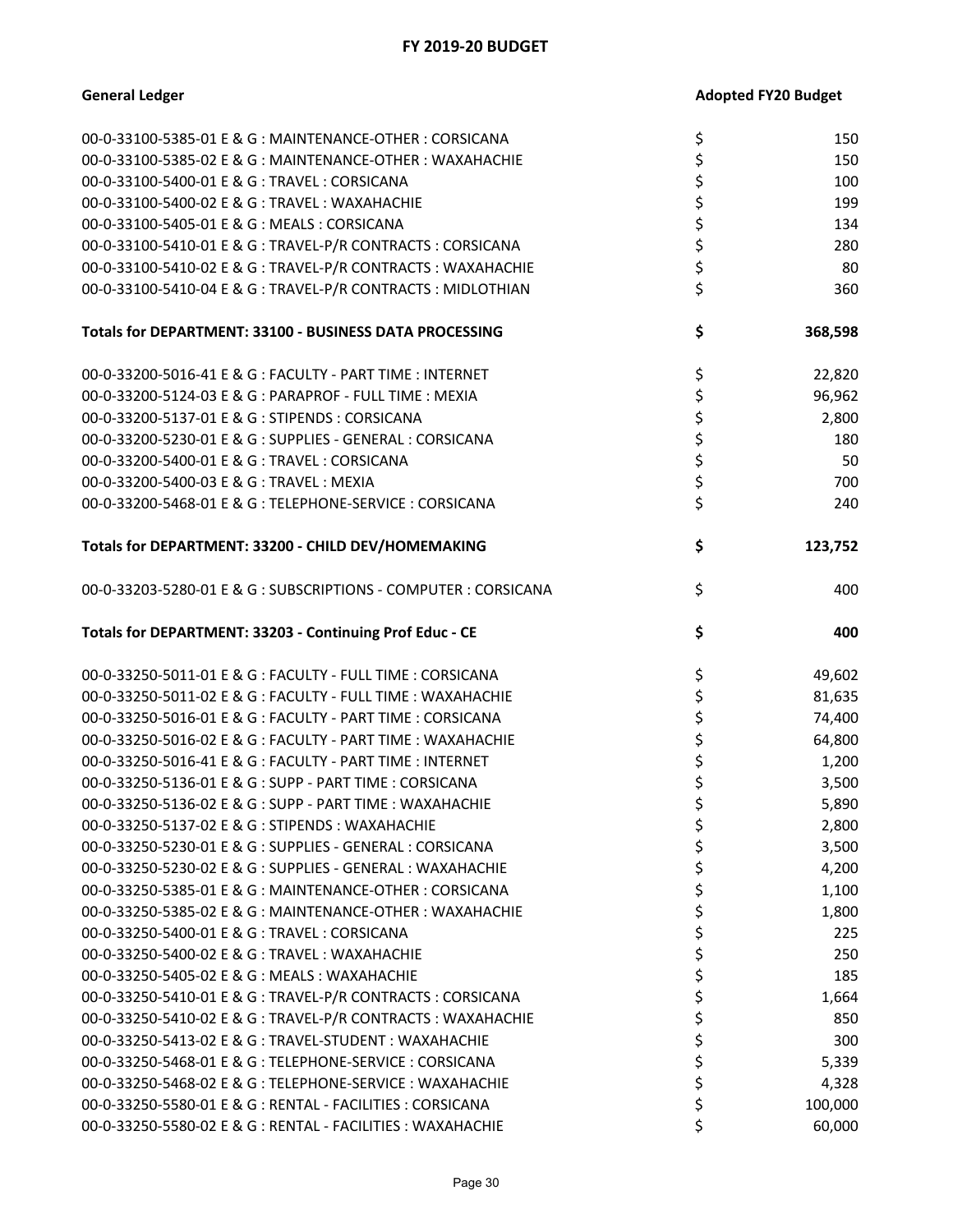# FY 2019-20 BUDGET

| General Ledger | Adopted FY20 Budget |
|---|---|
| 00-0-33100-5385-01 E & G : MAINTENANCE-OTHER : CORSICANA | $ 150 |
| 00-0-33100-5385-02 E & G : MAINTENANCE-OTHER : WAXAHACHIE | $ 150 |
| 00-0-33100-5400-01 E & G : TRAVEL : CORSICANA | $ 100 |
| 00-0-33100-5400-02 E & G : TRAVEL : WAXAHACHIE | $ 199 |
| 00-0-33100-5405-01 E & G : MEALS : CORSICANA | $ 134 |
| 00-0-33100-5410-01 E & G : TRAVEL-P/R CONTRACTS : CORSICANA | $ 280 |
| 00-0-33100-5410-02 E & G : TRAVEL-P/R CONTRACTS : WAXAHACHIE | $ 80 |
| 00-0-33100-5410-04 E & G : TRAVEL-P/R CONTRACTS : MIDLOTHIAN | $ 360 |
| **Totals for DEPARTMENT: 33100 - BUSINESS DATA PROCESSING** | **$ 368,598** |
| 00-0-33200-5016-41 E & G : FACULTY - PART TIME : INTERNET | $ 22,820 |
| 00-0-33200-5124-03 E & G : PARAPROF - FULL TIME : MEXIA | $ 96,962 |
| 00-0-33200-5137-01 E & G : STIPENDS : CORSICANA | $ 2,800 |
| 00-0-33200-5230-01 E & G : SUPPLIES - GENERAL : CORSICANA | $ 180 |
| 00-0-33200-5400-01 E & G : TRAVEL : CORSICANA | $ 50 |
| 00-0-33200-5400-03 E & G : TRAVEL : MEXIA | $ 700 |
| 00-0-33200-5468-01 E & G : TELEPHONE-SERVICE : CORSICANA | $ 240 |
| **Totals for DEPARTMENT: 33200 - CHILD DEV/HOMEMAKING** | **$ 123,752** |
| 00-0-33203-5280-01 E & G : SUBSCRIPTIONS - COMPUTER : CORSICANA | $ 400 |
| **Totals for DEPARTMENT: 33203 - Continuing Prof Educ - CE** | **$ 400** |
| 00-0-33250-5011-01 E & G : FACULTY - FULL TIME : CORSICANA | $ 49,602 |
| 00-0-33250-5011-02 E & G : FACULTY - FULL TIME : WAXAHACHIE | $ 81,635 |
| 00-0-33250-5016-01 E & G : FACULTY - PART TIME : CORSICANA | $ 74,400 |
| 00-0-33250-5016-02 E & G : FACULTY - PART TIME : WAXAHACHIE | $ 64,800 |
| 00-0-33250-5016-41 E & G : FACULTY - PART TIME : INTERNET | $ 1,200 |
| 00-0-33250-5136-01 E & G : SUPP - PART TIME : CORSICANA | $ 3,500 |
| 00-0-33250-5136-02 E & G : SUPP - PART TIME : WAXAHACHIE | $ 5,890 |
| 00-0-33250-5137-02 E & G : STIPENDS : WAXAHACHIE | $ 2,800 |
| 00-0-33250-5230-01 E & G : SUPPLIES - GENERAL : CORSICANA | $ 3,500 |
| 00-0-33250-5230-02 E & G : SUPPLIES - GENERAL : WAXAHACHIE | $ 4,200 |
| 00-0-33250-5385-01 E & G : MAINTENANCE-OTHER : CORSICANA | $ 1,100 |
| 00-0-33250-5385-02 E & G : MAINTENANCE-OTHER : WAXAHACHIE | $ 1,800 |
| 00-0-33250-5400-01 E & G : TRAVEL : CORSICANA | $ 225 |
| 00-0-33250-5400-02 E & G : TRAVEL : WAXAHACHIE | $ 250 |
| 00-0-33250-5405-02 E & G : MEALS : WAXAHACHIE | $ 185 |
| 00-0-33250-5410-01 E & G : TRAVEL-P/R CONTRACTS : CORSICANA | $ 1,664 |
| 00-0-33250-5410-02 E & G : TRAVEL-P/R CONTRACTS : WAXAHACHIE | $ 850 |
| 00-0-33250-5413-02 E & G : TRAVEL-STUDENT : WAXAHACHIE | $ 300 |
| 00-0-33250-5468-01 E & G : TELEPHONE-SERVICE : CORSICANA | $ 5,339 |
| 00-0-33250-5468-02 E & G : TELEPHONE-SERVICE : WAXAHACHIE | $ 4,328 |
| 00-0-33250-5580-01 E & G : RENTAL - FACILITIES : CORSICANA | $ 100,000 |
| 00-0-33250-5580-02 E & G : RENTAL - FACILITIES : WAXAHACHIE | $ 60,000 |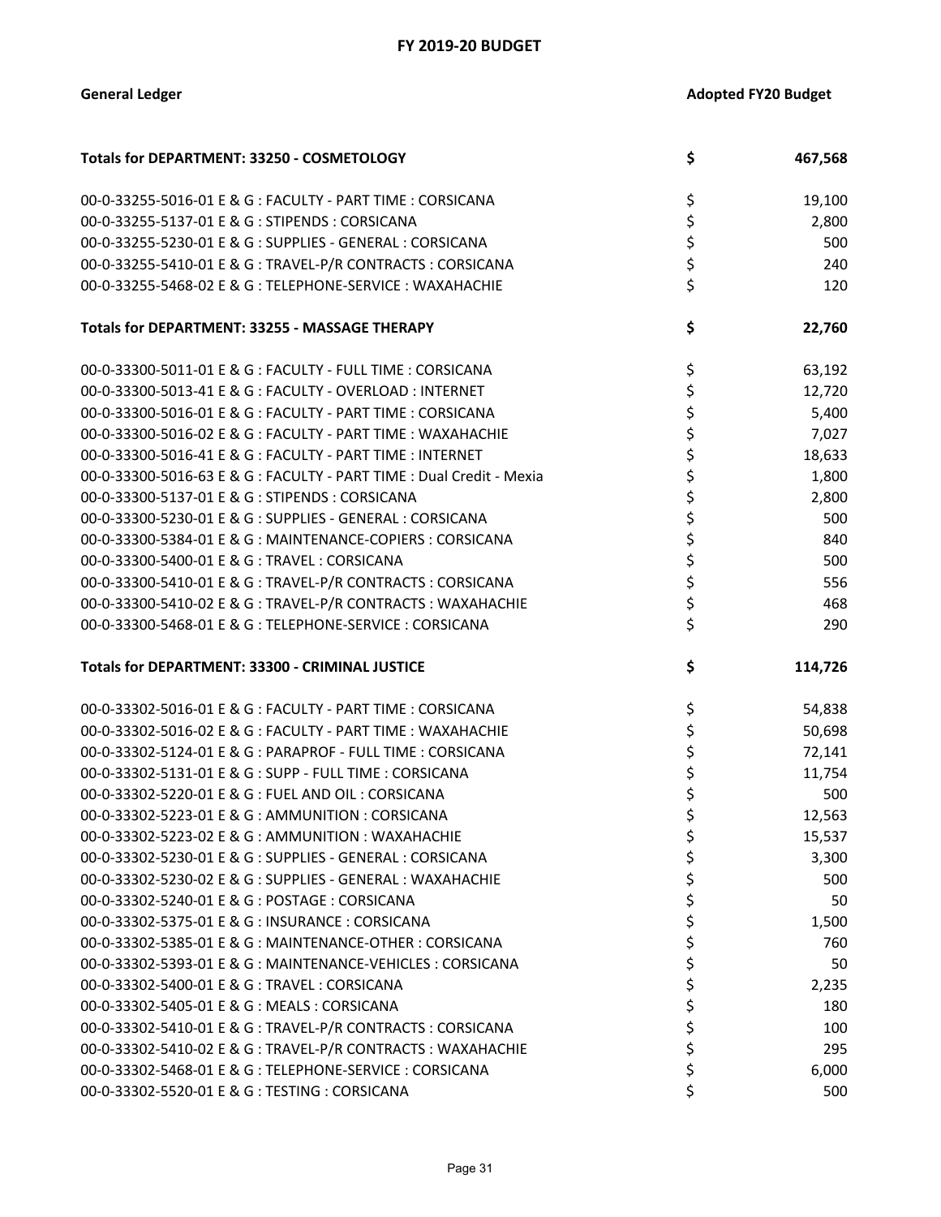## FY 2019-20 BUDGET

| General Ledger | Adopted FY20 Budget |
|---|---|
| **Totals for DEPARTMENT: 33250 - COSMETOLOGY** | **$ 467,568** |
| 00-0-33255-5016-01 E & G : FACULTY - PART TIME : CORSICANA | $ 19,100 |
| 00-0-33255-5137-01 E & G : STIPENDS : CORSICANA | $ 2,800 |
| 00-0-33255-5230-01 E & G : SUPPLIES - GENERAL : CORSICANA | $ 500 |
| 00-0-33255-5410-01 E & G : TRAVEL-P/R CONTRACTS : CORSICANA | $ 240 |
| 00-0-33255-5468-02 E & G : TELEPHONE-SERVICE : WAXAHACHIE | $ 120 |
| **Totals for DEPARTMENT: 33255 - MASSAGE THERAPY** | **$ 22,760** |
| 00-0-33300-5011-01 E & G : FACULTY - FULL TIME : CORSICANA | $ 63,192 |
| 00-0-33300-5013-41 E & G : FACULTY - OVERLOAD : INTERNET | $ 12,720 |
| 00-0-33300-5016-01 E & G : FACULTY - PART TIME : CORSICANA | $ 5,400 |
| 00-0-33300-5016-02 E & G : FACULTY - PART TIME : WAXAHACHIE | $ 7,027 |
| 00-0-33300-5016-41 E & G : FACULTY - PART TIME : INTERNET | $ 18,633 |
| 00-0-33300-5016-63 E & G : FACULTY - PART TIME : Dual Credit - Mexia | $ 1,800 |
| 00-0-33300-5137-01 E & G : STIPENDS : CORSICANA | $ 2,800 |
| 00-0-33300-5230-01 E & G : SUPPLIES - GENERAL : CORSICANA | $ 500 |
| 00-0-33300-5384-01 E & G : MAINTENANCE-COPIERS : CORSICANA | $ 840 |
| 00-0-33300-5400-01 E & G : TRAVEL : CORSICANA | $ 500 |
| 00-0-33300-5410-01 E & G : TRAVEL-P/R CONTRACTS : CORSICANA | $ 556 |
| 00-0-33300-5410-02 E & G : TRAVEL-P/R CONTRACTS : WAXAHACHIE | $ 468 |
| 00-0-33300-5468-01 E & G : TELEPHONE-SERVICE : CORSICANA | $ 290 |
| **Totals for DEPARTMENT: 33300 - CRIMINAL JUSTICE** | **$ 114,726** |
| 00-0-33302-5016-01 E & G : FACULTY - PART TIME : CORSICANA | $ 54,838 |
| 00-0-33302-5016-02 E & G : FACULTY - PART TIME : WAXAHACHIE | $ 50,698 |
| 00-0-33302-5124-01 E & G : PARAPROF - FULL TIME : CORSICANA | $ 72,141 |
| 00-0-33302-5131-01 E & G : SUPP - FULL TIME : CORSICANA | $ 11,754 |
| 00-0-33302-5220-01 E & G : FUEL AND OIL : CORSICANA | $ 500 |
| 00-0-33302-5223-01 E & G : AMMUNITION : CORSICANA | $ 12,563 |
| 00-0-33302-5223-02 E & G : AMMUNITION : WAXAHACHIE | $ 15,537 |
| 00-0-33302-5230-01 E & G : SUPPLIES - GENERAL : CORSICANA | $ 3,300 |
| 00-0-33302-5230-02 E & G : SUPPLIES - GENERAL : WAXAHACHIE | $ 500 |
| 00-0-33302-5240-01 E & G : POSTAGE : CORSICANA | $ 50 |
| 00-0-33302-5375-01 E & G : INSURANCE : CORSICANA | $ 1,500 |
| 00-0-33302-5385-01 E & G : MAINTENANCE-OTHER : CORSICANA | $ 760 |
| 00-0-33302-5393-01 E & G : MAINTENANCE-VEHICLES : CORSICANA | $ 50 |
| 00-0-33302-5400-01 E & G : TRAVEL : CORSICANA | $ 2,235 |
| 00-0-33302-5405-01 E & G : MEALS : CORSICANA | $ 180 |
| 00-0-33302-5410-01 E & G : TRAVEL-P/R CONTRACTS : CORSICANA | $ 100 |
| 00-0-33302-5410-02 E & G : TRAVEL-P/R CONTRACTS : WAXAHACHIE | $ 295 |
| 00-0-33302-5468-01 E & G : TELEPHONE-SERVICE : CORSICANA | $ 6,000 |
| 00-0-33302-5520-01 E & G : TESTING : CORSICANA | $ 500 |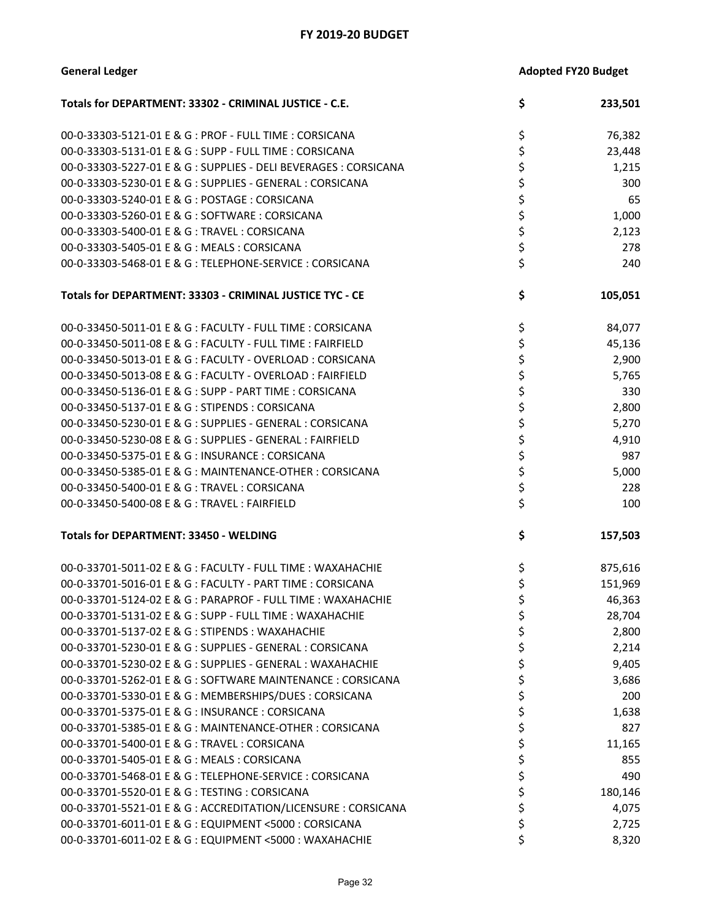# FY 2019-20 BUDGET

| General Ledger | Adopted FY20 Budget |
|---|---|
| **Totals for DEPARTMENT: 33302 - CRIMINAL JUSTICE - C.E.** | **$ 233,501** |
| 00-0-33303-5121-01 E & G : PROF - FULL TIME : CORSICANA | $ 76,382 |
| 00-0-33303-5131-01 E & G : SUPP - FULL TIME : CORSICANA | $ 23,448 |
| 00-0-33303-5227-01 E & G : SUPPLIES - DELI BEVERAGES : CORSICANA | $ 1,215 |
| 00-0-33303-5230-01 E & G : SUPPLIES - GENERAL : CORSICANA | $ 300 |
| 00-0-33303-5240-01 E & G : POSTAGE : CORSICANA | $ 65 |
| 00-0-33303-5260-01 E & G : SOFTWARE : CORSICANA | $ 1,000 |
| 00-0-33303-5400-01 E & G : TRAVEL : CORSICANA | $ 2,123 |
| 00-0-33303-5405-01 E & G : MEALS : CORSICANA | $ 278 |
| 00-0-33303-5468-01 E & G : TELEPHONE-SERVICE : CORSICANA | $ 240 |
| **Totals for DEPARTMENT: 33303 - CRIMINAL JUSTICE TYC - CE** | **$ 105,051** |
| 00-0-33450-5011-01 E & G : FACULTY - FULL TIME : CORSICANA | $ 84,077 |
| 00-0-33450-5011-08 E & G : FACULTY - FULL TIME : FAIRFIELD | $ 45,136 |
| 00-0-33450-5013-01 E & G : FACULTY - OVERLOAD : CORSICANA | $ 2,900 |
| 00-0-33450-5013-08 E & G : FACULTY - OVERLOAD : FAIRFIELD | $ 5,765 |
| 00-0-33450-5136-01 E & G : SUPP - PART TIME : CORSICANA | $ 330 |
| 00-0-33450-5137-01 E & G : STIPENDS : CORSICANA | $ 2,800 |
| 00-0-33450-5230-01 E & G : SUPPLIES - GENERAL : CORSICANA | $ 5,270 |
| 00-0-33450-5230-08 E & G : SUPPLIES - GENERAL : FAIRFIELD | $ 4,910 |
| 00-0-33450-5375-01 E & G : INSURANCE : CORSICANA | $ 987 |
| 00-0-33450-5385-01 E & G : MAINTENANCE-OTHER : CORSICANA | $ 5,000 |
| 00-0-33450-5400-01 E & G : TRAVEL : CORSICANA | $ 228 |
| 00-0-33450-5400-08 E & G : TRAVEL : FAIRFIELD | $ 100 |
| **Totals for DEPARTMENT: 33450 - WELDING** | **$ 157,503** |
| 00-0-33701-5011-02 E & G : FACULTY - FULL TIME : WAXAHACHIE | $ 875,616 |
| 00-0-33701-5016-01 E & G : FACULTY - PART TIME : CORSICANA | $ 151,969 |
| 00-0-33701-5124-02 E & G : PARAPROF - FULL TIME : WAXAHACHIE | $ 46,363 |
| 00-0-33701-5131-02 E & G : SUPP - FULL TIME : WAXAHACHIE | $ 28,704 |
| 00-0-33701-5137-02 E & G : STIPENDS : WAXAHACHIE | $ 2,800 |
| 00-0-33701-5230-01 E & G : SUPPLIES - GENERAL : CORSICANA | $ 2,214 |
| 00-0-33701-5230-02 E & G : SUPPLIES - GENERAL : WAXAHACHIE | $ 9,405 |
| 00-0-33701-5262-01 E & G : SOFTWARE MAINTENANCE : CORSICANA | $ 3,686 |
| 00-0-33701-5330-01 E & G : MEMBERSHIPS/DUES : CORSICANA | $ 200 |
| 00-0-33701-5375-01 E & G : INSURANCE : CORSICANA | $ 1,638 |
| 00-0-33701-5385-01 E & G : MAINTENANCE-OTHER : CORSICANA | $ 827 |
| 00-0-33701-5400-01 E & G : TRAVEL : CORSICANA | $ 11,165 |
| 00-0-33701-5405-01 E & G : MEALS : CORSICANA | $ 855 |
| 00-0-33701-5468-01 E & G : TELEPHONE-SERVICE : CORSICANA | $ 490 |
| 00-0-33701-5520-01 E & G : TESTING : CORSICANA | $ 180,146 |
| 00-0-33701-5521-01 E & G : ACCREDITATION/LICENSURE : CORSICANA | $ 4,075 |
| 00-0-33701-6011-01 E & G : EQUIPMENT <5000 : CORSICANA | $ 2,725 |
| 00-0-33701-6011-02 E & G : EQUIPMENT <5000 : WAXAHACHIE | $ 8,320 |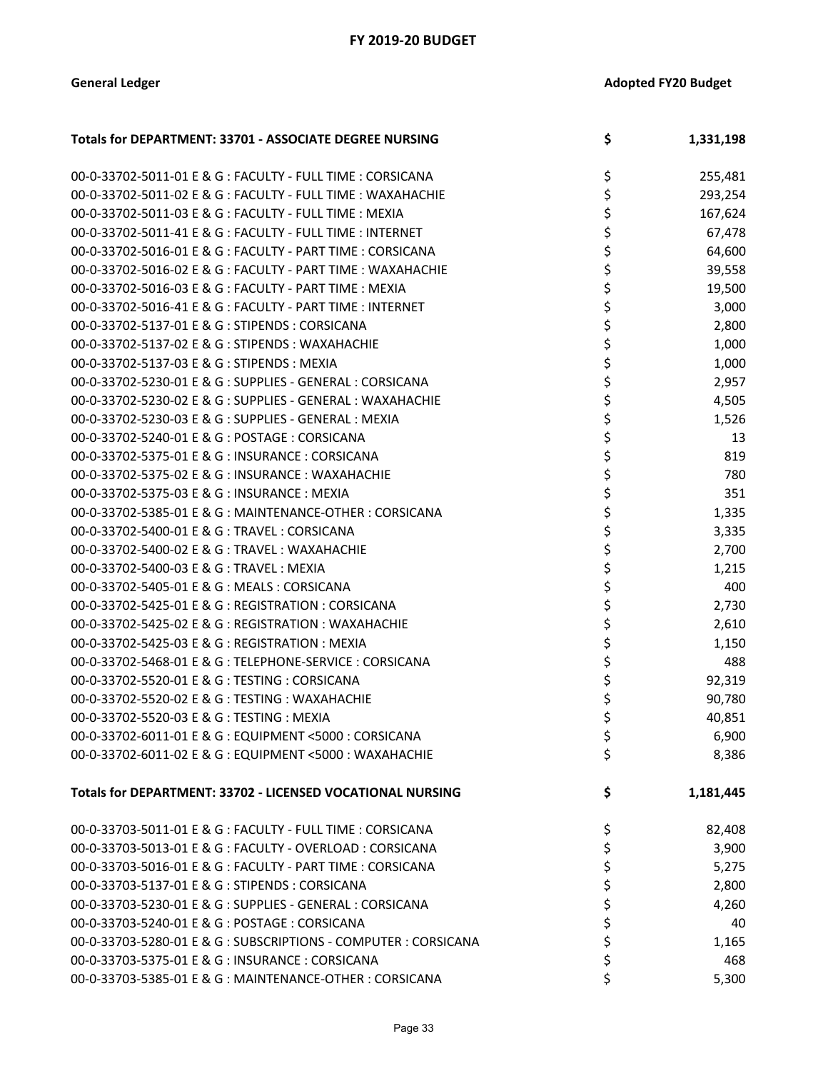**FY 2019-20 BUDGET**

| General Ledger | Adopted FY20 Budget |
|---|---|
| **Totals for DEPARTMENT: 33701 - ASSOCIATE DEGREE NURSING** | **$ 1,331,198** |
| 00-0-33702-5011-01 E & G : FACULTY - FULL TIME : CORSICANA | $ 255,481 |
| 00-0-33702-5011-02 E & G : FACULTY - FULL TIME : WAXAHACHIE | $ 293,254 |
| 00-0-33702-5011-03 E & G : FACULTY - FULL TIME : MEXIA | $ 167,624 |
| 00-0-33702-5011-41 E & G : FACULTY - FULL TIME : INTERNET | $ 67,478 |
| 00-0-33702-5016-01 E & G : FACULTY - PART TIME : CORSICANA | $ 64,600 |
| 00-0-33702-5016-02 E & G : FACULTY - PART TIME : WAXAHACHIE | $ 39,558 |
| 00-0-33702-5016-03 E & G : FACULTY - PART TIME : MEXIA | $ 19,500 |
| 00-0-33702-5016-41 E & G : FACULTY - PART TIME : INTERNET | $ 3,000 |
| 00-0-33702-5137-01 E & G : STIPENDS : CORSICANA | $ 2,800 |
| 00-0-33702-5137-02 E & G : STIPENDS : WAXAHACHIE | $ 1,000 |
| 00-0-33702-5137-03 E & G : STIPENDS : MEXIA | $ 1,000 |
| 00-0-33702-5230-01 E & G : SUPPLIES - GENERAL : CORSICANA | $ 2,957 |
| 00-0-33702-5230-02 E & G : SUPPLIES - GENERAL : WAXAHACHIE | $ 4,505 |
| 00-0-33702-5230-03 E & G : SUPPLIES - GENERAL : MEXIA | $ 1,526 |
| 00-0-33702-5240-01 E & G : POSTAGE : CORSICANA | $ 13 |
| 00-0-33702-5375-01 E & G : INSURANCE : CORSICANA | $ 819 |
| 00-0-33702-5375-02 E & G : INSURANCE : WAXAHACHIE | $ 780 |
| 00-0-33702-5375-03 E & G : INSURANCE : MEXIA | $ 351 |
| 00-0-33702-5385-01 E & G : MAINTENANCE-OTHER : CORSICANA | $ 1,335 |
| 00-0-33702-5400-01 E & G : TRAVEL : CORSICANA | $ 3,335 |
| 00-0-33702-5400-02 E & G : TRAVEL : WAXAHACHIE | $ 2,700 |
| 00-0-33702-5400-03 E & G : TRAVEL : MEXIA | $ 1,215 |
| 00-0-33702-5405-01 E & G : MEALS : CORSICANA | $ 400 |
| 00-0-33702-5425-01 E & G : REGISTRATION : CORSICANA | $ 2,730 |
| 00-0-33702-5425-02 E & G : REGISTRATION : WAXAHACHIE | $ 2,610 |
| 00-0-33702-5425-03 E & G : REGISTRATION : MEXIA | $ 1,150 |
| 00-0-33702-5468-01 E & G : TELEPHONE-SERVICE : CORSICANA | $ 488 |
| 00-0-33702-5520-01 E & G : TESTING : CORSICANA | $ 92,319 |
| 00-0-33702-5520-02 E & G : TESTING : WAXAHACHIE | $ 90,780 |
| 00-0-33702-5520-03 E & G : TESTING : MEXIA | $ 40,851 |
| 00-0-33702-6011-01 E & G : EQUIPMENT <5000 : CORSICANA | $ 6,900 |
| 00-0-33702-6011-02 E & G : EQUIPMENT <5000 : WAXAHACHIE | $ 8,386 |
| **Totals for DEPARTMENT: 33702 - LICENSED VOCATIONAL NURSING** | **$ 1,181,445** |
| 00-0-33703-5011-01 E & G : FACULTY - FULL TIME : CORSICANA | $ 82,408 |
| 00-0-33703-5013-01 E & G : FACULTY - OVERLOAD : CORSICANA | $ 3,900 |
| 00-0-33703-5016-01 E & G : FACULTY - PART TIME : CORSICANA | $ 5,275 |
| 00-0-33703-5137-01 E & G : STIPENDS : CORSICANA | $ 2,800 |
| 00-0-33703-5230-01 E & G : SUPPLIES - GENERAL : CORSICANA | $ 4,260 |
| 00-0-33703-5240-01 E & G : POSTAGE : CORSICANA | $ 40 |
| 00-0-33703-5280-01 E & G : SUBSCRIPTIONS - COMPUTER : CORSICANA | $ 1,165 |
| 00-0-33703-5375-01 E & G : INSURANCE : CORSICANA | $ 468 |
| 00-0-33703-5385-01 E & G : MAINTENANCE-OTHER : CORSICANA | $ 5,300 |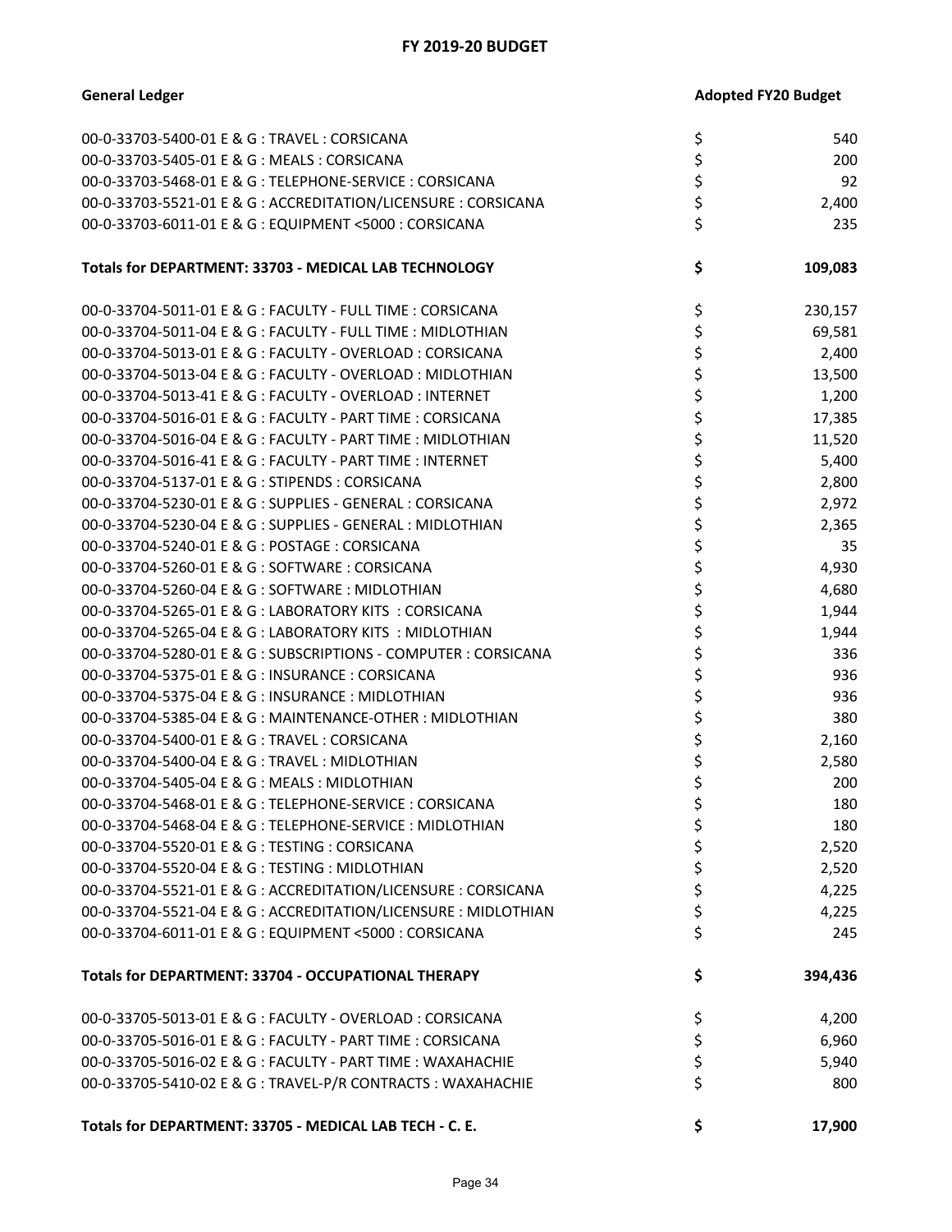## FY 2019-20 BUDGET

| General Ledger | Adopted FY20 Budget |
|---|---|
| 00-0-33703-5400-01 E & G : TRAVEL : CORSICANA | $ 540 |
| 00-0-33703-5405-01 E & G : MEALS : CORSICANA | $ 200 |
| 00-0-33703-5468-01 E & G : TELEPHONE-SERVICE : CORSICANA | $ 92 |
| 00-0-33703-5521-01 E & G : ACCREDITATION/LICENSURE : CORSICANA | $ 2,400 |
| 00-0-33703-6011-01 E & G : EQUIPMENT <5000 : CORSICANA | $ 235 |
| **Totals for DEPARTMENT: 33703 - MEDICAL LAB TECHNOLOGY** | **$ 109,083** |
| 00-0-33704-5011-01 E & G : FACULTY - FULL TIME : CORSICANA | $ 230,157 |
| 00-0-33704-5011-04 E & G : FACULTY - FULL TIME : MIDLOTHIAN | $ 69,581 |
| 00-0-33704-5013-01 E & G : FACULTY - OVERLOAD : CORSICANA | $ 2,400 |
| 00-0-33704-5013-04 E & G : FACULTY - OVERLOAD : MIDLOTHIAN | $ 13,500 |
| 00-0-33704-5013-41 E & G : FACULTY - OVERLOAD : INTERNET | $ 1,200 |
| 00-0-33704-5016-01 E & G : FACULTY - PART TIME : CORSICANA | $ 17,385 |
| 00-0-33704-5016-04 E & G : FACULTY - PART TIME : MIDLOTHIAN | $ 11,520 |
| 00-0-33704-5016-41 E & G : FACULTY - PART TIME : INTERNET | $ 5,400 |
| 00-0-33704-5137-01 E & G : STIPENDS : CORSICANA | $ 2,800 |
| 00-0-33704-5230-01 E & G : SUPPLIES - GENERAL : CORSICANA | $ 2,972 |
| 00-0-33704-5230-04 E & G : SUPPLIES - GENERAL : MIDLOTHIAN | $ 2,365 |
| 00-0-33704-5240-01 E & G : POSTAGE : CORSICANA | $ 35 |
| 00-0-33704-5260-01 E & G : SOFTWARE : CORSICANA | $ 4,930 |
| 00-0-33704-5260-04 E & G : SOFTWARE : MIDLOTHIAN | $ 4,680 |
| 00-0-33704-5265-01 E & G : LABORATORY KITS : CORSICANA | $ 1,944 |
| 00-0-33704-5265-04 E & G : LABORATORY KITS : MIDLOTHIAN | $ 1,944 |
| 00-0-33704-5280-01 E & G : SUBSCRIPTIONS - COMPUTER : CORSICANA | $ 336 |
| 00-0-33704-5375-01 E & G : INSURANCE : CORSICANA | $ 936 |
| 00-0-33704-5375-04 E & G : INSURANCE : MIDLOTHIAN | $ 936 |
| 00-0-33704-5385-04 E & G : MAINTENANCE-OTHER : MIDLOTHIAN | $ 380 |
| 00-0-33704-5400-01 E & G : TRAVEL : CORSICANA | $ 2,160 |
| 00-0-33704-5400-04 E & G : TRAVEL : MIDLOTHIAN | $ 2,580 |
| 00-0-33704-5405-04 E & G : MEALS : MIDLOTHIAN | $ 200 |
| 00-0-33704-5468-01 E & G : TELEPHONE-SERVICE : CORSICANA | $ 180 |
| 00-0-33704-5468-04 E & G : TELEPHONE-SERVICE : MIDLOTHIAN | $ 180 |
| 00-0-33704-5520-01 E & G : TESTING : CORSICANA | $ 2,520 |
| 00-0-33704-5520-04 E & G : TESTING : MIDLOTHIAN | $ 2,520 |
| 00-0-33704-5521-01 E & G : ACCREDITATION/LICENSURE : CORSICANA | $ 4,225 |
| 00-0-33704-5521-04 E & G : ACCREDITATION/LICENSURE : MIDLOTHIAN | $ 4,225 |
| 00-0-33704-6011-01 E & G : EQUIPMENT <5000 : CORSICANA | $ 245 |
| **Totals for DEPARTMENT: 33704 - OCCUPATIONAL THERAPY** | **$ 394,436** |
| 00-0-33705-5013-01 E & G : FACULTY - OVERLOAD : CORSICANA | $ 4,200 |
| 00-0-33705-5016-01 E & G : FACULTY - PART TIME : CORSICANA | $ 6,960 |
| 00-0-33705-5016-02 E & G : FACULTY - PART TIME : WAXAHACHIE | $ 5,940 |
| 00-0-33705-5410-02 E & G : TRAVEL-P/R CONTRACTS : WAXAHACHIE | $ 800 |
| **Totals for DEPARTMENT: 33705 - MEDICAL LAB TECH - C. E.** | **$ 17,900** |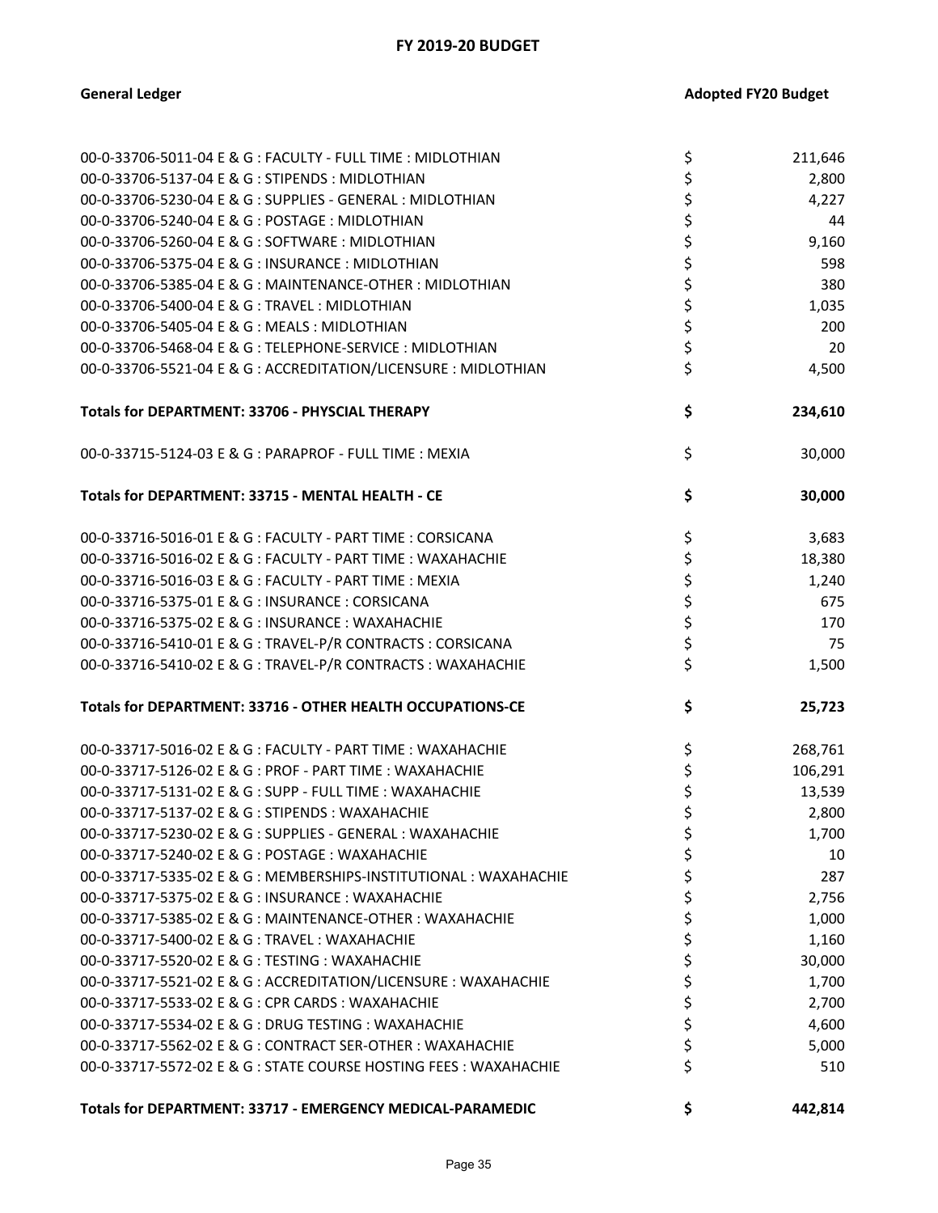## FY 2019-20 BUDGET

| General Ledger | | Adopted FY20 Budget |
|---|---|---|
| 00-0-33706-5011-04 E & G : FACULTY - FULL TIME : MIDLOTHIAN | $ | 211,646 |
| 00-0-33706-5137-04 E & G : STIPENDS : MIDLOTHIAN | $ | 2,800 |
| 00-0-33706-5230-04 E & G : SUPPLIES - GENERAL : MIDLOTHIAN | $ | 4,227 |
| 00-0-33706-5240-04 E & G : POSTAGE : MIDLOTHIAN | $ | 44 |
| 00-0-33706-5260-04 E & G : SOFTWARE : MIDLOTHIAN | $ | 9,160 |
| 00-0-33706-5375-04 E & G : INSURANCE : MIDLOTHIAN | $ | 598 |
| 00-0-33706-5385-04 E & G : MAINTENANCE-OTHER : MIDLOTHIAN | $ | 380 |
| 00-0-33706-5400-04 E & G : TRAVEL : MIDLOTHIAN | $ | 1,035 |
| 00-0-33706-5405-04 E & G : MEALS : MIDLOTHIAN | $ | 200 |
| 00-0-33706-5468-04 E & G : TELEPHONE-SERVICE : MIDLOTHIAN | $ | 20 |
| 00-0-33706-5521-04 E & G : ACCREDITATION/LICENSURE : MIDLOTHIAN | $ | 4,500 |
| **Totals for DEPARTMENT: 33706 - PHYSCIAL THERAPY** | **$** | **234,610** |
| 00-0-33715-5124-03 E & G : PARAPROF - FULL TIME : MEXIA | $ | 30,000 |
| **Totals for DEPARTMENT: 33715 - MENTAL HEALTH - CE** | **$** | **30,000** |
| 00-0-33716-5016-01 E & G : FACULTY - PART TIME : CORSICANA | $ | 3,683 |
| 00-0-33716-5016-02 E & G : FACULTY - PART TIME : WAXAHACHIE | $ | 18,380 |
| 00-0-33716-5016-03 E & G : FACULTY - PART TIME : MEXIA | $ | 1,240 |
| 00-0-33716-5375-01 E & G : INSURANCE : CORSICANA | $ | 675 |
| 00-0-33716-5375-02 E & G : INSURANCE : WAXAHACHIE | $ | 170 |
| 00-0-33716-5410-01 E & G : TRAVEL-P/R CONTRACTS : CORSICANA | $ | 75 |
| 00-0-33716-5410-02 E & G : TRAVEL-P/R CONTRACTS : WAXAHACHIE | $ | 1,500 |
| **Totals for DEPARTMENT: 33716 - OTHER HEALTH OCCUPATIONS-CE** | **$** | **25,723** |
| 00-0-33717-5016-02 E & G : FACULTY - PART TIME : WAXAHACHIE | $ | 268,761 |
| 00-0-33717-5126-02 E & G : PROF - PART TIME : WAXAHACHIE | $ | 106,291 |
| 00-0-33717-5131-02 E & G : SUPP - FULL TIME : WAXAHACHIE | $ | 13,539 |
| 00-0-33717-5137-02 E & G : STIPENDS : WAXAHACHIE | $ | 2,800 |
| 00-0-33717-5230-02 E & G : SUPPLIES - GENERAL : WAXAHACHIE | $ | 1,700 |
| 00-0-33717-5240-02 E & G : POSTAGE : WAXAHACHIE | $ | 10 |
| 00-0-33717-5335-02 E & G : MEMBERSHIPS-INSTITUTIONAL : WAXAHACHIE | $ | 287 |
| 00-0-33717-5375-02 E & G : INSURANCE : WAXAHACHIE | $ | 2,756 |
| 00-0-33717-5385-02 E & G : MAINTENANCE-OTHER : WAXAHACHIE | $ | 1,000 |
| 00-0-33717-5400-02 E & G : TRAVEL : WAXAHACHIE | $ | 1,160 |
| 00-0-33717-5520-02 E & G : TESTING : WAXAHACHIE | $ | 30,000 |
| 00-0-33717-5521-02 E & G : ACCREDITATION/LICENSURE : WAXAHACHIE | $ | 1,700 |
| 00-0-33717-5533-02 E & G : CPR CARDS : WAXAHACHIE | $ | 2,700 |
| 00-0-33717-5534-02 E & G : DRUG TESTING : WAXAHACHIE | $ | 4,600 |
| 00-0-33717-5562-02 E & G : CONTRACT SER-OTHER : WAXAHACHIE | $ | 5,000 |
| 00-0-33717-5572-02 E & G : STATE COURSE HOSTING FEES : WAXAHACHIE | $ | 510 |
| **Totals for DEPARTMENT: 33717 - EMERGENCY MEDICAL-PARAMEDIC** | **$** | **442,814** |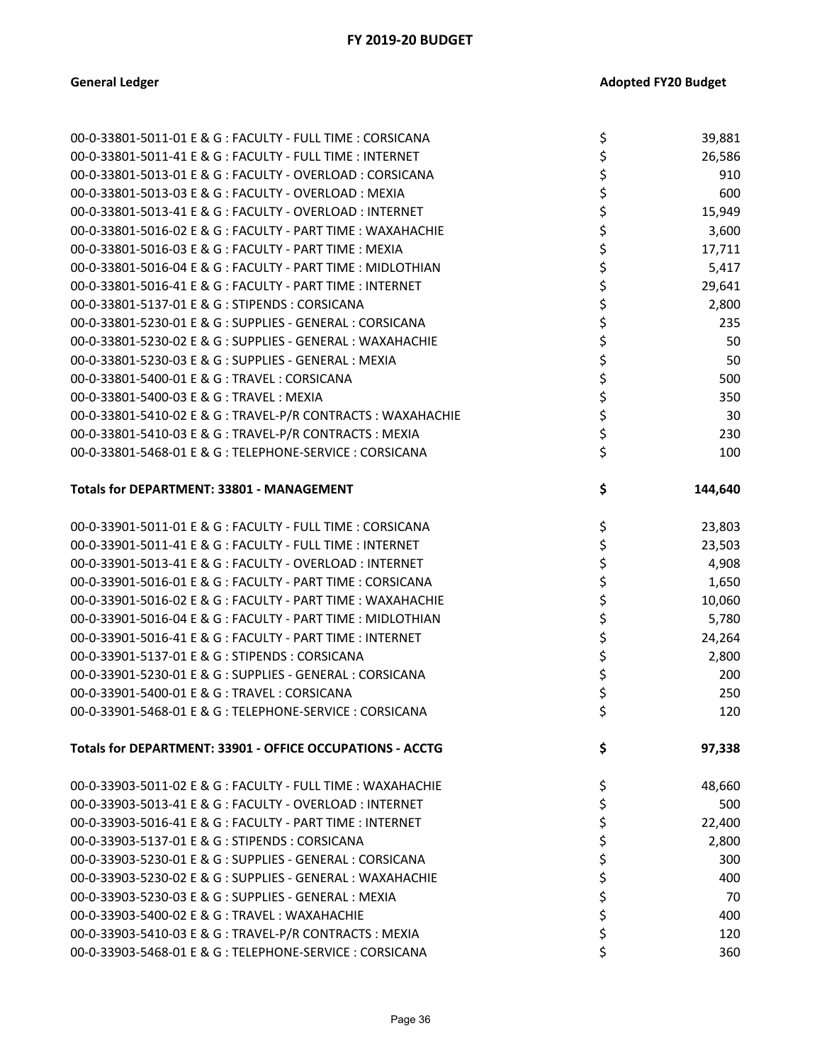# FY 2019-20 BUDGET

| General Ledger | Adopted FY20 Budget |
|---|---|
| 00-0-33801-5011-01 E & G : FACULTY - FULL TIME : CORSICANA | $ 39,881 |
| 00-0-33801-5011-41 E & G : FACULTY - FULL TIME : INTERNET | $ 26,586 |
| 00-0-33801-5013-01 E & G : FACULTY - OVERLOAD : CORSICANA | $ 910 |
| 00-0-33801-5013-03 E & G : FACULTY - OVERLOAD : MEXIA | $ 600 |
| 00-0-33801-5013-41 E & G : FACULTY - OVERLOAD : INTERNET | $ 15,949 |
| 00-0-33801-5016-02 E & G : FACULTY - PART TIME : WAXAHACHIE | $ 3,600 |
| 00-0-33801-5016-03 E & G : FACULTY - PART TIME : MEXIA | $ 17,711 |
| 00-0-33801-5016-04 E & G : FACULTY - PART TIME : MIDLOTHIAN | $ 5,417 |
| 00-0-33801-5016-41 E & G : FACULTY - PART TIME : INTERNET | $ 29,641 |
| 00-0-33801-5137-01 E & G : STIPENDS : CORSICANA | $ 2,800 |
| 00-0-33801-5230-01 E & G : SUPPLIES - GENERAL : CORSICANA | $ 235 |
| 00-0-33801-5230-02 E & G : SUPPLIES - GENERAL : WAXAHACHIE | $ 50 |
| 00-0-33801-5230-03 E & G : SUPPLIES - GENERAL : MEXIA | $ 50 |
| 00-0-33801-5400-01 E & G : TRAVEL : CORSICANA | $ 500 |
| 00-0-33801-5400-03 E & G : TRAVEL : MEXIA | $ 350 |
| 00-0-33801-5410-02 E & G : TRAVEL-P/R CONTRACTS : WAXAHACHIE | $ 30 |
| 00-0-33801-5410-03 E & G : TRAVEL-P/R CONTRACTS : MEXIA | $ 230 |
| 00-0-33801-5468-01 E & G : TELEPHONE-SERVICE : CORSICANA | $ 100 |
| **Totals for DEPARTMENT: 33801 - MANAGEMENT** | **$ 144,640** |
| 00-0-33901-5011-01 E & G : FACULTY - FULL TIME : CORSICANA | $ 23,803 |
| 00-0-33901-5011-41 E & G : FACULTY - FULL TIME : INTERNET | $ 23,503 |
| 00-0-33901-5013-41 E & G : FACULTY - OVERLOAD : INTERNET | $ 4,908 |
| 00-0-33901-5016-01 E & G : FACULTY - PART TIME : CORSICANA | $ 1,650 |
| 00-0-33901-5016-02 E & G : FACULTY - PART TIME : WAXAHACHIE | $ 10,060 |
| 00-0-33901-5016-04 E & G : FACULTY - PART TIME : MIDLOTHIAN | $ 5,780 |
| 00-0-33901-5016-41 E & G : FACULTY - PART TIME : INTERNET | $ 24,264 |
| 00-0-33901-5137-01 E & G : STIPENDS : CORSICANA | $ 2,800 |
| 00-0-33901-5230-01 E & G : SUPPLIES - GENERAL : CORSICANA | $ 200 |
| 00-0-33901-5400-01 E & G : TRAVEL : CORSICANA | $ 250 |
| 00-0-33901-5468-01 E & G : TELEPHONE-SERVICE : CORSICANA | $ 120 |
| **Totals for DEPARTMENT: 33901 - OFFICE OCCUPATIONS - ACCTG** | **$ 97,338** |
| 00-0-33903-5011-02 E & G : FACULTY - FULL TIME : WAXAHACHIE | $ 48,660 |
| 00-0-33903-5013-41 E & G : FACULTY - OVERLOAD : INTERNET | $ 500 |
| 00-0-33903-5016-41 E & G : FACULTY - PART TIME : INTERNET | $ 22,400 |
| 00-0-33903-5137-01 E & G : STIPENDS : CORSICANA | $ 2,800 |
| 00-0-33903-5230-01 E & G : SUPPLIES - GENERAL : CORSICANA | $ 300 |
| 00-0-33903-5230-02 E & G : SUPPLIES - GENERAL : WAXAHACHIE | $ 400 |
| 00-0-33903-5230-03 E & G : SUPPLIES - GENERAL : MEXIA | $ 70 |
| 00-0-33903-5400-02 E & G : TRAVEL : WAXAHACHIE | $ 400 |
| 00-0-33903-5410-03 E & G : TRAVEL-P/R CONTRACTS : MEXIA | $ 120 |
| 00-0-33903-5468-01 E & G : TELEPHONE-SERVICE : CORSICANA | $ 360 |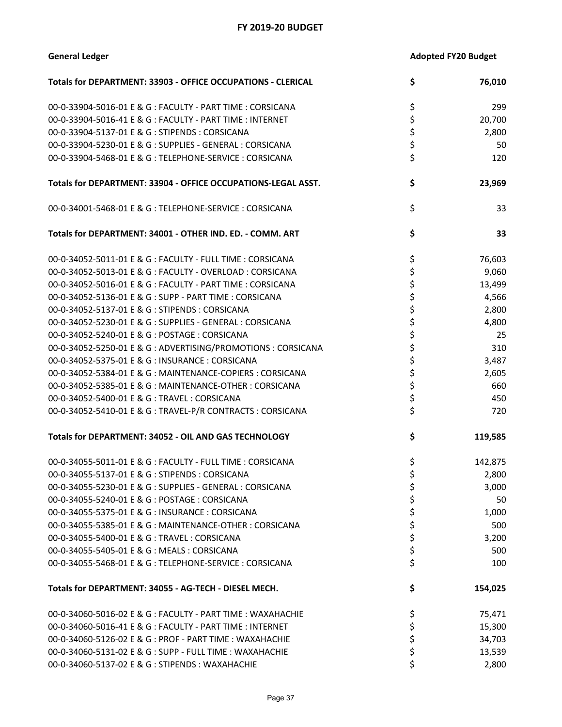## FY 2019-20 BUDGET

| General Ledger | Adopted FY20 Budget |
|---|---|
| **Totals for DEPARTMENT: 33903 - OFFICE OCCUPATIONS - CLERICAL** | **$ 76,010** |
| 00-0-33904-5016-01 E & G : FACULTY - PART TIME : CORSICANA | $ 299 |
| 00-0-33904-5016-41 E & G : FACULTY - PART TIME : INTERNET | $ 20,700 |
| 00-0-33904-5137-01 E & G : STIPENDS : CORSICANA | $ 2,800 |
| 00-0-33904-5230-01 E & G : SUPPLIES - GENERAL : CORSICANA | $ 50 |
| 00-0-33904-5468-01 E & G : TELEPHONE-SERVICE : CORSICANA | $ 120 |
| **Totals for DEPARTMENT: 33904 - OFFICE OCCUPATIONS-LEGAL ASST.** | **$ 23,969** |
| 00-0-34001-5468-01 E & G : TELEPHONE-SERVICE : CORSICANA | $ 33 |
| **Totals for DEPARTMENT: 34001 - OTHER IND. ED. - COMM. ART** | **$ 33** |
| 00-0-34052-5011-01 E & G : FACULTY - FULL TIME : CORSICANA | $ 76,603 |
| 00-0-34052-5013-01 E & G : FACULTY - OVERLOAD : CORSICANA | $ 9,060 |
| 00-0-34052-5016-01 E & G : FACULTY - PART TIME : CORSICANA | $ 13,499 |
| 00-0-34052-5136-01 E & G : SUPP - PART TIME : CORSICANA | $ 4,566 |
| 00-0-34052-5137-01 E & G : STIPENDS : CORSICANA | $ 2,800 |
| 00-0-34052-5230-01 E & G : SUPPLIES - GENERAL : CORSICANA | $ 4,800 |
| 00-0-34052-5240-01 E & G : POSTAGE : CORSICANA | $ 25 |
| 00-0-34052-5250-01 E & G : ADVERTISING/PROMOTIONS : CORSICANA | $ 310 |
| 00-0-34052-5375-01 E & G : INSURANCE : CORSICANA | $ 3,487 |
| 00-0-34052-5384-01 E & G : MAINTENANCE-COPIERS : CORSICANA | $ 2,605 |
| 00-0-34052-5385-01 E & G : MAINTENANCE-OTHER : CORSICANA | $ 660 |
| 00-0-34052-5400-01 E & G : TRAVEL : CORSICANA | $ 450 |
| 00-0-34052-5410-01 E & G : TRAVEL-P/R CONTRACTS : CORSICANA | $ 720 |
| **Totals for DEPARTMENT: 34052 - OIL AND GAS TECHNOLOGY** | **$ 119,585** |
| 00-0-34055-5011-01 E & G : FACULTY - FULL TIME : CORSICANA | $ 142,875 |
| 00-0-34055-5137-01 E & G : STIPENDS : CORSICANA | $ 2,800 |
| 00-0-34055-5230-01 E & G : SUPPLIES - GENERAL : CORSICANA | $ 3,000 |
| 00-0-34055-5240-01 E & G : POSTAGE : CORSICANA | $ 50 |
| 00-0-34055-5375-01 E & G : INSURANCE : CORSICANA | $ 1,000 |
| 00-0-34055-5385-01 E & G : MAINTENANCE-OTHER : CORSICANA | $ 500 |
| 00-0-34055-5400-01 E & G : TRAVEL : CORSICANA | $ 3,200 |
| 00-0-34055-5405-01 E & G : MEALS : CORSICANA | $ 500 |
| 00-0-34055-5468-01 E & G : TELEPHONE-SERVICE : CORSICANA | $ 100 |
| **Totals for DEPARTMENT: 34055 - AG-TECH - DIESEL MECH.** | **$ 154,025** |
| 00-0-34060-5016-02 E & G : FACULTY - PART TIME : WAXAHACHIE | $ 75,471 |
| 00-0-34060-5016-41 E & G : FACULTY - PART TIME : INTERNET | $ 15,300 |
| 00-0-34060-5126-02 E & G : PROF - PART TIME : WAXAHACHIE | $ 34,703 |
| 00-0-34060-5131-02 E & G : SUPP - FULL TIME : WAXAHACHIE | $ 13,539 |
| 00-0-34060-5137-02 E & G : STIPENDS : WAXAHACHIE | $ 2,800 |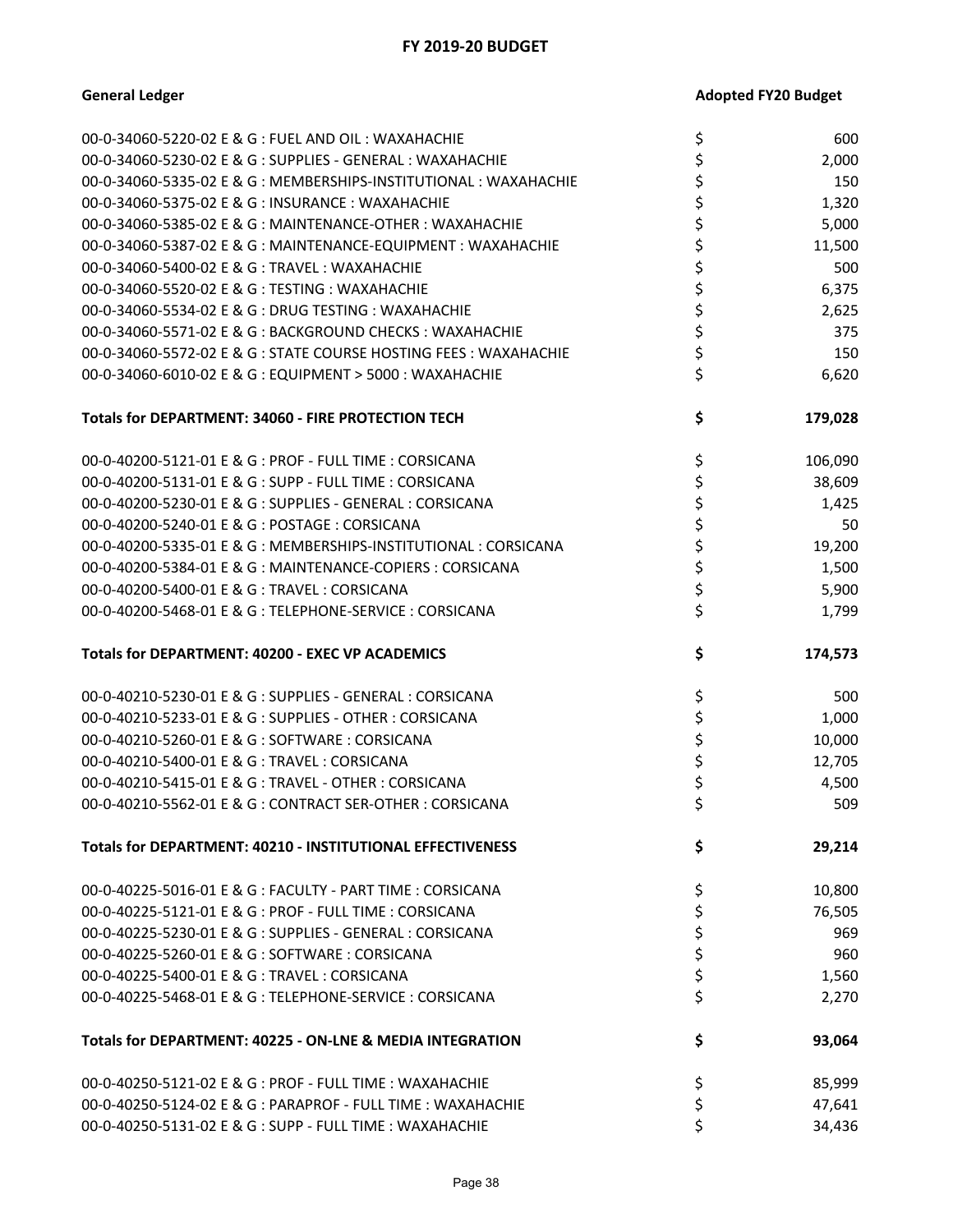## FY 2019-20 BUDGET

| General Ledger | Adopted FY20 Budget |
|---|---|
| 00-0-34060-5220-02 E & G : FUEL AND OIL : WAXAHACHIE | $ 600 |
| 00-0-34060-5230-02 E & G : SUPPLIES - GENERAL : WAXAHACHIE | $ 2,000 |
| 00-0-34060-5335-02 E & G : MEMBERSHIPS-INSTITUTIONAL : WAXAHACHIE | $ 150 |
| 00-0-34060-5375-02 E & G : INSURANCE : WAXAHACHIE | $ 1,320 |
| 00-0-34060-5385-02 E & G : MAINTENANCE-OTHER : WAXAHACHIE | $ 5,000 |
| 00-0-34060-5387-02 E & G : MAINTENANCE-EQUIPMENT : WAXAHACHIE | $ 11,500 |
| 00-0-34060-5400-02 E & G : TRAVEL : WAXAHACHIE | $ 500 |
| 00-0-34060-5520-02 E & G : TESTING : WAXAHACHIE | $ 6,375 |
| 00-0-34060-5534-02 E & G : DRUG TESTING : WAXAHACHIE | $ 2,625 |
| 00-0-34060-5571-02 E & G : BACKGROUND CHECKS : WAXAHACHIE | $ 375 |
| 00-0-34060-5572-02 E & G : STATE COURSE HOSTING FEES : WAXAHACHIE | $ 150 |
| 00-0-34060-6010-02 E & G : EQUIPMENT > 5000 : WAXAHACHIE | $ 6,620 |
| **Totals for DEPARTMENT: 34060 - FIRE PROTECTION TECH** | **$ 179,028** |
| 00-0-40200-5121-01 E & G : PROF - FULL TIME : CORSICANA | $ 106,090 |
| 00-0-40200-5131-01 E & G : SUPP - FULL TIME : CORSICANA | $ 38,609 |
| 00-0-40200-5230-01 E & G : SUPPLIES - GENERAL : CORSICANA | $ 1,425 |
| 00-0-40200-5240-01 E & G : POSTAGE : CORSICANA | $ 50 |
| 00-0-40200-5335-01 E & G : MEMBERSHIPS-INSTITUTIONAL : CORSICANA | $ 19,200 |
| 00-0-40200-5384-01 E & G : MAINTENANCE-COPIERS : CORSICANA | $ 1,500 |
| 00-0-40200-5400-01 E & G : TRAVEL : CORSICANA | $ 5,900 |
| 00-0-40200-5468-01 E & G : TELEPHONE-SERVICE : CORSICANA | $ 1,799 |
| **Totals for DEPARTMENT: 40200 - EXEC VP ACADEMICS** | **$ 174,573** |
| 00-0-40210-5230-01 E & G : SUPPLIES - GENERAL : CORSICANA | $ 500 |
| 00-0-40210-5233-01 E & G : SUPPLIES - OTHER : CORSICANA | $ 1,000 |
| 00-0-40210-5260-01 E & G : SOFTWARE : CORSICANA | $ 10,000 |
| 00-0-40210-5400-01 E & G : TRAVEL : CORSICANA | $ 12,705 |
| 00-0-40210-5415-01 E & G : TRAVEL - OTHER : CORSICANA | $ 4,500 |
| 00-0-40210-5562-01 E & G : CONTRACT SER-OTHER : CORSICANA | $ 509 |
| **Totals for DEPARTMENT: 40210 - INSTITUTIONAL EFFECTIVENESS** | **$ 29,214** |
| 00-0-40225-5016-01 E & G : FACULTY - PART TIME : CORSICANA | $ 10,800 |
| 00-0-40225-5121-01 E & G : PROF - FULL TIME : CORSICANA | $ 76,505 |
| 00-0-40225-5230-01 E & G : SUPPLIES - GENERAL : CORSICANA | $ 969 |
| 00-0-40225-5260-01 E & G : SOFTWARE : CORSICANA | $ 960 |
| 00-0-40225-5400-01 E & G : TRAVEL : CORSICANA | $ 1,560 |
| 00-0-40225-5468-01 E & G : TELEPHONE-SERVICE : CORSICANA | $ 2,270 |
| **Totals for DEPARTMENT: 40225 - ON-LNE & MEDIA INTEGRATION** | **$ 93,064** |
| 00-0-40250-5121-02 E & G : PROF - FULL TIME : WAXAHACHIE | $ 85,999 |
| 00-0-40250-5124-02 E & G : PARAPROF - FULL TIME : WAXAHACHIE | $ 47,641 |
| 00-0-40250-5131-02 E & G : SUPP - FULL TIME : WAXAHACHIE | $ 34,436 |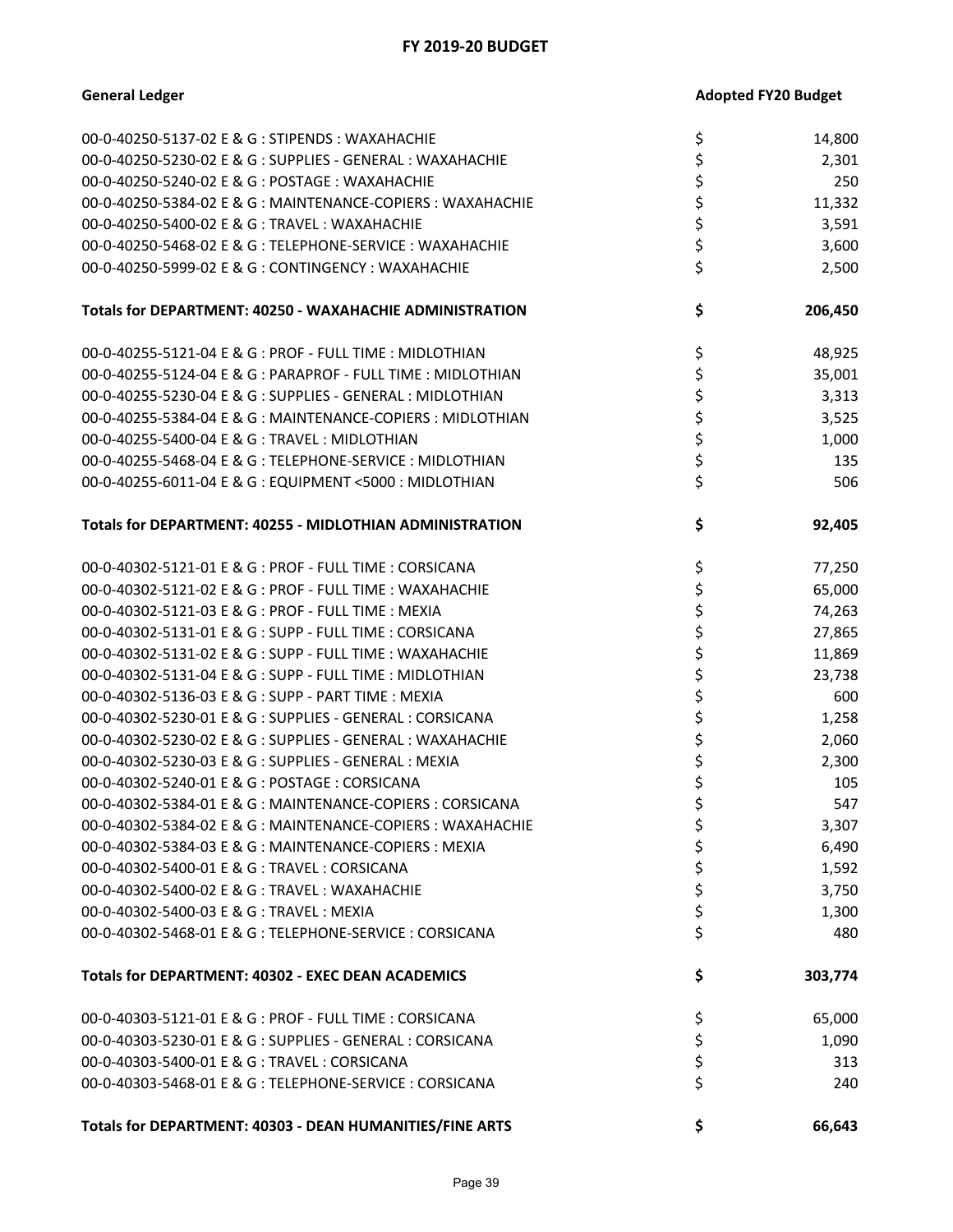## FY 2019-20 BUDGET

| General Ledger | Adopted FY20 Budget |
|---|---|
| 00-0-40250-5137-02 E & G : STIPENDS : WAXAHACHIE | $ 14,800 |
| 00-0-40250-5230-02 E & G : SUPPLIES - GENERAL : WAXAHACHIE | $ 2,301 |
| 00-0-40250-5240-02 E & G : POSTAGE : WAXAHACHIE | $ 250 |
| 00-0-40250-5384-02 E & G : MAINTENANCE-COPIERS : WAXAHACHIE | $ 11,332 |
| 00-0-40250-5400-02 E & G : TRAVEL : WAXAHACHIE | $ 3,591 |
| 00-0-40250-5468-02 E & G : TELEPHONE-SERVICE : WAXAHACHIE | $ 3,600 |
| 00-0-40250-5999-02 E & G : CONTINGENCY : WAXAHACHIE | $ 2,500 |
| **Totals for DEPARTMENT: 40250 - WAXAHACHIE ADMINISTRATION** | **$ 206,450** |
| 00-0-40255-5121-04 E & G : PROF - FULL TIME : MIDLOTHIAN | $ 48,925 |
| 00-0-40255-5124-04 E & G : PARAPROF - FULL TIME : MIDLOTHIAN | $ 35,001 |
| 00-0-40255-5230-04 E & G : SUPPLIES - GENERAL : MIDLOTHIAN | $ 3,313 |
| 00-0-40255-5384-04 E & G : MAINTENANCE-COPIERS : MIDLOTHIAN | $ 3,525 |
| 00-0-40255-5400-04 E & G : TRAVEL : MIDLOTHIAN | $ 1,000 |
| 00-0-40255-5468-04 E & G : TELEPHONE-SERVICE : MIDLOTHIAN | $ 135 |
| 00-0-40255-6011-04 E & G : EQUIPMENT <5000 : MIDLOTHIAN | $ 506 |
| **Totals for DEPARTMENT: 40255 - MIDLOTHIAN ADMINISTRATION** | **$ 92,405** |
| 00-0-40302-5121-01 E & G : PROF - FULL TIME : CORSICANA | $ 77,250 |
| 00-0-40302-5121-02 E & G : PROF - FULL TIME : WAXAHACHIE | $ 65,000 |
| 00-0-40302-5121-03 E & G : PROF - FULL TIME : MEXIA | $ 74,263 |
| 00-0-40302-5131-01 E & G : SUPP - FULL TIME : CORSICANA | $ 27,865 |
| 00-0-40302-5131-02 E & G : SUPP - FULL TIME : WAXAHACHIE | $ 11,869 |
| 00-0-40302-5131-04 E & G : SUPP - FULL TIME : MIDLOTHIAN | $ 23,738 |
| 00-0-40302-5136-03 E & G : SUPP - PART TIME : MEXIA | $ 600 |
| 00-0-40302-5230-01 E & G : SUPPLIES - GENERAL : CORSICANA | $ 1,258 |
| 00-0-40302-5230-02 E & G : SUPPLIES - GENERAL : WAXAHACHIE | $ 2,060 |
| 00-0-40302-5230-03 E & G : SUPPLIES - GENERAL : MEXIA | $ 2,300 |
| 00-0-40302-5240-01 E & G : POSTAGE : CORSICANA | $ 105 |
| 00-0-40302-5384-01 E & G : MAINTENANCE-COPIERS : CORSICANA | $ 547 |
| 00-0-40302-5384-02 E & G : MAINTENANCE-COPIERS : WAXAHACHIE | $ 3,307 |
| 00-0-40302-5384-03 E & G : MAINTENANCE-COPIERS : MEXIA | $ 6,490 |
| 00-0-40302-5400-01 E & G : TRAVEL : CORSICANA | $ 1,592 |
| 00-0-40302-5400-02 E & G : TRAVEL : WAXAHACHIE | $ 3,750 |
| 00-0-40302-5400-03 E & G : TRAVEL : MEXIA | $ 1,300 |
| 00-0-40302-5468-01 E & G : TELEPHONE-SERVICE : CORSICANA | $ 480 |
| **Totals for DEPARTMENT: 40302 - EXEC DEAN ACADEMICS** | **$ 303,774** |
| 00-0-40303-5121-01 E & G : PROF - FULL TIME : CORSICANA | $ 65,000 |
| 00-0-40303-5230-01 E & G : SUPPLIES - GENERAL : CORSICANA | $ 1,090 |
| 00-0-40303-5400-01 E & G : TRAVEL : CORSICANA | $ 313 |
| 00-0-40303-5468-01 E & G : TELEPHONE-SERVICE : CORSICANA | $ 240 |
| **Totals for DEPARTMENT: 40303 - DEAN HUMANITIES/FINE ARTS** | **$ 66,643** |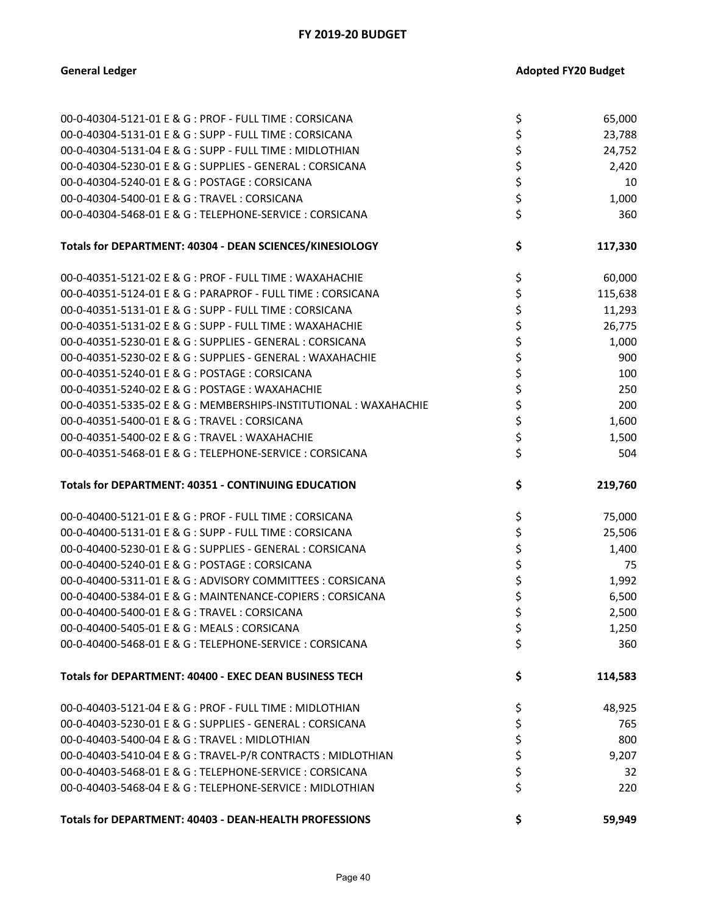# FY 2019-20 BUDGET

| General Ledger | Adopted FY20 Budget |
|---|---|
| 00-0-40304-5121-01 E & G : PROF - FULL TIME : CORSICANA | $ 65,000 |
| 00-0-40304-5131-01 E & G : SUPP - FULL TIME : CORSICANA | $ 23,788 |
| 00-0-40304-5131-04 E & G : SUPP - FULL TIME : MIDLOTHIAN | $ 24,752 |
| 00-0-40304-5230-01 E & G : SUPPLIES - GENERAL : CORSICANA | $ 2,420 |
| 00-0-40304-5240-01 E & G : POSTAGE : CORSICANA | $ 10 |
| 00-0-40304-5400-01 E & G : TRAVEL : CORSICANA | $ 1,000 |
| 00-0-40304-5468-01 E & G : TELEPHONE-SERVICE : CORSICANA | $ 360 |
| **Totals for DEPARTMENT: 40304 - DEAN SCIENCES/KINESIOLOGY** | **$ 117,330** |
| 00-0-40351-5121-02 E & G : PROF - FULL TIME : WAXAHACHIE | $ 60,000 |
| 00-0-40351-5124-01 E & G : PARAPROF - FULL TIME : CORSICANA | $ 115,638 |
| 00-0-40351-5131-01 E & G : SUPP - FULL TIME : CORSICANA | $ 11,293 |
| 00-0-40351-5131-02 E & G : SUPP - FULL TIME : WAXAHACHIE | $ 26,775 |
| 00-0-40351-5230-01 E & G : SUPPLIES - GENERAL : CORSICANA | $ 1,000 |
| 00-0-40351-5230-02 E & G : SUPPLIES - GENERAL : WAXAHACHIE | $ 900 |
| 00-0-40351-5240-01 E & G : POSTAGE : CORSICANA | $ 100 |
| 00-0-40351-5240-02 E & G : POSTAGE : WAXAHACHIE | $ 250 |
| 00-0-40351-5335-02 E & G : MEMBERSHIPS-INSTITUTIONAL : WAXAHACHIE | $ 200 |
| 00-0-40351-5400-01 E & G : TRAVEL : CORSICANA | $ 1,600 |
| 00-0-40351-5400-02 E & G : TRAVEL : WAXAHACHIE | $ 1,500 |
| 00-0-40351-5468-01 E & G : TELEPHONE-SERVICE : CORSICANA | $ 504 |
| **Totals for DEPARTMENT: 40351 - CONTINUING EDUCATION** | **$ 219,760** |
| 00-0-40400-5121-01 E & G : PROF - FULL TIME : CORSICANA | $ 75,000 |
| 00-0-40400-5131-01 E & G : SUPP - FULL TIME : CORSICANA | $ 25,506 |
| 00-0-40400-5230-01 E & G : SUPPLIES - GENERAL : CORSICANA | $ 1,400 |
| 00-0-40400-5240-01 E & G : POSTAGE : CORSICANA | $ 75 |
| 00-0-40400-5311-01 E & G : ADVISORY COMMITTEES : CORSICANA | $ 1,992 |
| 00-0-40400-5384-01 E & G : MAINTENANCE-COPIERS : CORSICANA | $ 6,500 |
| 00-0-40400-5400-01 E & G : TRAVEL : CORSICANA | $ 2,500 |
| 00-0-40400-5405-01 E & G : MEALS : CORSICANA | $ 1,250 |
| 00-0-40400-5468-01 E & G : TELEPHONE-SERVICE : CORSICANA | $ 360 |
| **Totals for DEPARTMENT: 40400 - EXEC DEAN BUSINESS TECH** | **$ 114,583** |
| 00-0-40403-5121-04 E & G : PROF - FULL TIME : MIDLOTHIAN | $ 48,925 |
| 00-0-40403-5230-01 E & G : SUPPLIES - GENERAL : CORSICANA | $ 765 |
| 00-0-40403-5400-04 E & G : TRAVEL : MIDLOTHIAN | $ 800 |
| 00-0-40403-5410-04 E & G : TRAVEL-P/R CONTRACTS : MIDLOTHIAN | $ 9,207 |
| 00-0-40403-5468-01 E & G : TELEPHONE-SERVICE : CORSICANA | $ 32 |
| 00-0-40403-5468-04 E & G : TELEPHONE-SERVICE : MIDLOTHIAN | $ 220 |
| **Totals for DEPARTMENT: 40403 - DEAN-HEALTH PROFESSIONS** | **$ 59,949** |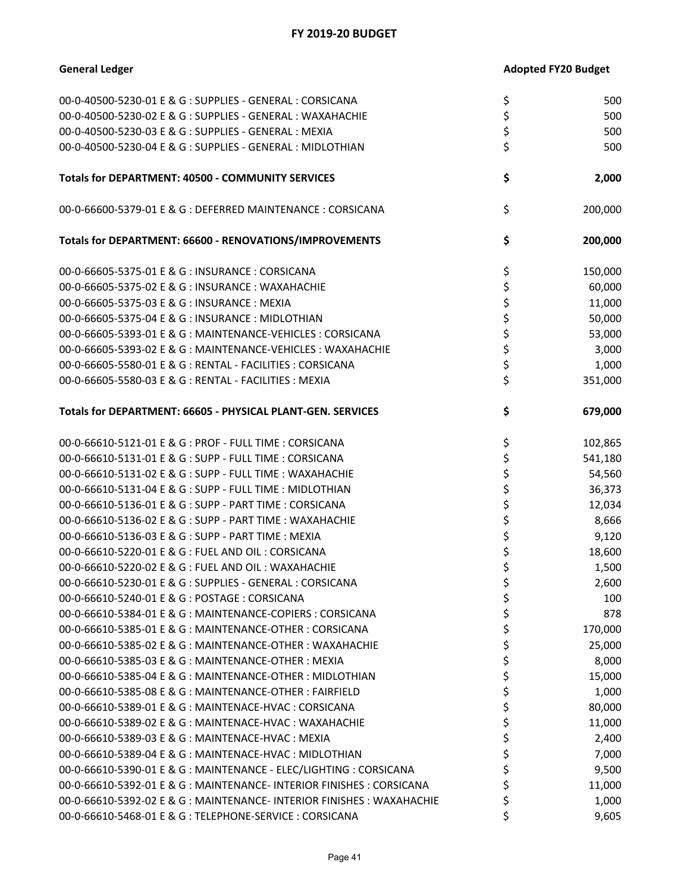# FY 2019-20 BUDGET

| General Ledger | Adopted FY20 Budget |
|---|---|
| 00-0-40500-5230-01 E & G : SUPPLIES - GENERAL : CORSICANA | $ 500 |
| 00-0-40500-5230-02 E & G : SUPPLIES - GENERAL : WAXAHACHIE | $ 500 |
| 00-0-40500-5230-03 E & G : SUPPLIES - GENERAL : MEXIA | $ 500 |
| 00-0-40500-5230-04 E & G : SUPPLIES - GENERAL : MIDLOTHIAN | $ 500 |
| **Totals for DEPARTMENT: 40500 - COMMUNITY SERVICES** | **$ 2,000** |
| 00-0-66600-5379-01 E & G : DEFERRED MAINTENANCE : CORSICANA | $ 200,000 |
| **Totals for DEPARTMENT: 66600 - RENOVATIONS/IMPROVEMENTS** | **$ 200,000** |
| 00-0-66605-5375-01 E & G : INSURANCE : CORSICANA | $ 150,000 |
| 00-0-66605-5375-02 E & G : INSURANCE : WAXAHACHIE | $ 60,000 |
| 00-0-66605-5375-03 E & G : INSURANCE : MEXIA | $ 11,000 |
| 00-0-66605-5375-04 E & G : INSURANCE : MIDLOTHIAN | $ 50,000 |
| 00-0-66605-5393-01 E & G : MAINTENANCE-VEHICLES : CORSICANA | $ 53,000 |
| 00-0-66605-5393-02 E & G : MAINTENANCE-VEHICLES : WAXAHACHIE | $ 3,000 |
| 00-0-66605-5580-01 E & G : RENTAL - FACILITIES : CORSICANA | $ 1,000 |
| 00-0-66605-5580-03 E & G : RENTAL - FACILITIES : MEXIA | $ 351,000 |
| **Totals for DEPARTMENT: 66605 - PHYSICAL PLANT-GEN. SERVICES** | **$ 679,000** |
| 00-0-66610-5121-01 E & G : PROF - FULL TIME : CORSICANA | $ 102,865 |
| 00-0-66610-5131-01 E & G : SUPP - FULL TIME : CORSICANA | $ 541,180 |
| 00-0-66610-5131-02 E & G : SUPP - FULL TIME : WAXAHACHIE | $ 54,560 |
| 00-0-66610-5131-04 E & G : SUPP - FULL TIME : MIDLOTHIAN | $ 36,373 |
| 00-0-66610-5136-01 E & G : SUPP - PART TIME : CORSICANA | $ 12,034 |
| 00-0-66610-5136-02 E & G : SUPP - PART TIME : WAXAHACHIE | $ 8,666 |
| 00-0-66610-5136-03 E & G : SUPP - PART TIME : MEXIA | $ 9,120 |
| 00-0-66610-5220-01 E & G : FUEL AND OIL : CORSICANA | $ 18,600 |
| 00-0-66610-5220-02 E & G : FUEL AND OIL : WAXAHACHIE | $ 1,500 |
| 00-0-66610-5230-01 E & G : SUPPLIES - GENERAL : CORSICANA | $ 2,600 |
| 00-0-66610-5240-01 E & G : POSTAGE : CORSICANA | $ 100 |
| 00-0-66610-5384-01 E & G : MAINTENANCE-COPIERS : CORSICANA | $ 878 |
| 00-0-66610-5385-01 E & G : MAINTENANCE-OTHER : CORSICANA | $ 170,000 |
| 00-0-66610-5385-02 E & G : MAINTENANCE-OTHER : WAXAHACHIE | $ 25,000 |
| 00-0-66610-5385-03 E & G : MAINTENANCE-OTHER : MEXIA | $ 8,000 |
| 00-0-66610-5385-04 E & G : MAINTENANCE-OTHER : MIDLOTHIAN | $ 15,000 |
| 00-0-66610-5385-08 E & G : MAINTENANCE-OTHER : FAIRFIELD | $ 1,000 |
| 00-0-66610-5389-01 E & G : MAINTENACE-HVAC : CORSICANA | $ 80,000 |
| 00-0-66610-5389-02 E & G : MAINTENACE-HVAC : WAXAHACHIE | $ 11,000 |
| 00-0-66610-5389-03 E & G : MAINTENACE-HVAC : MEXIA | $ 2,400 |
| 00-0-66610-5389-04 E & G : MAINTENACE-HVAC : MIDLOTHIAN | $ 7,000 |
| 00-0-66610-5390-01 E & G : MAINTENANCE - ELEC/LIGHTING : CORSICANA | $ 9,500 |
| 00-0-66610-5392-01 E & G : MAINTENANCE- INTERIOR FINISHES : CORSICANA | $ 11,000 |
| 00-0-66610-5392-02 E & G : MAINTENANCE- INTERIOR FINISHES : WAXAHACHIE | $ 1,000 |
| 00-0-66610-5468-01 E & G : TELEPHONE-SERVICE : CORSICANA | $ 9,605 |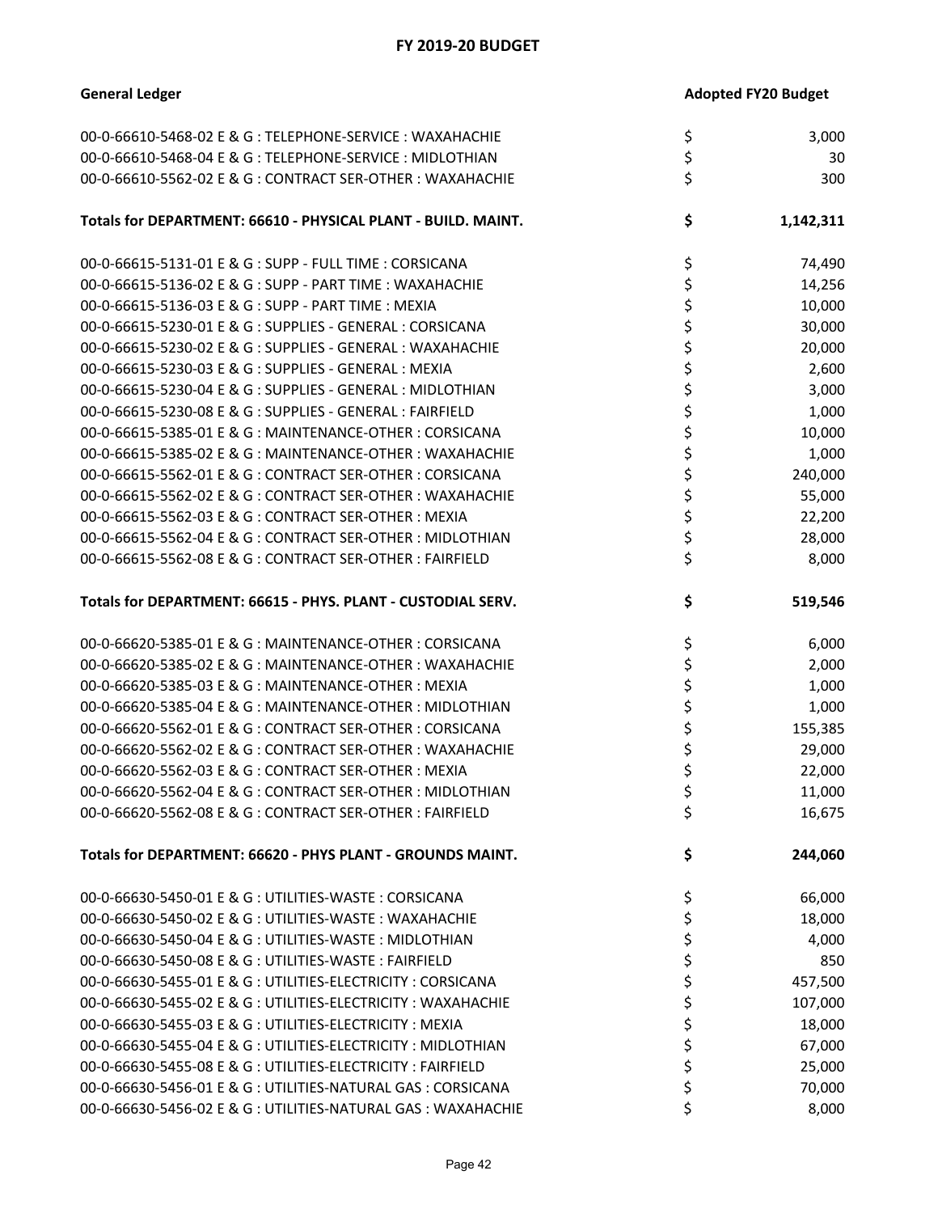## FY 2019-20 BUDGET

| General Ledger | Adopted FY20 Budget |
|---|---|
| 00-0-66610-5468-02 E & G : TELEPHONE-SERVICE : WAXAHACHIE | $ 3,000 |
| 00-0-66610-5468-04 E & G : TELEPHONE-SERVICE : MIDLOTHIAN | $ 30 |
| 00-0-66610-5562-02 E & G : CONTRACT SER-OTHER : WAXAHACHIE | $ 300 |
| **Totals for DEPARTMENT: 66610 - PHYSICAL PLANT - BUILD. MAINT.** | **$ 1,142,311** |
| 00-0-66615-5131-01 E & G : SUPP - FULL TIME : CORSICANA | $ 74,490 |
| 00-0-66615-5136-02 E & G : SUPP - PART TIME : WAXAHACHIE | $ 14,256 |
| 00-0-66615-5136-03 E & G : SUPP - PART TIME : MEXIA | $ 10,000 |
| 00-0-66615-5230-01 E & G : SUPPLIES - GENERAL : CORSICANA | $ 30,000 |
| 00-0-66615-5230-02 E & G : SUPPLIES - GENERAL : WAXAHACHIE | $ 20,000 |
| 00-0-66615-5230-03 E & G : SUPPLIES - GENERAL : MEXIA | $ 2,600 |
| 00-0-66615-5230-04 E & G : SUPPLIES - GENERAL : MIDLOTHIAN | $ 3,000 |
| 00-0-66615-5230-08 E & G : SUPPLIES - GENERAL : FAIRFIELD | $ 1,000 |
| 00-0-66615-5385-01 E & G : MAINTENANCE-OTHER : CORSICANA | $ 10,000 |
| 00-0-66615-5385-02 E & G : MAINTENANCE-OTHER : WAXAHACHIE | $ 1,000 |
| 00-0-66615-5562-01 E & G : CONTRACT SER-OTHER : CORSICANA | $ 240,000 |
| 00-0-66615-5562-02 E & G : CONTRACT SER-OTHER : WAXAHACHIE | $ 55,000 |
| 00-0-66615-5562-03 E & G : CONTRACT SER-OTHER : MEXIA | $ 22,200 |
| 00-0-66615-5562-04 E & G : CONTRACT SER-OTHER : MIDLOTHIAN | $ 28,000 |
| 00-0-66615-5562-08 E & G : CONTRACT SER-OTHER : FAIRFIELD | $ 8,000 |
| **Totals for DEPARTMENT: 66615 - PHYS. PLANT - CUSTODIAL SERV.** | **$ 519,546** |
| 00-0-66620-5385-01 E & G : MAINTENANCE-OTHER : CORSICANA | $ 6,000 |
| 00-0-66620-5385-02 E & G : MAINTENANCE-OTHER : WAXAHACHIE | $ 2,000 |
| 00-0-66620-5385-03 E & G : MAINTENANCE-OTHER : MEXIA | $ 1,000 |
| 00-0-66620-5385-04 E & G : MAINTENANCE-OTHER : MIDLOTHIAN | $ 1,000 |
| 00-0-66620-5562-01 E & G : CONTRACT SER-OTHER : CORSICANA | $ 155,385 |
| 00-0-66620-5562-02 E & G : CONTRACT SER-OTHER : WAXAHACHIE | $ 29,000 |
| 00-0-66620-5562-03 E & G : CONTRACT SER-OTHER : MEXIA | $ 22,000 |
| 00-0-66620-5562-04 E & G : CONTRACT SER-OTHER : MIDLOTHIAN | $ 11,000 |
| 00-0-66620-5562-08 E & G : CONTRACT SER-OTHER : FAIRFIELD | $ 16,675 |
| **Totals for DEPARTMENT: 66620 - PHYS PLANT - GROUNDS MAINT.** | **$ 244,060** |
| 00-0-66630-5450-01 E & G : UTILITIES-WASTE : CORSICANA | $ 66,000 |
| 00-0-66630-5450-02 E & G : UTILITIES-WASTE : WAXAHACHIE | $ 18,000 |
| 00-0-66630-5450-04 E & G : UTILITIES-WASTE : MIDLOTHIAN | $ 4,000 |
| 00-0-66630-5450-08 E & G : UTILITIES-WASTE : FAIRFIELD | $ 850 |
| 00-0-66630-5455-01 E & G : UTILITIES-ELECTRICITY : CORSICANA | $ 457,500 |
| 00-0-66630-5455-02 E & G : UTILITIES-ELECTRICITY : WAXAHACHIE | $ 107,000 |
| 00-0-66630-5455-03 E & G : UTILITIES-ELECTRICITY : MEXIA | $ 18,000 |
| 00-0-66630-5455-04 E & G : UTILITIES-ELECTRICITY : MIDLOTHIAN | $ 67,000 |
| 00-0-66630-5455-08 E & G : UTILITIES-ELECTRICITY : FAIRFIELD | $ 25,000 |
| 00-0-66630-5456-01 E & G : UTILITIES-NATURAL GAS : CORSICANA | $ 70,000 |
| 00-0-66630-5456-02 E & G : UTILITIES-NATURAL GAS : WAXAHACHIE | $ 8,000 |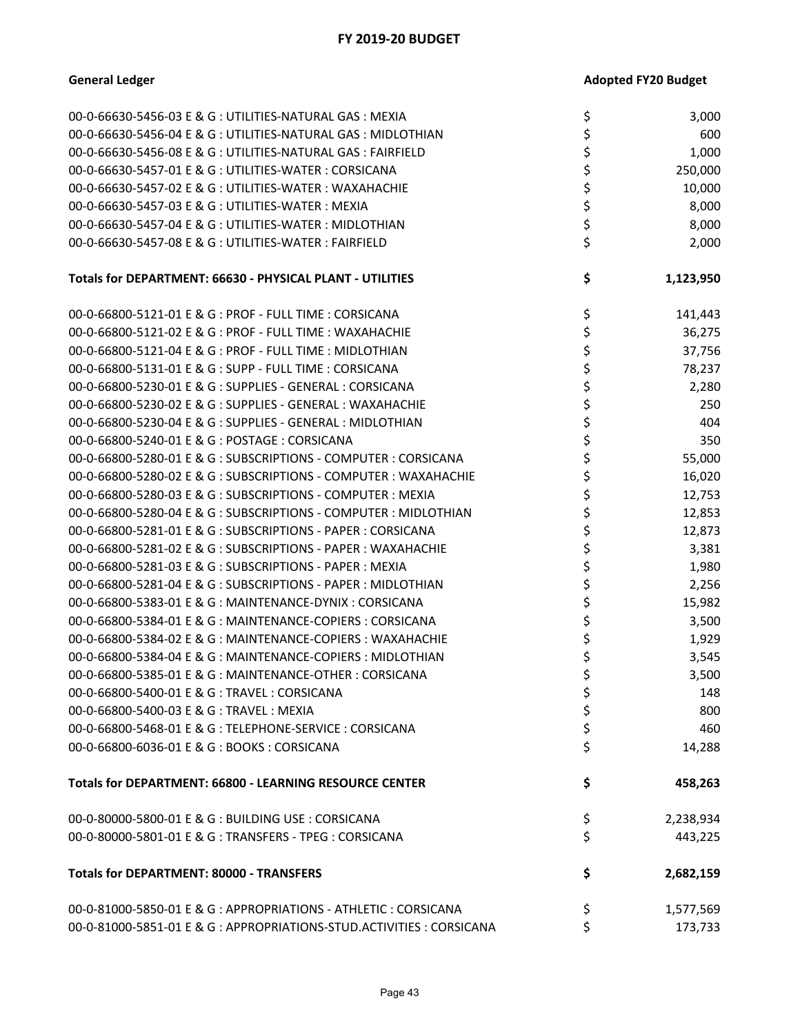## FY 2019-20 BUDGET

| General Ledger | Adopted FY20 Budget |
|---|---|
| 00-0-66630-5456-03 E & G : UTILITIES-NATURAL GAS : MEXIA | $ 3,000 |
| 00-0-66630-5456-04 E & G : UTILITIES-NATURAL GAS : MIDLOTHIAN | $ 600 |
| 00-0-66630-5456-08 E & G : UTILITIES-NATURAL GAS : FAIRFIELD | $ 1,000 |
| 00-0-66630-5457-01 E & G : UTILITIES-WATER : CORSICANA | $ 250,000 |
| 00-0-66630-5457-02 E & G : UTILITIES-WATER : WAXAHACHIE | $ 10,000 |
| 00-0-66630-5457-03 E & G : UTILITIES-WATER : MEXIA | $ 8,000 |
| 00-0-66630-5457-04 E & G : UTILITIES-WATER : MIDLOTHIAN | $ 8,000 |
| 00-0-66630-5457-08 E & G : UTILITIES-WATER : FAIRFIELD | $ 2,000 |
| **Totals for DEPARTMENT: 66630 - PHYSICAL PLANT - UTILITIES** | **$ 1,123,950** |
| 00-0-66800-5121-01 E & G : PROF - FULL TIME : CORSICANA | $ 141,443 |
| 00-0-66800-5121-02 E & G : PROF - FULL TIME : WAXAHACHIE | $ 36,275 |
| 00-0-66800-5121-04 E & G : PROF - FULL TIME : MIDLOTHIAN | $ 37,756 |
| 00-0-66800-5131-01 E & G : SUPP - FULL TIME : CORSICANA | $ 78,237 |
| 00-0-66800-5230-01 E & G : SUPPLIES - GENERAL : CORSICANA | $ 2,280 |
| 00-0-66800-5230-02 E & G : SUPPLIES - GENERAL : WAXAHACHIE | $ 250 |
| 00-0-66800-5230-04 E & G : SUPPLIES - GENERAL : MIDLOTHIAN | $ 404 |
| 00-0-66800-5240-01 E & G : POSTAGE : CORSICANA | $ 350 |
| 00-0-66800-5280-01 E & G : SUBSCRIPTIONS - COMPUTER : CORSICANA | $ 55,000 |
| 00-0-66800-5280-02 E & G : SUBSCRIPTIONS - COMPUTER : WAXAHACHIE | $ 16,020 |
| 00-0-66800-5280-03 E & G : SUBSCRIPTIONS - COMPUTER : MEXIA | $ 12,753 |
| 00-0-66800-5280-04 E & G : SUBSCRIPTIONS - COMPUTER : MIDLOTHIAN | $ 12,853 |
| 00-0-66800-5281-01 E & G : SUBSCRIPTIONS - PAPER : CORSICANA | $ 12,873 |
| 00-0-66800-5281-02 E & G : SUBSCRIPTIONS - PAPER : WAXAHACHIE | $ 3,381 |
| 00-0-66800-5281-03 E & G : SUBSCRIPTIONS - PAPER : MEXIA | $ 1,980 |
| 00-0-66800-5281-04 E & G : SUBSCRIPTIONS - PAPER : MIDLOTHIAN | $ 2,256 |
| 00-0-66800-5383-01 E & G : MAINTENANCE-DYNIX : CORSICANA | $ 15,982 |
| 00-0-66800-5384-01 E & G : MAINTENANCE-COPIERS : CORSICANA | $ 3,500 |
| 00-0-66800-5384-02 E & G : MAINTENANCE-COPIERS : WAXAHACHIE | $ 1,929 |
| 00-0-66800-5384-04 E & G : MAINTENANCE-COPIERS : MIDLOTHIAN | $ 3,545 |
| 00-0-66800-5385-01 E & G : MAINTENANCE-OTHER : CORSICANA | $ 3,500 |
| 00-0-66800-5400-01 E & G : TRAVEL : CORSICANA | $ 148 |
| 00-0-66800-5400-03 E & G : TRAVEL : MEXIA | $ 800 |
| 00-0-66800-5468-01 E & G : TELEPHONE-SERVICE : CORSICANA | $ 460 |
| 00-0-66800-6036-01 E & G : BOOKS : CORSICANA | $ 14,288 |
| **Totals for DEPARTMENT: 66800 - LEARNING RESOURCE CENTER** | **$ 458,263** |
| 00-0-80000-5800-01 E & G : BUILDING USE : CORSICANA | $ 2,238,934 |
| 00-0-80000-5801-01 E & G : TRANSFERS - TPEG : CORSICANA | $ 443,225 |
| **Totals for DEPARTMENT: 80000 - TRANSFERS** | **$ 2,682,159** |
| 00-0-81000-5850-01 E & G : APPROPRIATIONS - ATHLETIC : CORSICANA | $ 1,577,569 |
| 00-0-81000-5851-01 E & G : APPROPRIATIONS-STUD.ACTIVITIES : CORSICANA | $ 173,733 |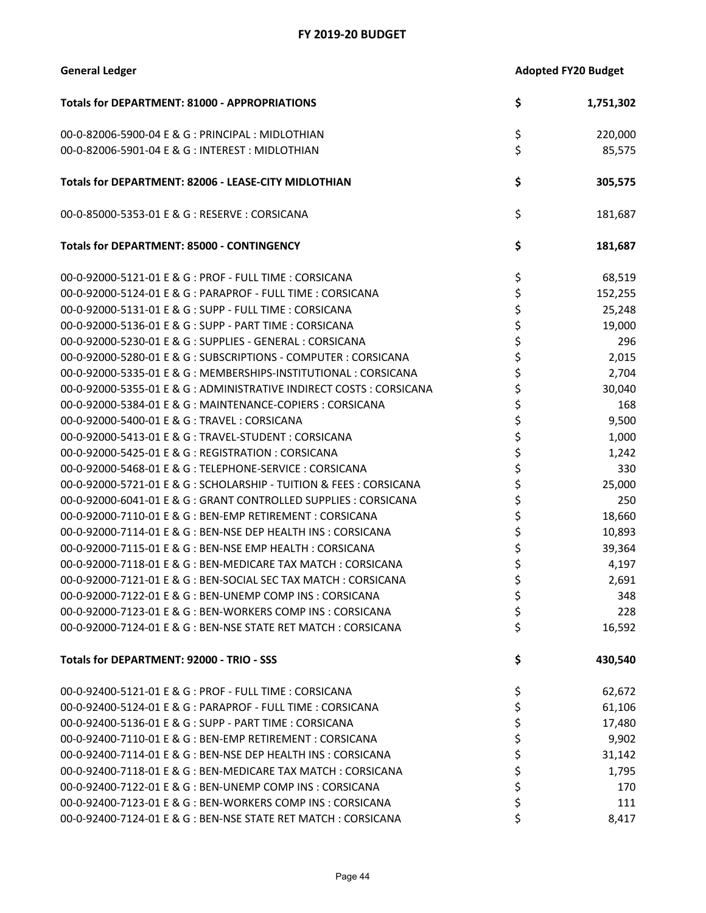## FY 2019-20 BUDGET

| General Ledger | | Adopted FY20 Budget |
|---|---|---|
| **Totals for DEPARTMENT: 81000 - APPROPRIATIONS** | **$** | **1,751,302** |
| 00-0-82006-5900-04 E & G : PRINCIPAL : MIDLOTHIAN | $ | 220,000 |
| 00-0-82006-5901-04 E & G : INTEREST : MIDLOTHIAN | $ | 85,575 |
| **Totals for DEPARTMENT: 82006 - LEASE-CITY MIDLOTHIAN** | **$** | **305,575** |
| 00-0-85000-5353-01 E & G : RESERVE : CORSICANA | $ | 181,687 |
| **Totals for DEPARTMENT: 85000 - CONTINGENCY** | **$** | **181,687** |
| 00-0-92000-5121-01 E & G : PROF - FULL TIME : CORSICANA | $ | 68,519 |
| 00-0-92000-5124-01 E & G : PARAPROF - FULL TIME : CORSICANA | $ | 152,255 |
| 00-0-92000-5131-01 E & G : SUPP - FULL TIME : CORSICANA | $ | 25,248 |
| 00-0-92000-5136-01 E & G : SUPP - PART TIME : CORSICANA | $ | 19,000 |
| 00-0-92000-5230-01 E & G : SUPPLIES - GENERAL : CORSICANA | $ | 296 |
| 00-0-92000-5280-01 E & G : SUBSCRIPTIONS - COMPUTER : CORSICANA | $ | 2,015 |
| 00-0-92000-5335-01 E & G : MEMBERSHIPS-INSTITUTIONAL : CORSICANA | $ | 2,704 |
| 00-0-92000-5355-01 E & G : ADMINISTRATIVE INDIRECT COSTS : CORSICANA | $ | 30,040 |
| 00-0-92000-5384-01 E & G : MAINTENANCE-COPIERS : CORSICANA | $ | 168 |
| 00-0-92000-5400-01 E & G : TRAVEL : CORSICANA | $ | 9,500 |
| 00-0-92000-5413-01 E & G : TRAVEL-STUDENT : CORSICANA | $ | 1,000 |
| 00-0-92000-5425-01 E & G : REGISTRATION : CORSICANA | $ | 1,242 |
| 00-0-92000-5468-01 E & G : TELEPHONE-SERVICE : CORSICANA | $ | 330 |
| 00-0-92000-5721-01 E & G : SCHOLARSHIP - TUITION & FEES : CORSICANA | $ | 25,000 |
| 00-0-92000-6041-01 E & G : GRANT CONTROLLED SUPPLIES : CORSICANA | $ | 250 |
| 00-0-92000-7110-01 E & G : BEN-EMP RETIREMENT : CORSICANA | $ | 18,660 |
| 00-0-92000-7114-01 E & G : BEN-NSE DEP HEALTH INS : CORSICANA | $ | 10,893 |
| 00-0-92000-7115-01 E & G : BEN-NSE EMP HEALTH : CORSICANA | $ | 39,364 |
| 00-0-92000-7118-01 E & G : BEN-MEDICARE TAX MATCH : CORSICANA | $ | 4,197 |
| 00-0-92000-7121-01 E & G : BEN-SOCIAL SEC TAX MATCH : CORSICANA | $ | 2,691 |
| 00-0-92000-7122-01 E & G : BEN-UNEMP COMP INS : CORSICANA | $ | 348 |
| 00-0-92000-7123-01 E & G : BEN-WORKERS COMP INS : CORSICANA | $ | 228 |
| 00-0-92000-7124-01 E & G : BEN-NSE STATE RET MATCH : CORSICANA | $ | 16,592 |
| **Totals for DEPARTMENT: 92000 - TRIO - SSS** | **$** | **430,540** |
| 00-0-92400-5121-01 E & G : PROF - FULL TIME : CORSICANA | $ | 62,672 |
| 00-0-92400-5124-01 E & G : PARAPROF - FULL TIME : CORSICANA | $ | 61,106 |
| 00-0-92400-5136-01 E & G : SUPP - PART TIME : CORSICANA | $ | 17,480 |
| 00-0-92400-7110-01 E & G : BEN-EMP RETIREMENT : CORSICANA | $ | 9,902 |
| 00-0-92400-7114-01 E & G : BEN-NSE DEP HEALTH INS : CORSICANA | $ | 31,142 |
| 00-0-92400-7118-01 E & G : BEN-MEDICARE TAX MATCH : CORSICANA | $ | 1,795 |
| 00-0-92400-7122-01 E & G : BEN-UNEMP COMP INS : CORSICANA | $ | 170 |
| 00-0-92400-7123-01 E & G : BEN-WORKERS COMP INS : CORSICANA | $ | 111 |
| 00-0-92400-7124-01 E & G : BEN-NSE STATE RET MATCH : CORSICANA | $ | 8,417 |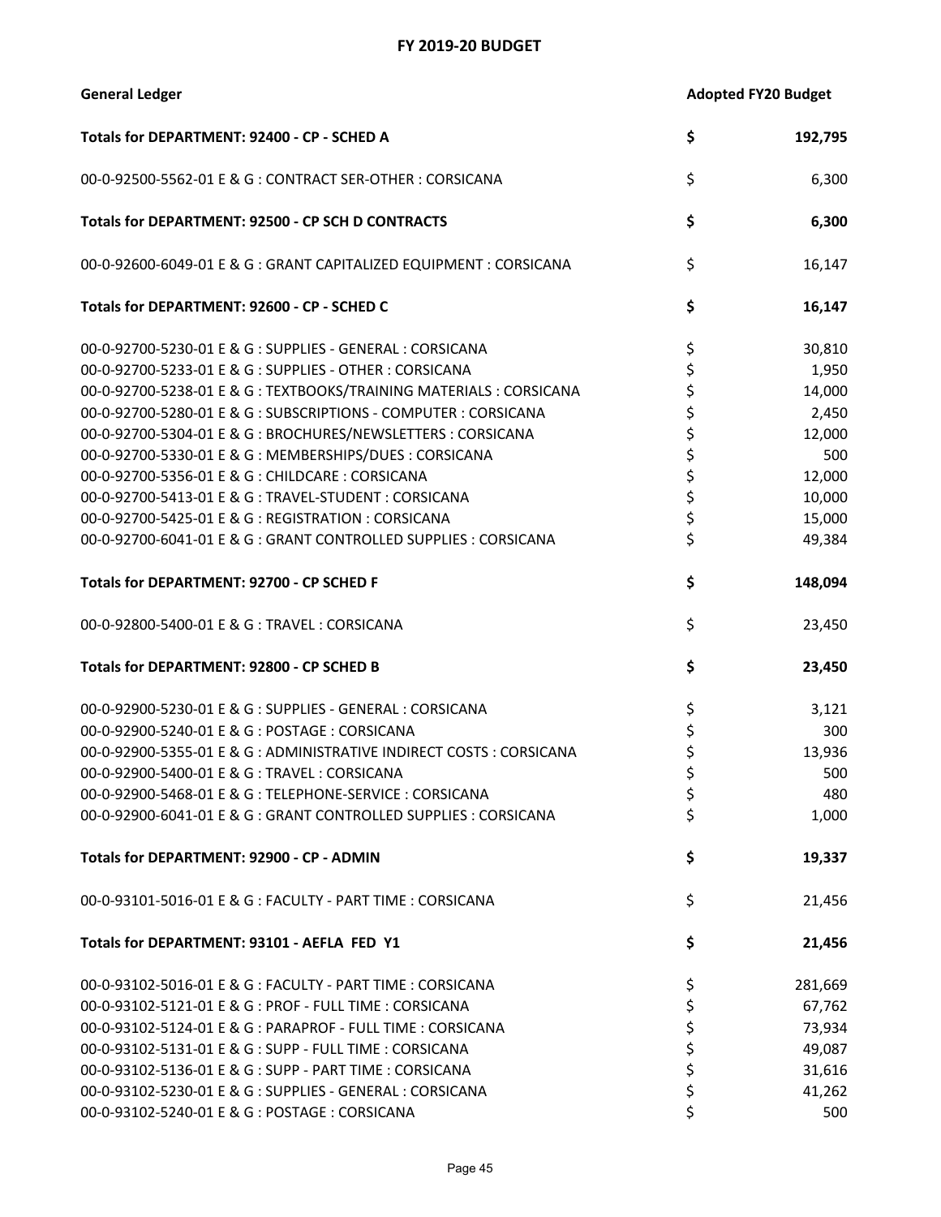## FY 2019-20 BUDGET

| General Ledger | Adopted FY20 Budget |
|---|---|
| **Totals for DEPARTMENT: 92400 - CP - SCHED A** | **$ 192,795** |
| 00-0-92500-5562-01 E & G : CONTRACT SER-OTHER : CORSICANA | $ 6,300 |
| **Totals for DEPARTMENT: 92500 - CP SCH D CONTRACTS** | **$ 6,300** |
| 00-0-92600-6049-01 E & G : GRANT CAPITALIZED EQUIPMENT : CORSICANA | $ 16,147 |
| **Totals for DEPARTMENT: 92600 - CP - SCHED C** | **$ 16,147** |
| 00-0-92700-5230-01 E & G : SUPPLIES - GENERAL : CORSICANA | $ 30,810 |
| 00-0-92700-5233-01 E & G : SUPPLIES - OTHER : CORSICANA | $ 1,950 |
| 00-0-92700-5238-01 E & G : TEXTBOOKS/TRAINING MATERIALS : CORSICANA | $ 14,000 |
| 00-0-92700-5280-01 E & G : SUBSCRIPTIONS - COMPUTER : CORSICANA | $ 2,450 |
| 00-0-92700-5304-01 E & G : BROCHURES/NEWSLETTERS : CORSICANA | $ 12,000 |
| 00-0-92700-5330-01 E & G : MEMBERSHIPS/DUES : CORSICANA | $ 500 |
| 00-0-92700-5356-01 E & G : CHILDCARE : CORSICANA | $ 12,000 |
| 00-0-92700-5413-01 E & G : TRAVEL-STUDENT : CORSICANA | $ 10,000 |
| 00-0-92700-5425-01 E & G : REGISTRATION : CORSICANA | $ 15,000 |
| 00-0-92700-6041-01 E & G : GRANT CONTROLLED SUPPLIES : CORSICANA | $ 49,384 |
| **Totals for DEPARTMENT: 92700 - CP SCHED F** | **$ 148,094** |
| 00-0-92800-5400-01 E & G : TRAVEL : CORSICANA | $ 23,450 |
| **Totals for DEPARTMENT: 92800 - CP SCHED B** | **$ 23,450** |
| 00-0-92900-5230-01 E & G : SUPPLIES - GENERAL : CORSICANA | $ 3,121 |
| 00-0-92900-5240-01 E & G : POSTAGE : CORSICANA | $ 300 |
| 00-0-92900-5355-01 E & G : ADMINISTRATIVE INDIRECT COSTS : CORSICANA | $ 13,936 |
| 00-0-92900-5400-01 E & G : TRAVEL : CORSICANA | $ 500 |
| 00-0-92900-5468-01 E & G : TELEPHONE-SERVICE : CORSICANA | $ 480 |
| 00-0-92900-6041-01 E & G : GRANT CONTROLLED SUPPLIES : CORSICANA | $ 1,000 |
| **Totals for DEPARTMENT: 92900 - CP - ADMIN** | **$ 19,337** |
| 00-0-93101-5016-01 E & G : FACULTY - PART TIME : CORSICANA | $ 21,456 |
| **Totals for DEPARTMENT: 93101 - AEFLA FED Y1** | **$ 21,456** |
| 00-0-93102-5016-01 E & G : FACULTY - PART TIME : CORSICANA | $ 281,669 |
| 00-0-93102-5121-01 E & G : PROF - FULL TIME : CORSICANA | $ 67,762 |
| 00-0-93102-5124-01 E & G : PARAPROF - FULL TIME : CORSICANA | $ 73,934 |
| 00-0-93102-5131-01 E & G : SUPP - FULL TIME : CORSICANA | $ 49,087 |
| 00-0-93102-5136-01 E & G : SUPP - PART TIME : CORSICANA | $ 31,616 |
| 00-0-93102-5230-01 E & G : SUPPLIES - GENERAL : CORSICANA | $ 41,262 |
| 00-0-93102-5240-01 E & G : POSTAGE : CORSICANA | $ 500 |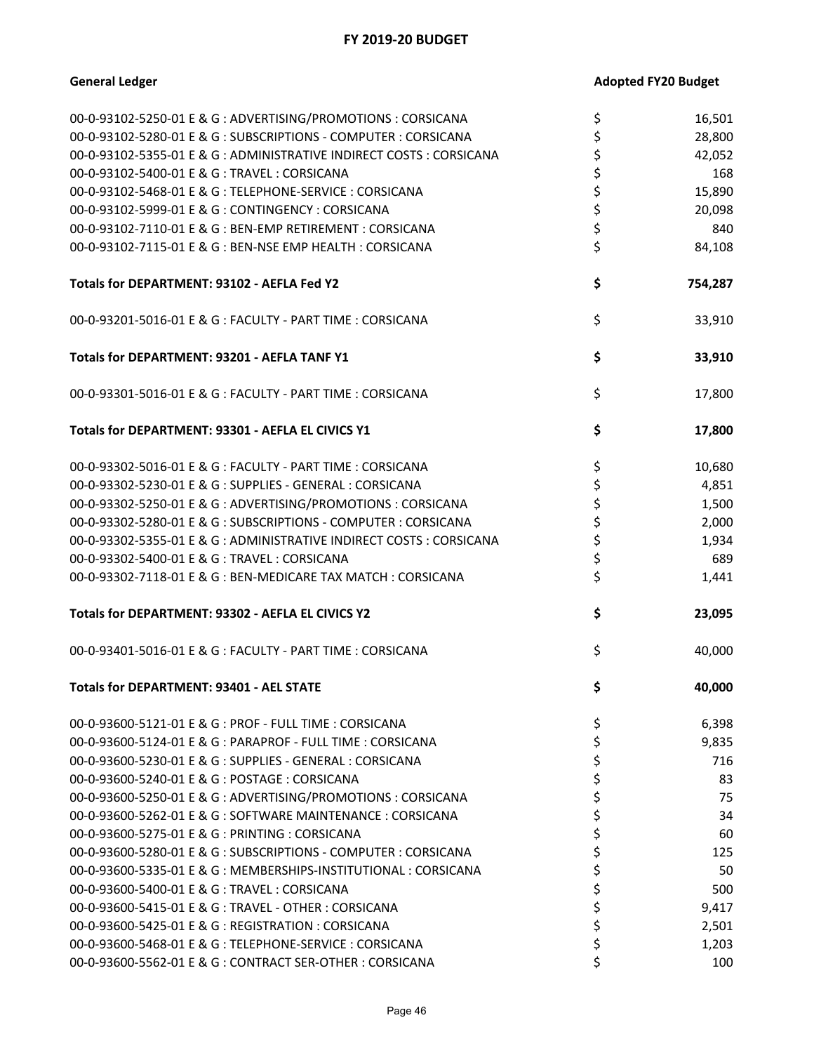## FY 2019-20 BUDGET

| General Ledger | Adopted FY20 Budget |
|---|---|
| 00-0-93102-5250-01 E & G : ADVERTISING/PROMOTIONS : CORSICANA | $ 16,501 |
| 00-0-93102-5280-01 E & G : SUBSCRIPTIONS - COMPUTER : CORSICANA | $ 28,800 |
| 00-0-93102-5355-01 E & G : ADMINISTRATIVE INDIRECT COSTS : CORSICANA | $ 42,052 |
| 00-0-93102-5400-01 E & G : TRAVEL : CORSICANA | $ 168 |
| 00-0-93102-5468-01 E & G : TELEPHONE-SERVICE : CORSICANA | $ 15,890 |
| 00-0-93102-5999-01 E & G : CONTINGENCY : CORSICANA | $ 20,098 |
| 00-0-93102-7110-01 E & G : BEN-EMP RETIREMENT : CORSICANA | $ 840 |
| 00-0-93102-7115-01 E & G : BEN-NSE EMP HEALTH : CORSICANA | $ 84,108 |
| **Totals for DEPARTMENT: 93102 - AEFLA Fed Y2** | **$ 754,287** |
| 00-0-93201-5016-01 E & G : FACULTY - PART TIME : CORSICANA | $ 33,910 |
| **Totals for DEPARTMENT: 93201 - AEFLA TANF Y1** | **$ 33,910** |
| 00-0-93301-5016-01 E & G : FACULTY - PART TIME : CORSICANA | $ 17,800 |
| **Totals for DEPARTMENT: 93301 - AEFLA EL CIVICS Y1** | **$ 17,800** |
| 00-0-93302-5016-01 E & G : FACULTY - PART TIME : CORSICANA | $ 10,680 |
| 00-0-93302-5230-01 E & G : SUPPLIES - GENERAL : CORSICANA | $ 4,851 |
| 00-0-93302-5250-01 E & G : ADVERTISING/PROMOTIONS : CORSICANA | $ 1,500 |
| 00-0-93302-5280-01 E & G : SUBSCRIPTIONS - COMPUTER : CORSICANA | $ 2,000 |
| 00-0-93302-5355-01 E & G : ADMINISTRATIVE INDIRECT COSTS : CORSICANA | $ 1,934 |
| 00-0-93302-5400-01 E & G : TRAVEL : CORSICANA | $ 689 |
| 00-0-93302-7118-01 E & G : BEN-MEDICARE TAX MATCH : CORSICANA | $ 1,441 |
| **Totals for DEPARTMENT: 93302 - AEFLA EL CIVICS Y2** | **$ 23,095** |
| 00-0-93401-5016-01 E & G : FACULTY - PART TIME : CORSICANA | $ 40,000 |
| **Totals for DEPARTMENT: 93401 - AEL STATE** | **$ 40,000** |
| 00-0-93600-5121-01 E & G : PROF - FULL TIME : CORSICANA | $ 6,398 |
| 00-0-93600-5124-01 E & G : PARAPROF - FULL TIME : CORSICANA | $ 9,835 |
| 00-0-93600-5230-01 E & G : SUPPLIES - GENERAL : CORSICANA | $ 716 |
| 00-0-93600-5240-01 E & G : POSTAGE : CORSICANA | $ 83 |
| 00-0-93600-5250-01 E & G : ADVERTISING/PROMOTIONS : CORSICANA | $ 75 |
| 00-0-93600-5262-01 E & G : SOFTWARE MAINTENANCE : CORSICANA | $ 34 |
| 00-0-93600-5275-01 E & G : PRINTING : CORSICANA | $ 60 |
| 00-0-93600-5280-01 E & G : SUBSCRIPTIONS - COMPUTER : CORSICANA | $ 125 |
| 00-0-93600-5335-01 E & G : MEMBERSHIPS-INSTITUTIONAL : CORSICANA | $ 50 |
| 00-0-93600-5400-01 E & G : TRAVEL : CORSICANA | $ 500 |
| 00-0-93600-5415-01 E & G : TRAVEL - OTHER : CORSICANA | $ 9,417 |
| 00-0-93600-5425-01 E & G : REGISTRATION : CORSICANA | $ 2,501 |
| 00-0-93600-5468-01 E & G : TELEPHONE-SERVICE : CORSICANA | $ 1,203 |
| 00-0-93600-5562-01 E & G : CONTRACT SER-OTHER : CORSICANA | $ 100 |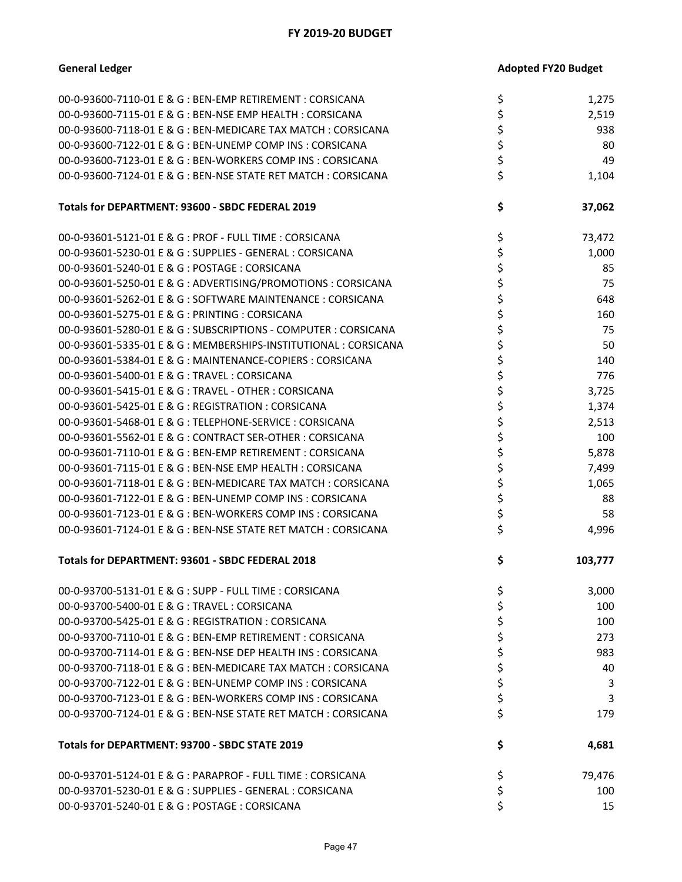## FY 2019-20 BUDGET

| General Ledger | Adopted FY20 Budget |
|---|---|
| 00-0-93600-7110-01 E & G : BEN-EMP RETIREMENT : CORSICANA | $ 1,275 |
| 00-0-93600-7115-01 E & G : BEN-NSE EMP HEALTH : CORSICANA | $ 2,519 |
| 00-0-93600-7118-01 E & G : BEN-MEDICARE TAX MATCH : CORSICANA | $ 938 |
| 00-0-93600-7122-01 E & G : BEN-UNEMP COMP INS : CORSICANA | $ 80 |
| 00-0-93600-7123-01 E & G : BEN-WORKERS COMP INS : CORSICANA | $ 49 |
| 00-0-93600-7124-01 E & G : BEN-NSE STATE RET MATCH : CORSICANA | $ 1,104 |
| **Totals for DEPARTMENT: 93600 - SBDC FEDERAL 2019** | **$ 37,062** |
| 00-0-93601-5121-01 E & G : PROF - FULL TIME : CORSICANA | $ 73,472 |
| 00-0-93601-5230-01 E & G : SUPPLIES - GENERAL : CORSICANA | $ 1,000 |
| 00-0-93601-5240-01 E & G : POSTAGE : CORSICANA | $ 85 |
| 00-0-93601-5250-01 E & G : ADVERTISING/PROMOTIONS : CORSICANA | $ 75 |
| 00-0-93601-5262-01 E & G : SOFTWARE MAINTENANCE : CORSICANA | $ 648 |
| 00-0-93601-5275-01 E & G : PRINTING : CORSICANA | $ 160 |
| 00-0-93601-5280-01 E & G : SUBSCRIPTIONS - COMPUTER : CORSICANA | $ 75 |
| 00-0-93601-5335-01 E & G : MEMBERSHIPS-INSTITUTIONAL : CORSICANA | $ 50 |
| 00-0-93601-5384-01 E & G : MAINTENANCE-COPIERS : CORSICANA | $ 140 |
| 00-0-93601-5400-01 E & G : TRAVEL : CORSICANA | $ 776 |
| 00-0-93601-5415-01 E & G : TRAVEL - OTHER : CORSICANA | $ 3,725 |
| 00-0-93601-5425-01 E & G : REGISTRATION : CORSICANA | $ 1,374 |
| 00-0-93601-5468-01 E & G : TELEPHONE-SERVICE : CORSICANA | $ 2,513 |
| 00-0-93601-5562-01 E & G : CONTRACT SER-OTHER : CORSICANA | $ 100 |
| 00-0-93601-7110-01 E & G : BEN-EMP RETIREMENT : CORSICANA | $ 5,878 |
| 00-0-93601-7115-01 E & G : BEN-NSE EMP HEALTH : CORSICANA | $ 7,499 |
| 00-0-93601-7118-01 E & G : BEN-MEDICARE TAX MATCH : CORSICANA | $ 1,065 |
| 00-0-93601-7122-01 E & G : BEN-UNEMP COMP INS : CORSICANA | $ 88 |
| 00-0-93601-7123-01 E & G : BEN-WORKERS COMP INS : CORSICANA | $ 58 |
| 00-0-93601-7124-01 E & G : BEN-NSE STATE RET MATCH : CORSICANA | $ 4,996 |
| **Totals for DEPARTMENT: 93601 - SBDC FEDERAL 2018** | **$ 103,777** |
| 00-0-93700-5131-01 E & G : SUPP - FULL TIME : CORSICANA | $ 3,000 |
| 00-0-93700-5400-01 E & G : TRAVEL : CORSICANA | $ 100 |
| 00-0-93700-5425-01 E & G : REGISTRATION : CORSICANA | $ 100 |
| 00-0-93700-7110-01 E & G : BEN-EMP RETIREMENT : CORSICANA | $ 273 |
| 00-0-93700-7114-01 E & G : BEN-NSE DEP HEALTH INS : CORSICANA | $ 983 |
| 00-0-93700-7118-01 E & G : BEN-MEDICARE TAX MATCH : CORSICANA | $ 40 |
| 00-0-93700-7122-01 E & G : BEN-UNEMP COMP INS : CORSICANA | $ 3 |
| 00-0-93700-7123-01 E & G : BEN-WORKERS COMP INS : CORSICANA | $ 3 |
| 00-0-93700-7124-01 E & G : BEN-NSE STATE RET MATCH : CORSICANA | $ 179 |
| **Totals for DEPARTMENT: 93700 - SBDC STATE 2019** | **$ 4,681** |
| 00-0-93701-5124-01 E & G : PARAPROF - FULL TIME : CORSICANA | $ 79,476 |
| 00-0-93701-5230-01 E & G : SUPPLIES - GENERAL : CORSICANA | $ 100 |
| 00-0-93701-5240-01 E & G : POSTAGE : CORSICANA | $ 15 |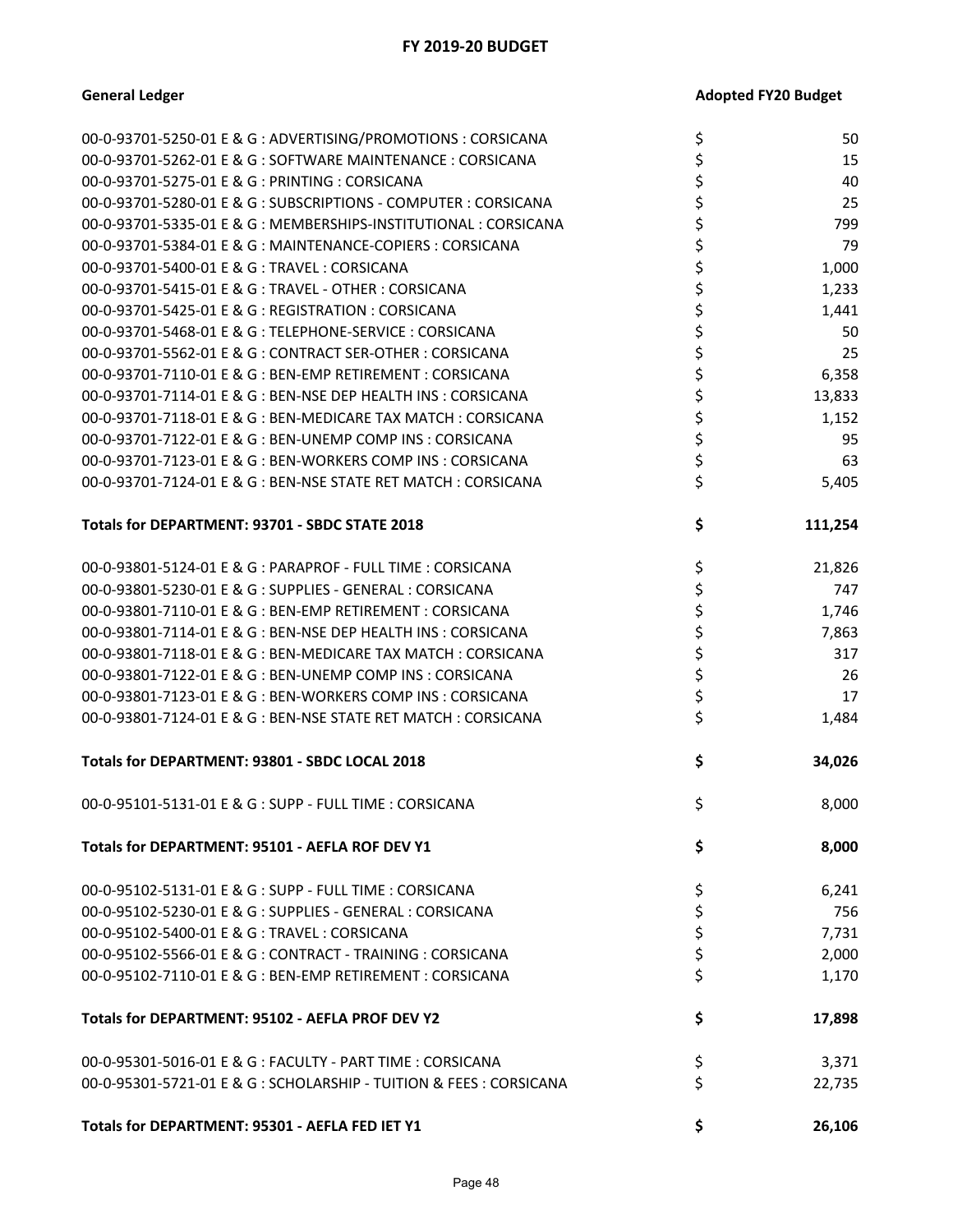# FY 2019-20 BUDGET

| General Ledger | | Adopted FY20 Budget |
|---|---|---|
| 00-0-93701-5250-01 E & G : ADVERTISING/PROMOTIONS : CORSICANA | $ | 50 |
| 00-0-93701-5262-01 E & G : SOFTWARE MAINTENANCE : CORSICANA | $ | 15 |
| 00-0-93701-5275-01 E & G : PRINTING : CORSICANA | $ | 40 |
| 00-0-93701-5280-01 E & G : SUBSCRIPTIONS - COMPUTER : CORSICANA | $ | 25 |
| 00-0-93701-5335-01 E & G : MEMBERSHIPS-INSTITUTIONAL : CORSICANA | $ | 799 |
| 00-0-93701-5384-01 E & G : MAINTENANCE-COPIERS : CORSICANA | $ | 79 |
| 00-0-93701-5400-01 E & G : TRAVEL : CORSICANA | $ | 1,000 |
| 00-0-93701-5415-01 E & G : TRAVEL - OTHER : CORSICANA | $ | 1,233 |
| 00-0-93701-5425-01 E & G : REGISTRATION : CORSICANA | $ | 1,441 |
| 00-0-93701-5468-01 E & G : TELEPHONE-SERVICE : CORSICANA | $ | 50 |
| 00-0-93701-5562-01 E & G : CONTRACT SER-OTHER : CORSICANA | $ | 25 |
| 00-0-93701-7110-01 E & G : BEN-EMP RETIREMENT : CORSICANA | $ | 6,358 |
| 00-0-93701-7114-01 E & G : BEN-NSE DEP HEALTH INS : CORSICANA | $ | 13,833 |
| 00-0-93701-7118-01 E & G : BEN-MEDICARE TAX MATCH : CORSICANA | $ | 1,152 |
| 00-0-93701-7122-01 E & G : BEN-UNEMP COMP INS : CORSICANA | $ | 95 |
| 00-0-93701-7123-01 E & G : BEN-WORKERS COMP INS : CORSICANA | $ | 63 |
| 00-0-93701-7124-01 E & G : BEN-NSE STATE RET MATCH : CORSICANA | $ | 5,405 |
| **Totals for DEPARTMENT: 93701 - SBDC STATE 2018** | **$** | **111,254** |
| 00-0-93801-5124-01 E & G : PARAPROF - FULL TIME : CORSICANA | $ | 21,826 |
| 00-0-93801-5230-01 E & G : SUPPLIES - GENERAL : CORSICANA | $ | 747 |
| 00-0-93801-7110-01 E & G : BEN-EMP RETIREMENT : CORSICANA | $ | 1,746 |
| 00-0-93801-7114-01 E & G : BEN-NSE DEP HEALTH INS : CORSICANA | $ | 7,863 |
| 00-0-93801-7118-01 E & G : BEN-MEDICARE TAX MATCH : CORSICANA | $ | 317 |
| 00-0-93801-7122-01 E & G : BEN-UNEMP COMP INS : CORSICANA | $ | 26 |
| 00-0-93801-7123-01 E & G : BEN-WORKERS COMP INS : CORSICANA | $ | 17 |
| 00-0-93801-7124-01 E & G : BEN-NSE STATE RET MATCH : CORSICANA | $ | 1,484 |
| **Totals for DEPARTMENT: 93801 - SBDC LOCAL 2018** | **$** | **34,026** |
| 00-0-95101-5131-01 E & G : SUPP - FULL TIME : CORSICANA | $ | 8,000 |
| **Totals for DEPARTMENT: 95101 - AEFLA ROF DEV Y1** | **$** | **8,000** |
| 00-0-95102-5131-01 E & G : SUPP - FULL TIME : CORSICANA | $ | 6,241 |
| 00-0-95102-5230-01 E & G : SUPPLIES - GENERAL : CORSICANA | $ | 756 |
| 00-0-95102-5400-01 E & G : TRAVEL : CORSICANA | $ | 7,731 |
| 00-0-95102-5566-01 E & G : CONTRACT - TRAINING : CORSICANA | $ | 2,000 |
| 00-0-95102-7110-01 E & G : BEN-EMP RETIREMENT : CORSICANA | $ | 1,170 |
| **Totals for DEPARTMENT: 95102 - AEFLA PROF DEV Y2** | **$** | **17,898** |
| 00-0-95301-5016-01 E & G : FACULTY - PART TIME : CORSICANA | $ | 3,371 |
| 00-0-95301-5721-01 E & G : SCHOLARSHIP - TUITION & FEES : CORSICANA | $ | 22,735 |
| **Totals for DEPARTMENT: 95301 - AEFLA FED IET Y1** | **$** | **26,106** |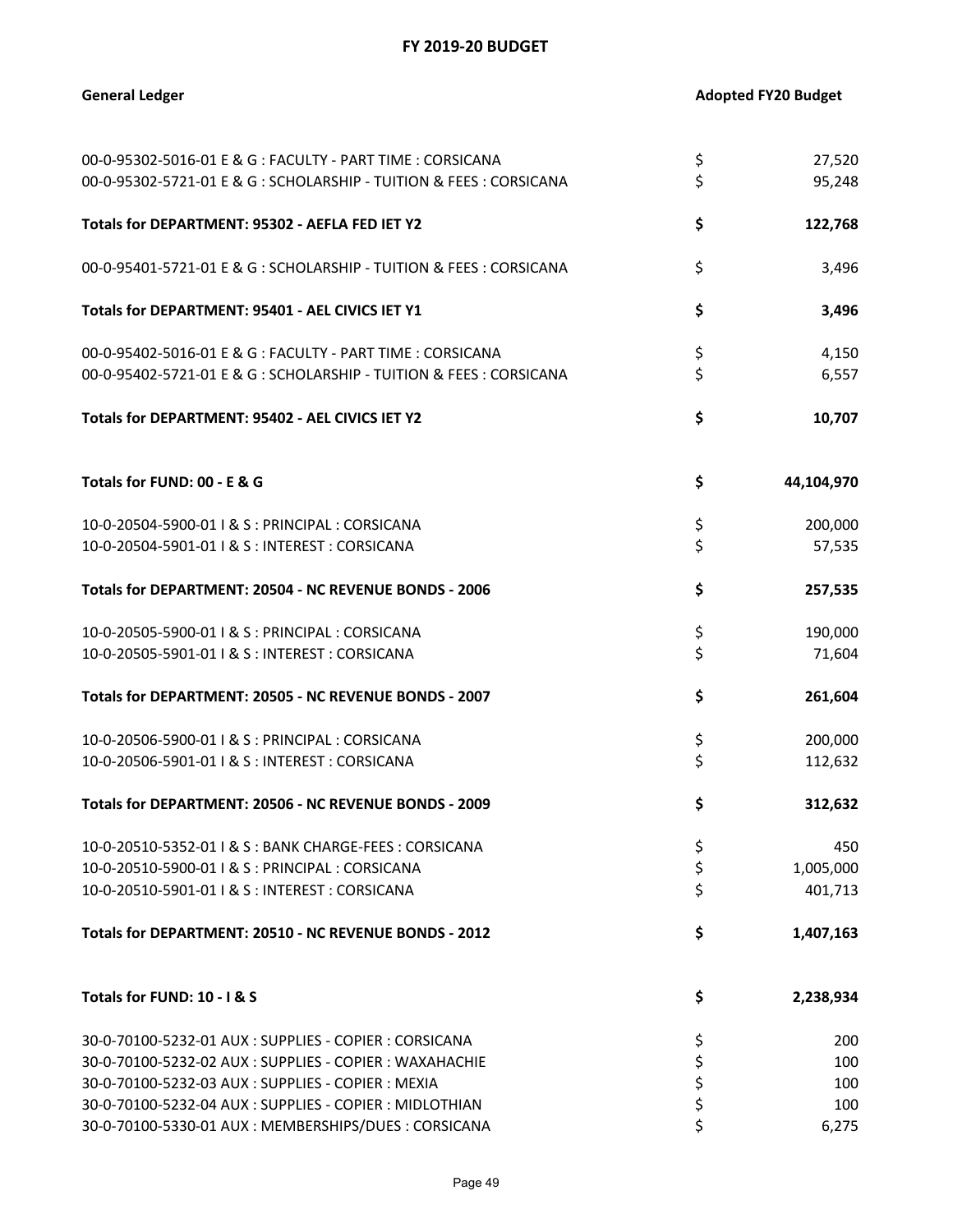## FY 2019-20 BUDGET

| General Ledger | Adopted FY20 Budget |
|---|---|
| 00-0-95302-5016-01 E & G : FACULTY - PART TIME : CORSICANA | $ 27,520 |
| 00-0-95302-5721-01 E & G : SCHOLARSHIP - TUITION & FEES : CORSICANA | $ 95,248 |
| **Totals for DEPARTMENT: 95302 - AEFLA FED IET Y2** | **$ 122,768** |
| 00-0-95401-5721-01 E & G : SCHOLARSHIP - TUITION & FEES : CORSICANA | $ 3,496 |
| **Totals for DEPARTMENT: 95401 - AEL CIVICS IET Y1** | **$ 3,496** |
| 00-0-95402-5016-01 E & G : FACULTY - PART TIME : CORSICANA | $ 4,150 |
| 00-0-95402-5721-01 E & G : SCHOLARSHIP - TUITION & FEES : CORSICANA | $ 6,557 |
| **Totals for DEPARTMENT: 95402 - AEL CIVICS IET Y2** | **$ 10,707** |
| **Totals for FUND: 00 - E & G** | **$ 44,104,970** |
| 10-0-20504-5900-01 I & S : PRINCIPAL : CORSICANA | $ 200,000 |
| 10-0-20504-5901-01 I & S : INTEREST : CORSICANA | $ 57,535 |
| **Totals for DEPARTMENT: 20504 - NC REVENUE BONDS - 2006** | **$ 257,535** |
| 10-0-20505-5900-01 I & S : PRINCIPAL : CORSICANA | $ 190,000 |
| 10-0-20505-5901-01 I & S : INTEREST : CORSICANA | $ 71,604 |
| **Totals for DEPARTMENT: 20505 - NC REVENUE BONDS - 2007** | **$ 261,604** |
| 10-0-20506-5900-01 I & S : PRINCIPAL : CORSICANA | $ 200,000 |
| 10-0-20506-5901-01 I & S : INTEREST : CORSICANA | $ 112,632 |
| **Totals for DEPARTMENT: 20506 - NC REVENUE BONDS - 2009** | **$ 312,632** |
| 10-0-20510-5352-01 I & S : BANK CHARGE-FEES : CORSICANA | $ 450 |
| 10-0-20510-5900-01 I & S : PRINCIPAL : CORSICANA | $ 1,005,000 |
| 10-0-20510-5901-01 I & S : INTEREST : CORSICANA | $ 401,713 |
| **Totals for DEPARTMENT: 20510 - NC REVENUE BONDS - 2012** | **$ 1,407,163** |
| **Totals for FUND: 10 - I & S** | **$ 2,238,934** |
| 30-0-70100-5232-01 AUX : SUPPLIES - COPIER : CORSICANA | $ 200 |
| 30-0-70100-5232-02 AUX : SUPPLIES - COPIER : WAXAHACHIE | $ 100 |
| 30-0-70100-5232-03 AUX : SUPPLIES - COPIER : MEXIA | $ 100 |
| 30-0-70100-5232-04 AUX : SUPPLIES - COPIER : MIDLOTHIAN | $ 100 |
| 30-0-70100-5330-01 AUX : MEMBERSHIPS/DUES : CORSICANA | $ 6,275 |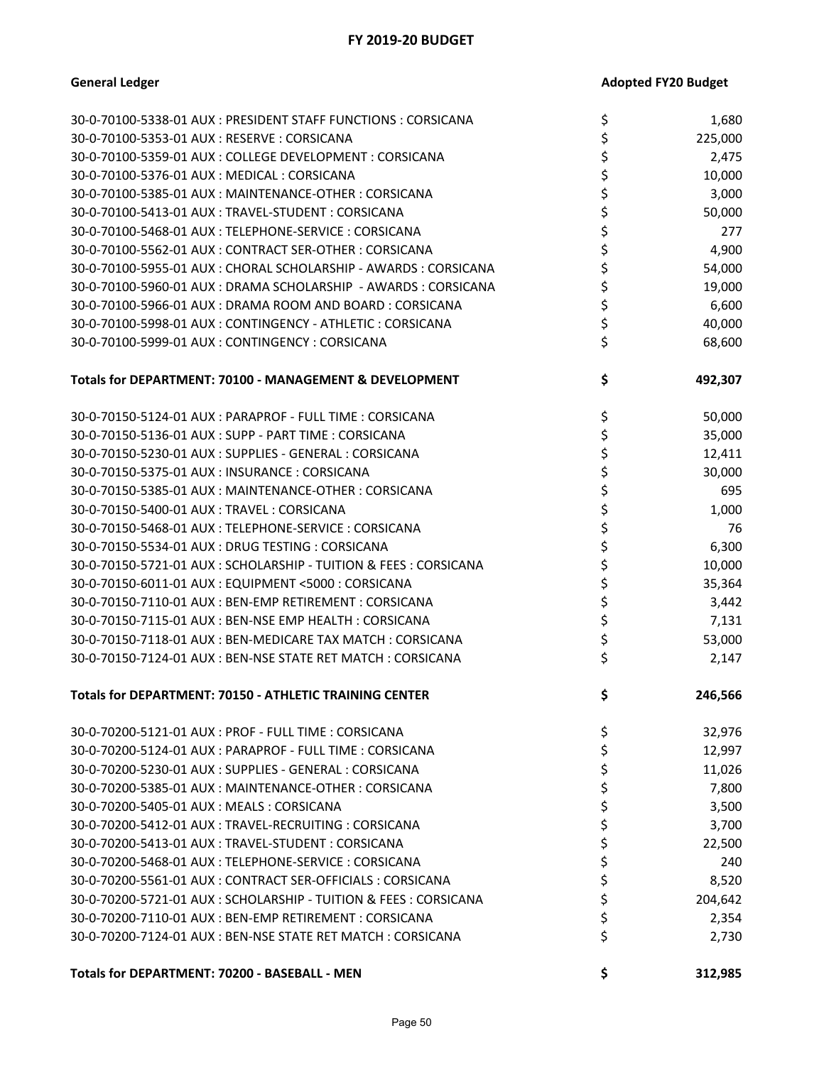## FY 2019-20 BUDGET

| General Ledger | Adopted FY20 Budget |
|---|---|
| 30-0-70100-5338-01 AUX : PRESIDENT STAFF FUNCTIONS : CORSICANA | $ 1,680 |
| 30-0-70100-5353-01 AUX : RESERVE : CORSICANA | $ 225,000 |
| 30-0-70100-5359-01 AUX : COLLEGE DEVELOPMENT : CORSICANA | $ 2,475 |
| 30-0-70100-5376-01 AUX : MEDICAL : CORSICANA | $ 10,000 |
| 30-0-70100-5385-01 AUX : MAINTENANCE-OTHER : CORSICANA | $ 3,000 |
| 30-0-70100-5413-01 AUX : TRAVEL-STUDENT : CORSICANA | $ 50,000 |
| 30-0-70100-5468-01 AUX : TELEPHONE-SERVICE : CORSICANA | $ 277 |
| 30-0-70100-5562-01 AUX : CONTRACT SER-OTHER : CORSICANA | $ 4,900 |
| 30-0-70100-5955-01 AUX : CHORAL SCHOLARSHIP - AWARDS : CORSICANA | $ 54,000 |
| 30-0-70100-5960-01 AUX : DRAMA SCHOLARSHIP - AWARDS : CORSICANA | $ 19,000 |
| 30-0-70100-5966-01 AUX : DRAMA ROOM AND BOARD : CORSICANA | $ 6,600 |
| 30-0-70100-5998-01 AUX : CONTINGENCY - ATHLETIC : CORSICANA | $ 40,000 |
| 30-0-70100-5999-01 AUX : CONTINGENCY : CORSICANA | $ 68,600 |
| **Totals for DEPARTMENT: 70100 - MANAGEMENT & DEVELOPMENT** | **$ 492,307** |
| 30-0-70150-5124-01 AUX : PARAPROF - FULL TIME : CORSICANA | $ 50,000 |
| 30-0-70150-5136-01 AUX : SUPP - PART TIME : CORSICANA | $ 35,000 |
| 30-0-70150-5230-01 AUX : SUPPLIES - GENERAL : CORSICANA | $ 12,411 |
| 30-0-70150-5375-01 AUX : INSURANCE : CORSICANA | $ 30,000 |
| 30-0-70150-5385-01 AUX : MAINTENANCE-OTHER : CORSICANA | $ 695 |
| 30-0-70150-5400-01 AUX : TRAVEL : CORSICANA | $ 1,000 |
| 30-0-70150-5468-01 AUX : TELEPHONE-SERVICE : CORSICANA | $ 76 |
| 30-0-70150-5534-01 AUX : DRUG TESTING : CORSICANA | $ 6,300 |
| 30-0-70150-5721-01 AUX : SCHOLARSHIP - TUITION & FEES : CORSICANA | $ 10,000 |
| 30-0-70150-6011-01 AUX : EQUIPMENT <5000 : CORSICANA | $ 35,364 |
| 30-0-70150-7110-01 AUX : BEN-EMP RETIREMENT : CORSICANA | $ 3,442 |
| 30-0-70150-7115-01 AUX : BEN-NSE EMP HEALTH : CORSICANA | $ 7,131 |
| 30-0-70150-7118-01 AUX : BEN-MEDICARE TAX MATCH : CORSICANA | $ 53,000 |
| 30-0-70150-7124-01 AUX : BEN-NSE STATE RET MATCH : CORSICANA | $ 2,147 |
| **Totals for DEPARTMENT: 70150 - ATHLETIC TRAINING CENTER** | **$ 246,566** |
| 30-0-70200-5121-01 AUX : PROF - FULL TIME : CORSICANA | $ 32,976 |
| 30-0-70200-5124-01 AUX : PARAPROF - FULL TIME : CORSICANA | $ 12,997 |
| 30-0-70200-5230-01 AUX : SUPPLIES - GENERAL : CORSICANA | $ 11,026 |
| 30-0-70200-5385-01 AUX : MAINTENANCE-OTHER : CORSICANA | $ 7,800 |
| 30-0-70200-5405-01 AUX : MEALS : CORSICANA | $ 3,500 |
| 30-0-70200-5412-01 AUX : TRAVEL-RECRUITING : CORSICANA | $ 3,700 |
| 30-0-70200-5413-01 AUX : TRAVEL-STUDENT : CORSICANA | $ 22,500 |
| 30-0-70200-5468-01 AUX : TELEPHONE-SERVICE : CORSICANA | $ 240 |
| 30-0-70200-5561-01 AUX : CONTRACT SER-OFFICIALS : CORSICANA | $ 8,520 |
| 30-0-70200-5721-01 AUX : SCHOLARSHIP - TUITION & FEES : CORSICANA | $ 204,642 |
| 30-0-70200-7110-01 AUX : BEN-EMP RETIREMENT : CORSICANA | $ 2,354 |
| 30-0-70200-7124-01 AUX : BEN-NSE STATE RET MATCH : CORSICANA | $ 2,730 |
| **Totals for DEPARTMENT: 70200 - BASEBALL - MEN** | **$ 312,985** |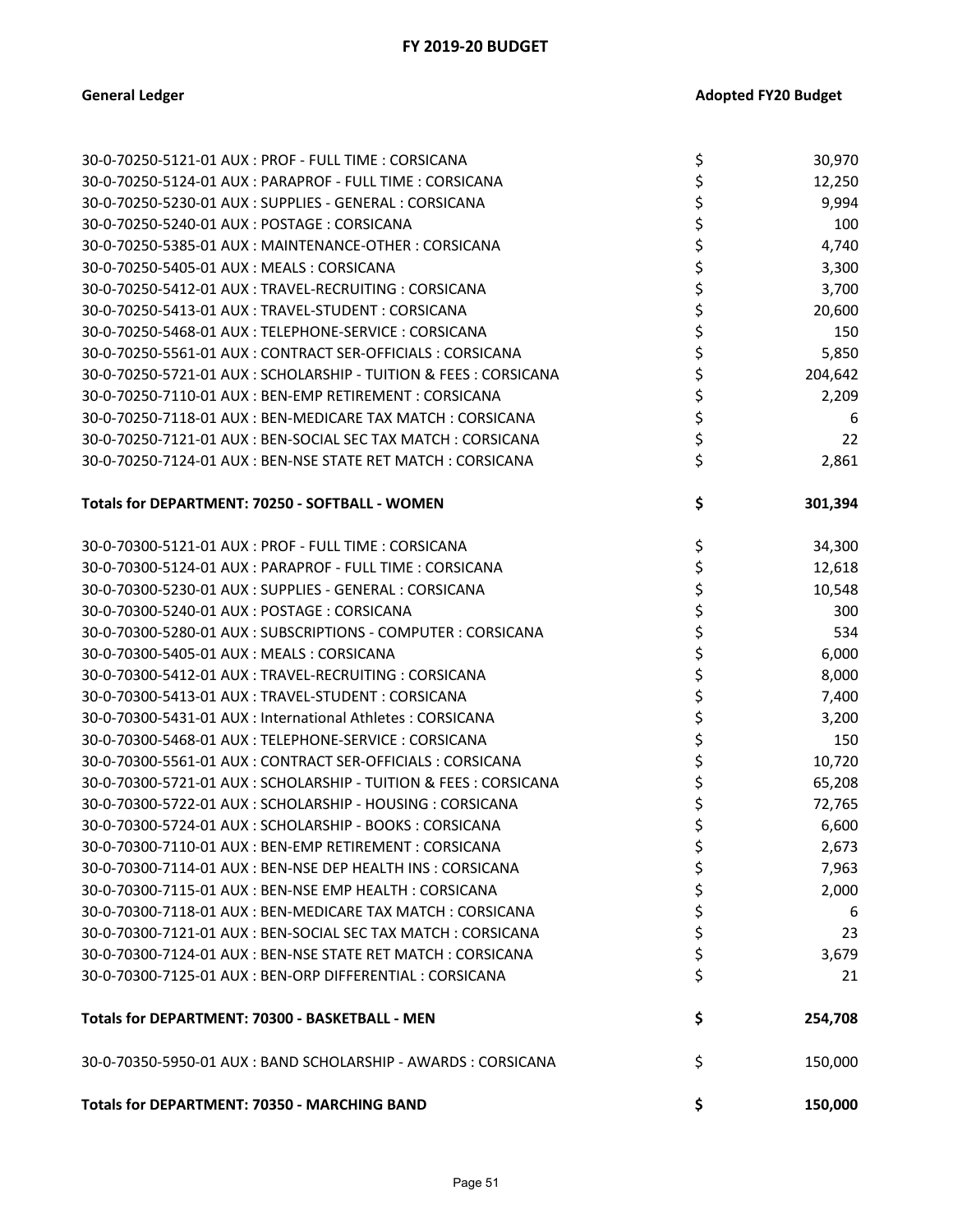# FY 2019-20 BUDGET

| General Ledger | Adopted FY20 Budget |
|---|---|
| 30-0-70250-5121-01 AUX : PROF - FULL TIME : CORSICANA | $ 30,970 |
| 30-0-70250-5124-01 AUX : PARAPROF - FULL TIME : CORSICANA | $ 12,250 |
| 30-0-70250-5230-01 AUX : SUPPLIES - GENERAL : CORSICANA | $ 9,994 |
| 30-0-70250-5240-01 AUX : POSTAGE : CORSICANA | $ 100 |
| 30-0-70250-5385-01 AUX : MAINTENANCE-OTHER : CORSICANA | $ 4,740 |
| 30-0-70250-5405-01 AUX : MEALS : CORSICANA | $ 3,300 |
| 30-0-70250-5412-01 AUX : TRAVEL-RECRUITING : CORSICANA | $ 3,700 |
| 30-0-70250-5413-01 AUX : TRAVEL-STUDENT : CORSICANA | $ 20,600 |
| 30-0-70250-5468-01 AUX : TELEPHONE-SERVICE : CORSICANA | $ 150 |
| 30-0-70250-5561-01 AUX : CONTRACT SER-OFFICIALS : CORSICANA | $ 5,850 |
| 30-0-70250-5721-01 AUX : SCHOLARSHIP - TUITION & FEES : CORSICANA | $ 204,642 |
| 30-0-70250-7110-01 AUX : BEN-EMP RETIREMENT : CORSICANA | $ 2,209 |
| 30-0-70250-7118-01 AUX : BEN-MEDICARE TAX MATCH : CORSICANA | $ 6 |
| 30-0-70250-7121-01 AUX : BEN-SOCIAL SEC TAX MATCH : CORSICANA | $ 22 |
| 30-0-70250-7124-01 AUX : BEN-NSE STATE RET MATCH : CORSICANA | $ 2,861 |
| **Totals for DEPARTMENT: 70250 - SOFTBALL - WOMEN** | **$ 301,394** |
| 30-0-70300-5121-01 AUX : PROF - FULL TIME : CORSICANA | $ 34,300 |
| 30-0-70300-5124-01 AUX : PARAPROF - FULL TIME : CORSICANA | $ 12,618 |
| 30-0-70300-5230-01 AUX : SUPPLIES - GENERAL : CORSICANA | $ 10,548 |
| 30-0-70300-5240-01 AUX : POSTAGE : CORSICANA | $ 300 |
| 30-0-70300-5280-01 AUX : SUBSCRIPTIONS - COMPUTER : CORSICANA | $ 534 |
| 30-0-70300-5405-01 AUX : MEALS : CORSICANA | $ 6,000 |
| 30-0-70300-5412-01 AUX : TRAVEL-RECRUITING : CORSICANA | $ 8,000 |
| 30-0-70300-5413-01 AUX : TRAVEL-STUDENT : CORSICANA | $ 7,400 |
| 30-0-70300-5431-01 AUX : International Athletes : CORSICANA | $ 3,200 |
| 30-0-70300-5468-01 AUX : TELEPHONE-SERVICE : CORSICANA | $ 150 |
| 30-0-70300-5561-01 AUX : CONTRACT SER-OFFICIALS : CORSICANA | $ 10,720 |
| 30-0-70300-5721-01 AUX : SCHOLARSHIP - TUITION & FEES : CORSICANA | $ 65,208 |
| 30-0-70300-5722-01 AUX : SCHOLARSHIP - HOUSING : CORSICANA | $ 72,765 |
| 30-0-70300-5724-01 AUX : SCHOLARSHIP - BOOKS : CORSICANA | $ 6,600 |
| 30-0-70300-7110-01 AUX : BEN-EMP RETIREMENT : CORSICANA | $ 2,673 |
| 30-0-70300-7114-01 AUX : BEN-NSE DEP HEALTH INS : CORSICANA | $ 7,963 |
| 30-0-70300-7115-01 AUX : BEN-NSE EMP HEALTH : CORSICANA | $ 2,000 |
| 30-0-70300-7118-01 AUX : BEN-MEDICARE TAX MATCH : CORSICANA | $ 6 |
| 30-0-70300-7121-01 AUX : BEN-SOCIAL SEC TAX MATCH : CORSICANA | $ 23 |
| 30-0-70300-7124-01 AUX : BEN-NSE STATE RET MATCH : CORSICANA | $ 3,679 |
| 30-0-70300-7125-01 AUX : BEN-ORP DIFFERENTIAL : CORSICANA | $ 21 |
| **Totals for DEPARTMENT: 70300 - BASKETBALL - MEN** | **$ 254,708** |
| 30-0-70350-5950-01 AUX : BAND SCHOLARSHIP - AWARDS : CORSICANA | $ 150,000 |
| **Totals for DEPARTMENT: 70350 - MARCHING BAND** | **$ 150,000** |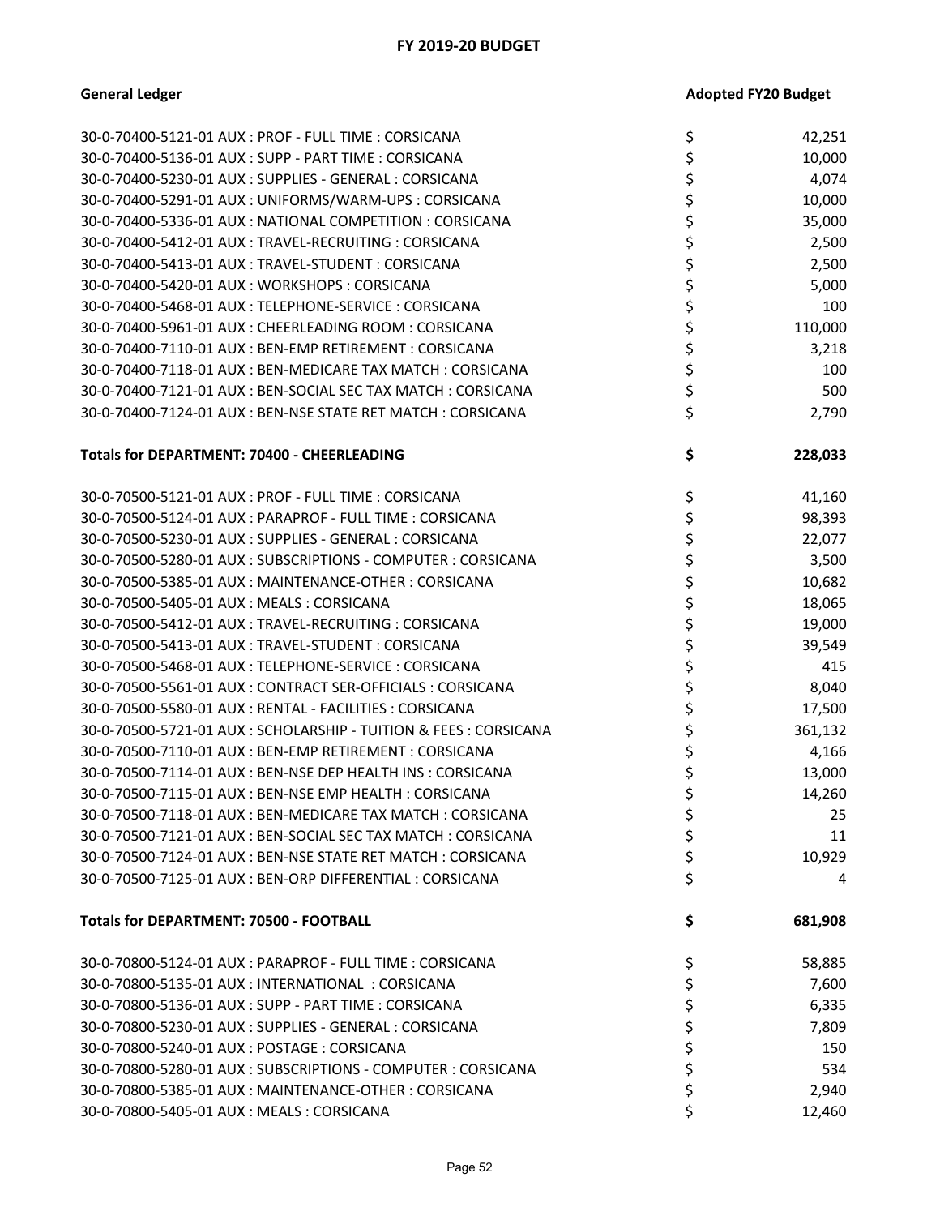## FY 2019-20 BUDGET

| General Ledger | Adopted FY20 Budget |
|---|---|
| 30-0-70400-5121-01 AUX : PROF - FULL TIME : CORSICANA | $ 42,251 |
| 30-0-70400-5136-01 AUX : SUPP - PART TIME : CORSICANA | $ 10,000 |
| 30-0-70400-5230-01 AUX : SUPPLIES - GENERAL : CORSICANA | $ 4,074 |
| 30-0-70400-5291-01 AUX : UNIFORMS/WARM-UPS : CORSICANA | $ 10,000 |
| 30-0-70400-5336-01 AUX : NATIONAL COMPETITION : CORSICANA | $ 35,000 |
| 30-0-70400-5412-01 AUX : TRAVEL-RECRUITING : CORSICANA | $ 2,500 |
| 30-0-70400-5413-01 AUX : TRAVEL-STUDENT : CORSICANA | $ 2,500 |
| 30-0-70400-5420-01 AUX : WORKSHOPS : CORSICANA | $ 5,000 |
| 30-0-70400-5468-01 AUX : TELEPHONE-SERVICE : CORSICANA | $ 100 |
| 30-0-70400-5961-01 AUX : CHEERLEADING ROOM : CORSICANA | $ 110,000 |
| 30-0-70400-7110-01 AUX : BEN-EMP RETIREMENT : CORSICANA | $ 3,218 |
| 30-0-70400-7118-01 AUX : BEN-MEDICARE TAX MATCH : CORSICANA | $ 100 |
| 30-0-70400-7121-01 AUX : BEN-SOCIAL SEC TAX MATCH : CORSICANA | $ 500 |
| 30-0-70400-7124-01 AUX : BEN-NSE STATE RET MATCH : CORSICANA | $ 2,790 |
| **Totals for DEPARTMENT: 70400 - CHEERLEADING** | **$ 228,033** |
| 30-0-70500-5121-01 AUX : PROF - FULL TIME : CORSICANA | $ 41,160 |
| 30-0-70500-5124-01 AUX : PARAPROF - FULL TIME : CORSICANA | $ 98,393 |
| 30-0-70500-5230-01 AUX : SUPPLIES - GENERAL : CORSICANA | $ 22,077 |
| 30-0-70500-5280-01 AUX : SUBSCRIPTIONS - COMPUTER : CORSICANA | $ 3,500 |
| 30-0-70500-5385-01 AUX : MAINTENANCE-OTHER : CORSICANA | $ 10,682 |
| 30-0-70500-5405-01 AUX : MEALS : CORSICANA | $ 18,065 |
| 30-0-70500-5412-01 AUX : TRAVEL-RECRUITING : CORSICANA | $ 19,000 |
| 30-0-70500-5413-01 AUX : TRAVEL-STUDENT : CORSICANA | $ 39,549 |
| 30-0-70500-5468-01 AUX : TELEPHONE-SERVICE : CORSICANA | $ 415 |
| 30-0-70500-5561-01 AUX : CONTRACT SER-OFFICIALS : CORSICANA | $ 8,040 |
| 30-0-70500-5580-01 AUX : RENTAL - FACILITIES : CORSICANA | $ 17,500 |
| 30-0-70500-5721-01 AUX : SCHOLARSHIP - TUITION & FEES : CORSICANA | $ 361,132 |
| 30-0-70500-7110-01 AUX : BEN-EMP RETIREMENT : CORSICANA | $ 4,166 |
| 30-0-70500-7114-01 AUX : BEN-NSE DEP HEALTH INS : CORSICANA | $ 13,000 |
| 30-0-70500-7115-01 AUX : BEN-NSE EMP HEALTH : CORSICANA | $ 14,260 |
| 30-0-70500-7118-01 AUX : BEN-MEDICARE TAX MATCH : CORSICANA | $ 25 |
| 30-0-70500-7121-01 AUX : BEN-SOCIAL SEC TAX MATCH : CORSICANA | $ 11 |
| 30-0-70500-7124-01 AUX : BEN-NSE STATE RET MATCH : CORSICANA | $ 10,929 |
| 30-0-70500-7125-01 AUX : BEN-ORP DIFFERENTIAL : CORSICANA | $ 4 |
| **Totals for DEPARTMENT: 70500 - FOOTBALL** | **$ 681,908** |
| 30-0-70800-5124-01 AUX : PARAPROF - FULL TIME : CORSICANA | $ 58,885 |
| 30-0-70800-5135-01 AUX : INTERNATIONAL : CORSICANA | $ 7,600 |
| 30-0-70800-5136-01 AUX : SUPP - PART TIME : CORSICANA | $ 6,335 |
| 30-0-70800-5230-01 AUX : SUPPLIES - GENERAL : CORSICANA | $ 7,809 |
| 30-0-70800-5240-01 AUX : POSTAGE : CORSICANA | $ 150 |
| 30-0-70800-5280-01 AUX : SUBSCRIPTIONS - COMPUTER : CORSICANA | $ 534 |
| 30-0-70800-5385-01 AUX : MAINTENANCE-OTHER : CORSICANA | $ 2,940 |
| 30-0-70800-5405-01 AUX : MEALS : CORSICANA | $ 12,460 |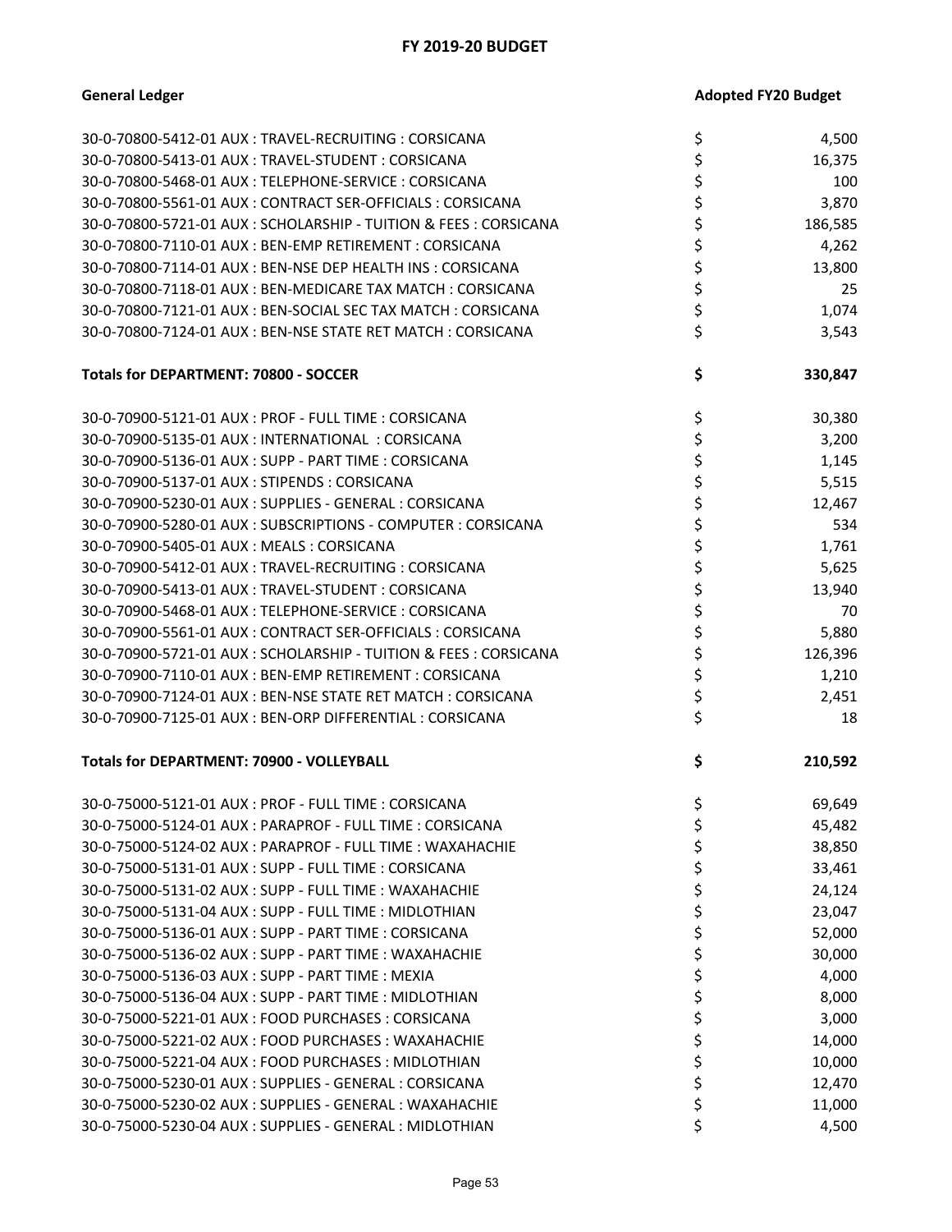## FY 2019-20 BUDGET

| General Ledger | Adopted FY20 Budget |
|---|---|
| 30-0-70800-5412-01 AUX : TRAVEL-RECRUITING : CORSICANA | $ 4,500 |
| 30-0-70800-5413-01 AUX : TRAVEL-STUDENT : CORSICANA | $ 16,375 |
| 30-0-70800-5468-01 AUX : TELEPHONE-SERVICE : CORSICANA | $ 100 |
| 30-0-70800-5561-01 AUX : CONTRACT SER-OFFICIALS : CORSICANA | $ 3,870 |
| 30-0-70800-5721-01 AUX : SCHOLARSHIP - TUITION & FEES : CORSICANA | $ 186,585 |
| 30-0-70800-7110-01 AUX : BEN-EMP RETIREMENT : CORSICANA | $ 4,262 |
| 30-0-70800-7114-01 AUX : BEN-NSE DEP HEALTH INS : CORSICANA | $ 13,800 |
| 30-0-70800-7118-01 AUX : BEN-MEDICARE TAX MATCH : CORSICANA | $ 25 |
| 30-0-70800-7121-01 AUX : BEN-SOCIAL SEC TAX MATCH : CORSICANA | $ 1,074 |
| 30-0-70800-7124-01 AUX : BEN-NSE STATE RET MATCH : CORSICANA | $ 3,543 |
| **Totals for DEPARTMENT: 70800 - SOCCER** | **$ 330,847** |
| 30-0-70900-5121-01 AUX : PROF - FULL TIME : CORSICANA | $ 30,380 |
| 30-0-70900-5135-01 AUX : INTERNATIONAL : CORSICANA | $ 3,200 |
| 30-0-70900-5136-01 AUX : SUPP - PART TIME : CORSICANA | $ 1,145 |
| 30-0-70900-5137-01 AUX : STIPENDS : CORSICANA | $ 5,515 |
| 30-0-70900-5230-01 AUX : SUPPLIES - GENERAL : CORSICANA | $ 12,467 |
| 30-0-70900-5280-01 AUX : SUBSCRIPTIONS - COMPUTER : CORSICANA | $ 534 |
| 30-0-70900-5405-01 AUX : MEALS : CORSICANA | $ 1,761 |
| 30-0-70900-5412-01 AUX : TRAVEL-RECRUITING : CORSICANA | $ 5,625 |
| 30-0-70900-5413-01 AUX : TRAVEL-STUDENT : CORSICANA | $ 13,940 |
| 30-0-70900-5468-01 AUX : TELEPHONE-SERVICE : CORSICANA | $ 70 |
| 30-0-70900-5561-01 AUX : CONTRACT SER-OFFICIALS : CORSICANA | $ 5,880 |
| 30-0-70900-5721-01 AUX : SCHOLARSHIP - TUITION & FEES : CORSICANA | $ 126,396 |
| 30-0-70900-7110-01 AUX : BEN-EMP RETIREMENT : CORSICANA | $ 1,210 |
| 30-0-70900-7124-01 AUX : BEN-NSE STATE RET MATCH : CORSICANA | $ 2,451 |
| 30-0-70900-7125-01 AUX : BEN-ORP DIFFERENTIAL : CORSICANA | $ 18 |
| **Totals for DEPARTMENT: 70900 - VOLLEYBALL** | **$ 210,592** |
| 30-0-75000-5121-01 AUX : PROF - FULL TIME : CORSICANA | $ 69,649 |
| 30-0-75000-5124-01 AUX : PARAPROF - FULL TIME : CORSICANA | $ 45,482 |
| 30-0-75000-5124-02 AUX : PARAPROF - FULL TIME : WAXAHACHIE | $ 38,850 |
| 30-0-75000-5131-01 AUX : SUPP - FULL TIME : CORSICANA | $ 33,461 |
| 30-0-75000-5131-02 AUX : SUPP - FULL TIME : WAXAHACHIE | $ 24,124 |
| 30-0-75000-5131-04 AUX : SUPP - FULL TIME : MIDLOTHIAN | $ 23,047 |
| 30-0-75000-5136-01 AUX : SUPP - PART TIME : CORSICANA | $ 52,000 |
| 30-0-75000-5136-02 AUX : SUPP - PART TIME : WAXAHACHIE | $ 30,000 |
| 30-0-75000-5136-03 AUX : SUPP - PART TIME : MEXIA | $ 4,000 |
| 30-0-75000-5136-04 AUX : SUPP - PART TIME : MIDLOTHIAN | $ 8,000 |
| 30-0-75000-5221-01 AUX : FOOD PURCHASES : CORSICANA | $ 3,000 |
| 30-0-75000-5221-02 AUX : FOOD PURCHASES : WAXAHACHIE | $ 14,000 |
| 30-0-75000-5221-04 AUX : FOOD PURCHASES : MIDLOTHIAN | $ 10,000 |
| 30-0-75000-5230-01 AUX : SUPPLIES - GENERAL : CORSICANA | $ 12,470 |
| 30-0-75000-5230-02 AUX : SUPPLIES - GENERAL : WAXAHACHIE | $ 11,000 |
| 30-0-75000-5230-04 AUX : SUPPLIES - GENERAL : MIDLOTHIAN | $ 4,500 |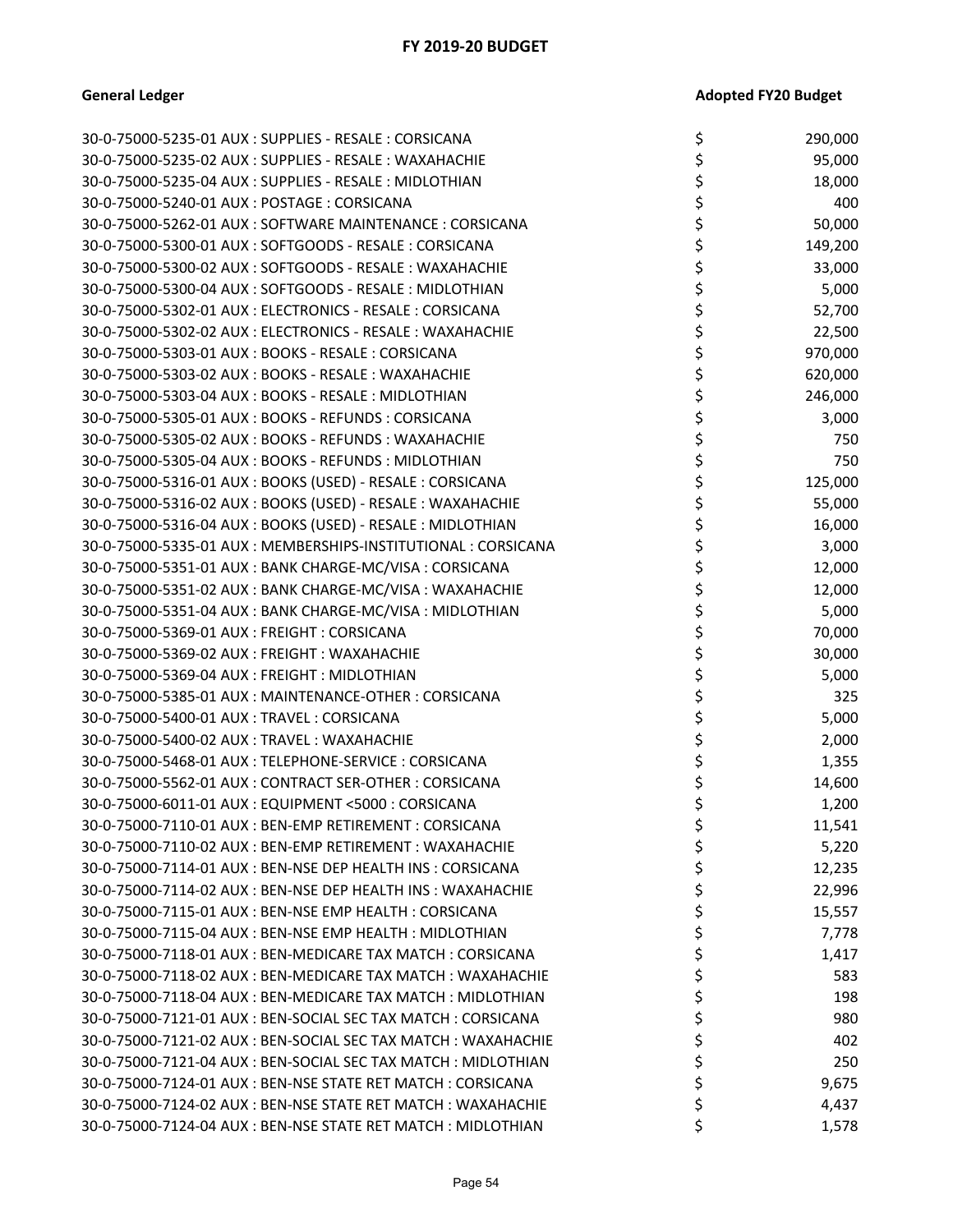## FY 2019-20 BUDGET

| General Ledger | Adopted FY20 Budget |
|---|---|
| 30-0-75000-5235-01 AUX : SUPPLIES - RESALE : CORSICANA | $ 290,000 |
| 30-0-75000-5235-02 AUX : SUPPLIES - RESALE : WAXAHACHIE | $ 95,000 |
| 30-0-75000-5235-04 AUX : SUPPLIES - RESALE : MIDLOTHIAN | $ 18,000 |
| 30-0-75000-5240-01 AUX : POSTAGE : CORSICANA | $ 400 |
| 30-0-75000-5262-01 AUX : SOFTWARE MAINTENANCE : CORSICANA | $ 50,000 |
| 30-0-75000-5300-01 AUX : SOFTGOODS - RESALE : CORSICANA | $ 149,200 |
| 30-0-75000-5300-02 AUX : SOFTGOODS - RESALE : WAXAHACHIE | $ 33,000 |
| 30-0-75000-5300-04 AUX : SOFTGOODS - RESALE : MIDLOTHIAN | $ 5,000 |
| 30-0-75000-5302-01 AUX : ELECTRONICS - RESALE : CORSICANA | $ 52,700 |
| 30-0-75000-5302-02 AUX : ELECTRONICS - RESALE : WAXAHACHIE | $ 22,500 |
| 30-0-75000-5303-01 AUX : BOOKS - RESALE : CORSICANA | $ 970,000 |
| 30-0-75000-5303-02 AUX : BOOKS - RESALE : WAXAHACHIE | $ 620,000 |
| 30-0-75000-5303-04 AUX : BOOKS - RESALE : MIDLOTHIAN | $ 246,000 |
| 30-0-75000-5305-01 AUX : BOOKS - REFUNDS : CORSICANA | $ 3,000 |
| 30-0-75000-5305-02 AUX : BOOKS - REFUNDS : WAXAHACHIE | $ 750 |
| 30-0-75000-5305-04 AUX : BOOKS - REFUNDS : MIDLOTHIAN | $ 750 |
| 30-0-75000-5316-01 AUX : BOOKS (USED) - RESALE : CORSICANA | $ 125,000 |
| 30-0-75000-5316-02 AUX : BOOKS (USED) - RESALE : WAXAHACHIE | $ 55,000 |
| 30-0-75000-5316-04 AUX : BOOKS (USED) - RESALE : MIDLOTHIAN | $ 16,000 |
| 30-0-75000-5335-01 AUX : MEMBERSHIPS-INSTITUTIONAL : CORSICANA | $ 3,000 |
| 30-0-75000-5351-01 AUX : BANK CHARGE-MC/VISA : CORSICANA | $ 12,000 |
| 30-0-75000-5351-02 AUX : BANK CHARGE-MC/VISA : WAXAHACHIE | $ 12,000 |
| 30-0-75000-5351-04 AUX : BANK CHARGE-MC/VISA : MIDLOTHIAN | $ 5,000 |
| 30-0-75000-5369-01 AUX : FREIGHT : CORSICANA | $ 70,000 |
| 30-0-75000-5369-02 AUX : FREIGHT : WAXAHACHIE | $ 30,000 |
| 30-0-75000-5369-04 AUX : FREIGHT : MIDLOTHIAN | $ 5,000 |
| 30-0-75000-5385-01 AUX : MAINTENANCE-OTHER : CORSICANA | $ 325 |
| 30-0-75000-5400-01 AUX : TRAVEL : CORSICANA | $ 5,000 |
| 30-0-75000-5400-02 AUX : TRAVEL : WAXAHACHIE | $ 2,000 |
| 30-0-75000-5468-01 AUX : TELEPHONE-SERVICE : CORSICANA | $ 1,355 |
| 30-0-75000-5562-01 AUX : CONTRACT SER-OTHER : CORSICANA | $ 14,600 |
| 30-0-75000-6011-01 AUX : EQUIPMENT <5000 : CORSICANA | $ 1,200 |
| 30-0-75000-7110-01 AUX : BEN-EMP RETIREMENT : CORSICANA | $ 11,541 |
| 30-0-75000-7110-02 AUX : BEN-EMP RETIREMENT : WAXAHACHIE | $ 5,220 |
| 30-0-75000-7114-01 AUX : BEN-NSE DEP HEALTH INS : CORSICANA | $ 12,235 |
| 30-0-75000-7114-02 AUX : BEN-NSE DEP HEALTH INS : WAXAHACHIE | $ 22,996 |
| 30-0-75000-7115-01 AUX : BEN-NSE EMP HEALTH : CORSICANA | $ 15,557 |
| 30-0-75000-7115-04 AUX : BEN-NSE EMP HEALTH : MIDLOTHIAN | $ 7,778 |
| 30-0-75000-7118-01 AUX : BEN-MEDICARE TAX MATCH : CORSICANA | $ 1,417 |
| 30-0-75000-7118-02 AUX : BEN-MEDICARE TAX MATCH : WAXAHACHIE | $ 583 |
| 30-0-75000-7118-04 AUX : BEN-MEDICARE TAX MATCH : MIDLOTHIAN | $ 198 |
| 30-0-75000-7121-01 AUX : BEN-SOCIAL SEC TAX MATCH : CORSICANA | $ 980 |
| 30-0-75000-7121-02 AUX : BEN-SOCIAL SEC TAX MATCH : WAXAHACHIE | $ 402 |
| 30-0-75000-7121-04 AUX : BEN-SOCIAL SEC TAX MATCH : MIDLOTHIAN | $ 250 |
| 30-0-75000-7124-01 AUX : BEN-NSE STATE RET MATCH : CORSICANA | $ 9,675 |
| 30-0-75000-7124-02 AUX : BEN-NSE STATE RET MATCH : WAXAHACHIE | $ 4,437 |
| 30-0-75000-7124-04 AUX : BEN-NSE STATE RET MATCH : MIDLOTHIAN | $ 1,578 |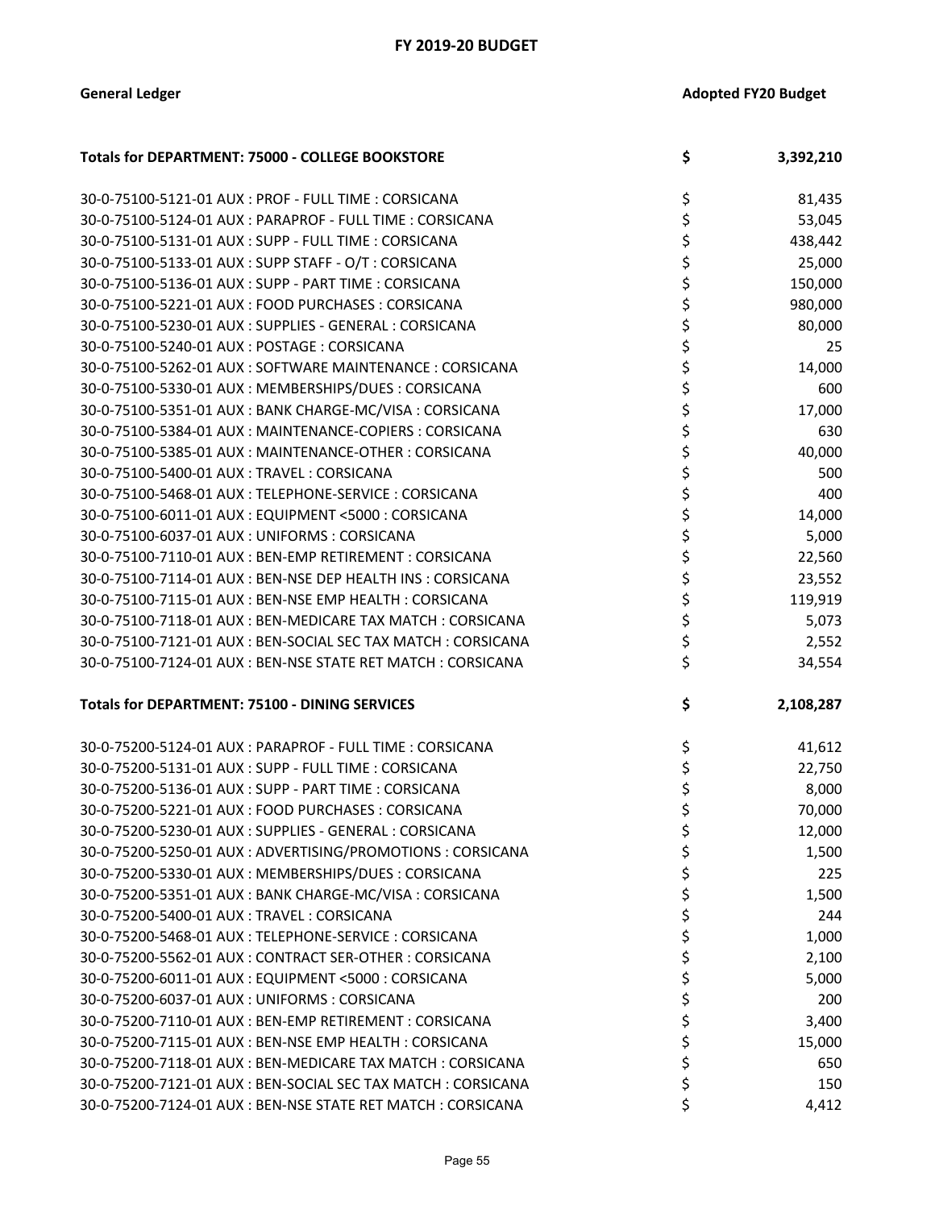**FY 2019-20 BUDGET**

| General Ledger | Adopted FY20 Budget |
|---|---|
| **Totals for DEPARTMENT: 75000 - COLLEGE BOOKSTORE** | **$ 3,392,210** |
| 30-0-75100-5121-01 AUX : PROF - FULL TIME : CORSICANA | $ 81,435 |
| 30-0-75100-5124-01 AUX : PARAPROF - FULL TIME : CORSICANA | $ 53,045 |
| 30-0-75100-5131-01 AUX : SUPP - FULL TIME : CORSICANA | $ 438,442 |
| 30-0-75100-5133-01 AUX : SUPP STAFF - O/T : CORSICANA | $ 25,000 |
| 30-0-75100-5136-01 AUX : SUPP - PART TIME : CORSICANA | $ 150,000 |
| 30-0-75100-5221-01 AUX : FOOD PURCHASES : CORSICANA | $ 980,000 |
| 30-0-75100-5230-01 AUX : SUPPLIES - GENERAL : CORSICANA | $ 80,000 |
| 30-0-75100-5240-01 AUX : POSTAGE : CORSICANA | $ 25 |
| 30-0-75100-5262-01 AUX : SOFTWARE MAINTENANCE : CORSICANA | $ 14,000 |
| 30-0-75100-5330-01 AUX : MEMBERSHIPS/DUES : CORSICANA | $ 600 |
| 30-0-75100-5351-01 AUX : BANK CHARGE-MC/VISA : CORSICANA | $ 17,000 |
| 30-0-75100-5384-01 AUX : MAINTENANCE-COPIERS : CORSICANA | $ 630 |
| 30-0-75100-5385-01 AUX : MAINTENANCE-OTHER : CORSICANA | $ 40,000 |
| 30-0-75100-5400-01 AUX : TRAVEL : CORSICANA | $ 500 |
| 30-0-75100-5468-01 AUX : TELEPHONE-SERVICE : CORSICANA | $ 400 |
| 30-0-75100-6011-01 AUX : EQUIPMENT <5000 : CORSICANA | $ 14,000 |
| 30-0-75100-6037-01 AUX : UNIFORMS : CORSICANA | $ 5,000 |
| 30-0-75100-7110-01 AUX : BEN-EMP RETIREMENT : CORSICANA | $ 22,560 |
| 30-0-75100-7114-01 AUX : BEN-NSE DEP HEALTH INS : CORSICANA | $ 23,552 |
| 30-0-75100-7115-01 AUX : BEN-NSE EMP HEALTH : CORSICANA | $ 119,919 |
| 30-0-75100-7118-01 AUX : BEN-MEDICARE TAX MATCH : CORSICANA | $ 5,073 |
| 30-0-75100-7121-01 AUX : BEN-SOCIAL SEC TAX MATCH : CORSICANA | $ 2,552 |
| 30-0-75100-7124-01 AUX : BEN-NSE STATE RET MATCH : CORSICANA | $ 34,554 |
| **Totals for DEPARTMENT: 75100 - DINING SERVICES** | **$ 2,108,287** |
| 30-0-75200-5124-01 AUX : PARAPROF - FULL TIME : CORSICANA | $ 41,612 |
| 30-0-75200-5131-01 AUX : SUPP - FULL TIME : CORSICANA | $ 22,750 |
| 30-0-75200-5136-01 AUX : SUPP - PART TIME : CORSICANA | $ 8,000 |
| 30-0-75200-5221-01 AUX : FOOD PURCHASES : CORSICANA | $ 70,000 |
| 30-0-75200-5230-01 AUX : SUPPLIES - GENERAL : CORSICANA | $ 12,000 |
| 30-0-75200-5250-01 AUX : ADVERTISING/PROMOTIONS : CORSICANA | $ 1,500 |
| 30-0-75200-5330-01 AUX : MEMBERSHIPS/DUES : CORSICANA | $ 225 |
| 30-0-75200-5351-01 AUX : BANK CHARGE-MC/VISA : CORSICANA | $ 1,500 |
| 30-0-75200-5400-01 AUX : TRAVEL : CORSICANA | $ 244 |
| 30-0-75200-5468-01 AUX : TELEPHONE-SERVICE : CORSICANA | $ 1,000 |
| 30-0-75200-5562-01 AUX : CONTRACT SER-OTHER : CORSICANA | $ 2,100 |
| 30-0-75200-6011-01 AUX : EQUIPMENT <5000 : CORSICANA | $ 5,000 |
| 30-0-75200-6037-01 AUX : UNIFORMS : CORSICANA | $ 200 |
| 30-0-75200-7110-01 AUX : BEN-EMP RETIREMENT : CORSICANA | $ 3,400 |
| 30-0-75200-7115-01 AUX : BEN-NSE EMP HEALTH : CORSICANA | $ 15,000 |
| 30-0-75200-7118-01 AUX : BEN-MEDICARE TAX MATCH : CORSICANA | $ 650 |
| 30-0-75200-7121-01 AUX : BEN-SOCIAL SEC TAX MATCH : CORSICANA | $ 150 |
| 30-0-75200-7124-01 AUX : BEN-NSE STATE RET MATCH : CORSICANA | $ 4,412 |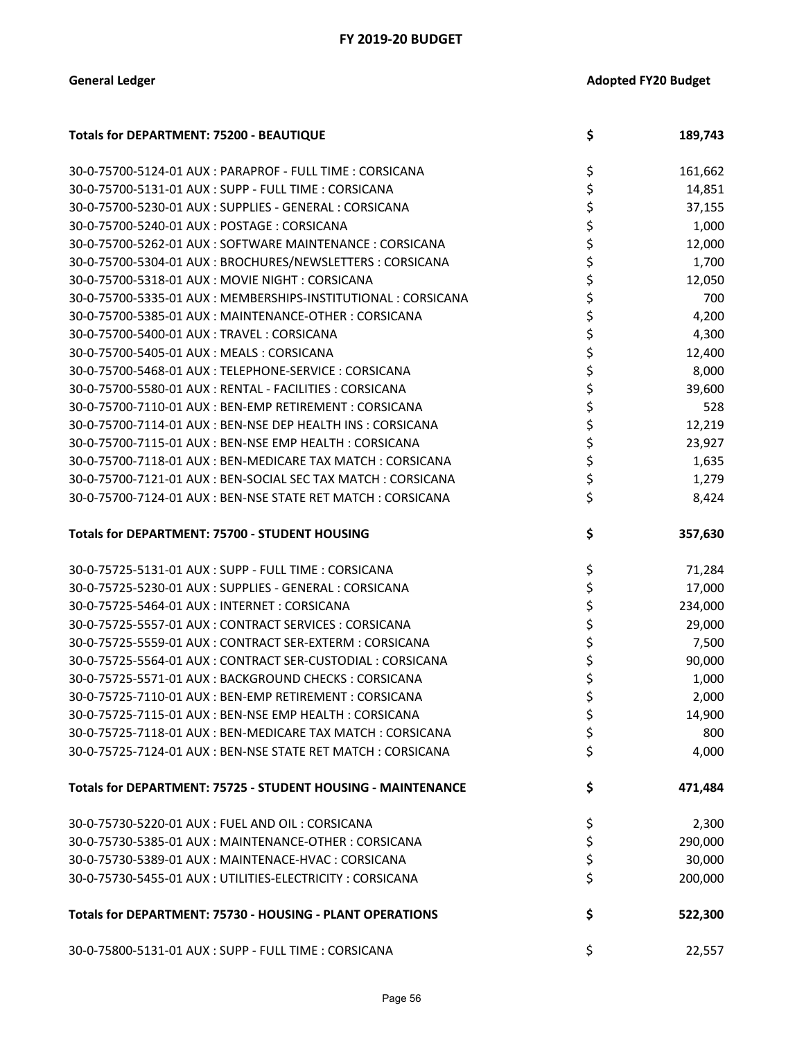# FY 2019-20 BUDGET

| General Ledger | | Adopted FY20 Budget |
|---|---|---|
| **Totals for DEPARTMENT: 75200 - BEAUTIQUE** | **$** | **189,743** |
| 30-0-75700-5124-01 AUX : PARAPROF - FULL TIME : CORSICANA | $ | 161,662 |
| 30-0-75700-5131-01 AUX : SUPP - FULL TIME : CORSICANA | $ | 14,851 |
| 30-0-75700-5230-01 AUX : SUPPLIES - GENERAL : CORSICANA | $ | 37,155 |
| 30-0-75700-5240-01 AUX : POSTAGE : CORSICANA | $ | 1,000 |
| 30-0-75700-5262-01 AUX : SOFTWARE MAINTENANCE : CORSICANA | $ | 12,000 |
| 30-0-75700-5304-01 AUX : BROCHURES/NEWSLETTERS : CORSICANA | $ | 1,700 |
| 30-0-75700-5318-01 AUX : MOVIE NIGHT : CORSICANA | $ | 12,050 |
| 30-0-75700-5335-01 AUX : MEMBERSHIPS-INSTITUTIONAL : CORSICANA | $ | 700 |
| 30-0-75700-5385-01 AUX : MAINTENANCE-OTHER : CORSICANA | $ | 4,200 |
| 30-0-75700-5400-01 AUX : TRAVEL : CORSICANA | $ | 4,300 |
| 30-0-75700-5405-01 AUX : MEALS : CORSICANA | $ | 12,400 |
| 30-0-75700-5468-01 AUX : TELEPHONE-SERVICE : CORSICANA | $ | 8,000 |
| 30-0-75700-5580-01 AUX : RENTAL - FACILITIES : CORSICANA | $ | 39,600 |
| 30-0-75700-7110-01 AUX : BEN-EMP RETIREMENT : CORSICANA | $ | 528 |
| 30-0-75700-7114-01 AUX : BEN-NSE DEP HEALTH INS : CORSICANA | $ | 12,219 |
| 30-0-75700-7115-01 AUX : BEN-NSE EMP HEALTH : CORSICANA | $ | 23,927 |
| 30-0-75700-7118-01 AUX : BEN-MEDICARE TAX MATCH : CORSICANA | $ | 1,635 |
| 30-0-75700-7121-01 AUX : BEN-SOCIAL SEC TAX MATCH : CORSICANA | $ | 1,279 |
| 30-0-75700-7124-01 AUX : BEN-NSE STATE RET MATCH : CORSICANA | $ | 8,424 |
| **Totals for DEPARTMENT: 75700 - STUDENT HOUSING** | **$** | **357,630** |
| 30-0-75725-5131-01 AUX : SUPP - FULL TIME : CORSICANA | $ | 71,284 |
| 30-0-75725-5230-01 AUX : SUPPLIES - GENERAL : CORSICANA | $ | 17,000 |
| 30-0-75725-5464-01 AUX : INTERNET : CORSICANA | $ | 234,000 |
| 30-0-75725-5557-01 AUX : CONTRACT SERVICES : CORSICANA | $ | 29,000 |
| 30-0-75725-5559-01 AUX : CONTRACT SER-EXTERM : CORSICANA | $ | 7,500 |
| 30-0-75725-5564-01 AUX : CONTRACT SER-CUSTODIAL : CORSICANA | $ | 90,000 |
| 30-0-75725-5571-01 AUX : BACKGROUND CHECKS : CORSICANA | $ | 1,000 |
| 30-0-75725-7110-01 AUX : BEN-EMP RETIREMENT : CORSICANA | $ | 2,000 |
| 30-0-75725-7115-01 AUX : BEN-NSE EMP HEALTH : CORSICANA | $ | 14,900 |
| 30-0-75725-7118-01 AUX : BEN-MEDICARE TAX MATCH : CORSICANA | $ | 800 |
| 30-0-75725-7124-01 AUX : BEN-NSE STATE RET MATCH : CORSICANA | $ | 4,000 |
| **Totals for DEPARTMENT: 75725 - STUDENT HOUSING - MAINTENANCE** | **$** | **471,484** |
| 30-0-75730-5220-01 AUX : FUEL AND OIL : CORSICANA | $ | 2,300 |
| 30-0-75730-5385-01 AUX : MAINTENANCE-OTHER : CORSICANA | $ | 290,000 |
| 30-0-75730-5389-01 AUX : MAINTENACE-HVAC : CORSICANA | $ | 30,000 |
| 30-0-75730-5455-01 AUX : UTILITIES-ELECTRICITY : CORSICANA | $ | 200,000 |
| **Totals for DEPARTMENT: 75730 - HOUSING - PLANT OPERATIONS** | **$** | **522,300** |
| 30-0-75800-5131-01 AUX : SUPP - FULL TIME : CORSICANA | $ | 22,557 |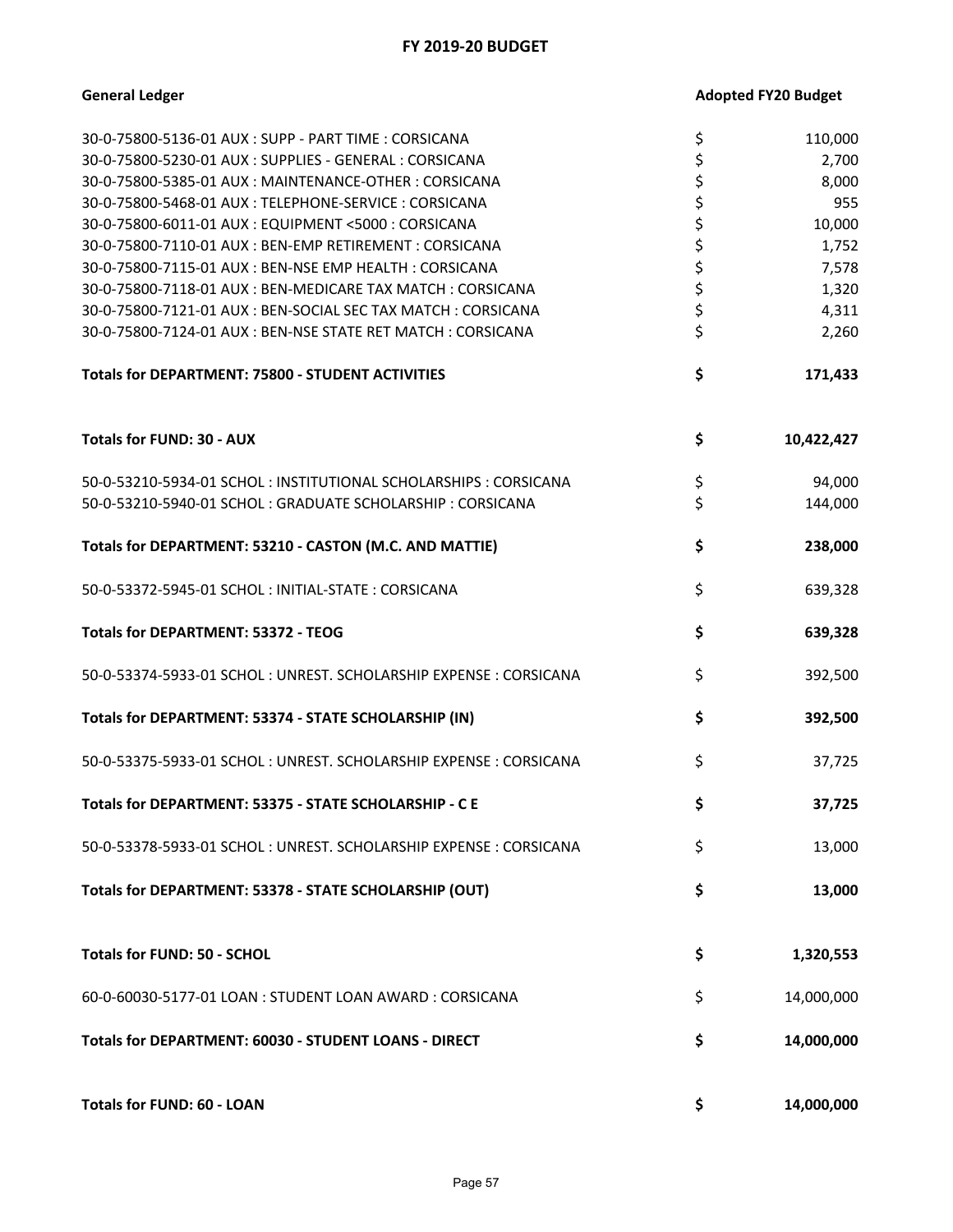# FY 2019-20 BUDGET

| General Ledger | Adopted FY20 Budget |
|---|---|
| 30-0-75800-5136-01 AUX : SUPP - PART TIME : CORSICANA | $ 110,000 |
| 30-0-75800-5230-01 AUX : SUPPLIES - GENERAL : CORSICANA | $ 2,700 |
| 30-0-75800-5385-01 AUX : MAINTENANCE-OTHER : CORSICANA | $ 8,000 |
| 30-0-75800-5468-01 AUX : TELEPHONE-SERVICE : CORSICANA | $ 955 |
| 30-0-75800-6011-01 AUX : EQUIPMENT <5000 : CORSICANA | $ 10,000 |
| 30-0-75800-7110-01 AUX : BEN-EMP RETIREMENT : CORSICANA | $ 1,752 |
| 30-0-75800-7115-01 AUX : BEN-NSE EMP HEALTH : CORSICANA | $ 7,578 |
| 30-0-75800-7118-01 AUX : BEN-MEDICARE TAX MATCH : CORSICANA | $ 1,320 |
| 30-0-75800-7121-01 AUX : BEN-SOCIAL SEC TAX MATCH : CORSICANA | $ 4,311 |
| 30-0-75800-7124-01 AUX : BEN-NSE STATE RET MATCH : CORSICANA | $ 2,260 |
| **Totals for DEPARTMENT: 75800 - STUDENT ACTIVITIES** | **$ 171,433** |
| **Totals for FUND: 30 - AUX** | **$ 10,422,427** |
| 50-0-53210-5934-01 SCHOL : INSTITUTIONAL SCHOLARSHIPS : CORSICANA | $ 94,000 |
| 50-0-53210-5940-01 SCHOL : GRADUATE SCHOLARSHIP : CORSICANA | $ 144,000 |
| **Totals for DEPARTMENT: 53210 - CASTON (M.C. AND MATTIE)** | **$ 238,000** |
| 50-0-53372-5945-01 SCHOL : INITIAL-STATE : CORSICANA | $ 639,328 |
| **Totals for DEPARTMENT: 53372 - TEOG** | **$ 639,328** |
| 50-0-53374-5933-01 SCHOL : UNREST. SCHOLARSHIP EXPENSE : CORSICANA | $ 392,500 |
| **Totals for DEPARTMENT: 53374 - STATE SCHOLARSHIP (IN)** | **$ 392,500** |
| 50-0-53375-5933-01 SCHOL : UNREST. SCHOLARSHIP EXPENSE : CORSICANA | $ 37,725 |
| **Totals for DEPARTMENT: 53375 - STATE SCHOLARSHIP - C E** | **$ 37,725** |
| 50-0-53378-5933-01 SCHOL : UNREST. SCHOLARSHIP EXPENSE : CORSICANA | $ 13,000 |
| **Totals for DEPARTMENT: 53378 - STATE SCHOLARSHIP (OUT)** | **$ 13,000** |
| **Totals for FUND: 50 - SCHOL** | **$ 1,320,553** |
| 60-0-60030-5177-01 LOAN : STUDENT LOAN AWARD : CORSICANA | $ 14,000,000 |
| **Totals for DEPARTMENT: 60030 - STUDENT LOANS - DIRECT** | **$ 14,000,000** |
| **Totals for FUND: 60 - LOAN** | **$ 14,000,000** |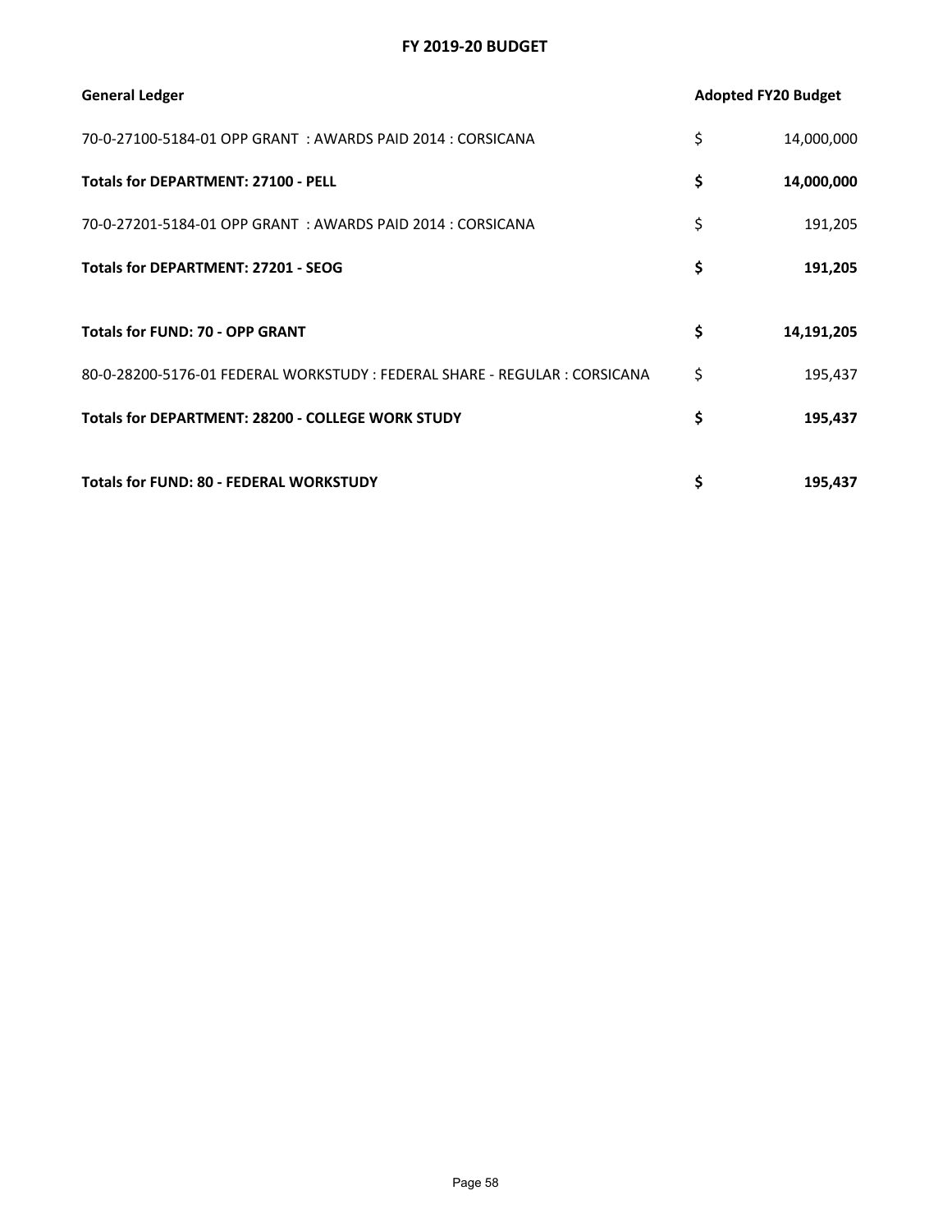# FY 2019-20 BUDGET

| General Ledger | Adopted FY20 Budget |
|---|---|
| 70-0-27100-5184-01 OPP GRANT : AWARDS PAID 2014 : CORSICANA | $ 14,000,000 |
| **Totals for DEPARTMENT: 27100 - PELL** | **$ 14,000,000** |
| 70-0-27201-5184-01 OPP GRANT : AWARDS PAID 2014 : CORSICANA | $ 191,205 |
| **Totals for DEPARTMENT: 27201 - SEOG** | **$ 191,205** |
| **Totals for FUND: 70 - OPP GRANT** | **$ 14,191,205** |
| 80-0-28200-5176-01 FEDERAL WORKSTUDY : FEDERAL SHARE - REGULAR : CORSICANA | $ 195,437 |
| **Totals for DEPARTMENT: 28200 - COLLEGE WORK STUDY** | **$ 195,437** |
| **Totals for FUND: 80 - FEDERAL WORKSTUDY** | **$ 195,437** |